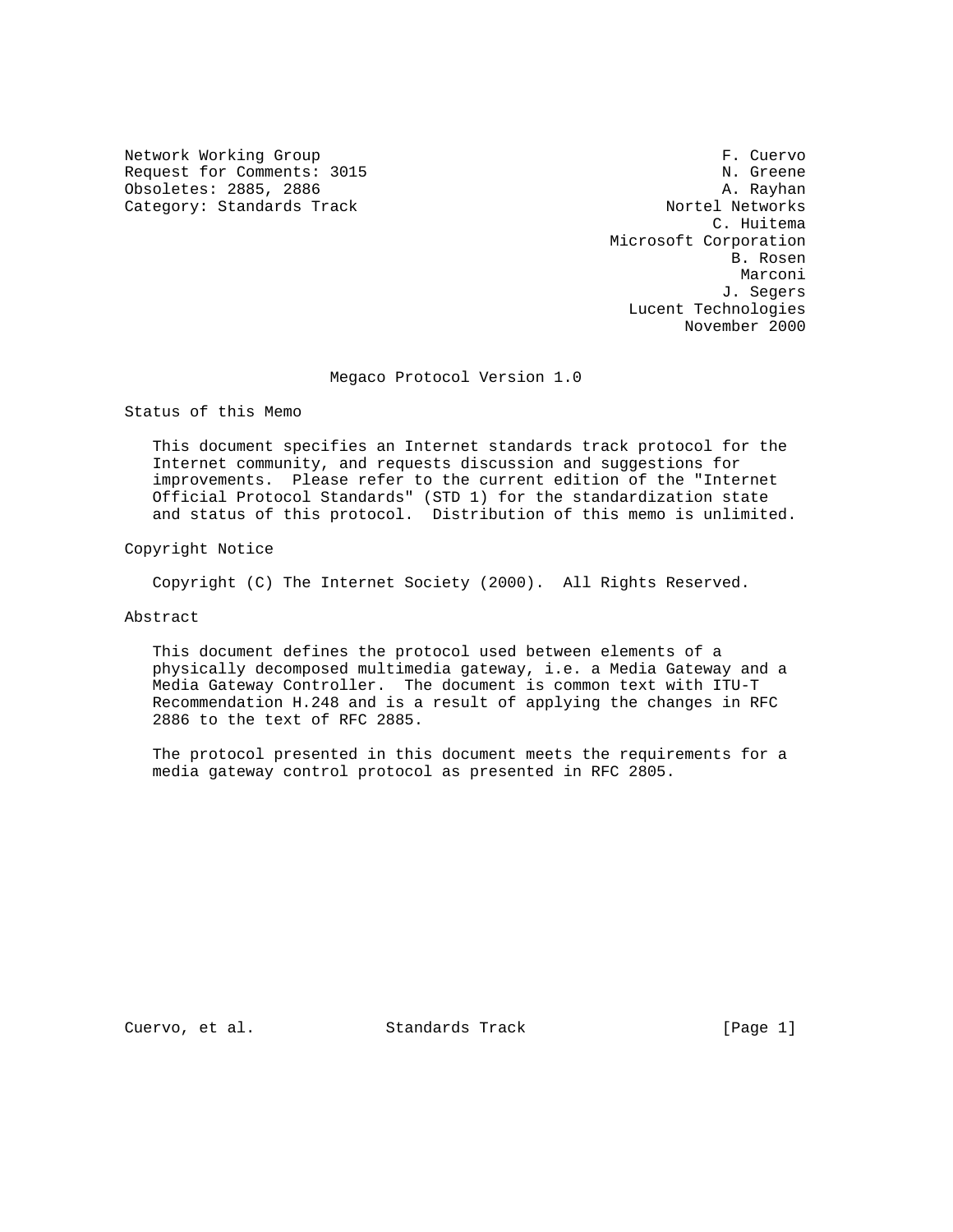Network Working Group F. Cuervo
Request for Comments: 3015 N. Greene
Obsoletes: 2885, 2886 A. Rayhan
Category: Standards Track Nortel Networks
C. Huitema
Microsoft Corporation
B. Rosen
Marconi
J. Segers
Lucent Technologies
November 2000

# Megaco Protocol Version 1.0

## Status of this Memo

This document specifies an Internet standards track protocol for the Internet community, and requests discussion and suggestions for improvements. Please refer to the current edition of the "Internet Official Protocol Standards" (STD 1) for the standardization state and status of this protocol. Distribution of this memo is unlimited.

## Copyright Notice

Copyright (C) The Internet Society (2000). All Rights Reserved.

## Abstract

This document defines the protocol used between elements of a physically decomposed multimedia gateway, i.e. a Media Gateway and a Media Gateway Controller. The document is common text with ITU-T Recommendation H.248 and is a result of applying the changes in RFC 2886 to the text of RFC 2885.

The protocol presented in this document meets the requirements for a media gateway control protocol as presented in RFC 2805.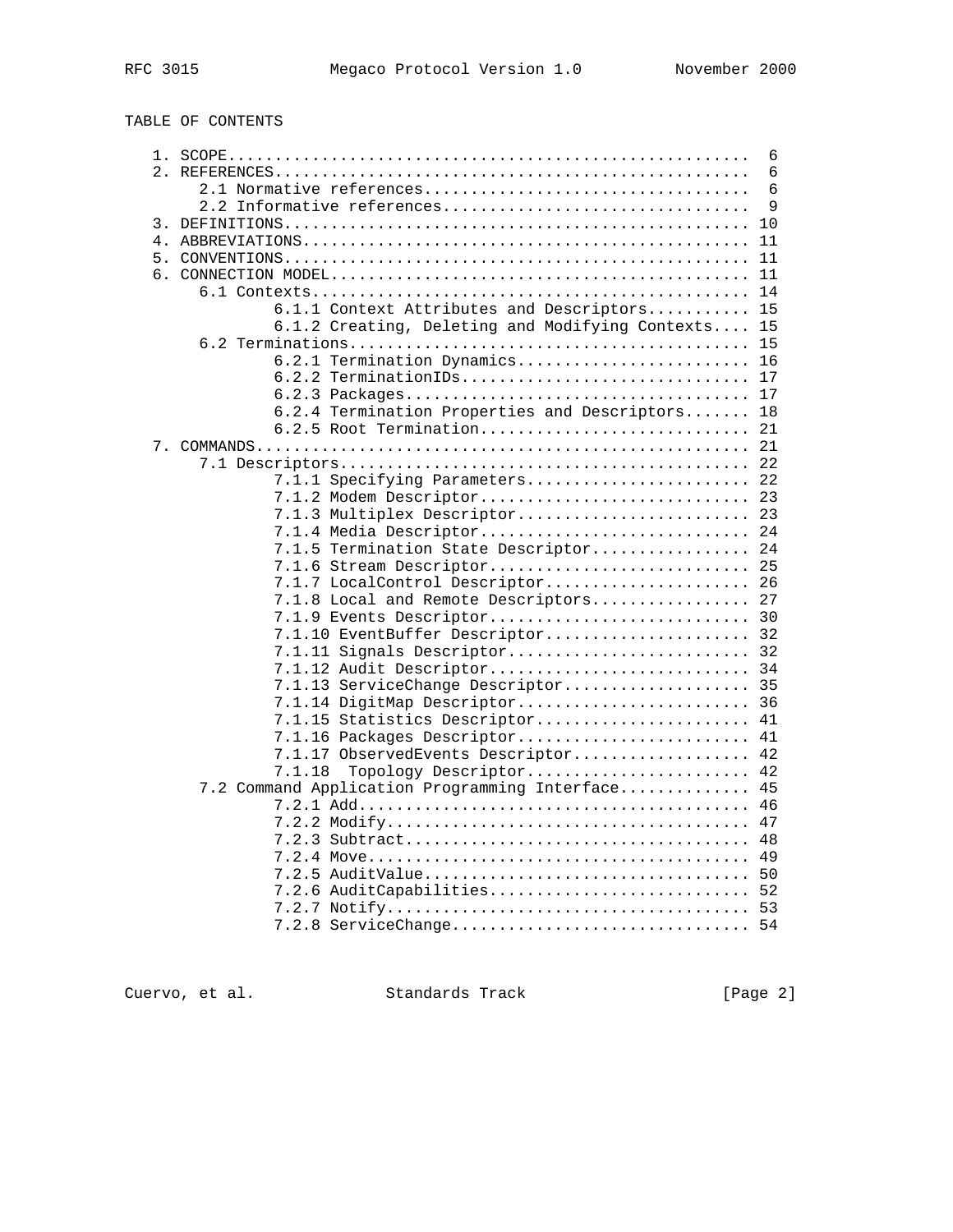TABLE OF CONTENTS

```
   1. SCOPE.....................................................  6
   2. REFERENCES................................................  6
      2.1 Normative references..................................  6
      2.2 Informative references................................  9
   3. DEFINITIONS............................................... 10
   4. ABBREVIATIONS............................................. 11
   5. CONVENTIONS............................................... 11
   6. CONNECTION MODEL.......................................... 11
      6.1 Contexts.............................................. 14
              6.1.1 Context Attributes and Descriptors........... 15
              6.1.2 Creating, Deleting and Modifying Contexts.... 15
      6.2 Terminations.......................................... 15
              6.2.1 Termination Dynamics......................... 16
              6.2.2 TerminationIDs............................... 17
              6.2.3 Packages..................................... 17
              6.2.4 Termination Properties and Descriptors....... 18
              6.2.5 Root Termination............................. 21
   7. COMMANDS.................................................. 21
      7.1 Descriptors........................................... 22
              7.1.1 Specifying Parameters........................ 22
              7.1.2 Modem Descriptor............................. 23
              7.1.3 Multiplex Descriptor......................... 23
              7.1.4 Media Descriptor............................. 24
              7.1.5 Termination State Descriptor................. 24
              7.1.6 Stream Descriptor............................ 25
              7.1.7 LocalControl Descriptor...................... 26
              7.1.8 Local and Remote Descriptors................. 27
              7.1.9 Events Descriptor............................ 30
              7.1.10 EventBuffer Descriptor...................... 32
              7.1.11 Signals Descriptor.......................... 32
              7.1.12 Audit Descriptor............................ 34
              7.1.13 ServiceChange Descriptor.................... 35
              7.1.14 DigitMap Descriptor......................... 36
              7.1.15 Statistics Descriptor....................... 41
              7.1.16 Packages Descriptor......................... 41
              7.1.17 ObservedEvents Descriptor................... 42
              7.1.18  Topology Descriptor........................ 42
      7.2 Command Application Programming Interface............. 45
              7.2.1 Add.......................................... 46
              7.2.2 Modify....................................... 47
              7.2.3 Subtract..................................... 48
              7.2.4 Move......................................... 49
              7.2.5 AuditValue................................... 50
              7.2.6 AuditCapabilities............................ 52
              7.2.7 Notify....................................... 53
              7.2.8 ServiceChange................................ 54
```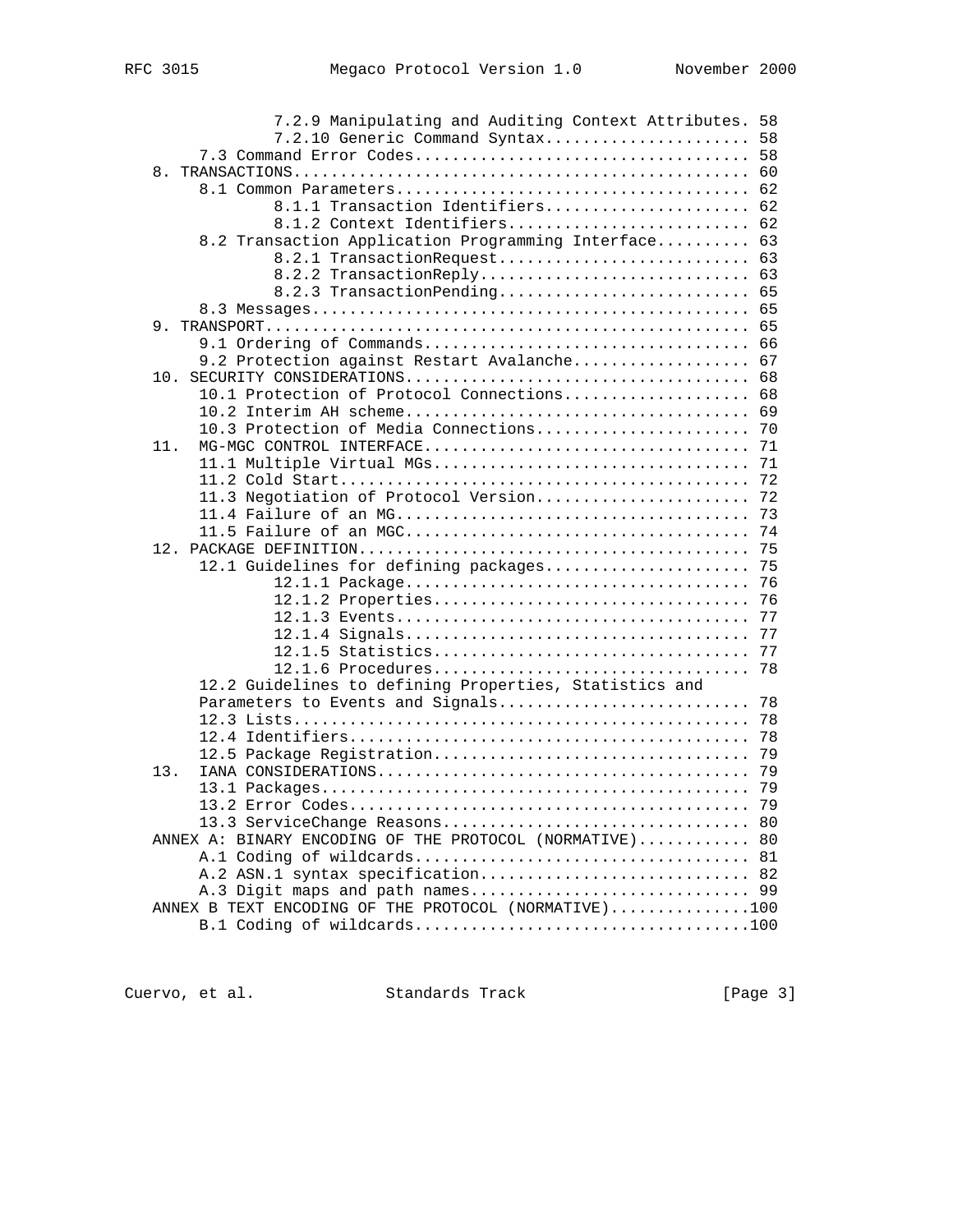```
          7.2.9 Manipulating and Auditing Context Attributes. 58
          7.2.10 Generic Command Syntax...................... 58
      7.3 Command Error Codes.................................... 58
   8. TRANSACTIONS................................................ 60
      8.1 Common Parameters...................................... 62
          8.1.1 Transaction Identifiers...................... 62
          8.1.2 Context Identifiers.......................... 62
      8.2 Transaction Application Programming Interface.......... 63
          8.2.1 TransactionRequest........................... 63
          8.2.2 TransactionReply............................. 63
          8.2.3 TransactionPending........................... 65
      8.3 Messages............................................... 65
   9. TRANSPORT................................................... 65
      9.1 Ordering of Commands................................... 66
      9.2 Protection against Restart Avalanche................... 67
   10. SECURITY CONSIDERATIONS.................................... 68
      10.1 Protection of Protocol Connections.................... 68
      10.2 Interim AH scheme..................................... 69
      10.3 Protection of Media Connections....................... 70
   11.  MG-MGC CONTROL INTERFACE.................................. 71
      11.1 Multiple Virtual MGs.................................. 71
      11.2 Cold Start............................................ 72
      11.3 Negotiation of Protocol Version....................... 72
      11.4 Failure of an MG...................................... 73
      11.5 Failure of an MGC..................................... 74
   12. PACKAGE DEFINITION......................................... 75
      12.1 Guidelines for defining packages...................... 75
          12.1.1 Package..................................... 76
          12.1.2 Properties.................................. 76
          12.1.3 Events...................................... 77
          12.1.4 Signals..................................... 77
          12.1.5 Statistics.................................. 77
          12.1.6 Procedures.................................. 78
      12.2 Guidelines to defining Properties, Statistics and
      Parameters to Events and Signals........................... 78
      12.3 Lists................................................. 78
      12.4 Identifiers........................................... 78
      12.5 Package Registration.................................. 79
   13.  IANA CONSIDERATIONS....................................... 79
      13.1 Packages.............................................. 79
      13.2 Error Codes........................................... 79
      13.3 ServiceChange Reasons................................. 80
   ANNEX A: BINARY ENCODING OF THE PROTOCOL (NORMATIVE)............ 80
      A.1 Coding of wildcards.................................... 81
      A.2 ASN.1 syntax specification............................. 82
      A.3 Digit maps and path names.............................. 99
   ANNEX B TEXT ENCODING OF THE PROTOCOL (NORMATIVE)...............100
      B.1 Coding of wildcards....................................100
```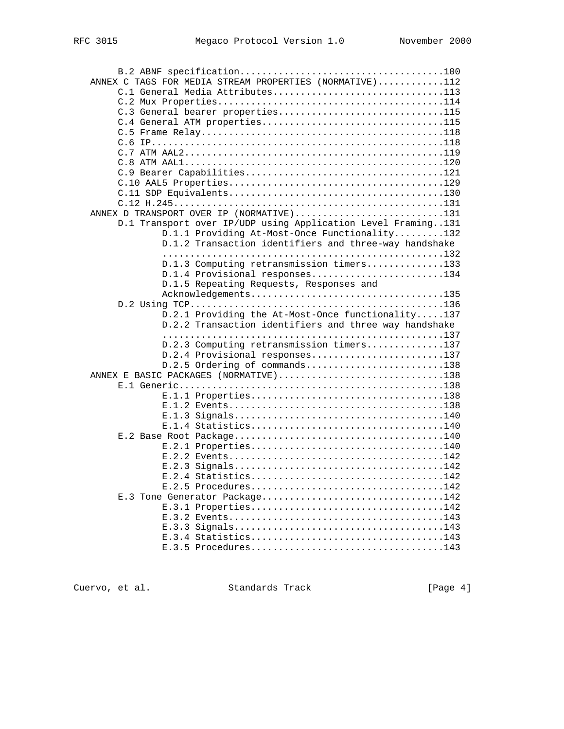```
      B.2 ABNF specification....................................100
   ANNEX C TAGS FOR MEDIA STREAM PROPERTIES (NORMATIVE)............112
      C.1 General Media Attributes..............................113
      C.2 Mux Properties........................................114
      C.3 General bearer properties.............................115
      C.4 General ATM properties................................115
      C.5 Frame Relay...........................................118
      C.6 IP....................................................118
      C.7 ATM AAL2..............................................119
      C.8 ATM AAL1..............................................120
      C.9 Bearer Capabilities...................................121
      C.10 AAL5 Properties......................................129
      C.11 SDP Equivalents......................................130
      C.12 H.245................................................131
   ANNEX D TRANSPORT OVER IP (NORMATIVE)..........................131
      D.1 Transport over IP/UDP using Application Level Framing..131
          D.1.1 Providing At-Most-Once Functionality.........132
          D.1.2 Transaction identifiers and three-way handshake
          ..................................................132
          D.1.3 Computing retransmission timers..............133
          D.1.4 Provisional responses........................134
          D.1.5 Repeating Requests, Responses and
          Acknowledgements..................................135
      D.2 Using TCP.............................................136
          D.2.1 Providing the At-Most-Once functionality.....137
          D.2.2 Transaction identifiers and three way handshake
          ..................................................137
          D.2.3 Computing retransmission timers..............137
          D.2.4 Provisional responses........................137
          D.2.5 Ordering of commands.........................138
   ANNEX E BASIC PACKAGES (NORMATIVE)..............................138
      E.1 Generic...............................................138
          E.1.1 Properties...................................138
          E.1.2 Events.......................................138
          E.1.3 Signals......................................140
          E.1.4 Statistics...................................140
      E.2 Base Root Package.....................................140
          E.2.1 Properties...................................140
          E.2.2 Events.......................................142
          E.2.3 Signals......................................142
          E.2.4 Statistics...................................142
          E.2.5 Procedures...................................142
      E.3 Tone Generator Package................................142
          E.3.1 Properties...................................142
          E.3.2 Events.......................................143
          E.3.3 Signals......................................143
          E.3.4 Statistics...................................143
          E.3.5 Procedures...................................143
```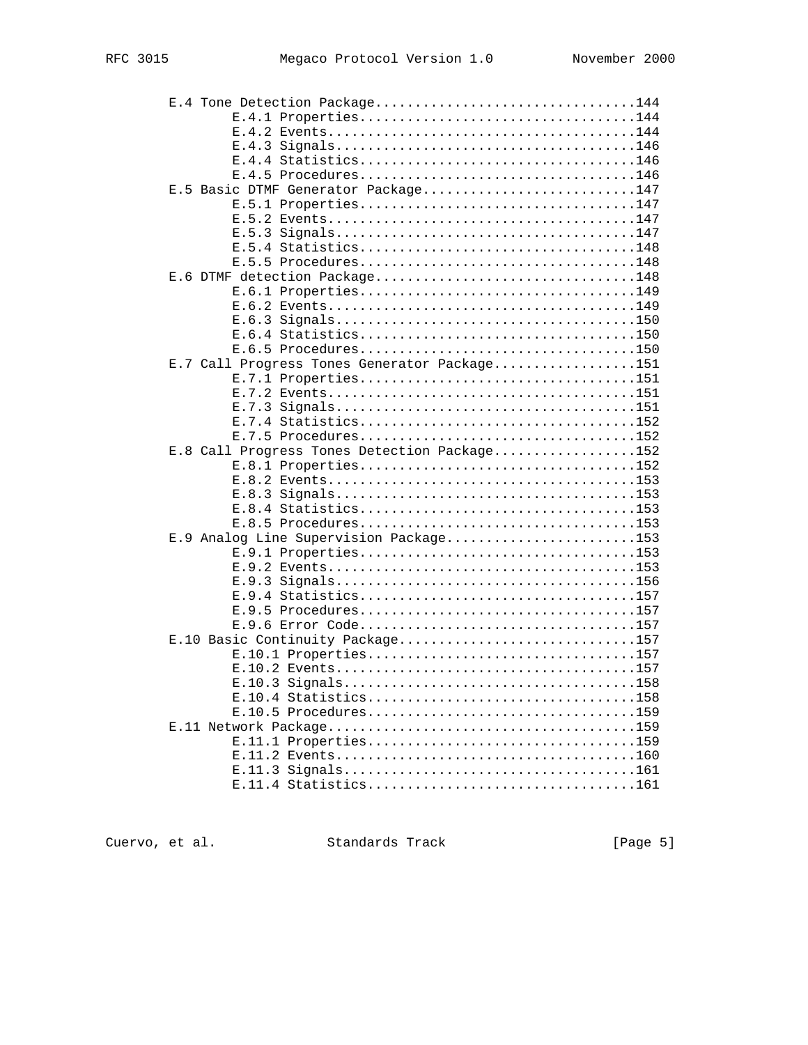```
   E.4 Tone Detection Package.................................144
         E.4.1 Properties.....................................144
         E.4.2 Events.........................................144
         E.4.3 Signals........................................146
         E.4.4 Statistics.....................................146
         E.4.5 Procedures.....................................146
   E.5 Basic DTMF Generator Package...........................147
         E.5.1 Properties.....................................147
         E.5.2 Events.........................................147
         E.5.3 Signals........................................147
         E.5.4 Statistics.....................................148
         E.5.5 Procedures.....................................148
   E.6 DTMF detection Package.................................148
         E.6.1 Properties.....................................149
         E.6.2 Events.........................................149
         E.6.3 Signals........................................150
         E.6.4 Statistics.....................................150
         E.6.5 Procedures.....................................150
   E.7 Call Progress Tones Generator Package..................151
         E.7.1 Properties.....................................151
         E.7.2 Events.........................................151
         E.7.3 Signals........................................151
         E.7.4 Statistics.....................................152
         E.7.5 Procedures.....................................152
   E.8 Call Progress Tones Detection Package..................152
         E.8.1 Properties.....................................152
         E.8.2 Events.........................................153
         E.8.3 Signals........................................153
         E.8.4 Statistics.....................................153
         E.8.5 Procedures.....................................153
   E.9 Analog Line Supervision Package........................153
         E.9.1 Properties.....................................153
         E.9.2 Events.........................................153
         E.9.3 Signals........................................156
         E.9.4 Statistics.....................................157
         E.9.5 Procedures.....................................157
         E.9.6 Error Code.....................................157
   E.10 Basic Continuity Package..............................157
         E.10.1 Properties....................................157
         E.10.2 Events........................................157
         E.10.3 Signals.......................................158
         E.10.4 Statistics....................................158
         E.10.5 Procedures....................................159
   E.11 Network Package.......................................159
         E.11.1 Properties....................................159
         E.11.2 Events........................................160
         E.11.3 Signals.......................................161
         E.11.4 Statistics....................................161
```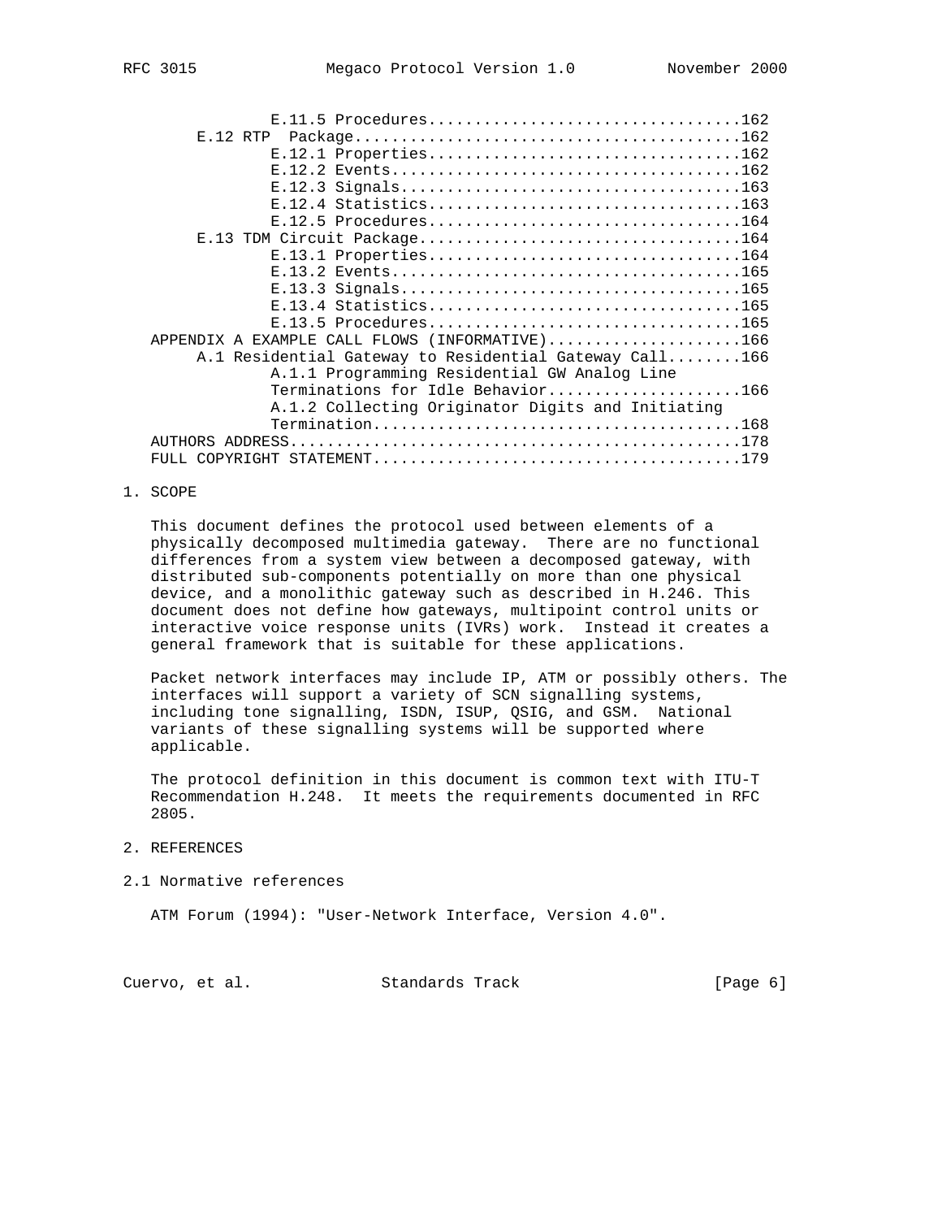E.11.5 Procedures.................................162
E.12 RTP Package.........................................162
E.12.1 Properties.................................162
E.12.2 Events.....................................162
E.12.3 Signals....................................163
E.12.4 Statistics.................................163
E.12.5 Procedures.................................164
E.13 TDM Circuit Package..................................164
E.13.1 Properties.................................164
E.13.2 Events.....................................165
E.13.3 Signals....................................165
E.13.4 Statistics.................................165
E.13.5 Procedures.................................165
APPENDIX A EXAMPLE CALL FLOWS (INFORMATIVE).....................166
A.1 Residential Gateway to Residential Gateway Call........166
A.1.1 Programming Residential GW Analog Line Terminations for Idle Behavior.....................166
A.1.2 Collecting Originator Digits and Initiating Termination.......................................168
AUTHORS ADDRESS................................................178
FULL COPYRIGHT STATEMENT.......................................179

# 1. SCOPE

This document defines the protocol used between elements of a physically decomposed multimedia gateway. There are no functional differences from a system view between a decomposed gateway, with distributed sub-components potentially on more than one physical device, and a monolithic gateway such as described in H.246. This document does not define how gateways, multipoint control units or interactive voice response units (IVRs) work. Instead it creates a general framework that is suitable for these applications.

Packet network interfaces may include IP, ATM or possibly others. The interfaces will support a variety of SCN signalling systems, including tone signalling, ISDN, ISUP, QSIG, and GSM. National variants of these signalling systems will be supported where applicable.

The protocol definition in this document is common text with ITU-T Recommendation H.248. It meets the requirements documented in RFC 2805.

# 2. REFERENCES

## 2.1 Normative references

ATM Forum (1994): "User-Network Interface, Version 4.0".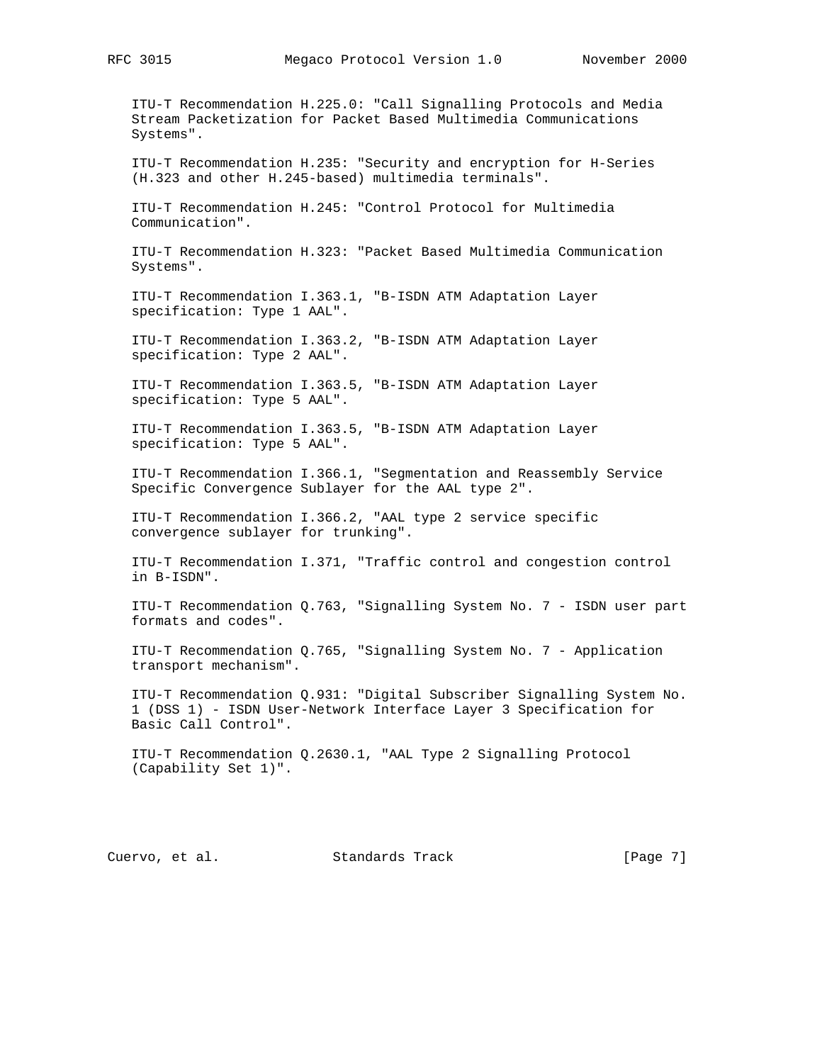ITU-T Recommendation H.225.0: "Call Signalling Protocols and Media Stream Packetization for Packet Based Multimedia Communications Systems".

ITU-T Recommendation H.235: "Security and encryption for H-Series (H.323 and other H.245-based) multimedia terminals".

ITU-T Recommendation H.245: "Control Protocol for Multimedia Communication".

ITU-T Recommendation H.323: "Packet Based Multimedia Communication Systems".

ITU-T Recommendation I.363.1, "B-ISDN ATM Adaptation Layer specification: Type 1 AAL".

ITU-T Recommendation I.363.2, "B-ISDN ATM Adaptation Layer specification: Type 2 AAL".

ITU-T Recommendation I.363.5, "B-ISDN ATM Adaptation Layer specification: Type 5 AAL".

ITU-T Recommendation I.363.5, "B-ISDN ATM Adaptation Layer specification: Type 5 AAL".

ITU-T Recommendation I.366.1, "Segmentation and Reassembly Service Specific Convergence Sublayer for the AAL type 2".

ITU-T Recommendation I.366.2, "AAL type 2 service specific convergence sublayer for trunking".

ITU-T Recommendation I.371, "Traffic control and congestion control in B-ISDN".

ITU-T Recommendation Q.763, "Signalling System No. 7 - ISDN user part formats and codes".

ITU-T Recommendation Q.765, "Signalling System No. 7 - Application transport mechanism".

ITU-T Recommendation Q.931: "Digital Subscriber Signalling System No. 1 (DSS 1) - ISDN User-Network Interface Layer 3 Specification for Basic Call Control".

ITU-T Recommendation Q.2630.1, "AAL Type 2 Signalling Protocol (Capability Set 1)".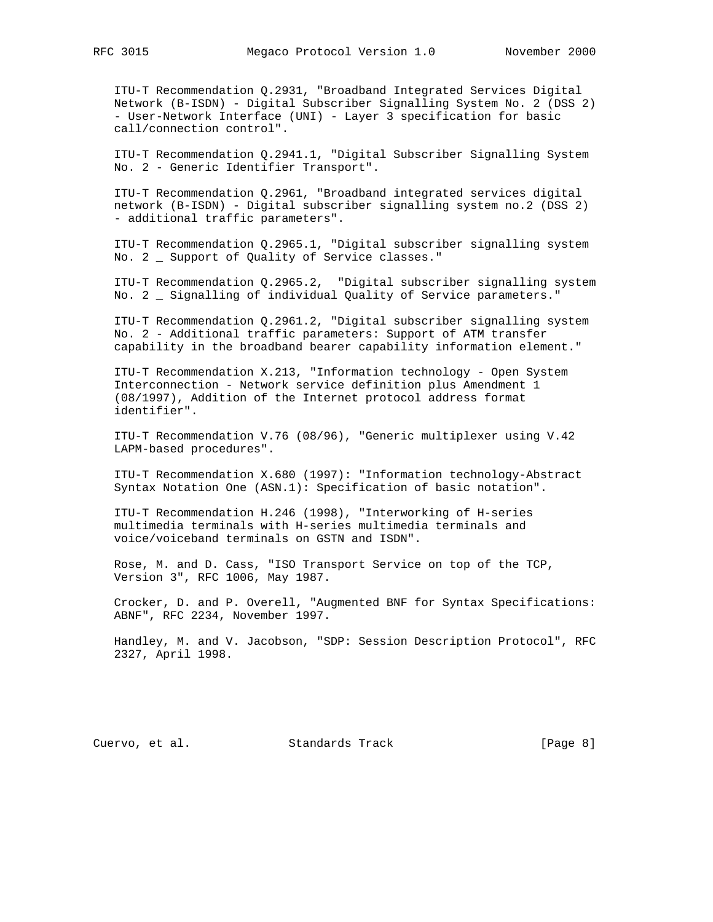ITU-T Recommendation Q.2931, "Broadband Integrated Services Digital Network (B-ISDN) - Digital Subscriber Signalling System No. 2 (DSS 2) - User-Network Interface (UNI) - Layer 3 specification for basic call/connection control".

ITU-T Recommendation Q.2941.1, "Digital Subscriber Signalling System No. 2 - Generic Identifier Transport".

ITU-T Recommendation Q.2961, "Broadband integrated services digital network (B-ISDN) - Digital subscriber signalling system no.2 (DSS 2) - additional traffic parameters".

ITU-T Recommendation Q.2965.1, "Digital subscriber signalling system No. 2 _ Support of Quality of Service classes."

ITU-T Recommendation Q.2965.2, "Digital subscriber signalling system No. 2 _ Signalling of individual Quality of Service parameters."

ITU-T Recommendation Q.2961.2, "Digital subscriber signalling system No. 2 - Additional traffic parameters: Support of ATM transfer capability in the broadband bearer capability information element."

ITU-T Recommendation X.213, "Information technology - Open System Interconnection - Network service definition plus Amendment 1 (08/1997), Addition of the Internet protocol address format identifier".

ITU-T Recommendation V.76 (08/96), "Generic multiplexer using V.42 LAPM-based procedures".

ITU-T Recommendation X.680 (1997): "Information technology-Abstract Syntax Notation One (ASN.1): Specification of basic notation".

ITU-T Recommendation H.246 (1998), "Interworking of H-series multimedia terminals with H-series multimedia terminals and voice/voiceband terminals on GSTN and ISDN".

Rose, M. and D. Cass, "ISO Transport Service on top of the TCP, Version 3", RFC 1006, May 1987.

Crocker, D. and P. Overell, "Augmented BNF for Syntax Specifications: ABNF", RFC 2234, November 1997.

Handley, M. and V. Jacobson, "SDP: Session Description Protocol", RFC 2327, April 1998.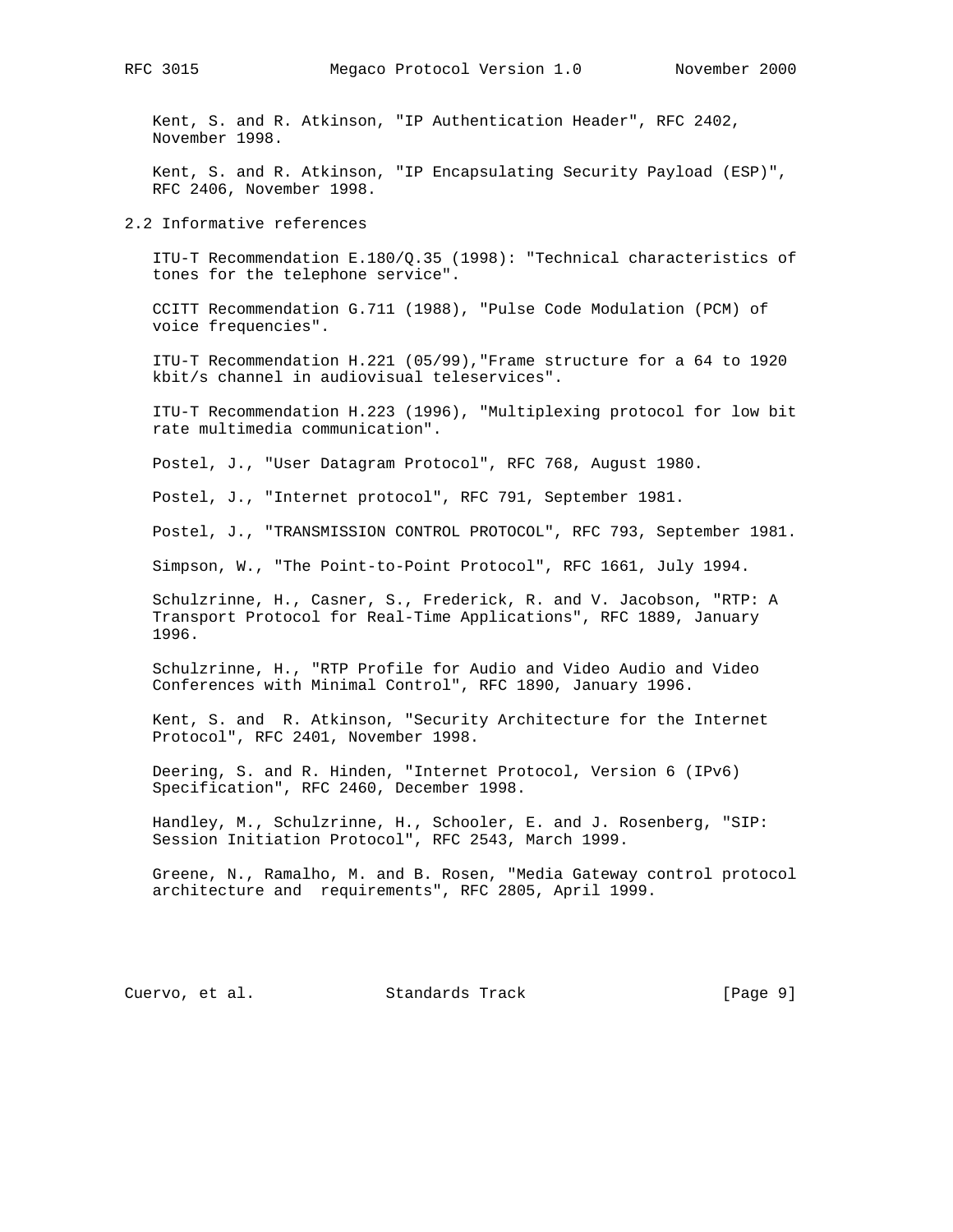Kent, S. and R. Atkinson, "IP Authentication Header", RFC 2402, November 1998.

Kent, S. and R. Atkinson, "IP Encapsulating Security Payload (ESP)", RFC 2406, November 1998.

## 2.2 Informative references

ITU-T Recommendation E.180/Q.35 (1998): "Technical characteristics of tones for the telephone service".

CCITT Recommendation G.711 (1988), "Pulse Code Modulation (PCM) of voice frequencies".

ITU-T Recommendation H.221 (05/99),"Frame structure for a 64 to 1920 kbit/s channel in audiovisual teleservices".

ITU-T Recommendation H.223 (1996), "Multiplexing protocol for low bit rate multimedia communication".

Postel, J., "User Datagram Protocol", RFC 768, August 1980.

Postel, J., "Internet protocol", RFC 791, September 1981.

Postel, J., "TRANSMISSION CONTROL PROTOCOL", RFC 793, September 1981.

Simpson, W., "The Point-to-Point Protocol", RFC 1661, July 1994.

Schulzrinne, H., Casner, S., Frederick, R. and V. Jacobson, "RTP: A Transport Protocol for Real-Time Applications", RFC 1889, January 1996.

Schulzrinne, H., "RTP Profile for Audio and Video Audio and Video Conferences with Minimal Control", RFC 1890, January 1996.

Kent, S. and R. Atkinson, "Security Architecture for the Internet Protocol", RFC 2401, November 1998.

Deering, S. and R. Hinden, "Internet Protocol, Version 6 (IPv6) Specification", RFC 2460, December 1998.

Handley, M., Schulzrinne, H., Schooler, E. and J. Rosenberg, "SIP: Session Initiation Protocol", RFC 2543, March 1999.

Greene, N., Ramalho, M. and B. Rosen, "Media Gateway control protocol architecture and requirements", RFC 2805, April 1999.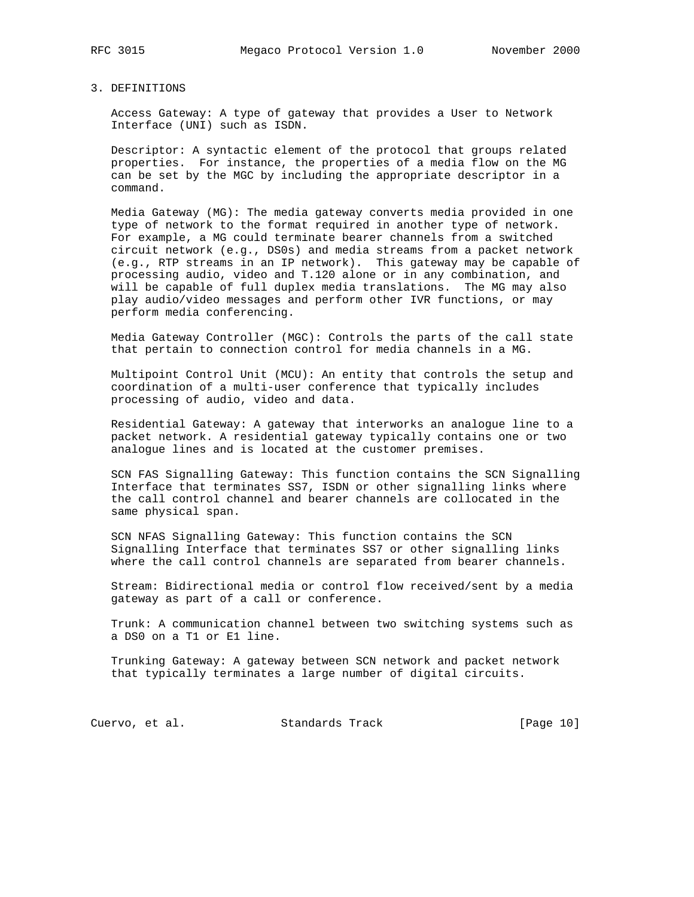# 3. DEFINITIONS

Access Gateway: A type of gateway that provides a User to Network Interface (UNI) such as ISDN.

Descriptor: A syntactic element of the protocol that groups related properties. For instance, the properties of a media flow on the MG can be set by the MGC by including the appropriate descriptor in a command.

Media Gateway (MG): The media gateway converts media provided in one type of network to the format required in another type of network. For example, a MG could terminate bearer channels from a switched circuit network (e.g., DS0s) and media streams from a packet network (e.g., RTP streams in an IP network). This gateway may be capable of processing audio, video and T.120 alone or in any combination, and will be capable of full duplex media translations. The MG may also play audio/video messages and perform other IVR functions, or may perform media conferencing.

Media Gateway Controller (MGC): Controls the parts of the call state that pertain to connection control for media channels in a MG.

Multipoint Control Unit (MCU): An entity that controls the setup and coordination of a multi-user conference that typically includes processing of audio, video and data.

Residential Gateway: A gateway that interworks an analogue line to a packet network. A residential gateway typically contains one or two analogue lines and is located at the customer premises.

SCN FAS Signalling Gateway: This function contains the SCN Signalling Interface that terminates SS7, ISDN or other signalling links where the call control channel and bearer channels are collocated in the same physical span.

SCN NFAS Signalling Gateway: This function contains the SCN Signalling Interface that terminates SS7 or other signalling links where the call control channels are separated from bearer channels.

Stream: Bidirectional media or control flow received/sent by a media gateway as part of a call or conference.

Trunk: A communication channel between two switching systems such as a DS0 on a T1 or E1 line.

Trunking Gateway: A gateway between SCN network and packet network that typically terminates a large number of digital circuits.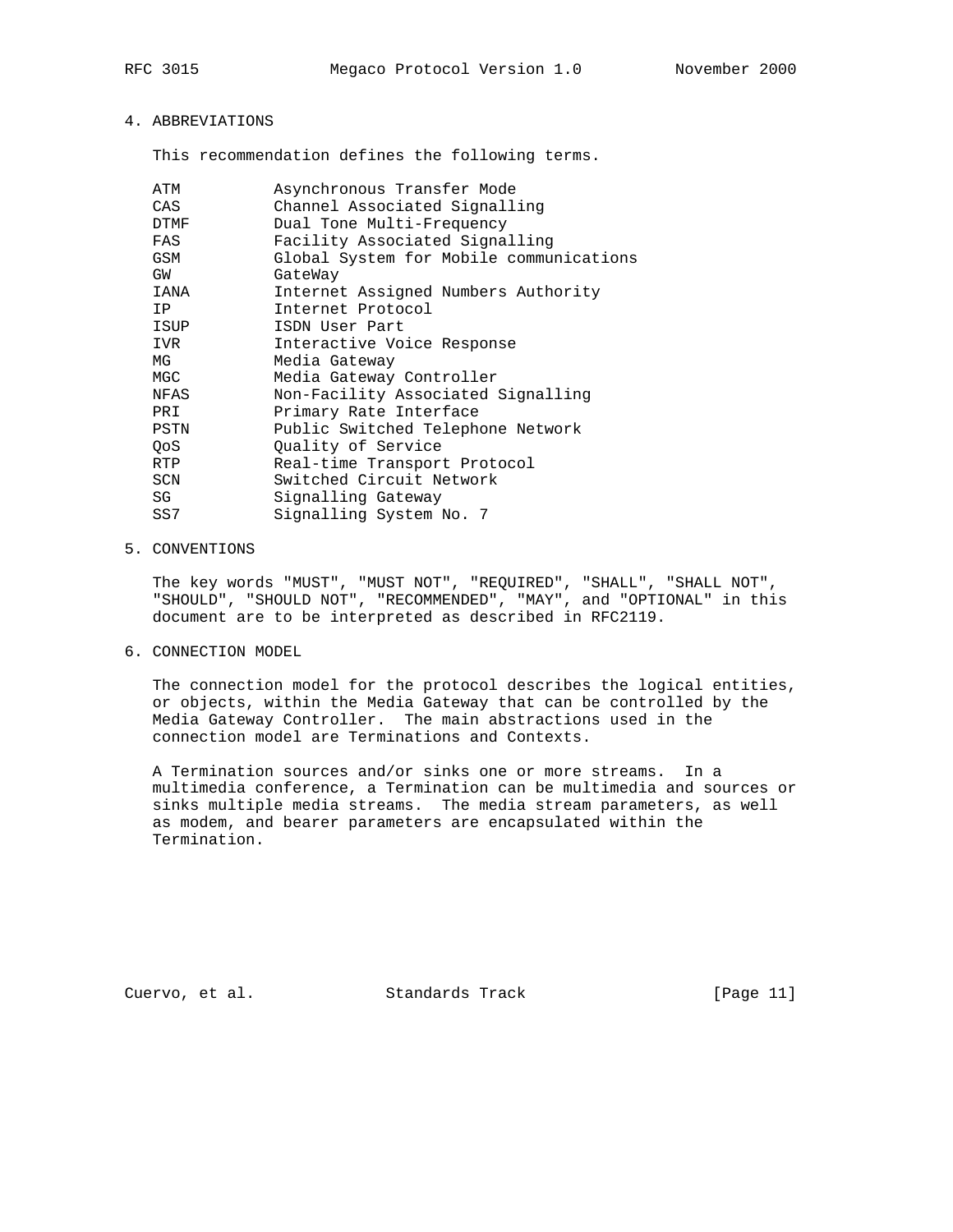## 4. ABBREVIATIONS

This recommendation defines the following terms.

| | |
|---|---|
| ATM | Asynchronous Transfer Mode |
| CAS | Channel Associated Signalling |
| DTMF | Dual Tone Multi-Frequency |
| FAS | Facility Associated Signalling |
| GSM | Global System for Mobile communications |
| GW | GateWay |
| IANA | Internet Assigned Numbers Authority |
| IP | Internet Protocol |
| ISUP | ISDN User Part |
| IVR | Interactive Voice Response |
| MG | Media Gateway |
| MGC | Media Gateway Controller |
| NFAS | Non-Facility Associated Signalling |
| PRI | Primary Rate Interface |
| PSTN | Public Switched Telephone Network |
| QoS | Quality of Service |
| RTP | Real-time Transport Protocol |
| SCN | Switched Circuit Network |
| SG | Signalling Gateway |
| SS7 | Signalling System No. 7 |

## 5. CONVENTIONS

The key words "MUST", "MUST NOT", "REQUIRED", "SHALL", "SHALL NOT", "SHOULD", "SHOULD NOT", "RECOMMENDED", "MAY", and "OPTIONAL" in this document are to be interpreted as described in RFC2119.

## 6. CONNECTION MODEL

The connection model for the protocol describes the logical entities, or objects, within the Media Gateway that can be controlled by the Media Gateway Controller. The main abstractions used in the connection model are Terminations and Contexts.

A Termination sources and/or sinks one or more streams. In a multimedia conference, a Termination can be multimedia and sources or sinks multiple media streams. The media stream parameters, as well as modem, and bearer parameters are encapsulated within the Termination.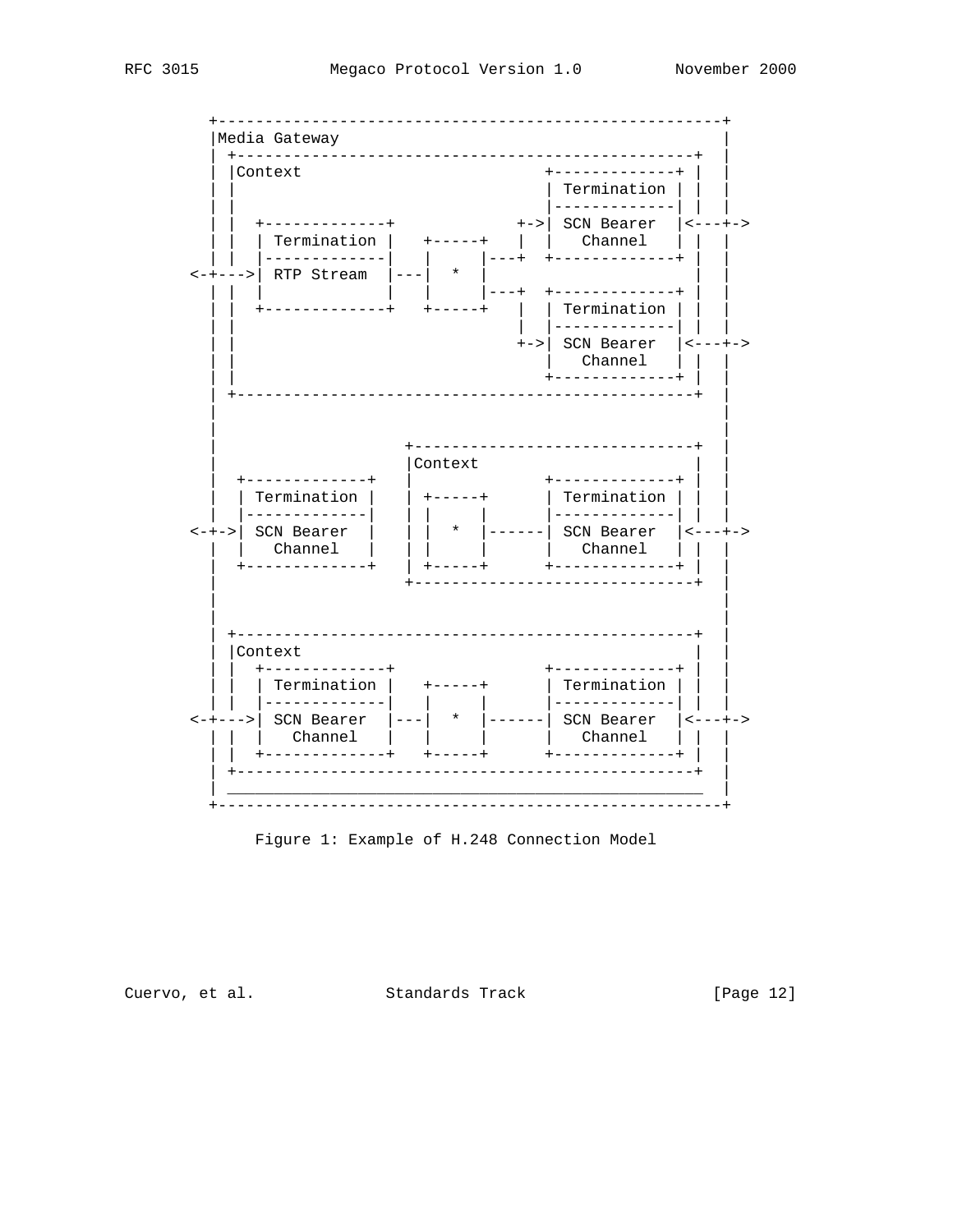```
      +------------------------------------------------------+
      |Media Gateway                                         |
      | +-------------------------------------------------+  |
      | |Context                         +-------------+ |  |
      | |                                | Termination | |  |
      | |                                |-------------| |  |
      | |  +-------------+            +->| SCN Bearer  |<---+->
      | |  | Termination |   +-----+   |  |   Channel   | |  |
      | |  |-------------|   |     |---+  +-------------+ |  |
    <-+--->| RTP Stream  |---|  *  |                      |  |
      | |  |             |   |     |---+  +-------------+ |  |
      | |  +-------------+   +-----+   |  | Termination | |  |
      | |                              |  |-------------| |  |
      | |                              +->| SCN Bearer  |<---+->
      | |                                 |   Channel   | |  |
      | |                                 +-------------+ |  |
      | +-------------------------------------------------+  |
      |                                                      |
      |                                                      |
      |                     +------------------------------+  |
      |                     |Context                       |  |
      |  +-------------+    |              +-------------+ |  |
      |  | Termination |    | +-----+      | Termination | |  |
      |  |-------------|    | |     |      |-------------| |  |
    <-+->| SCN Bearer  |    | |  *  |------| SCN Bearer  |<---+->
      |  |   Channel   |    | |     |      |   Channel   | |  |
      |  +-------------+    | +-----+      +-------------+ |  |
      |                     +------------------------------+  |
      |                                                      |
      |                                                      |
      | +-------------------------------------------------+  |
      | |Context                                          |  |
      | |  +-------------+                 +-------------+ |  |
      | |  | Termination |   +-----+      | Termination | |  |
      | |  |-------------|   |     |      |-------------| |  |
    <-+--->| SCN Bearer  |---|  *  |------| SCN Bearer  |<---+->
      | |  |   Channel   |   |     |      |   Channel   | |  |
      | |  +-------------+   +-----+      +-------------+ |  |
      | +-------------------------------------------------+  |
      | ___________________________________________________  |
      +------------------------------------------------------+
```

Figure 1: Example of H.248 Connection Model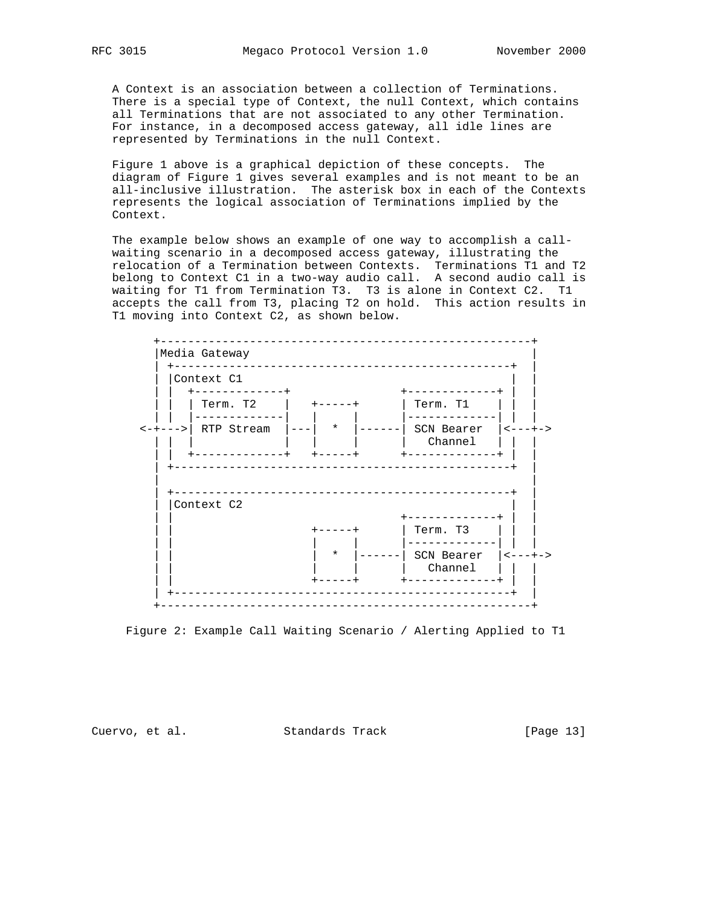A Context is an association between a collection of Terminations. There is a special type of Context, the null Context, which contains all Terminations that are not associated to any other Termination. For instance, in a decomposed access gateway, all idle lines are represented by Terminations in the null Context.

Figure 1 above is a graphical depiction of these concepts. The diagram of Figure 1 gives several examples and is not meant to be an all-inclusive illustration. The asterisk box in each of the Contexts represents the logical association of Terminations implied by the Context.

The example below shows an example of one way to accomplish a call-waiting scenario in a decomposed access gateway, illustrating the relocation of a Termination between Contexts. Terminations T1 and T2 belong to Context C1 in a two-way audio call. A second audio call is waiting for T1 from Termination T3. T3 is alone in Context C2. T1 accepts the call from T3, placing T2 on hold. This action results in T1 moving into Context C2, as shown below.

```
     +------------------------------------------------------+
     |Media Gateway                                         |
     | +-------------------------------------------------+  |
     | |Context C1                                       |  |
     | |  +-------------+             +-------------+  |  |
     | |  | Term. T2    |   +-----+     | Term. T1    |  |  |
     | |  |-------------|   |     |     |-------------|  |  |
  <-+--->| RTP Stream  |---|  *  |------| SCN Bearer  |<---+->
     | |  |             |   |     |     |   Channel   |  |  |
     | |  +-------------+   +-----+     +-------------+  |  |
     | +-------------------------------------------------+  |
     |                                                      |
     | +-------------------------------------------------+  |
     | |Context C2                                       |  |
     | |                              +-------------+  |  |
     | |                    +-----+     | Term. T3    |  |  |
     | |                    |     |     |-------------|  |  |
     | |                    |  *  |------| SCN Bearer  |<---+->
     | |                    |     |     |   Channel   |  |  |
     | |                    +-----+     +-------------+  |  |
     | +-------------------------------------------------+  |
     +------------------------------------------------------+
```

Figure 2: Example Call Waiting Scenario / Alerting Applied to T1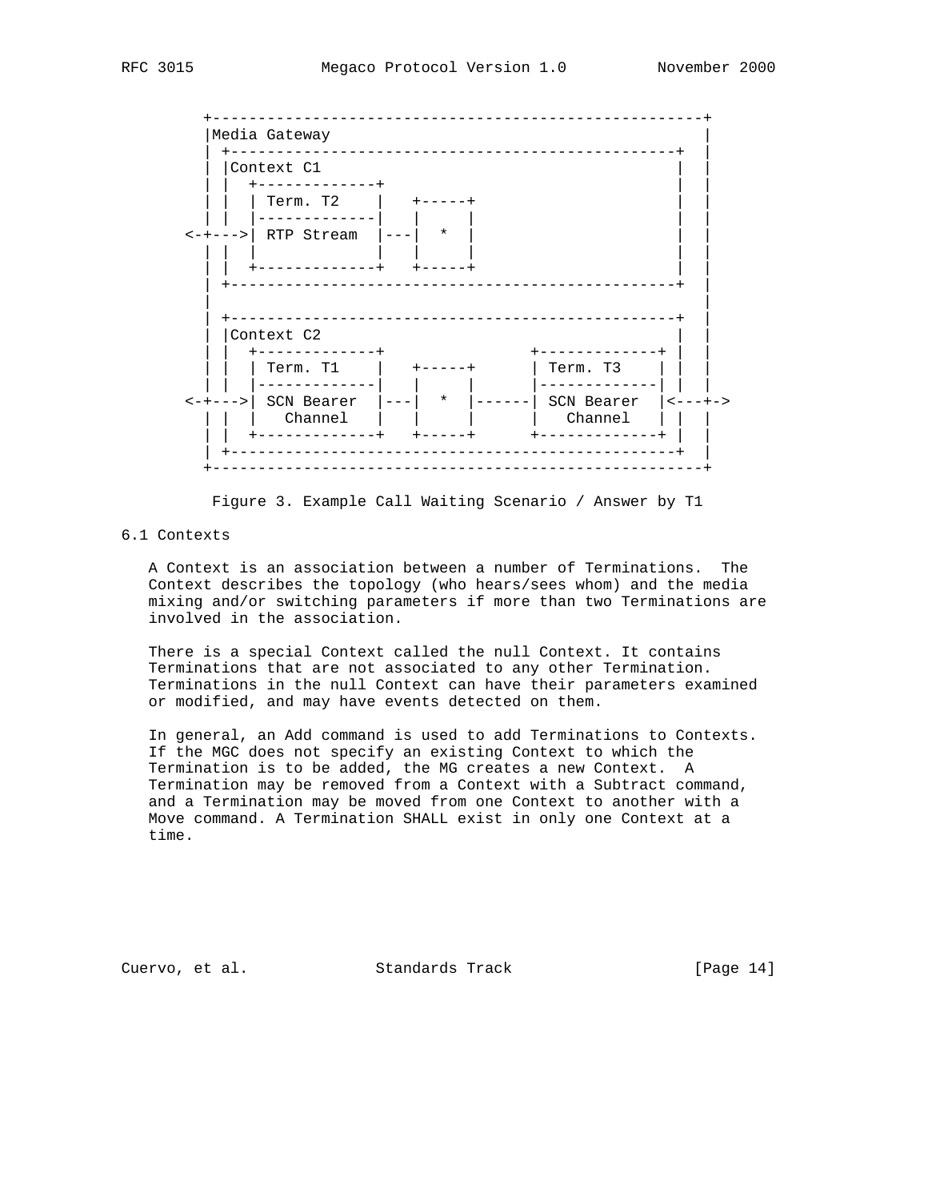```
        +------------------------------------------------------+
        |Media Gateway                                         |
        | +-------------------------------------------------+  |
        | |Context C1                                       |  |
        | |  +-------------+                                |  |
        | |  | Term. T2    |   +-----+                      |  |
        | |  |-------------|   |     |                      |  |
     <-+--->| RTP Stream  |---|  *  |                      |  |
        | |  |             |   |     |                      |  |
        | |  +-------------+   +-----+                      |  |
        | +-------------------------------------------------+  |
        |                                                      |
        | +-------------------------------------------------+  |
        | |Context C2                                       |  |
        | |  +-------------+             +-------------+    |  |
        | |  | Term. T1    |   +-----+   | Term. T3    |    |  |
        | |  |-------------|   |     |   |-------------|    |  |
     <-+--->| SCN Bearer  |---|  *  |------| SCN Bearer  |<---+->
        | |  |   Channel   |   |     |   |   Channel   |    |  |
        | |  +-------------+   +-----+   +-------------+    |  |
        | +-------------------------------------------------+  |
        +------------------------------------------------------+
```

Figure 3. Example Call Waiting Scenario / Answer by T1

## 6.1 Contexts

A Context is an association between a number of Terminations. The Context describes the topology (who hears/sees whom) and the media mixing and/or switching parameters if more than two Terminations are involved in the association.

There is a special Context called the null Context. It contains Terminations that are not associated to any other Termination. Terminations in the null Context can have their parameters examined or modified, and may have events detected on them.

In general, an Add command is used to add Terminations to Contexts. If the MGC does not specify an existing Context to which the Termination is to be added, the MG creates a new Context. A Termination may be removed from a Context with a Subtract command, and a Termination may be moved from one Context to another with a Move command. A Termination SHALL exist in only one Context at a time.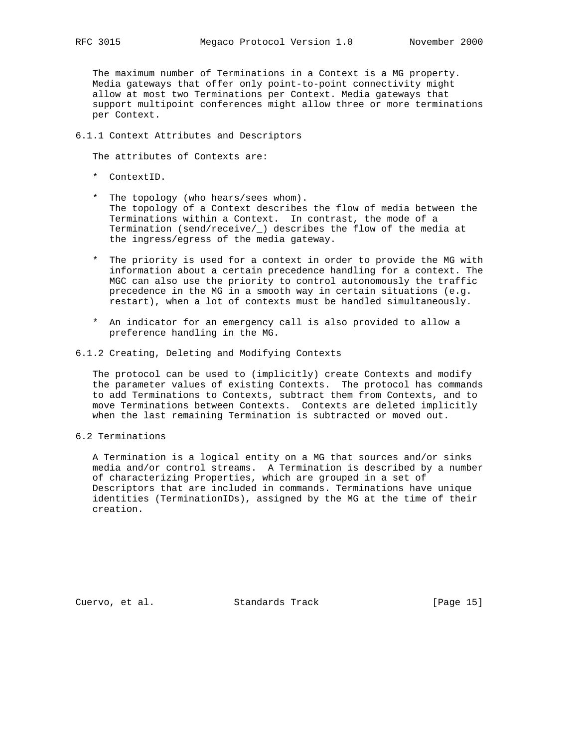The maximum number of Terminations in a Context is a MG property. Media gateways that offer only point-to-point connectivity might allow at most two Terminations per Context. Media gateways that support multipoint conferences might allow three or more terminations per Context.

### 6.1.1 Context Attributes and Descriptors

The attributes of Contexts are:

* ContextID.

* The topology (who hears/sees whom).
  The topology of a Context describes the flow of media between the Terminations within a Context. In contrast, the mode of a Termination (send/receive/_) describes the flow of the media at the ingress/egress of the media gateway.

* The priority is used for a context in order to provide the MG with information about a certain precedence handling for a context. The MGC can also use the priority to control autonomously the traffic precedence in the MG in a smooth way in certain situations (e.g. restart), when a lot of contexts must be handled simultaneously.

* An indicator for an emergency call is also provided to allow a preference handling in the MG.

### 6.1.2 Creating, Deleting and Modifying Contexts

The protocol can be used to (implicitly) create Contexts and modify the parameter values of existing Contexts. The protocol has commands to add Terminations to Contexts, subtract them from Contexts, and to move Terminations between Contexts. Contexts are deleted implicitly when the last remaining Termination is subtracted or moved out.

## 6.2 Terminations

A Termination is a logical entity on a MG that sources and/or sinks media and/or control streams. A Termination is described by a number of characterizing Properties, which are grouped in a set of Descriptors that are included in commands. Terminations have unique identities (TerminationIDs), assigned by the MG at the time of their creation.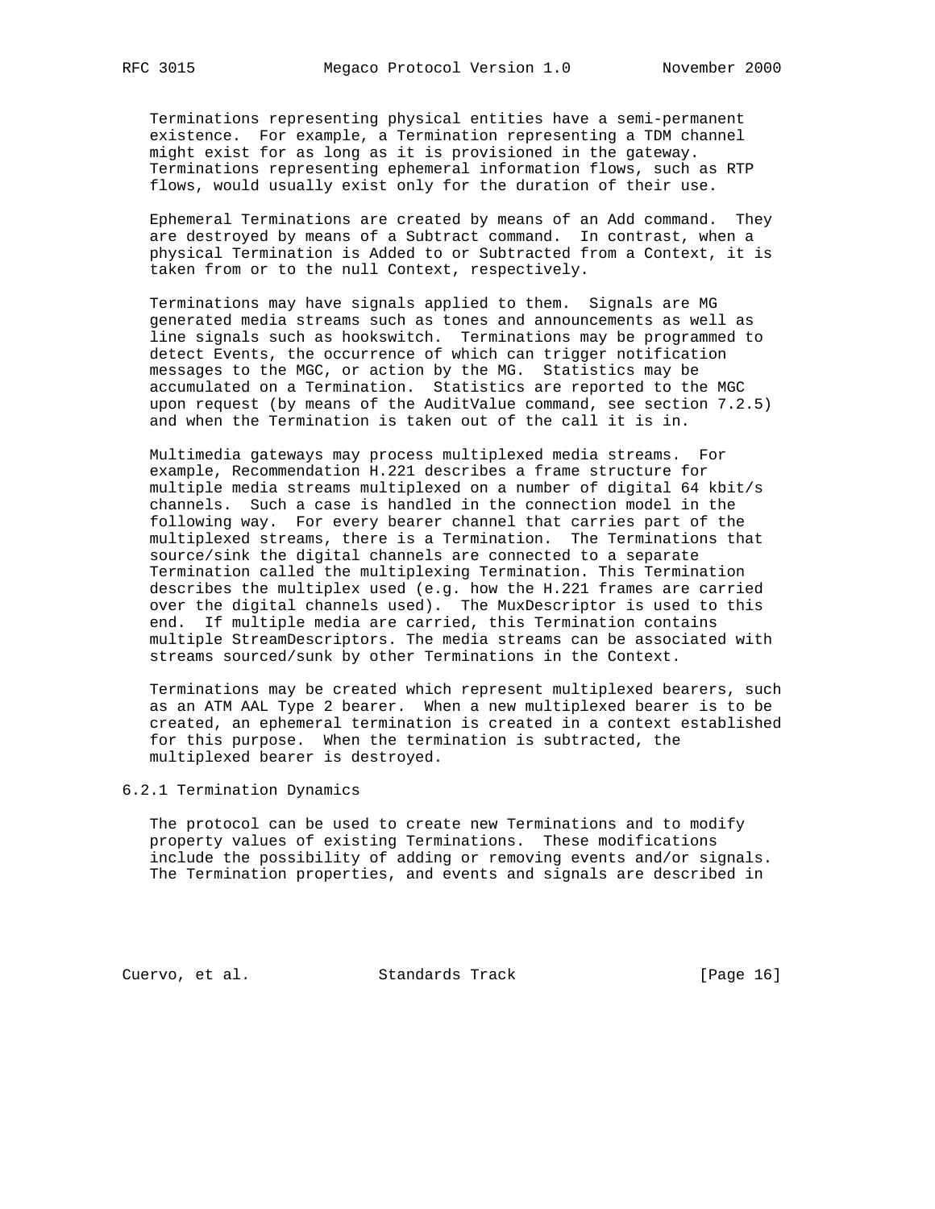Terminations representing physical entities have a semi-permanent existence. For example, a Termination representing a TDM channel might exist for as long as it is provisioned in the gateway. Terminations representing ephemeral information flows, such as RTP flows, would usually exist only for the duration of their use.

Ephemeral Terminations are created by means of an Add command. They are destroyed by means of a Subtract command. In contrast, when a physical Termination is Added to or Subtracted from a Context, it is taken from or to the null Context, respectively.

Terminations may have signals applied to them. Signals are MG generated media streams such as tones and announcements as well as line signals such as hookswitch. Terminations may be programmed to detect Events, the occurrence of which can trigger notification messages to the MGC, or action by the MG. Statistics may be accumulated on a Termination. Statistics are reported to the MGC upon request (by means of the AuditValue command, see section 7.2.5) and when the Termination is taken out of the call it is in.

Multimedia gateways may process multiplexed media streams. For example, Recommendation H.221 describes a frame structure for multiple media streams multiplexed on a number of digital 64 kbit/s channels. Such a case is handled in the connection model in the following way. For every bearer channel that carries part of the multiplexed streams, there is a Termination. The Terminations that source/sink the digital channels are connected to a separate Termination called the multiplexing Termination. This Termination describes the multiplex used (e.g. how the H.221 frames are carried over the digital channels used). The MuxDescriptor is used to this end. If multiple media are carried, this Termination contains multiple StreamDescriptors. The media streams can be associated with streams sourced/sunk by other Terminations in the Context.

Terminations may be created which represent multiplexed bearers, such as an ATM AAL Type 2 bearer. When a new multiplexed bearer is to be created, an ephemeral termination is created in a context established for this purpose. When the termination is subtracted, the multiplexed bearer is destroyed.

### 6.2.1 Termination Dynamics

The protocol can be used to create new Terminations and to modify property values of existing Terminations. These modifications include the possibility of adding or removing events and/or signals. The Termination properties, and events and signals are described in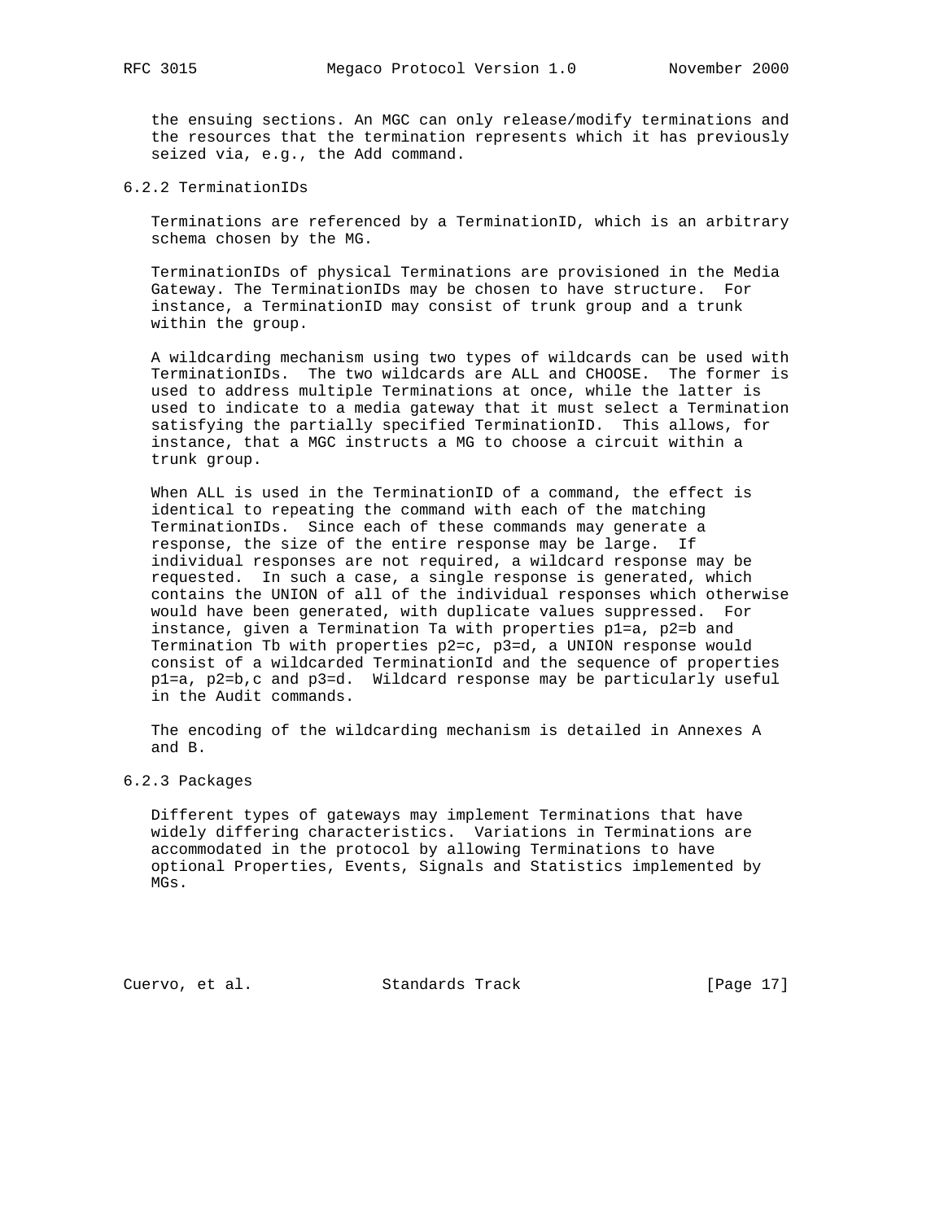the ensuing sections. An MGC can only release/modify terminations and the resources that the termination represents which it has previously seized via, e.g., the Add command.

### 6.2.2 TerminationIDs

Terminations are referenced by a TerminationID, which is an arbitrary schema chosen by the MG.

TerminationIDs of physical Terminations are provisioned in the Media Gateway. The TerminationIDs may be chosen to have structure. For instance, a TerminationID may consist of trunk group and a trunk within the group.

A wildcarding mechanism using two types of wildcards can be used with TerminationIDs. The two wildcards are ALL and CHOOSE. The former is used to address multiple Terminations at once, while the latter is used to indicate to a media gateway that it must select a Termination satisfying the partially specified TerminationID. This allows, for instance, that a MGC instructs a MG to choose a circuit within a trunk group.

When ALL is used in the TerminationID of a command, the effect is identical to repeating the command with each of the matching TerminationIDs. Since each of these commands may generate a response, the size of the entire response may be large. If individual responses are not required, a wildcard response may be requested. In such a case, a single response is generated, which contains the UNION of all of the individual responses which otherwise would have been generated, with duplicate values suppressed. For instance, given a Termination Ta with properties p1=a, p2=b and Termination Tb with properties p2=c, p3=d, a UNION response would consist of a wildcarded TerminationId and the sequence of properties p1=a, p2=b,c and p3=d. Wildcard response may be particularly useful in the Audit commands.

The encoding of the wildcarding mechanism is detailed in Annexes A and B.

### 6.2.3 Packages

Different types of gateways may implement Terminations that have widely differing characteristics. Variations in Terminations are accommodated in the protocol by allowing Terminations to have optional Properties, Events, Signals and Statistics implemented by MGs.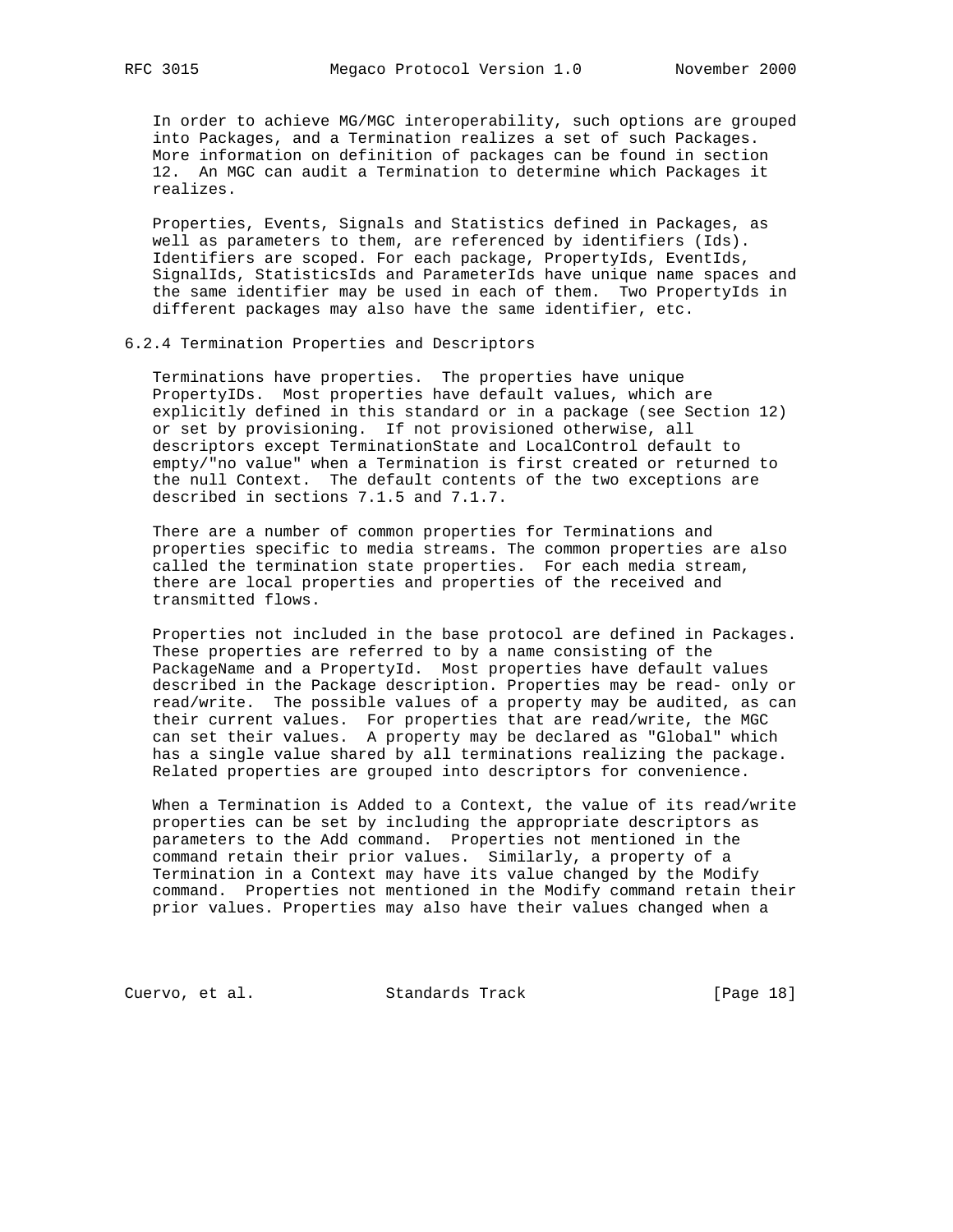In order to achieve MG/MGC interoperability, such options are grouped into Packages, and a Termination realizes a set of such Packages. More information on definition of packages can be found in section 12. An MGC can audit a Termination to determine which Packages it realizes.

Properties, Events, Signals and Statistics defined in Packages, as well as parameters to them, are referenced by identifiers (Ids). Identifiers are scoped. For each package, PropertyIds, EventIds, SignalIds, StatisticsIds and ParameterIds have unique name spaces and the same identifier may be used in each of them. Two PropertyIds in different packages may also have the same identifier, etc.

### 6.2.4 Termination Properties and Descriptors

Terminations have properties. The properties have unique PropertyIDs. Most properties have default values, which are explicitly defined in this standard or in a package (see Section 12) or set by provisioning. If not provisioned otherwise, all descriptors except TerminationState and LocalControl default to empty/"no value" when a Termination is first created or returned to the null Context. The default contents of the two exceptions are described in sections 7.1.5 and 7.1.7.

There are a number of common properties for Terminations and properties specific to media streams. The common properties are also called the termination state properties. For each media stream, there are local properties and properties of the received and transmitted flows.

Properties not included in the base protocol are defined in Packages. These properties are referred to by a name consisting of the PackageName and a PropertyId. Most properties have default values described in the Package description. Properties may be read- only or read/write. The possible values of a property may be audited, as can their current values. For properties that are read/write, the MGC can set their values. A property may be declared as "Global" which has a single value shared by all terminations realizing the package. Related properties are grouped into descriptors for convenience.

When a Termination is Added to a Context, the value of its read/write properties can be set by including the appropriate descriptors as parameters to the Add command. Properties not mentioned in the command retain their prior values. Similarly, a property of a Termination in a Context may have its value changed by the Modify command. Properties not mentioned in the Modify command retain their prior values. Properties may also have their values changed when a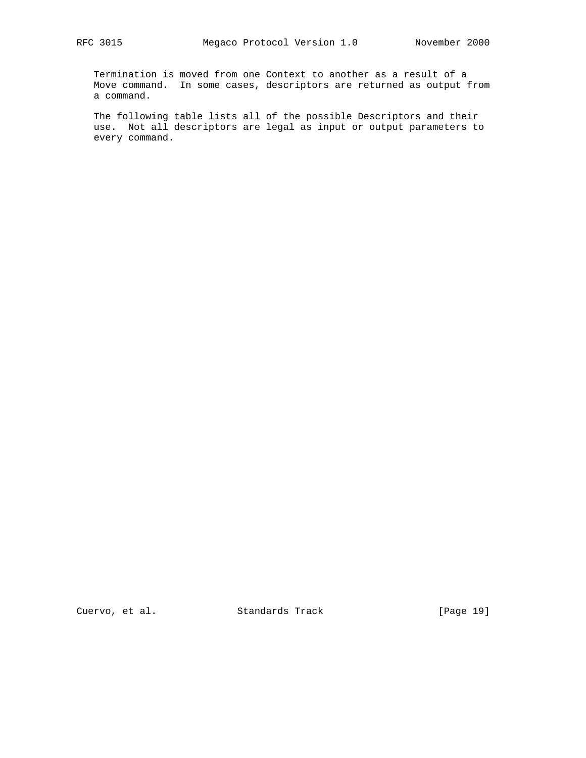Termination is moved from one Context to another as a result of a Move command. In some cases, descriptors are returned as output from a command.

The following table lists all of the possible Descriptors and their use. Not all descriptors are legal as input or output parameters to every command.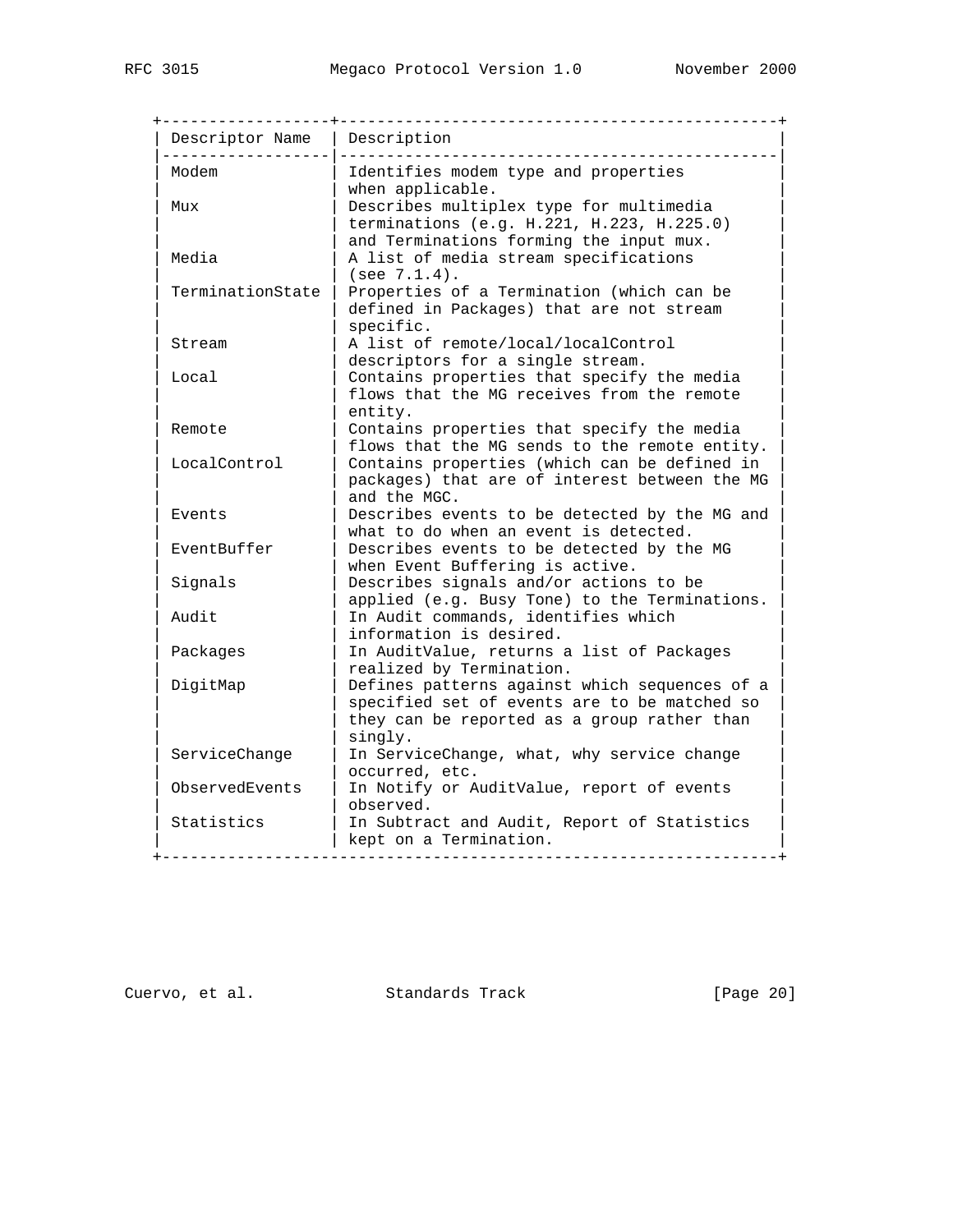| Descriptor Name | Description |
| --- | --- |
| Modem | Identifies modem type and properties when applicable. |
| Mux | Describes multiplex type for multimedia terminations (e.g. H.221, H.223, H.225.0) and Terminations forming the input mux. |
| Media | A list of media stream specifications (see 7.1.4). |
| TerminationState | Properties of a Termination (which can be defined in Packages) that are not stream specific. |
| Stream | A list of remote/local/localControl descriptors for a single stream. |
| Local | Contains properties that specify the media flows that the MG receives from the remote entity. |
| Remote | Contains properties that specify the media flows that the MG sends to the remote entity. |
| LocalControl | Contains properties (which can be defined in packages) that are of interest between the MG and the MGC. |
| Events | Describes events to be detected by the MG and what to do when an event is detected. |
| EventBuffer | Describes events to be detected by the MG when Event Buffering is active. |
| Signals | Describes signals and/or actions to be applied (e.g. Busy Tone) to the Terminations. |
| Audit | In Audit commands, identifies which information is desired. |
| Packages | In AuditValue, returns a list of Packages realized by Termination. |
| DigitMap | Defines patterns against which sequences of a specified set of events are to be matched so they can be reported as a group rather than singly. |
| ServiceChange | In ServiceChange, what, why service change occurred, etc. |
| ObservedEvents | In Notify or AuditValue, report of events observed. |
| Statistics | In Subtract and Audit, Report of Statistics kept on a Termination. |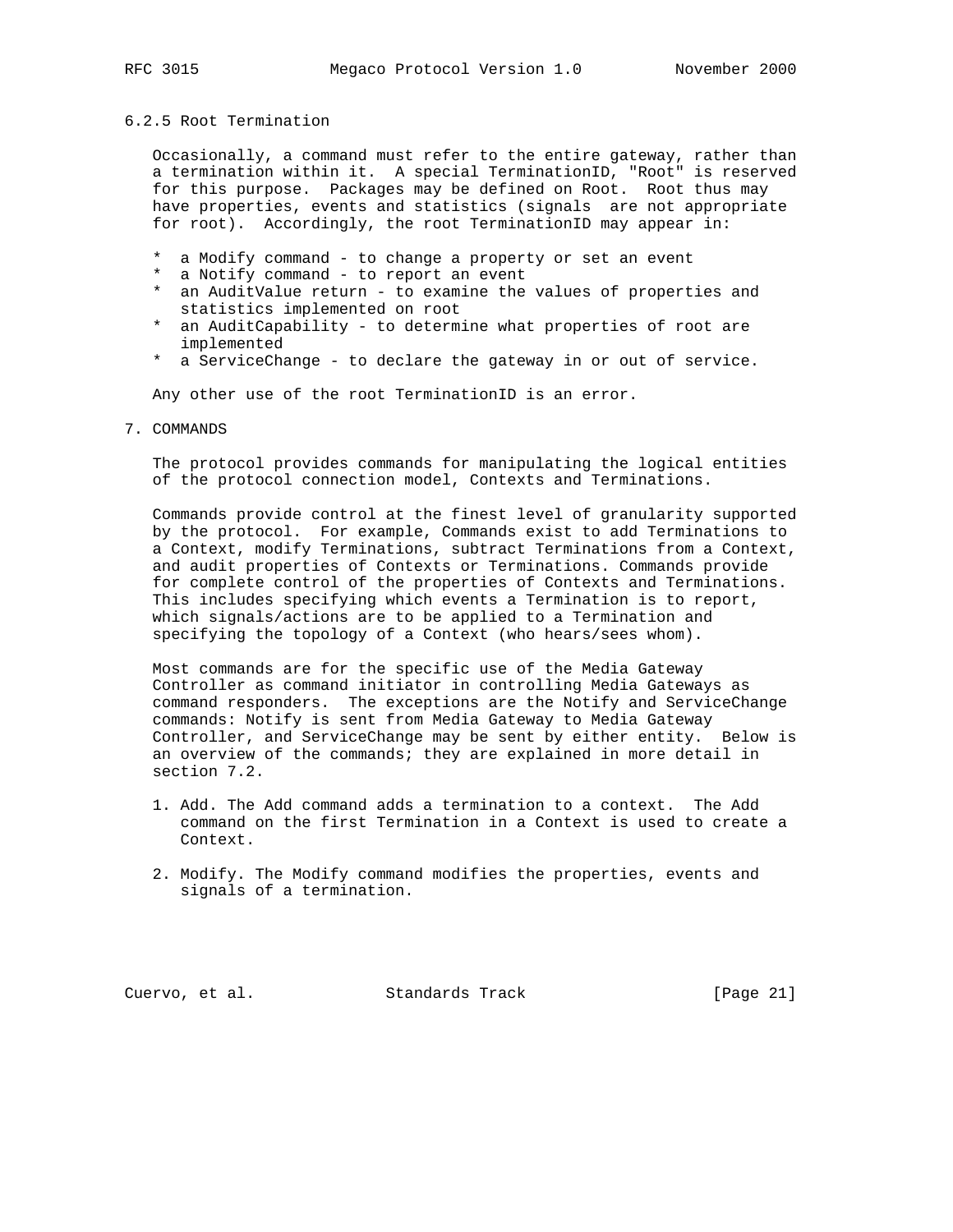### 6.2.5 Root Termination

Occasionally, a command must refer to the entire gateway, rather than a termination within it. A special TerminationID, "Root" is reserved for this purpose. Packages may be defined on Root. Root thus may have properties, events and statistics (signals are not appropriate for root). Accordingly, the root TerminationID may appear in:

* a Modify command - to change a property or set an event
* a Notify command - to report an event
* an AuditValue return - to examine the values of properties and statistics implemented on root
* an AuditCapability - to determine what properties of root are implemented
* a ServiceChange - to declare the gateway in or out of service.

Any other use of the root TerminationID is an error.

## 7. COMMANDS

The protocol provides commands for manipulating the logical entities of the protocol connection model, Contexts and Terminations.

Commands provide control at the finest level of granularity supported by the protocol. For example, Commands exist to add Terminations to a Context, modify Terminations, subtract Terminations from a Context, and audit properties of Contexts or Terminations. Commands provide for complete control of the properties of Contexts and Terminations. This includes specifying which events a Termination is to report, which signals/actions are to be applied to a Termination and specifying the topology of a Context (who hears/sees whom).

Most commands are for the specific use of the Media Gateway Controller as command initiator in controlling Media Gateways as command responders. The exceptions are the Notify and ServiceChange commands: Notify is sent from Media Gateway to Media Gateway Controller, and ServiceChange may be sent by either entity. Below is an overview of the commands; they are explained in more detail in section 7.2.

1. Add. The Add command adds a termination to a context. The Add command on the first Termination in a Context is used to create a Context.

2. Modify. The Modify command modifies the properties, events and signals of a termination.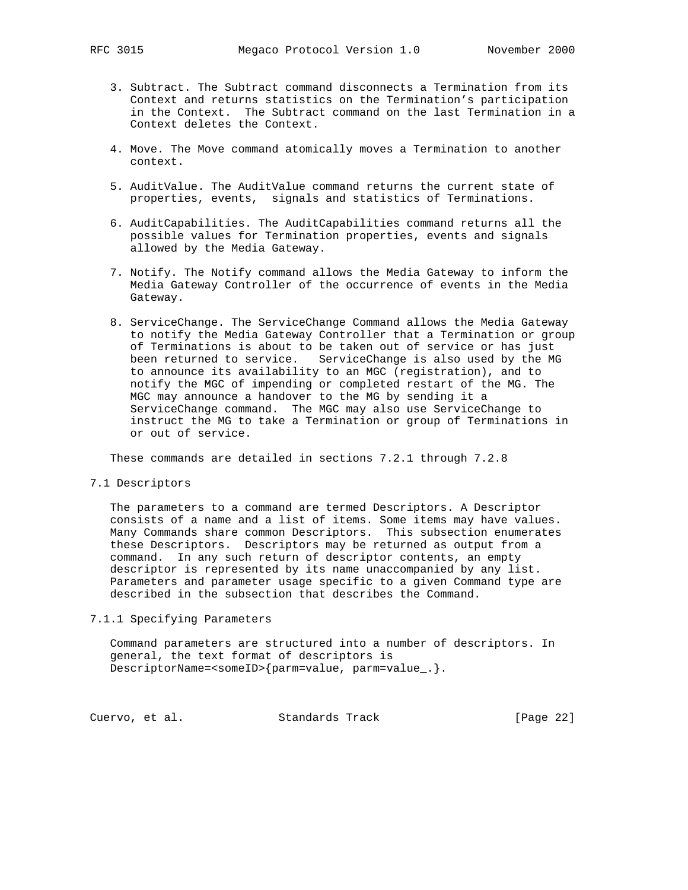3. Subtract. The Subtract command disconnects a Termination from its Context and returns statistics on the Termination's participation in the Context. The Subtract command on the last Termination in a Context deletes the Context.

4. Move. The Move command atomically moves a Termination to another context.

5. AuditValue. The AuditValue command returns the current state of properties, events, signals and statistics of Terminations.

6. AuditCapabilities. The AuditCapabilities command returns all the possible values for Termination properties, events and signals allowed by the Media Gateway.

7. Notify. The Notify command allows the Media Gateway to inform the Media Gateway Controller of the occurrence of events in the Media Gateway.

8. ServiceChange. The ServiceChange Command allows the Media Gateway to notify the Media Gateway Controller that a Termination or group of Terminations is about to be taken out of service or has just been returned to service. ServiceChange is also used by the MG to announce its availability to an MGC (registration), and to notify the MGC of impending or completed restart of the MG. The MGC may announce a handover to the MG by sending it a ServiceChange command. The MGC may also use ServiceChange to instruct the MG to take a Termination or group of Terminations in or out of service.

These commands are detailed in sections 7.2.1 through 7.2.8

## 7.1 Descriptors

The parameters to a command are termed Descriptors. A Descriptor consists of a name and a list of items. Some items may have values. Many Commands share common Descriptors. This subsection enumerates these Descriptors. Descriptors may be returned as output from a command. In any such return of descriptor contents, an empty descriptor is represented by its name unaccompanied by any list. Parameters and parameter usage specific to a given Command type are described in the subsection that describes the Command.

### 7.1.1 Specifying Parameters

Command parameters are structured into a number of descriptors. In general, the text format of descriptors is DescriptorName=<someID>{parm=value, parm=value_.}.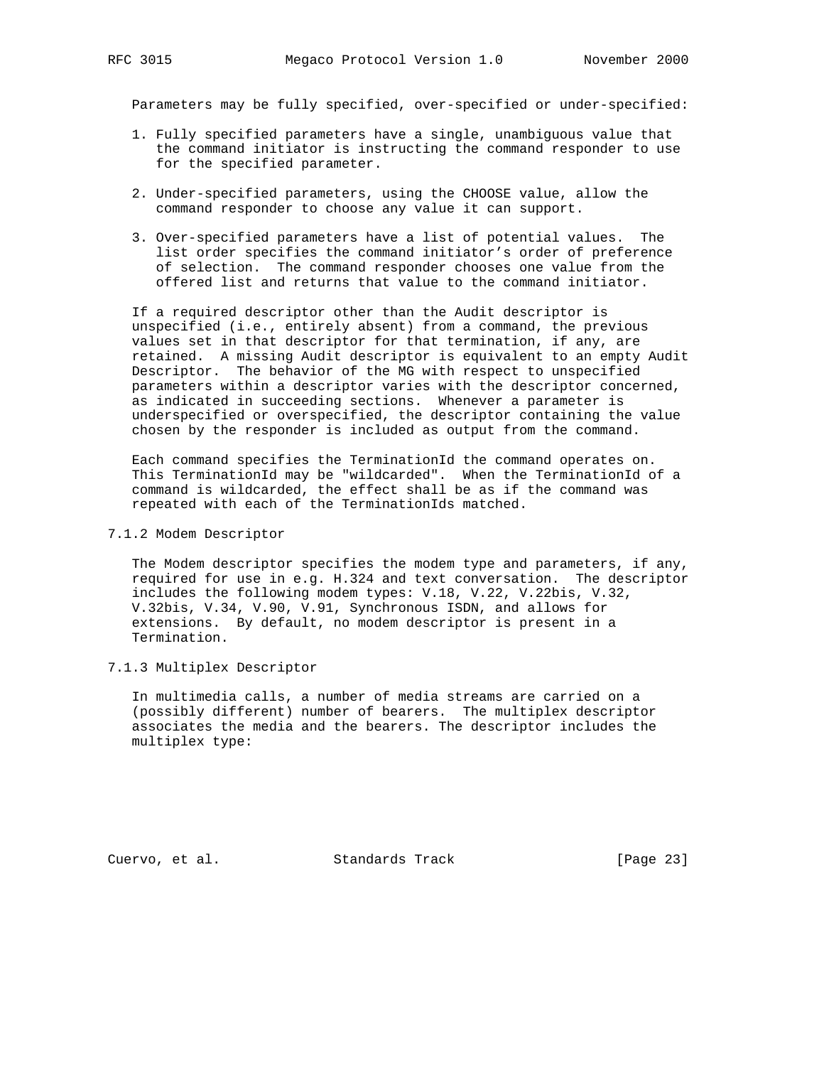Parameters may be fully specified, over-specified or under-specified:

1. Fully specified parameters have a single, unambiguous value that the command initiator is instructing the command responder to use for the specified parameter.

2. Under-specified parameters, using the CHOOSE value, allow the command responder to choose any value it can support.

3. Over-specified parameters have a list of potential values. The list order specifies the command initiator's order of preference of selection. The command responder chooses one value from the offered list and returns that value to the command initiator.

If a required descriptor other than the Audit descriptor is unspecified (i.e., entirely absent) from a command, the previous values set in that descriptor for that termination, if any, are retained. A missing Audit descriptor is equivalent to an empty Audit Descriptor. The behavior of the MG with respect to unspecified parameters within a descriptor varies with the descriptor concerned, as indicated in succeeding sections. Whenever a parameter is underspecified or overspecified, the descriptor containing the value chosen by the responder is included as output from the command.

Each command specifies the TerminationId the command operates on. This TerminationId may be "wildcarded". When the TerminationId of a command is wildcarded, the effect shall be as if the command was repeated with each of the TerminationIds matched.

### 7.1.2 Modem Descriptor

The Modem descriptor specifies the modem type and parameters, if any, required for use in e.g. H.324 and text conversation. The descriptor includes the following modem types: V.18, V.22, V.22bis, V.32, V.32bis, V.34, V.90, V.91, Synchronous ISDN, and allows for extensions. By default, no modem descriptor is present in a Termination.

### 7.1.3 Multiplex Descriptor

In multimedia calls, a number of media streams are carried on a (possibly different) number of bearers. The multiplex descriptor associates the media and the bearers. The descriptor includes the multiplex type: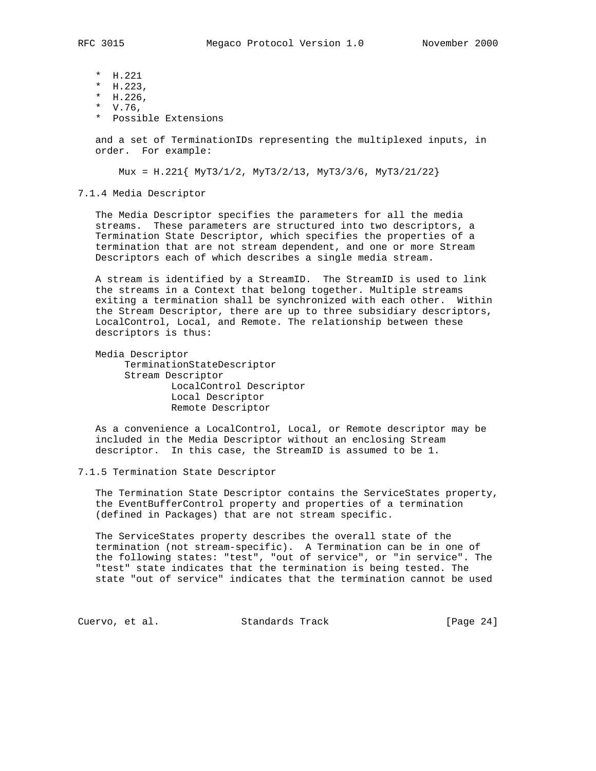* H.221
* H.223,
* H.226,
* V.76,
* Possible Extensions

and a set of TerminationIDs representing the multiplexed inputs, in order. For example:

```
Mux = H.221{ MyT3/1/2, MyT3/2/13, MyT3/3/6, MyT3/21/22}
```

### 7.1.4 Media Descriptor

The Media Descriptor specifies the parameters for all the media streams. These parameters are structured into two descriptors, a Termination State Descriptor, which specifies the properties of a termination that are not stream dependent, and one or more Stream Descriptors each of which describes a single media stream.

A stream is identified by a StreamID. The StreamID is used to link the streams in a Context that belong together. Multiple streams exiting a termination shall be synchronized with each other. Within the Stream Descriptor, there are up to three subsidiary descriptors, LocalControl, Local, and Remote. The relationship between these descriptors is thus:

```
Media Descriptor
     TerminationStateDescriptor
     Stream Descriptor
             LocalControl Descriptor
             Local Descriptor
             Remote Descriptor
```

As a convenience a LocalControl, Local, or Remote descriptor may be included in the Media Descriptor without an enclosing Stream descriptor. In this case, the StreamID is assumed to be 1.

### 7.1.5 Termination State Descriptor

The Termination State Descriptor contains the ServiceStates property, the EventBufferControl property and properties of a termination (defined in Packages) that are not stream specific.

The ServiceStates property describes the overall state of the termination (not stream-specific). A Termination can be in one of the following states: "test", "out of service", or "in service". The "test" state indicates that the termination is being tested. The state "out of service" indicates that the termination cannot be used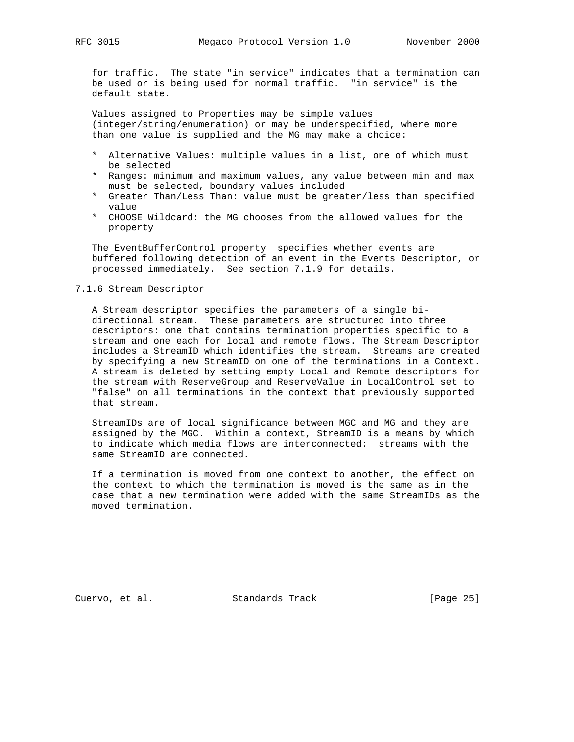for traffic. The state "in service" indicates that a termination can be used or is being used for normal traffic. "in service" is the default state.

Values assigned to Properties may be simple values (integer/string/enumeration) or may be underspecified, where more than one value is supplied and the MG may make a choice:

* Alternative Values: multiple values in a list, one of which must be selected
* Ranges: minimum and maximum values, any value between min and max must be selected, boundary values included
* Greater Than/Less Than: value must be greater/less than specified value
* CHOOSE Wildcard: the MG chooses from the allowed values for the property

The EventBufferControl property specifies whether events are buffered following detection of an event in the Events Descriptor, or processed immediately. See section 7.1.9 for details.

### 7.1.6 Stream Descriptor

A Stream descriptor specifies the parameters of a single bi-directional stream. These parameters are structured into three descriptors: one that contains termination properties specific to a stream and one each for local and remote flows. The Stream Descriptor includes a StreamID which identifies the stream. Streams are created by specifying a new StreamID on one of the terminations in a Context. A stream is deleted by setting empty Local and Remote descriptors for the stream with ReserveGroup and ReserveValue in LocalControl set to "false" on all terminations in the context that previously supported that stream.

StreamIDs are of local significance between MGC and MG and they are assigned by the MGC. Within a context, StreamID is a means by which to indicate which media flows are interconnected: streams with the same StreamID are connected.

If a termination is moved from one context to another, the effect on the context to which the termination is moved is the same as in the case that a new termination were added with the same StreamIDs as the moved termination.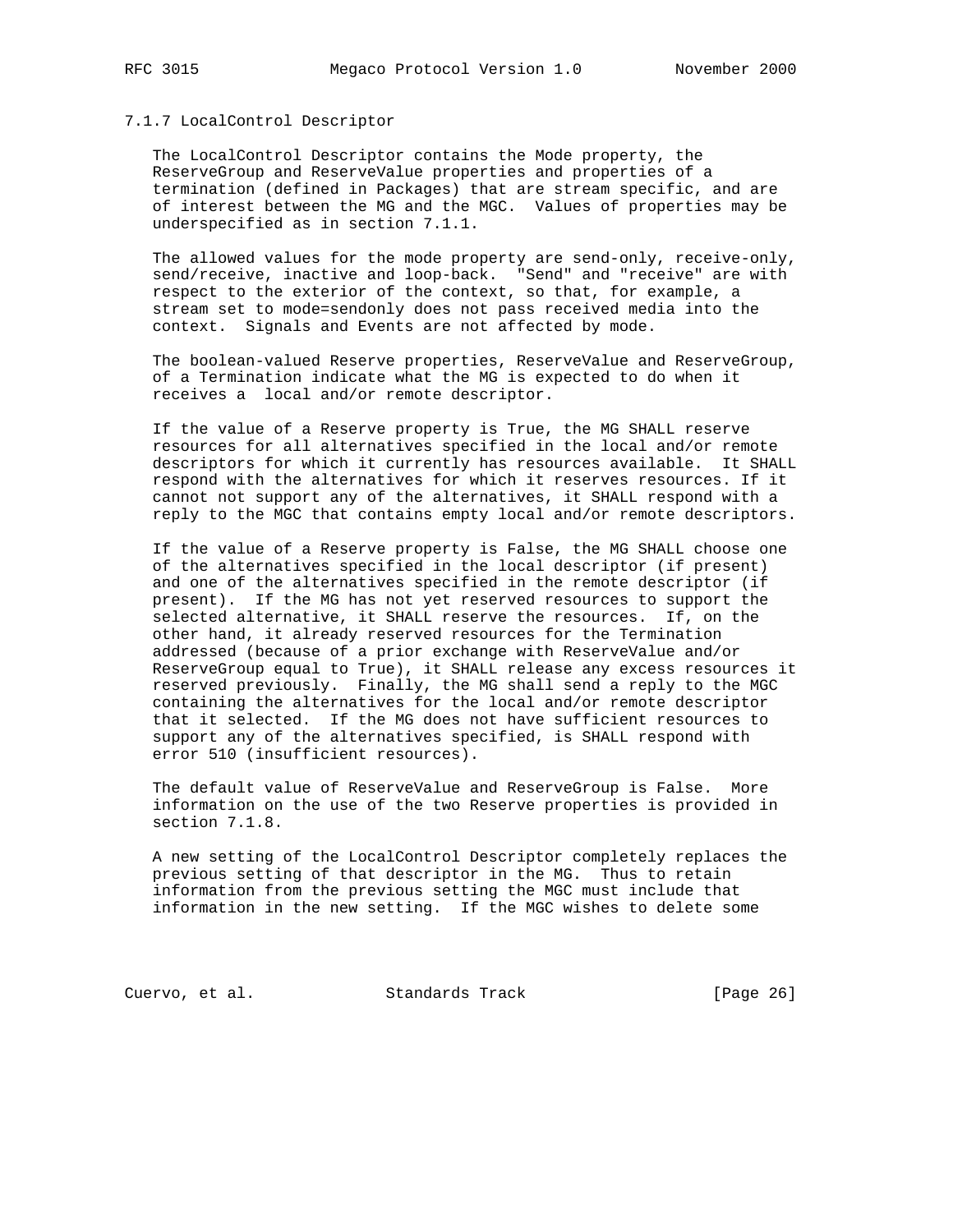### 7.1.7 LocalControl Descriptor

The LocalControl Descriptor contains the Mode property, the ReserveGroup and ReserveValue properties and properties of a termination (defined in Packages) that are stream specific, and are of interest between the MG and the MGC. Values of properties may be underspecified as in section 7.1.1.

The allowed values for the mode property are send-only, receive-only, send/receive, inactive and loop-back. "Send" and "receive" are with respect to the exterior of the context, so that, for example, a stream set to mode=sendonly does not pass received media into the context. Signals and Events are not affected by mode.

The boolean-valued Reserve properties, ReserveValue and ReserveGroup, of a Termination indicate what the MG is expected to do when it receives a local and/or remote descriptor.

If the value of a Reserve property is True, the MG SHALL reserve resources for all alternatives specified in the local and/or remote descriptors for which it currently has resources available. It SHALL respond with the alternatives for which it reserves resources. If it cannot not support any of the alternatives, it SHALL respond with a reply to the MGC that contains empty local and/or remote descriptors.

If the value of a Reserve property is False, the MG SHALL choose one of the alternatives specified in the local descriptor (if present) and one of the alternatives specified in the remote descriptor (if present). If the MG has not yet reserved resources to support the selected alternative, it SHALL reserve the resources. If, on the other hand, it already reserved resources for the Termination addressed (because of a prior exchange with ReserveValue and/or ReserveGroup equal to True), it SHALL release any excess resources it reserved previously. Finally, the MG shall send a reply to the MGC containing the alternatives for the local and/or remote descriptor that it selected. If the MG does not have sufficient resources to support any of the alternatives specified, is SHALL respond with error 510 (insufficient resources).

The default value of ReserveValue and ReserveGroup is False. More information on the use of the two Reserve properties is provided in section 7.1.8.

A new setting of the LocalControl Descriptor completely replaces the previous setting of that descriptor in the MG. Thus to retain information from the previous setting the MGC must include that information in the new setting. If the MGC wishes to delete some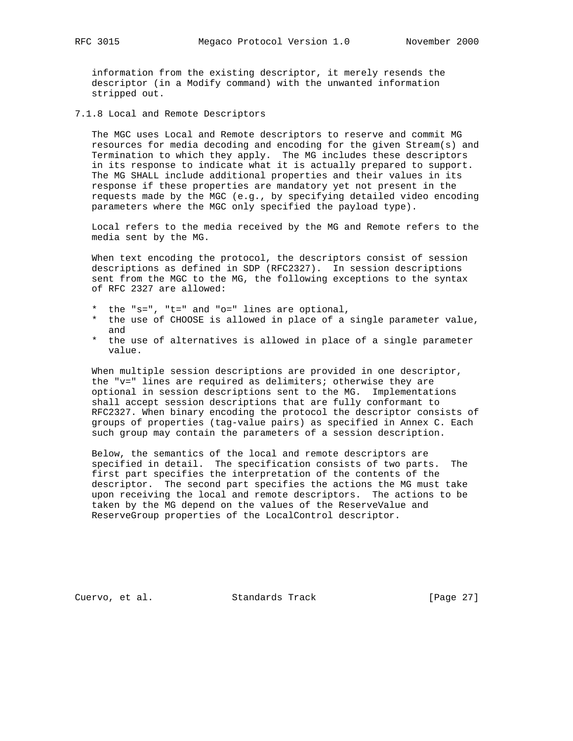information from the existing descriptor, it merely resends the descriptor (in a Modify command) with the unwanted information stripped out.

### 7.1.8 Local and Remote Descriptors

The MGC uses Local and Remote descriptors to reserve and commit MG resources for media decoding and encoding for the given Stream(s) and Termination to which they apply. The MG includes these descriptors in its response to indicate what it is actually prepared to support. The MG SHALL include additional properties and their values in its response if these properties are mandatory yet not present in the requests made by the MGC (e.g., by specifying detailed video encoding parameters where the MGC only specified the payload type).

Local refers to the media received by the MG and Remote refers to the media sent by the MG.

When text encoding the protocol, the descriptors consist of session descriptions as defined in SDP (RFC2327). In session descriptions sent from the MGC to the MG, the following exceptions to the syntax of RFC 2327 are allowed:

* the "s=", "t=" and "o=" lines are optional,
* the use of CHOOSE is allowed in place of a single parameter value, and
* the use of alternatives is allowed in place of a single parameter value.

When multiple session descriptions are provided in one descriptor, the "v=" lines are required as delimiters; otherwise they are optional in session descriptions sent to the MG. Implementations shall accept session descriptions that are fully conformant to RFC2327. When binary encoding the protocol the descriptor consists of groups of properties (tag-value pairs) as specified in Annex C. Each such group may contain the parameters of a session description.

Below, the semantics of the local and remote descriptors are specified in detail. The specification consists of two parts. The first part specifies the interpretation of the contents of the descriptor. The second part specifies the actions the MG must take upon receiving the local and remote descriptors. The actions to be taken by the MG depend on the values of the ReserveValue and ReserveGroup properties of the LocalControl descriptor.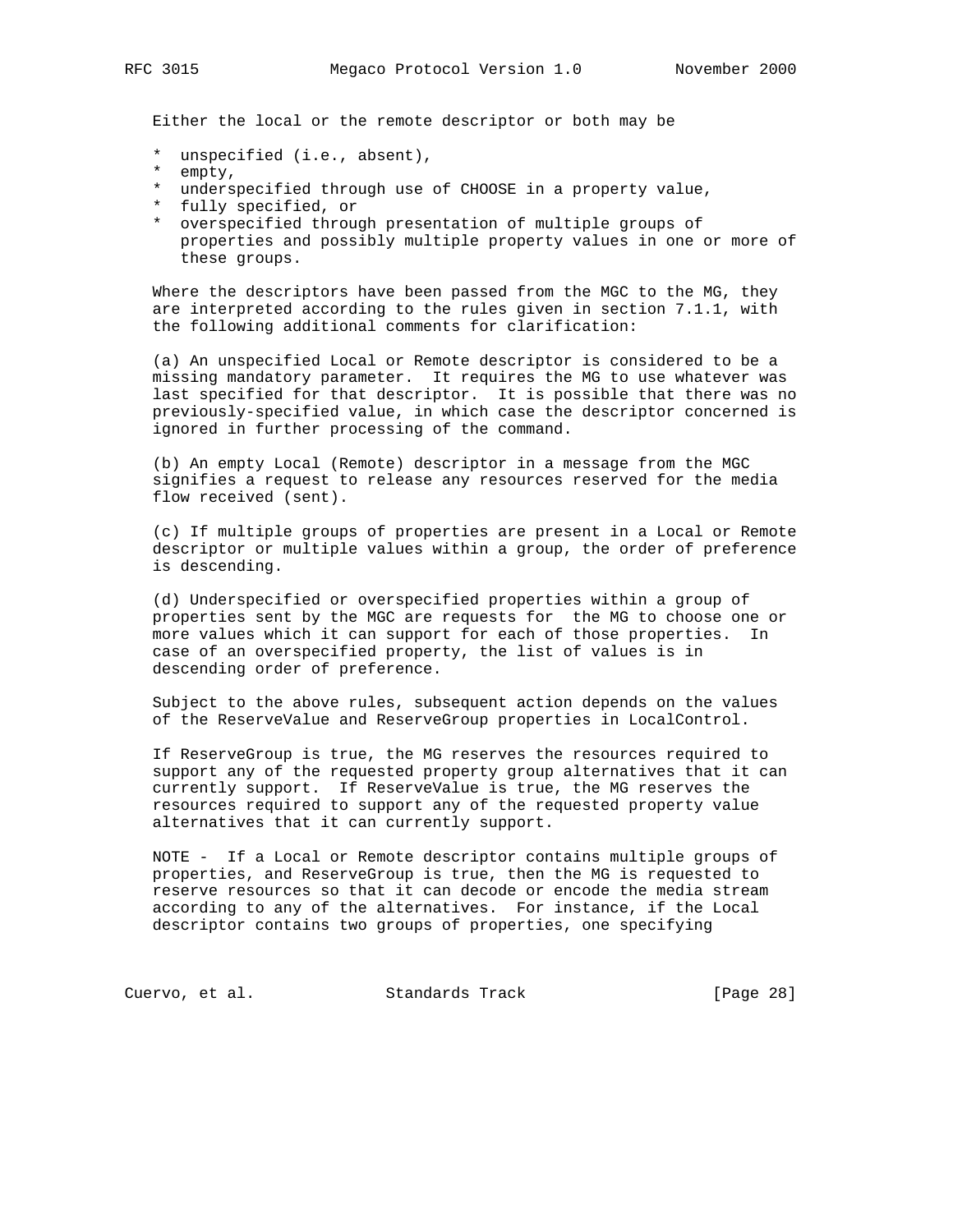Either the local or the remote descriptor or both may be

* unspecified (i.e., absent),
* empty,
* underspecified through use of CHOOSE in a property value,
* fully specified, or
* overspecified through presentation of multiple groups of properties and possibly multiple property values in one or more of these groups.

Where the descriptors have been passed from the MGC to the MG, they are interpreted according to the rules given in section 7.1.1, with the following additional comments for clarification:

(a) An unspecified Local or Remote descriptor is considered to be a missing mandatory parameter. It requires the MG to use whatever was last specified for that descriptor. It is possible that there was no previously-specified value, in which case the descriptor concerned is ignored in further processing of the command.

(b) An empty Local (Remote) descriptor in a message from the MGC signifies a request to release any resources reserved for the media flow received (sent).

(c) If multiple groups of properties are present in a Local or Remote descriptor or multiple values within a group, the order of preference is descending.

(d) Underspecified or overspecified properties within a group of properties sent by the MGC are requests for the MG to choose one or more values which it can support for each of those properties. In case of an overspecified property, the list of values is in descending order of preference.

Subject to the above rules, subsequent action depends on the values of the ReserveValue and ReserveGroup properties in LocalControl.

If ReserveGroup is true, the MG reserves the resources required to support any of the requested property group alternatives that it can currently support. If ReserveValue is true, the MG reserves the resources required to support any of the requested property value alternatives that it can currently support.

NOTE - If a Local or Remote descriptor contains multiple groups of properties, and ReserveGroup is true, then the MG is requested to reserve resources so that it can decode or encode the media stream according to any of the alternatives. For instance, if the Local descriptor contains two groups of properties, one specifying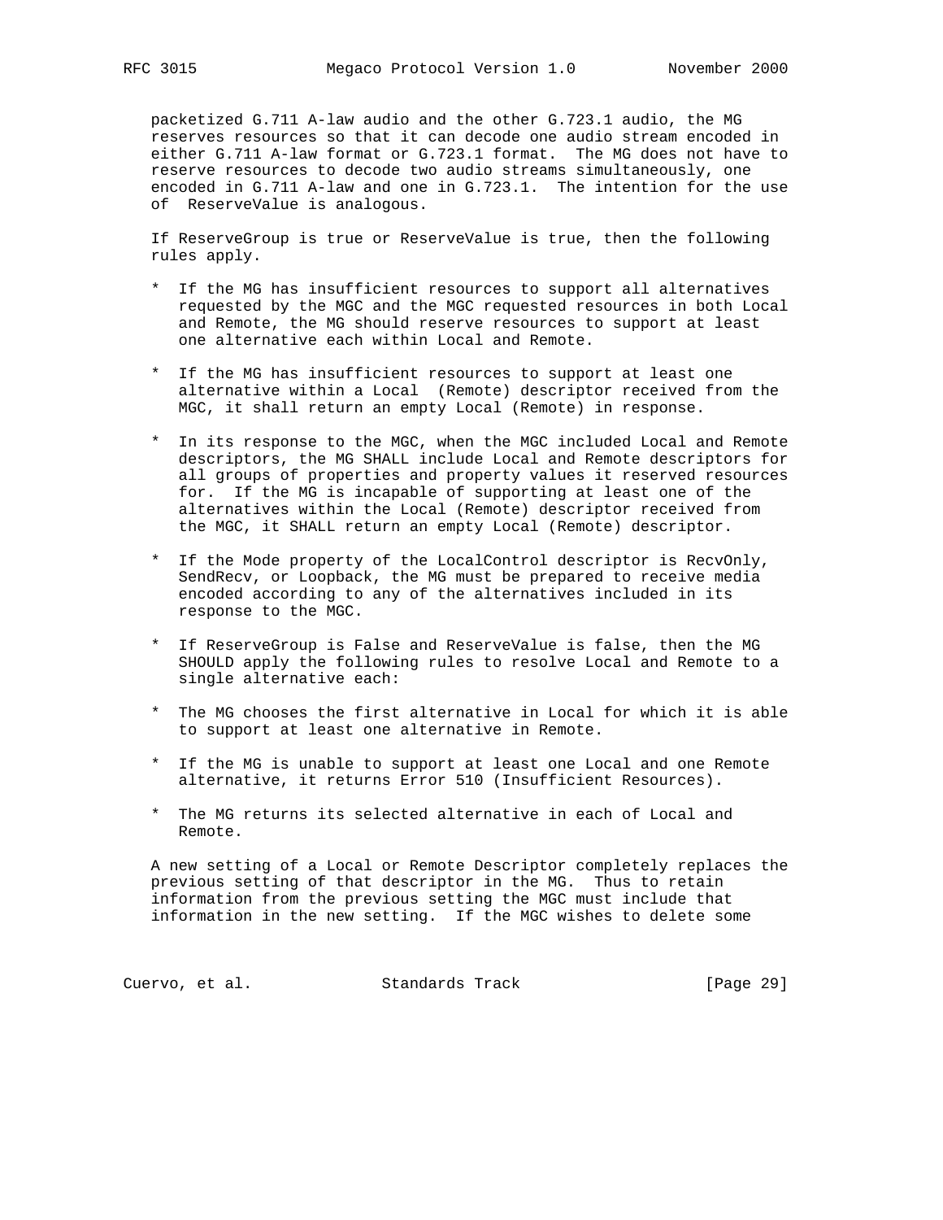packetized G.711 A-law audio and the other G.723.1 audio, the MG reserves resources so that it can decode one audio stream encoded in either G.711 A-law format or G.723.1 format. The MG does not have to reserve resources to decode two audio streams simultaneously, one encoded in G.711 A-law and one in G.723.1. The intention for the use of ReserveValue is analogous.

If ReserveGroup is true or ReserveValue is true, then the following rules apply.

* If the MG has insufficient resources to support all alternatives requested by the MGC and the MGC requested resources in both Local and Remote, the MG should reserve resources to support at least one alternative each within Local and Remote.

* If the MG has insufficient resources to support at least one alternative within a Local (Remote) descriptor received from the MGC, it shall return an empty Local (Remote) in response.

* In its response to the MGC, when the MGC included Local and Remote descriptors, the MG SHALL include Local and Remote descriptors for all groups of properties and property values it reserved resources for. If the MG is incapable of supporting at least one of the alternatives within the Local (Remote) descriptor received from the MGC, it SHALL return an empty Local (Remote) descriptor.

* If the Mode property of the LocalControl descriptor is RecvOnly, SendRecv, or Loopback, the MG must be prepared to receive media encoded according to any of the alternatives included in its response to the MGC.

* If ReserveGroup is False and ReserveValue is false, then the MG SHOULD apply the following rules to resolve Local and Remote to a single alternative each:

* The MG chooses the first alternative in Local for which it is able to support at least one alternative in Remote.

* If the MG is unable to support at least one Local and one Remote alternative, it returns Error 510 (Insufficient Resources).

* The MG returns its selected alternative in each of Local and Remote.

A new setting of a Local or Remote Descriptor completely replaces the previous setting of that descriptor in the MG. Thus to retain information from the previous setting the MGC must include that information in the new setting. If the MGC wishes to delete some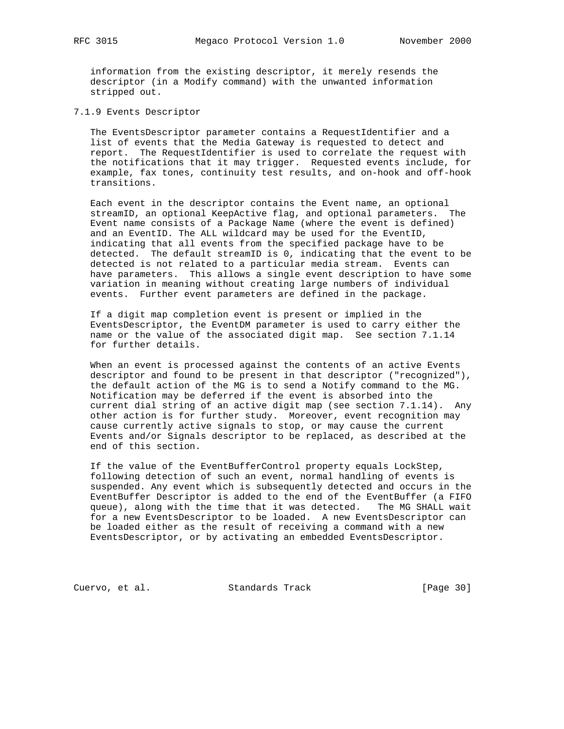information from the existing descriptor, it merely resends the descriptor (in a Modify command) with the unwanted information stripped out.

### 7.1.9 Events Descriptor

The EventsDescriptor parameter contains a RequestIdentifier and a list of events that the Media Gateway is requested to detect and report. The RequestIdentifier is used to correlate the request with the notifications that it may trigger. Requested events include, for example, fax tones, continuity test results, and on-hook and off-hook transitions.

Each event in the descriptor contains the Event name, an optional streamID, an optional KeepActive flag, and optional parameters. The Event name consists of a Package Name (where the event is defined) and an EventID. The ALL wildcard may be used for the EventID, indicating that all events from the specified package have to be detected. The default streamID is 0, indicating that the event to be detected is not related to a particular media stream. Events can have parameters. This allows a single event description to have some variation in meaning without creating large numbers of individual events. Further event parameters are defined in the package.

If a digit map completion event is present or implied in the EventsDescriptor, the EventDM parameter is used to carry either the name or the value of the associated digit map. See section 7.1.14 for further details.

When an event is processed against the contents of an active Events descriptor and found to be present in that descriptor ("recognized"), the default action of the MG is to send a Notify command to the MG. Notification may be deferred if the event is absorbed into the current dial string of an active digit map (see section 7.1.14). Any other action is for further study. Moreover, event recognition may cause currently active signals to stop, or may cause the current Events and/or Signals descriptor to be replaced, as described at the end of this section.

If the value of the EventBufferControl property equals LockStep, following detection of such an event, normal handling of events is suspended. Any event which is subsequently detected and occurs in the EventBuffer Descriptor is added to the end of the EventBuffer (a FIFO queue), along with the time that it was detected. The MG SHALL wait for a new EventsDescriptor to be loaded. A new EventsDescriptor can be loaded either as the result of receiving a command with a new EventsDescriptor, or by activating an embedded EventsDescriptor.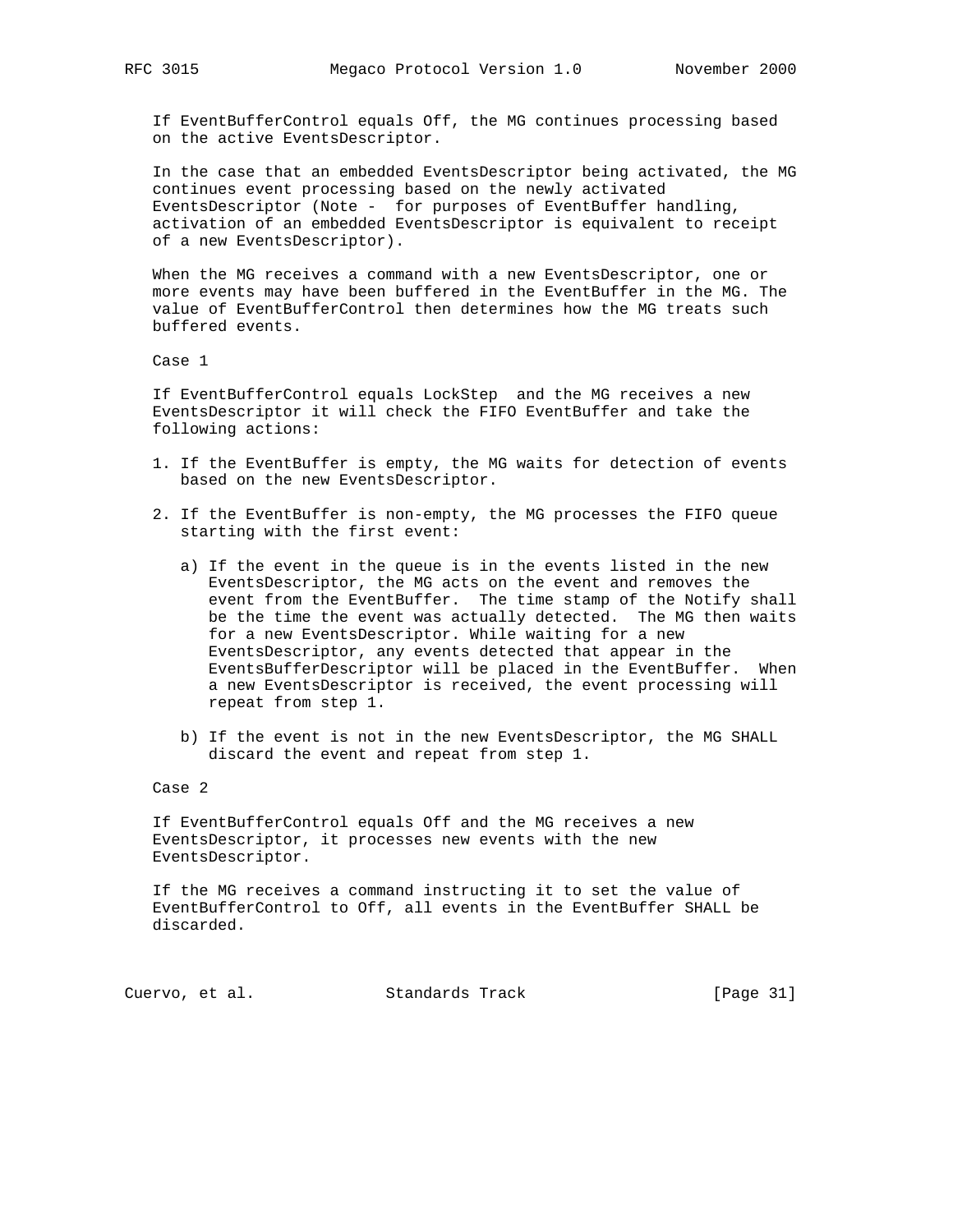If EventBufferControl equals Off, the MG continues processing based on the active EventsDescriptor.

In the case that an embedded EventsDescriptor being activated, the MG continues event processing based on the newly activated EventsDescriptor (Note -  for purposes of EventBuffer handling, activation of an embedded EventsDescriptor is equivalent to receipt of a new EventsDescriptor).

When the MG receives a command with a new EventsDescriptor, one or more events may have been buffered in the EventBuffer in the MG. The value of EventBufferControl then determines how the MG treats such buffered events.

Case 1

If EventBufferControl equals LockStep  and the MG receives a new EventsDescriptor it will check the FIFO EventBuffer and take the following actions:

1. If the EventBuffer is empty, the MG waits for detection of events based on the new EventsDescriptor.

2. If the EventBuffer is non-empty, the MG processes the FIFO queue starting with the first event:

   a) If the event in the queue is in the events listed in the new EventsDescriptor, the MG acts on the event and removes the event from the EventBuffer.  The time stamp of the Notify shall be the time the event was actually detected.  The MG then waits for a new EventsDescriptor. While waiting for a new EventsDescriptor, any events detected that appear in the EventsBufferDescriptor will be placed in the EventBuffer.  When a new EventsDescriptor is received, the event processing will repeat from step 1.

   b) If the event is not in the new EventsDescriptor, the MG SHALL discard the event and repeat from step 1.

Case 2

If EventBufferControl equals Off and the MG receives a new EventsDescriptor, it processes new events with the new EventsDescriptor.

If the MG receives a command instructing it to set the value of EventBufferControl to Off, all events in the EventBuffer SHALL be discarded.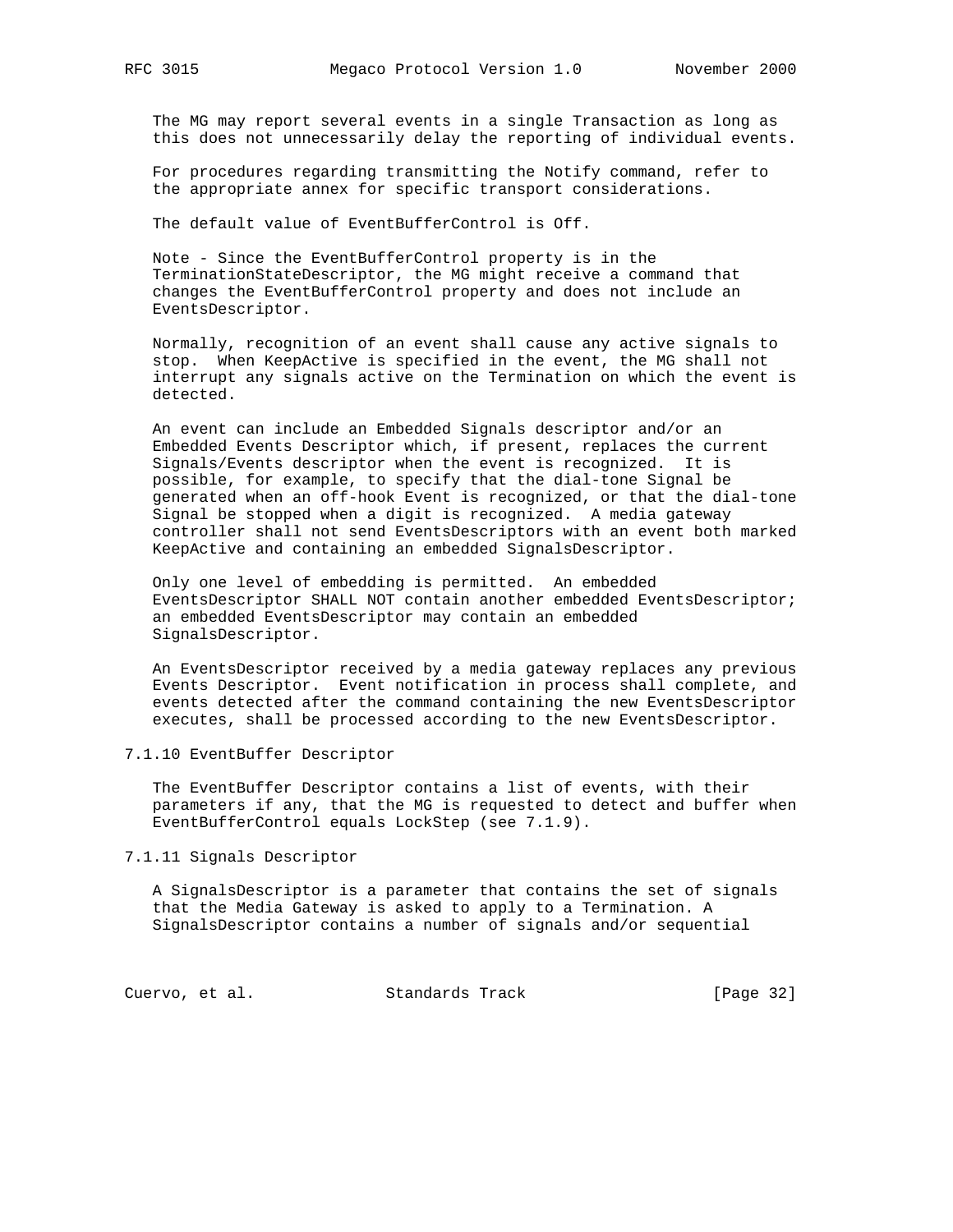The MG may report several events in a single Transaction as long as this does not unnecessarily delay the reporting of individual events.

For procedures regarding transmitting the Notify command, refer to the appropriate annex for specific transport considerations.

The default value of EventBufferControl is Off.

Note - Since the EventBufferControl property is in the TerminationStateDescriptor, the MG might receive a command that changes the EventBufferControl property and does not include an EventsDescriptor.

Normally, recognition of an event shall cause any active signals to stop. When KeepActive is specified in the event, the MG shall not interrupt any signals active on the Termination on which the event is detected.

An event can include an Embedded Signals descriptor and/or an Embedded Events Descriptor which, if present, replaces the current Signals/Events descriptor when the event is recognized. It is possible, for example, to specify that the dial-tone Signal be generated when an off-hook Event is recognized, or that the dial-tone Signal be stopped when a digit is recognized. A media gateway controller shall not send EventsDescriptors with an event both marked KeepActive and containing an embedded SignalsDescriptor.

Only one level of embedding is permitted. An embedded EventsDescriptor SHALL NOT contain another embedded EventsDescriptor; an embedded EventsDescriptor may contain an embedded SignalsDescriptor.

An EventsDescriptor received by a media gateway replaces any previous Events Descriptor. Event notification in process shall complete, and events detected after the command containing the new EventsDescriptor executes, shall be processed according to the new EventsDescriptor.

### 7.1.10 EventBuffer Descriptor

The EventBuffer Descriptor contains a list of events, with their parameters if any, that the MG is requested to detect and buffer when EventBufferControl equals LockStep (see 7.1.9).

### 7.1.11 Signals Descriptor

A SignalsDescriptor is a parameter that contains the set of signals that the Media Gateway is asked to apply to a Termination. A SignalsDescriptor contains a number of signals and/or sequential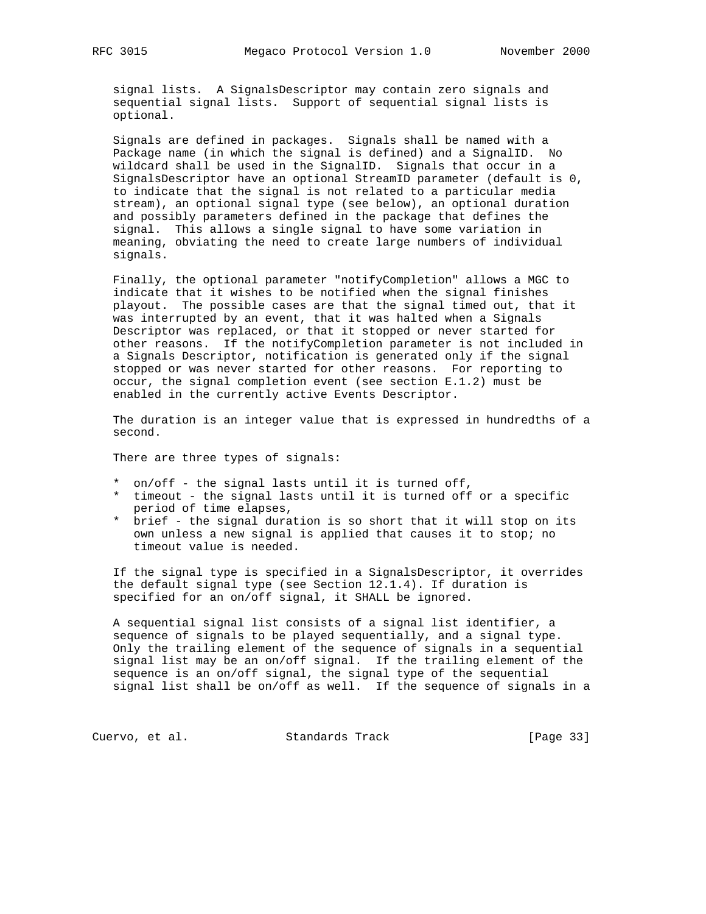signal lists. A SignalsDescriptor may contain zero signals and sequential signal lists. Support of sequential signal lists is optional.

Signals are defined in packages. Signals shall be named with a Package name (in which the signal is defined) and a SignalID. No wildcard shall be used in the SignalID. Signals that occur in a SignalsDescriptor have an optional StreamID parameter (default is 0, to indicate that the signal is not related to a particular media stream), an optional signal type (see below), an optional duration and possibly parameters defined in the package that defines the signal. This allows a single signal to have some variation in meaning, obviating the need to create large numbers of individual signals.

Finally, the optional parameter "notifyCompletion" allows a MGC to indicate that it wishes to be notified when the signal finishes playout. The possible cases are that the signal timed out, that it was interrupted by an event, that it was halted when a Signals Descriptor was replaced, or that it stopped or never started for other reasons. If the notifyCompletion parameter is not included in a Signals Descriptor, notification is generated only if the signal stopped or was never started for other reasons. For reporting to occur, the signal completion event (see section E.1.2) must be enabled in the currently active Events Descriptor.

The duration is an integer value that is expressed in hundredths of a second.

There are three types of signals:

* on/off - the signal lasts until it is turned off,
* timeout - the signal lasts until it is turned off or a specific period of time elapses,
* brief - the signal duration is so short that it will stop on its own unless a new signal is applied that causes it to stop; no timeout value is needed.

If the signal type is specified in a SignalsDescriptor, it overrides the default signal type (see Section 12.1.4). If duration is specified for an on/off signal, it SHALL be ignored.

A sequential signal list consists of a signal list identifier, a sequence of signals to be played sequentially, and a signal type. Only the trailing element of the sequence of signals in a sequential signal list may be an on/off signal. If the trailing element of the sequence is an on/off signal, the signal type of the sequential signal list shall be on/off as well. If the sequence of signals in a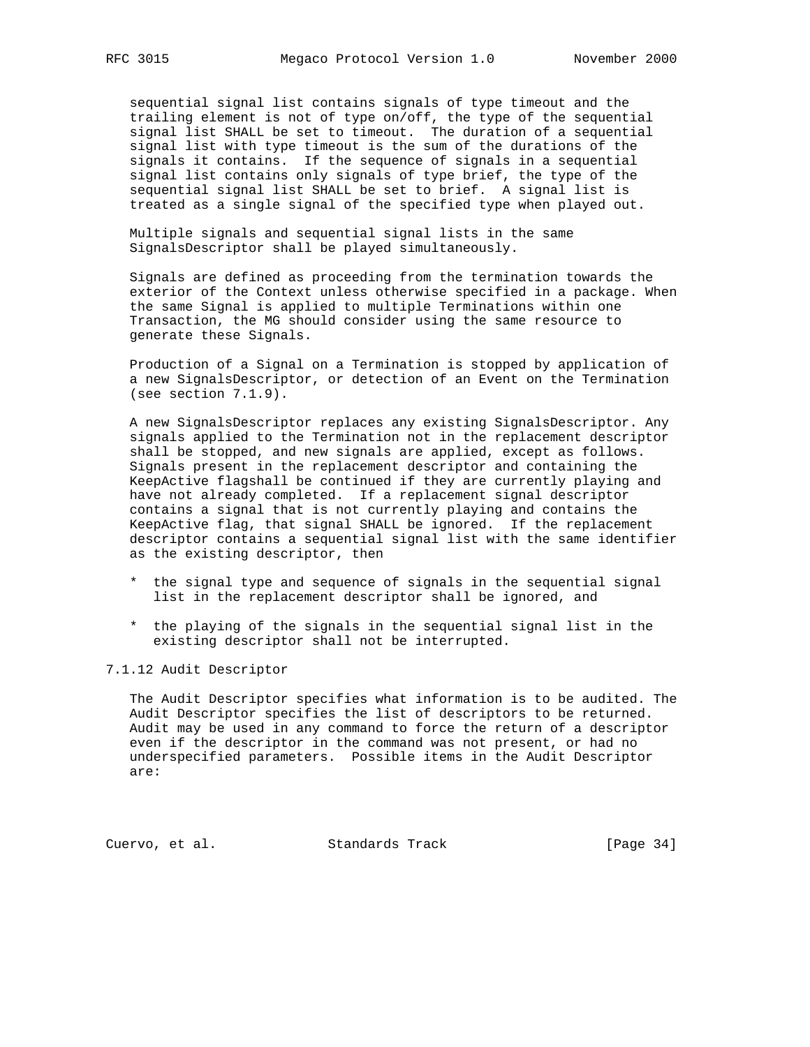sequential signal list contains signals of type timeout and the trailing element is not of type on/off, the type of the sequential signal list SHALL be set to timeout. The duration of a sequential signal list with type timeout is the sum of the durations of the signals it contains. If the sequence of signals in a sequential signal list contains only signals of type brief, the type of the sequential signal list SHALL be set to brief. A signal list is treated as a single signal of the specified type when played out.

Multiple signals and sequential signal lists in the same SignalsDescriptor shall be played simultaneously.

Signals are defined as proceeding from the termination towards the exterior of the Context unless otherwise specified in a package. When the same Signal is applied to multiple Terminations within one Transaction, the MG should consider using the same resource to generate these Signals.

Production of a Signal on a Termination is stopped by application of a new SignalsDescriptor, or detection of an Event on the Termination (see section 7.1.9).

A new SignalsDescriptor replaces any existing SignalsDescriptor. Any signals applied to the Termination not in the replacement descriptor shall be stopped, and new signals are applied, except as follows. Signals present in the replacement descriptor and containing the KeepActive flagshall be continued if they are currently playing and have not already completed. If a replacement signal descriptor contains a signal that is not currently playing and contains the KeepActive flag, that signal SHALL be ignored. If the replacement descriptor contains a sequential signal list with the same identifier as the existing descriptor, then

* the signal type and sequence of signals in the sequential signal list in the replacement descriptor shall be ignored, and

* the playing of the signals in the sequential signal list in the existing descriptor shall not be interrupted.

### 7.1.12 Audit Descriptor

The Audit Descriptor specifies what information is to be audited. The Audit Descriptor specifies the list of descriptors to be returned. Audit may be used in any command to force the return of a descriptor even if the descriptor in the command was not present, or had no underspecified parameters. Possible items in the Audit Descriptor are: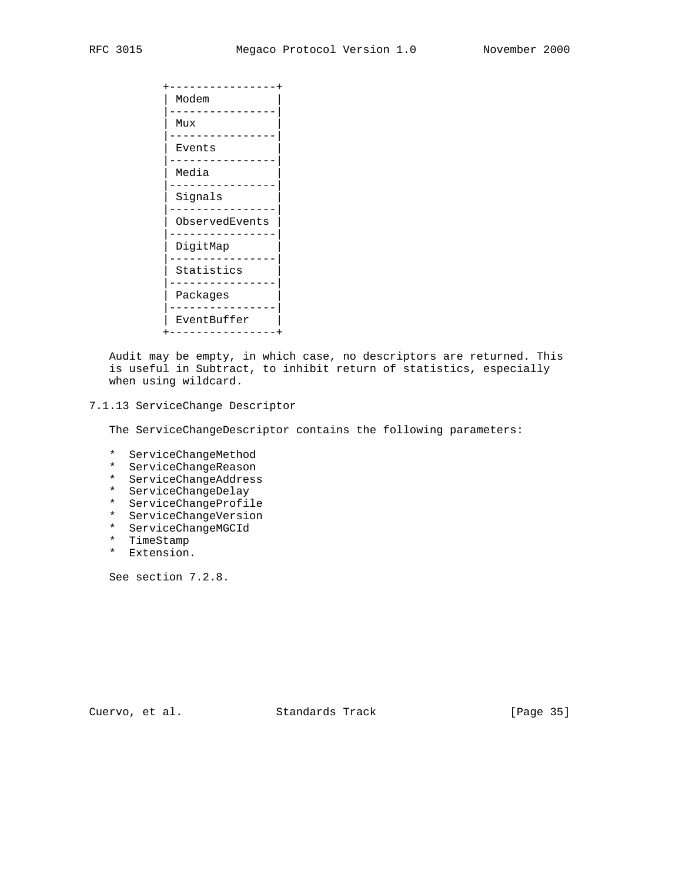```
         +----------------+
         | Modem          |
         |----------------|
         | Mux            |
         |----------------|
         | Events         |
         |----------------|
         | Media          |
         |----------------|
         | Signals        |
         |----------------|
         | ObservedEvents |
         |----------------|
         | DigitMap       |
         |----------------|
         | Statistics     |
         |----------------|
         | Packages       |
         |----------------|
         | EventBuffer    |
         +----------------+
```

Audit may be empty, in which case, no descriptors are returned. This is useful in Subtract, to inhibit return of statistics, especially when using wildcard.

### 7.1.13 ServiceChange Descriptor

The ServiceChangeDescriptor contains the following parameters:

* ServiceChangeMethod
* ServiceChangeReason
* ServiceChangeAddress
* ServiceChangeDelay
* ServiceChangeProfile
* ServiceChangeVersion
* ServiceChangeMGCId
* TimeStamp
* Extension.

See section 7.2.8.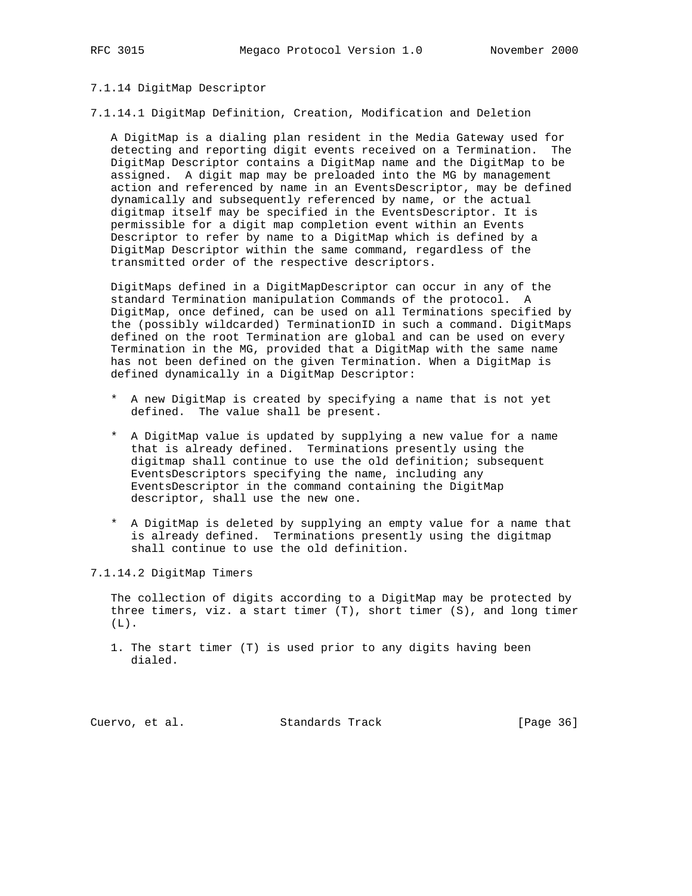### 7.1.14 DigitMap Descriptor

#### 7.1.14.1 DigitMap Definition, Creation, Modification and Deletion

A DigitMap is a dialing plan resident in the Media Gateway used for detecting and reporting digit events received on a Termination. The DigitMap Descriptor contains a DigitMap name and the DigitMap to be assigned. A digit map may be preloaded into the MG by management action and referenced by name in an EventsDescriptor, may be defined dynamically and subsequently referenced by name, or the actual digitmap itself may be specified in the EventsDescriptor. It is permissible for a digit map completion event within an Events Descriptor to refer by name to a DigitMap which is defined by a DigitMap Descriptor within the same command, regardless of the transmitted order of the respective descriptors.

DigitMaps defined in a DigitMapDescriptor can occur in any of the standard Termination manipulation Commands of the protocol. A DigitMap, once defined, can be used on all Terminations specified by the (possibly wildcarded) TerminationID in such a command. DigitMaps defined on the root Termination are global and can be used on every Termination in the MG, provided that a DigitMap with the same name has not been defined on the given Termination. When a DigitMap is defined dynamically in a DigitMap Descriptor:

* A new DigitMap is created by specifying a name that is not yet defined. The value shall be present.

* A DigitMap value is updated by supplying a new value for a name that is already defined. Terminations presently using the digitmap shall continue to use the old definition; subsequent EventsDescriptors specifying the name, including any EventsDescriptor in the command containing the DigitMap descriptor, shall use the new one.

* A DigitMap is deleted by supplying an empty value for a name that is already defined. Terminations presently using the digitmap shall continue to use the old definition.

#### 7.1.14.2 DigitMap Timers

The collection of digits according to a DigitMap may be protected by three timers, viz. a start timer (T), short timer (S), and long timer (L).

1. The start timer (T) is used prior to any digits having been dialed.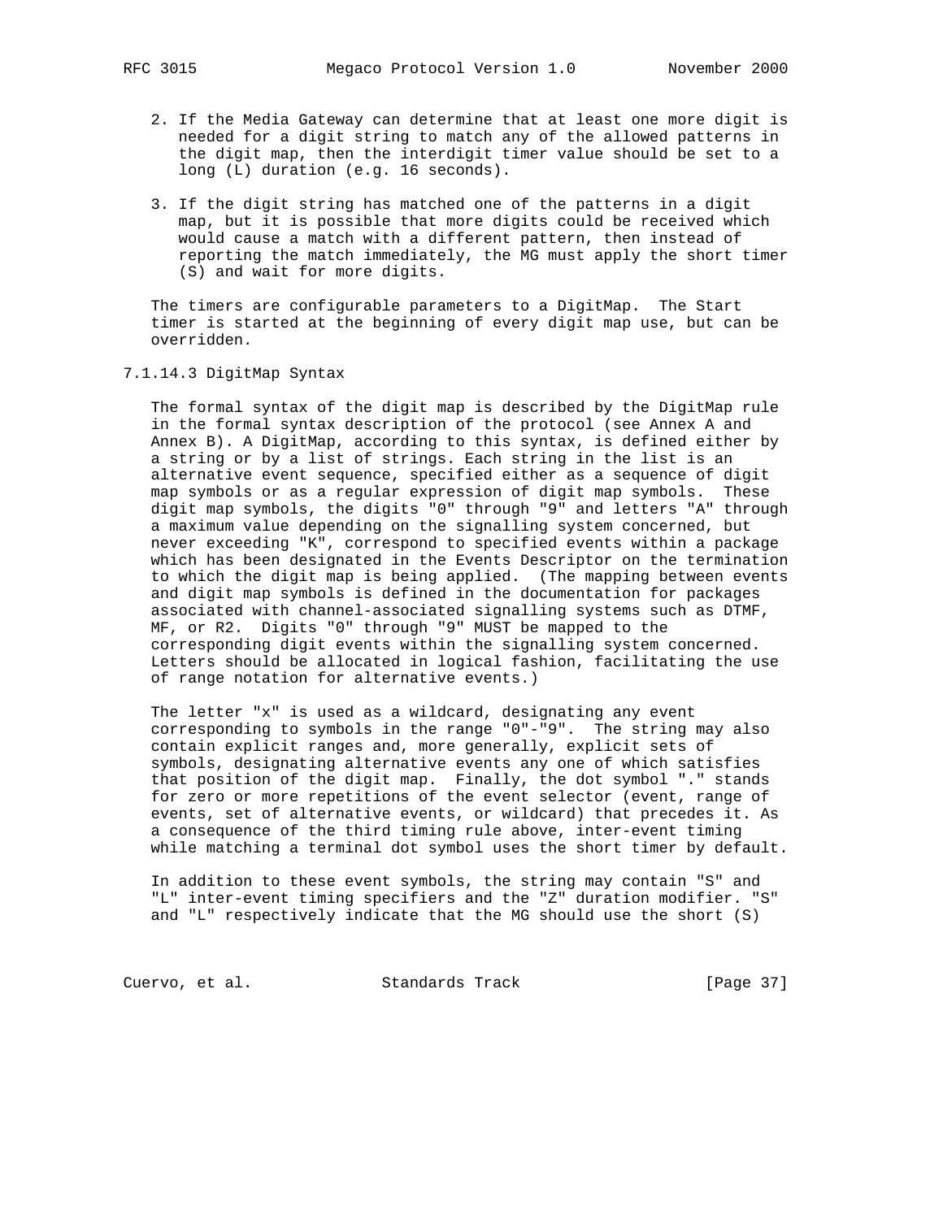2. If the Media Gateway can determine that at least one more digit is needed for a digit string to match any of the allowed patterns in the digit map, then the interdigit timer value should be set to a long (L) duration (e.g. 16 seconds).

3. If the digit string has matched one of the patterns in a digit map, but it is possible that more digits could be received which would cause a match with a different pattern, then instead of reporting the match immediately, the MG must apply the short timer (S) and wait for more digits.

The timers are configurable parameters to a DigitMap. The Start timer is started at the beginning of every digit map use, but can be overridden.

#### 7.1.14.3 DigitMap Syntax

The formal syntax of the digit map is described by the DigitMap rule in the formal syntax description of the protocol (see Annex A and Annex B). A DigitMap, according to this syntax, is defined either by a string or by a list of strings. Each string in the list is an alternative event sequence, specified either as a sequence of digit map symbols or as a regular expression of digit map symbols. These digit map symbols, the digits "0" through "9" and letters "A" through a maximum value depending on the signalling system concerned, but never exceeding "K", correspond to specified events within a package which has been designated in the Events Descriptor on the termination to which the digit map is being applied. (The mapping between events and digit map symbols is defined in the documentation for packages associated with channel-associated signalling systems such as DTMF, MF, or R2. Digits "0" through "9" MUST be mapped to the corresponding digit events within the signalling system concerned. Letters should be allocated in logical fashion, facilitating the use of range notation for alternative events.)

The letter "x" is used as a wildcard, designating any event corresponding to symbols in the range "0"-"9". The string may also contain explicit ranges and, more generally, explicit sets of symbols, designating alternative events any one of which satisfies that position of the digit map. Finally, the dot symbol "." stands for zero or more repetitions of the event selector (event, range of events, set of alternative events, or wildcard) that precedes it. As a consequence of the third timing rule above, inter-event timing while matching a terminal dot symbol uses the short timer by default.

In addition to these event symbols, the string may contain "S" and "L" inter-event timing specifiers and the "Z" duration modifier. "S" and "L" respectively indicate that the MG should use the short (S)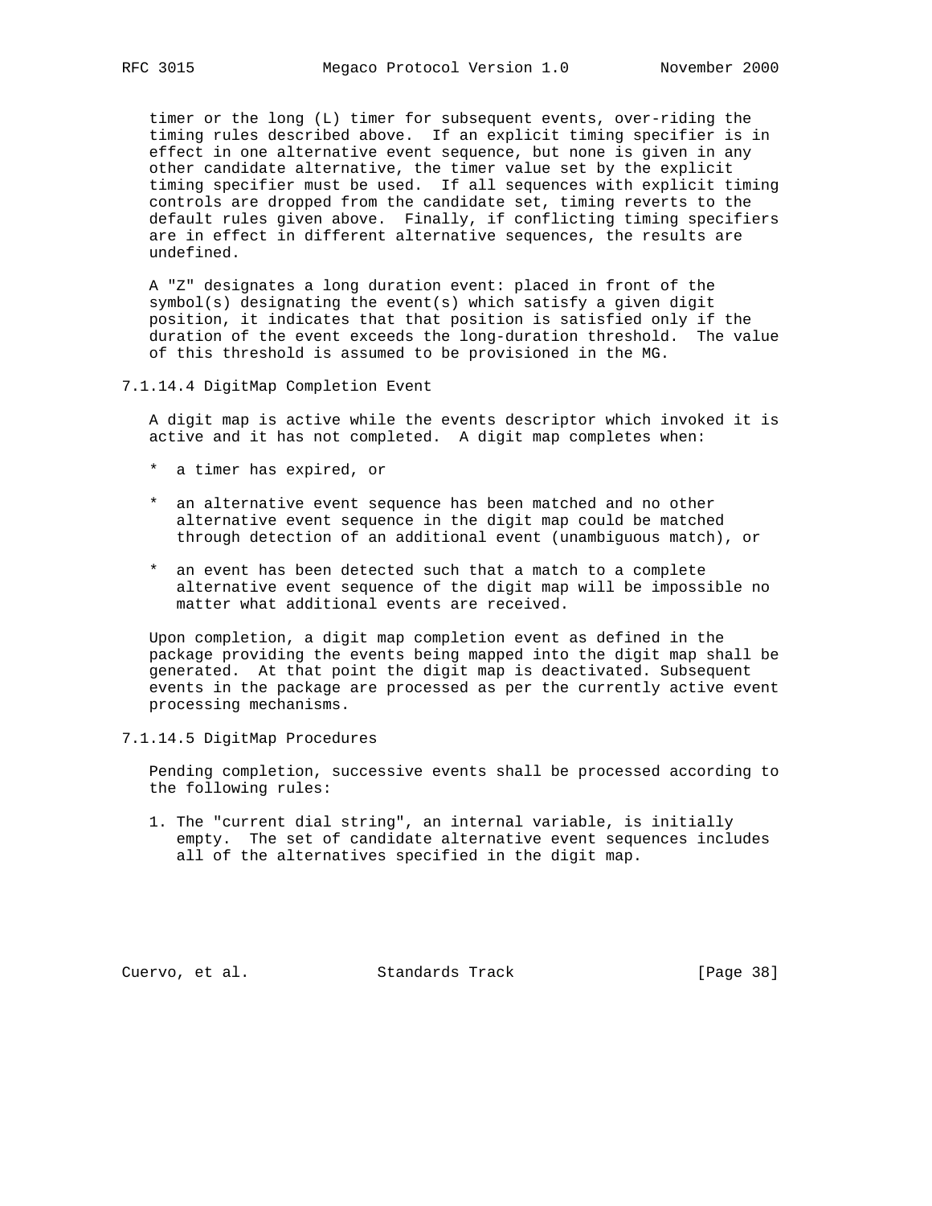timer or the long (L) timer for subsequent events, over-riding the timing rules described above. If an explicit timing specifier is in effect in one alternative event sequence, but none is given in any other candidate alternative, the timer value set by the explicit timing specifier must be used. If all sequences with explicit timing controls are dropped from the candidate set, timing reverts to the default rules given above. Finally, if conflicting timing specifiers are in effect in different alternative sequences, the results are undefined.

A "Z" designates a long duration event: placed in front of the symbol(s) designating the event(s) which satisfy a given digit position, it indicates that that position is satisfied only if the duration of the event exceeds the long-duration threshold. The value of this threshold is assumed to be provisioned in the MG.

### 7.1.14.4 DigitMap Completion Event

A digit map is active while the events descriptor which invoked it is active and it has not completed. A digit map completes when:

* a timer has expired, or

* an alternative event sequence has been matched and no other alternative event sequence in the digit map could be matched through detection of an additional event (unambiguous match), or

* an event has been detected such that a match to a complete alternative event sequence of the digit map will be impossible no matter what additional events are received.

Upon completion, a digit map completion event as defined in the package providing the events being mapped into the digit map shall be generated. At that point the digit map is deactivated. Subsequent events in the package are processed as per the currently active event processing mechanisms.

### 7.1.14.5 DigitMap Procedures

Pending completion, successive events shall be processed according to the following rules:

1. The "current dial string", an internal variable, is initially empty. The set of candidate alternative event sequences includes all of the alternatives specified in the digit map.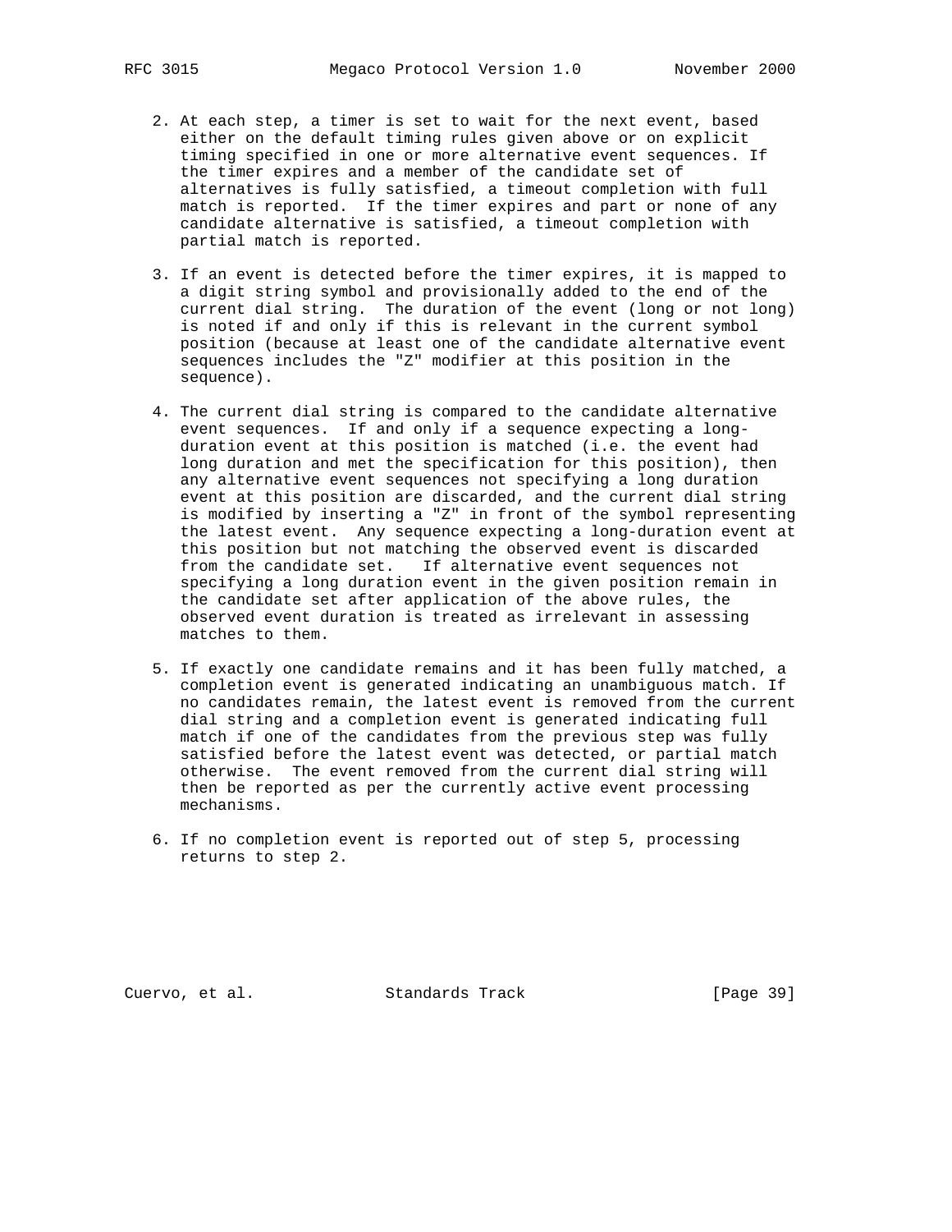2. At each step, a timer is set to wait for the next event, based either on the default timing rules given above or on explicit timing specified in one or more alternative event sequences. If the timer expires and a member of the candidate set of alternatives is fully satisfied, a timeout completion with full match is reported. If the timer expires and part or none of any candidate alternative is satisfied, a timeout completion with partial match is reported.

3. If an event is detected before the timer expires, it is mapped to a digit string symbol and provisionally added to the end of the current dial string. The duration of the event (long or not long) is noted if and only if this is relevant in the current symbol position (because at least one of the candidate alternative event sequences includes the "Z" modifier at this position in the sequence).

4. The current dial string is compared to the candidate alternative event sequences. If and only if a sequence expecting a long-duration event at this position is matched (i.e. the event had long duration and met the specification for this position), then any alternative event sequences not specifying a long duration event at this position are discarded, and the current dial string is modified by inserting a "Z" in front of the symbol representing the latest event. Any sequence expecting a long-duration event at this position but not matching the observed event is discarded from the candidate set. If alternative event sequences not specifying a long duration event in the given position remain in the candidate set after application of the above rules, the observed event duration is treated as irrelevant in assessing matches to them.

5. If exactly one candidate remains and it has been fully matched, a completion event is generated indicating an unambiguous match. If no candidates remain, the latest event is removed from the current dial string and a completion event is generated indicating full match if one of the candidates from the previous step was fully satisfied before the latest event was detected, or partial match otherwise. The event removed from the current dial string will then be reported as per the currently active event processing mechanisms.

6. If no completion event is reported out of step 5, processing returns to step 2.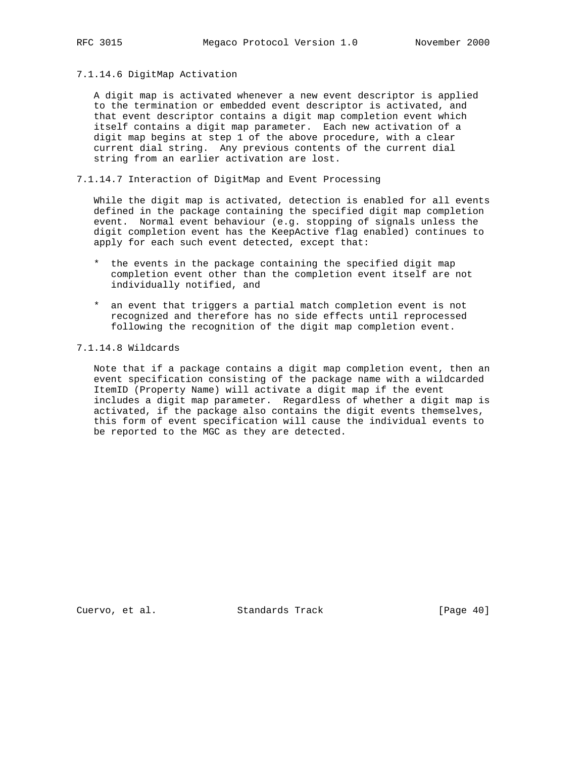#### 7.1.14.6 DigitMap Activation

A digit map is activated whenever a new event descriptor is applied to the termination or embedded event descriptor is activated, and that event descriptor contains a digit map completion event which itself contains a digit map parameter. Each new activation of a digit map begins at step 1 of the above procedure, with a clear current dial string. Any previous contents of the current dial string from an earlier activation are lost.

#### 7.1.14.7 Interaction of DigitMap and Event Processing

While the digit map is activated, detection is enabled for all events defined in the package containing the specified digit map completion event. Normal event behaviour (e.g. stopping of signals unless the digit completion event has the KeepActive flag enabled) continues to apply for each such event detected, except that:

* the events in the package containing the specified digit map completion event other than the completion event itself are not individually notified, and

* an event that triggers a partial match completion event is not recognized and therefore has no side effects until reprocessed following the recognition of the digit map completion event.

#### 7.1.14.8 Wildcards

Note that if a package contains a digit map completion event, then an event specification consisting of the package name with a wildcarded ItemID (Property Name) will activate a digit map if the event includes a digit map parameter. Regardless of whether a digit map is activated, if the package also contains the digit events themselves, this form of event specification will cause the individual events to be reported to the MGC as they are detected.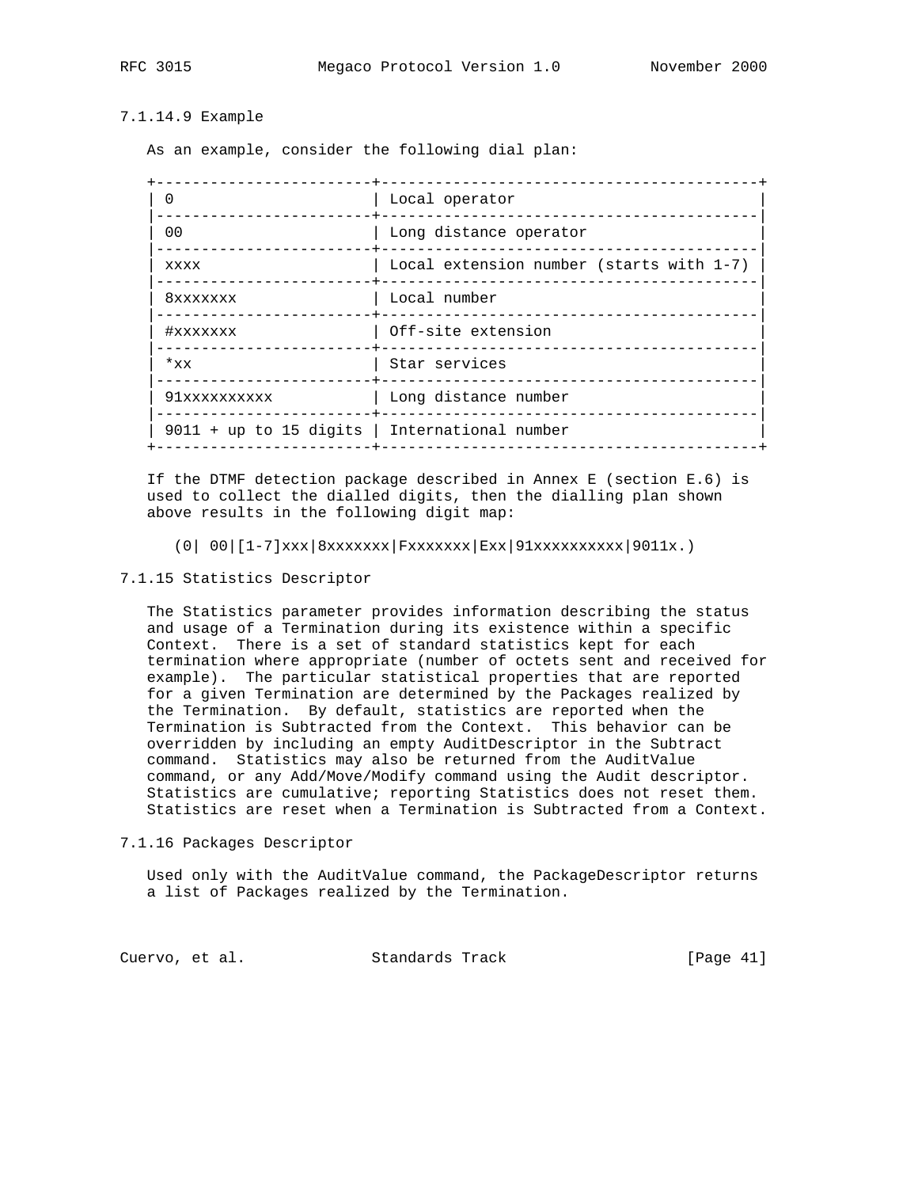#### 7.1.14.9 Example

As an example, consider the following dial plan:

| | |
|---|---|
| 0 | Local operator |
| 00 | Long distance operator |
| xxxx | Local extension number (starts with 1-7) |
| 8xxxxxxx | Local number |
| #xxxxxxx | Off-site extension |
| *xx | Star services |
| 91xxxxxxxxxx | Long distance number |
| 9011 + up to 15 digits | International number |

If the DTMF detection package described in Annex E (section E.6) is used to collect the dialled digits, then the dialling plan shown above results in the following digit map:

```
(0| 00|[1-7]xxx|8xxxxxxx|Fxxxxxxx|Exx|91xxxxxxxxxx|9011x.)
```

### 7.1.15 Statistics Descriptor

The Statistics parameter provides information describing the status and usage of a Termination during its existence within a specific Context. There is a set of standard statistics kept for each termination where appropriate (number of octets sent and received for example). The particular statistical properties that are reported for a given Termination are determined by the Packages realized by the Termination. By default, statistics are reported when the Termination is Subtracted from the Context. This behavior can be overridden by including an empty AuditDescriptor in the Subtract command. Statistics may also be returned from the AuditValue command, or any Add/Move/Modify command using the Audit descriptor. Statistics are cumulative; reporting Statistics does not reset them. Statistics are reset when a Termination is Subtracted from a Context.

### 7.1.16 Packages Descriptor

Used only with the AuditValue command, the PackageDescriptor returns a list of Packages realized by the Termination.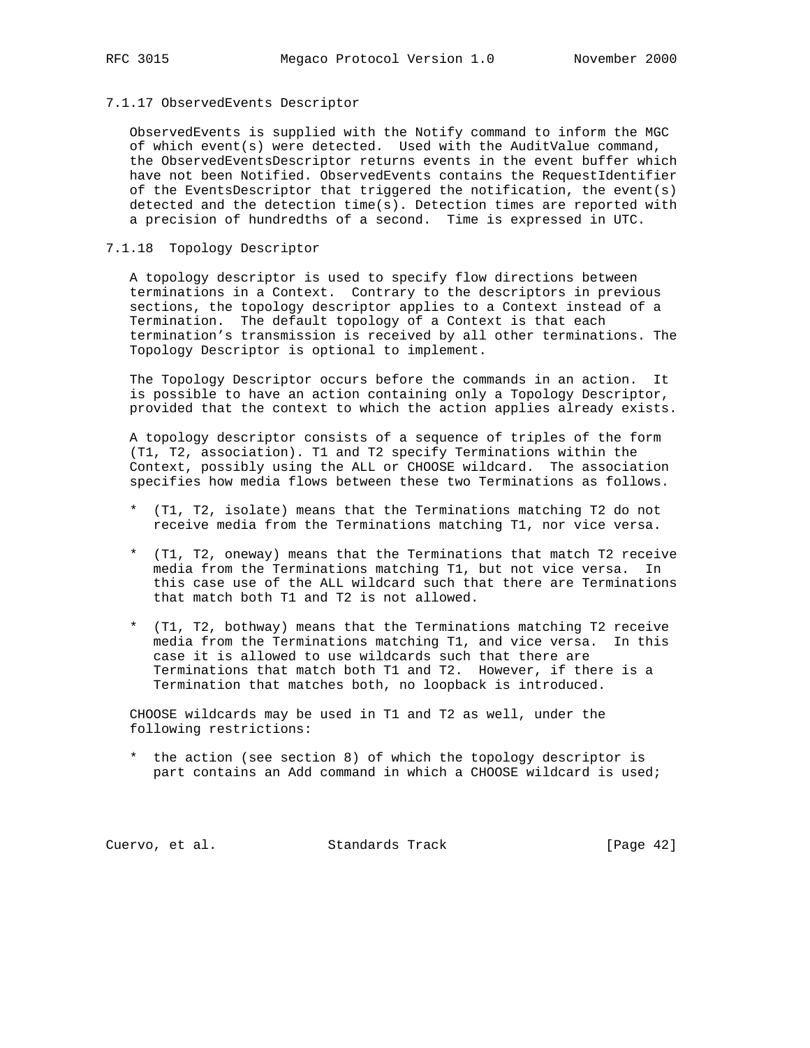### 7.1.17 ObservedEvents Descriptor

ObservedEvents is supplied with the Notify command to inform the MGC of which event(s) were detected. Used with the AuditValue command, the ObservedEventsDescriptor returns events in the event buffer which have not been Notified. ObservedEvents contains the RequestIdentifier of the EventsDescriptor that triggered the notification, the event(s) detected and the detection time(s). Detection times are reported with a precision of hundredths of a second. Time is expressed in UTC.

### 7.1.18 Topology Descriptor

A topology descriptor is used to specify flow directions between terminations in a Context. Contrary to the descriptors in previous sections, the topology descriptor applies to a Context instead of a Termination. The default topology of a Context is that each termination's transmission is received by all other terminations. The Topology Descriptor is optional to implement.

The Topology Descriptor occurs before the commands in an action. It is possible to have an action containing only a Topology Descriptor, provided that the context to which the action applies already exists.

A topology descriptor consists of a sequence of triples of the form (T1, T2, association). T1 and T2 specify Terminations within the Context, possibly using the ALL or CHOOSE wildcard. The association specifies how media flows between these two Terminations as follows.

* (T1, T2, isolate) means that the Terminations matching T2 do not receive media from the Terminations matching T1, nor vice versa.

* (T1, T2, oneway) means that the Terminations that match T2 receive media from the Terminations matching T1, but not vice versa. In this case use of the ALL wildcard such that there are Terminations that match both T1 and T2 is not allowed.

* (T1, T2, bothway) means that the Terminations matching T2 receive media from the Terminations matching T1, and vice versa. In this case it is allowed to use wildcards such that there are Terminations that match both T1 and T2. However, if there is a Termination that matches both, no loopback is introduced.

CHOOSE wildcards may be used in T1 and T2 as well, under the following restrictions:

* the action (see section 8) of which the topology descriptor is part contains an Add command in which a CHOOSE wildcard is used;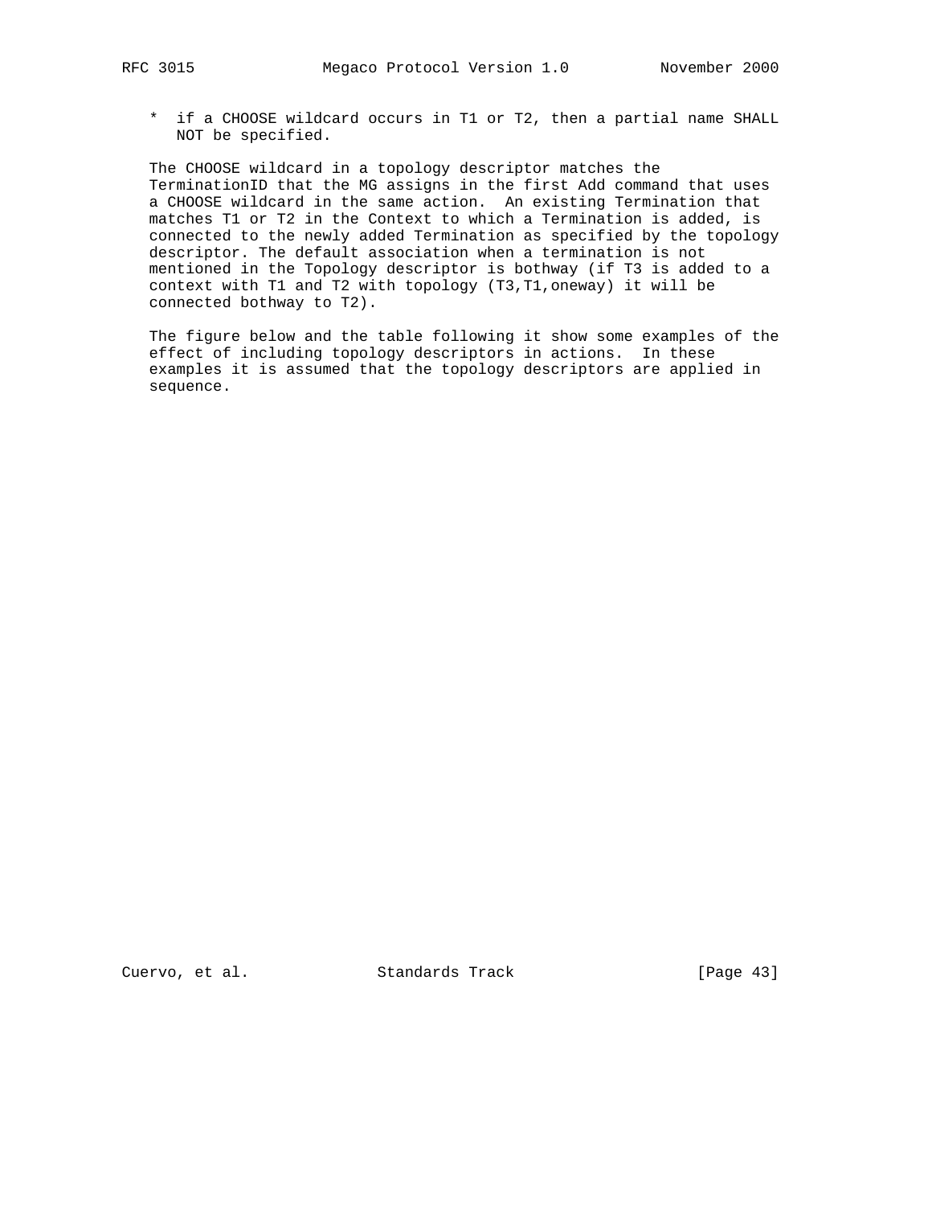* if a CHOOSE wildcard occurs in T1 or T2, then a partial name SHALL NOT be specified.

The CHOOSE wildcard in a topology descriptor matches the TerminationID that the MG assigns in the first Add command that uses a CHOOSE wildcard in the same action. An existing Termination that matches T1 or T2 in the Context to which a Termination is added, is connected to the newly added Termination as specified by the topology descriptor. The default association when a termination is not mentioned in the Topology descriptor is bothway (if T3 is added to a context with T1 and T2 with topology (T3,T1,oneway) it will be connected bothway to T2).

The figure below and the table following it show some examples of the effect of including topology descriptors in actions. In these examples it is assumed that the topology descriptors are applied in sequence.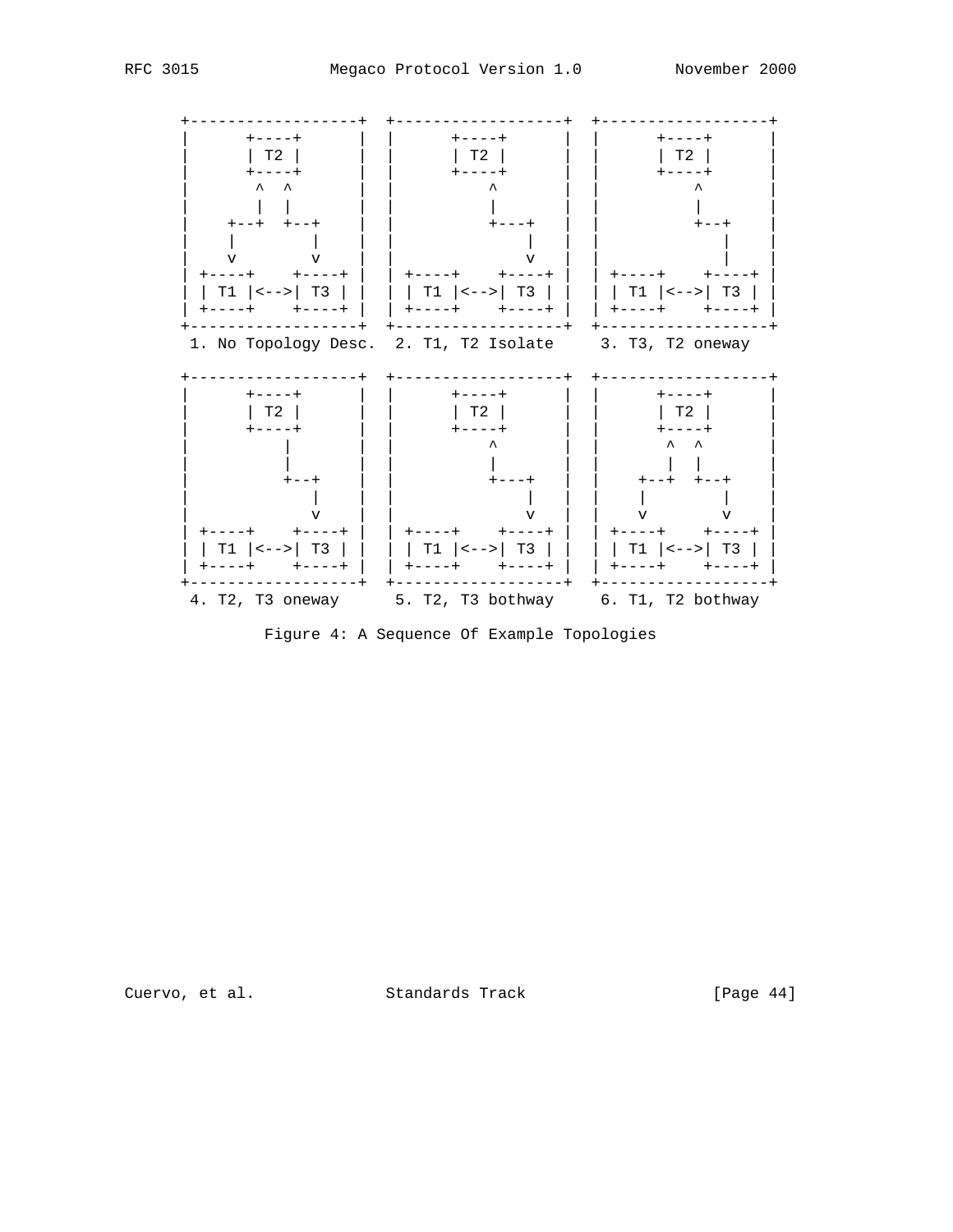```
     +------------------+  +------------------+  +------------------+
     |       +----+     |  |       +----+     |  |       +----+     |
     |       | T2 |     |  |       | T2 |     |  |       | T2 |     |
     |       +----+     |  |       +----+     |  |       +----+     |
     |        ^  ^      |  |          ^       |  |          ^       |
     |        |  |      |  |          |       |  |          |       |
     |     +--+  +--+   |  |          +---+   |  |          +--+    |
     |     |        |   |  |              |   |  |             |    |
     |     v        v   |  |              v   |  |             |    |
     | +----+    +----+ |  | +----+    +----+ |  | +----+    +----+ |
     | | T1 |<-->| T3 | |  | | T1 |<-->| T3 | |  | | T1 |<-->| T3 | |
     | +----+    +----+ |  | +----+    +----+ |  | +----+    +----+ |
     +------------------+  +------------------+  +------------------+
      1. No Topology Desc.  2. T1, T2 Isolate     3. T3, T2 oneway

     +------------------+  +------------------+  +------------------+
     |       +----+     |  |       +----+     |  |       +----+     |
     |       | T2 |     |  |       | T2 |     |  |       | T2 |     |
     |       +----+     |  |       +----+     |  |       +----+     |
     |          |       |  |          ^       |  |        ^  ^      |
     |          |       |  |          |       |  |        |  |      |
     |          +--+    |  |          +---+   |  |     +--+  +--+   |
     |             |    |  |              |   |  |     |        |   |
     |             v    |  |              v   |  |     v        v   |
     | +----+    +----+ |  | +----+    +----+ |  | +----+    +----+ |
     | | T1 |<-->| T3 | |  | | T1 |<-->| T3 | |  | | T1 |<-->| T3 | |
     | +----+    +----+ |  | +----+    +----+ |  | +----+    +----+ |
     +------------------+  +------------------+  +------------------+
      4. T2, T3 oneway      5. T2, T3 bothway     6. T1, T2 bothway

                Figure 4: A Sequence Of Example Topologies
```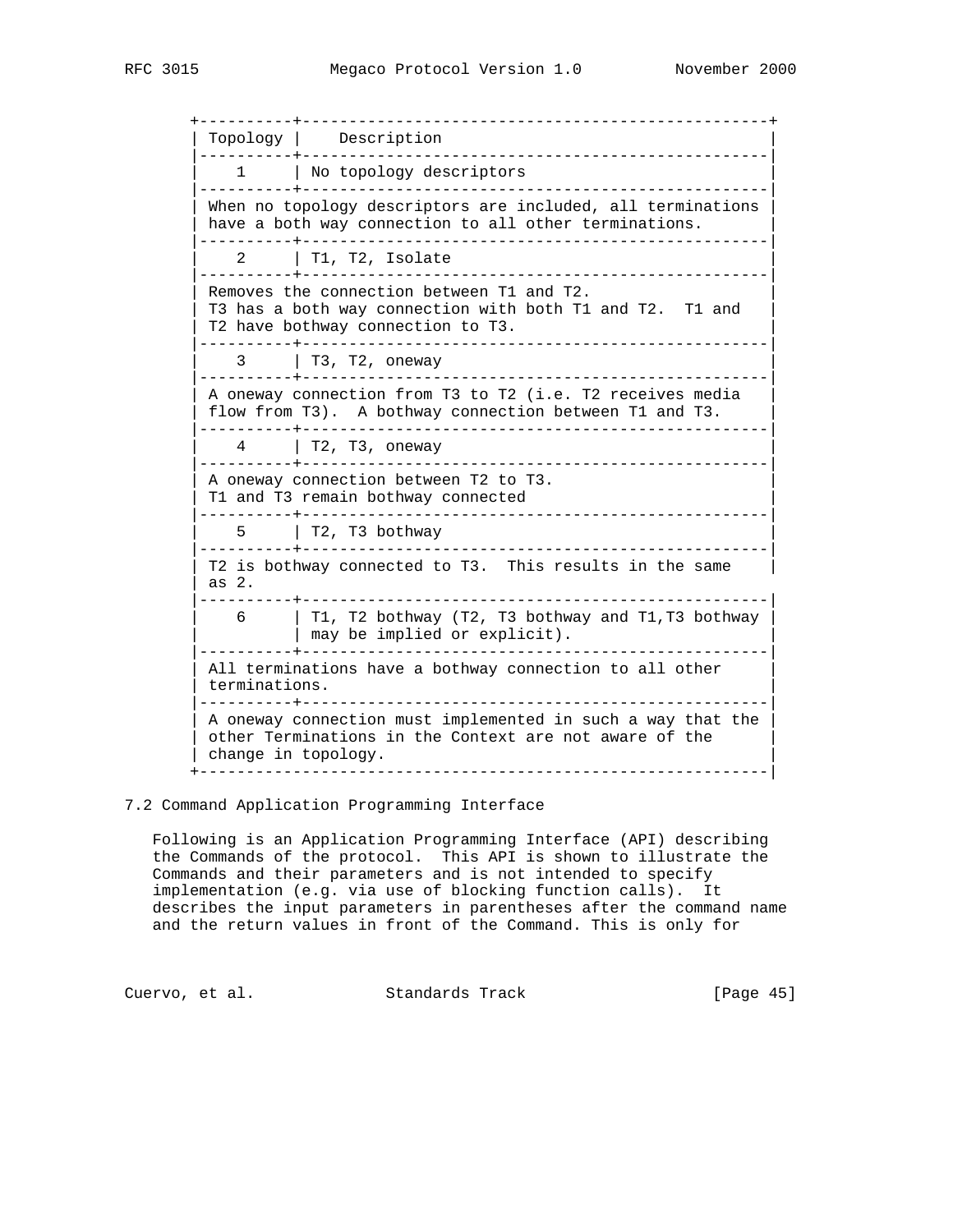| Topology | Description |
|---|---|
| 1 | No topology descriptors |
| When no topology descriptors are included, all terminations have a both way connection to all other terminations. | |
| 2 | T1, T2, Isolate |
| Removes the connection between T1 and T2. T3 has a both way connection with both T1 and T2. T1 and T2 have bothway connection to T3. | |
| 3 | T3, T2, oneway |
| A oneway connection from T3 to T2 (i.e. T2 receives media flow from T3). A bothway connection between T1 and T3. | |
| 4 | T2, T3, oneway |
| A oneway connection between T2 to T3. T1 and T3 remain bothway connected | |
| 5 | T2, T3 bothway |
| T2 is bothway connected to T3. This results in the same as 2. | |
| 6 | T1, T2 bothway (T2, T3 bothway and T1,T3 bothway may be implied or explicit). |
| All terminations have a bothway connection to all other terminations. | |
| A oneway connection must implemented in such a way that the other Terminations in the Context are not aware of the change in topology. | |

## 7.2 Command Application Programming Interface

Following is an Application Programming Interface (API) describing the Commands of the protocol. This API is shown to illustrate the Commands and their parameters and is not intended to specify implementation (e.g. via use of blocking function calls). It describes the input parameters in parentheses after the command name and the return values in front of the Command. This is only for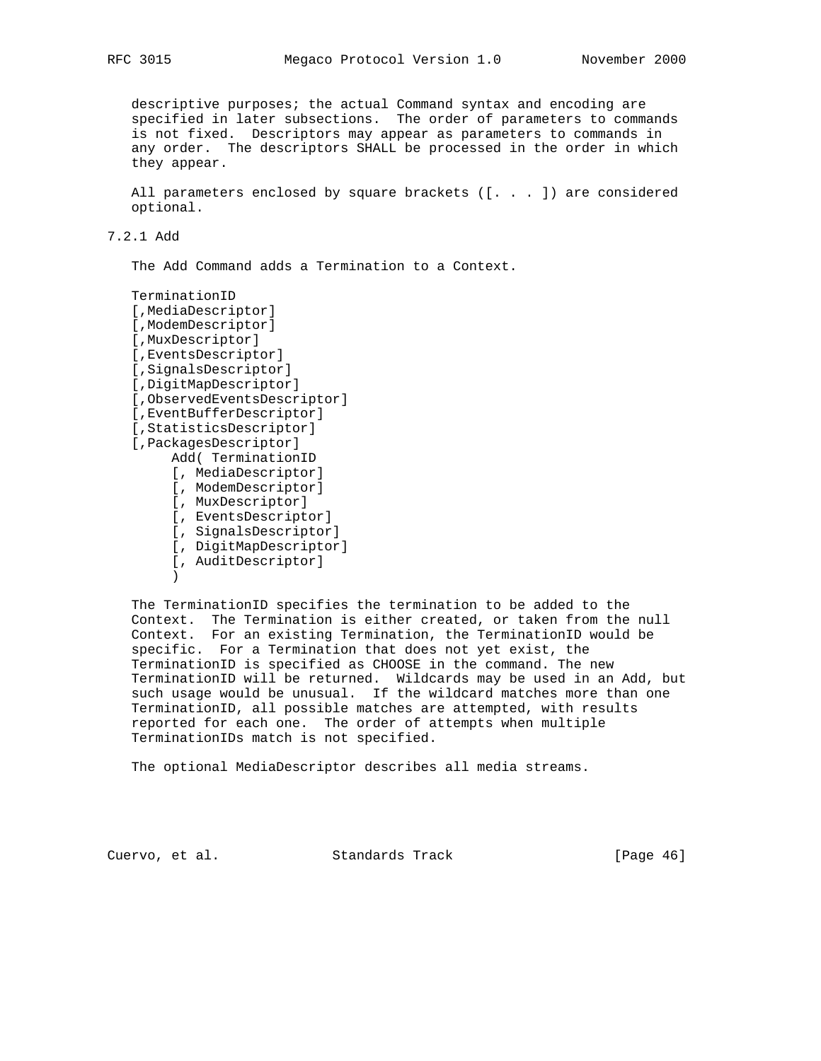descriptive purposes; the actual Command syntax and encoding are specified in later subsections. The order of parameters to commands is not fixed. Descriptors may appear as parameters to commands in any order. The descriptors SHALL be processed in the order in which they appear.

All parameters enclosed by square brackets ([. . . ]) are considered optional.

### 7.2.1 Add

The Add Command adds a Termination to a Context.

```
TerminationID
[,MediaDescriptor]
[,ModemDescriptor]
[,MuxDescriptor]
[,EventsDescriptor]
[,SignalsDescriptor]
[,DigitMapDescriptor]
[,ObservedEventsDescriptor]
[,EventBufferDescriptor]
[,StatisticsDescriptor]
[,PackagesDescriptor]
     Add( TerminationID
     [, MediaDescriptor]
     [, ModemDescriptor]
     [, MuxDescriptor]
     [, EventsDescriptor]
     [, SignalsDescriptor]
     [, DigitMapDescriptor]
     [, AuditDescriptor]
     )
```

The TerminationID specifies the termination to be added to the Context. The Termination is either created, or taken from the null Context. For an existing Termination, the TerminationID would be specific. For a Termination that does not yet exist, the TerminationID is specified as CHOOSE in the command. The new TerminationID will be returned. Wildcards may be used in an Add, but such usage would be unusual. If the wildcard matches more than one TerminationID, all possible matches are attempted, with results reported for each one. The order of attempts when multiple TerminationIDs match is not specified.

The optional MediaDescriptor describes all media streams.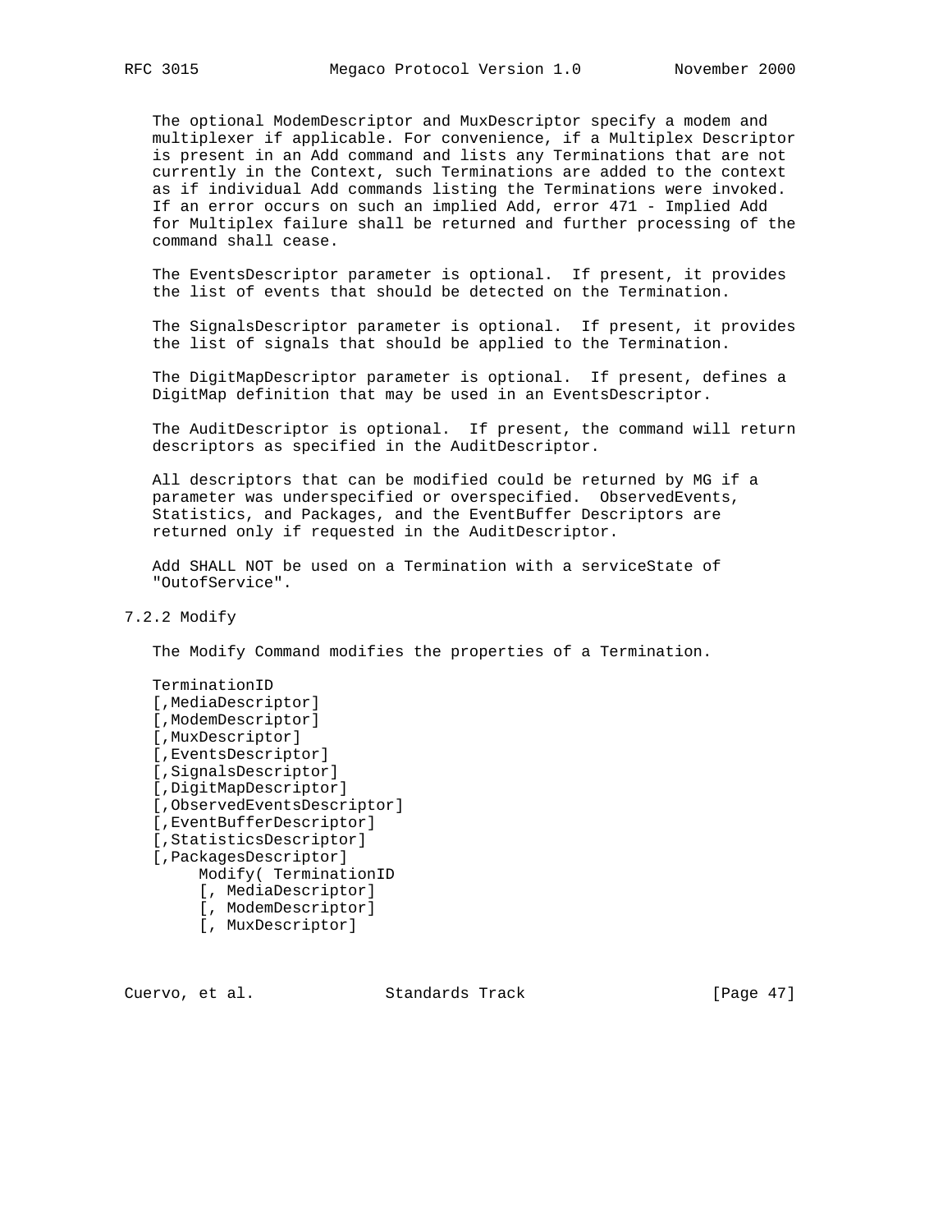The optional ModemDescriptor and MuxDescriptor specify a modem and multiplexer if applicable. For convenience, if a Multiplex Descriptor is present in an Add command and lists any Terminations that are not currently in the Context, such Terminations are added to the context as if individual Add commands listing the Terminations were invoked. If an error occurs on such an implied Add, error 471 - Implied Add for Multiplex failure shall be returned and further processing of the command shall cease.

The EventsDescriptor parameter is optional. If present, it provides the list of events that should be detected on the Termination.

The SignalsDescriptor parameter is optional. If present, it provides the list of signals that should be applied to the Termination.

The DigitMapDescriptor parameter is optional. If present, defines a DigitMap definition that may be used in an EventsDescriptor.

The AuditDescriptor is optional. If present, the command will return descriptors as specified in the AuditDescriptor.

All descriptors that can be modified could be returned by MG if a parameter was underspecified or overspecified. ObservedEvents, Statistics, and Packages, and the EventBuffer Descriptors are returned only if requested in the AuditDescriptor.

Add SHALL NOT be used on a Termination with a serviceState of "OutofService".

### 7.2.2 Modify

The Modify Command modifies the properties of a Termination.

```
TerminationID
[,MediaDescriptor]
[,ModemDescriptor]
[,MuxDescriptor]
[,EventsDescriptor]
[,SignalsDescriptor]
[,DigitMapDescriptor]
[,ObservedEventsDescriptor]
[,EventBufferDescriptor]
[,StatisticsDescriptor]
[,PackagesDescriptor]
     Modify( TerminationID
     [, MediaDescriptor]
     [, ModemDescriptor]
     [, MuxDescriptor]
```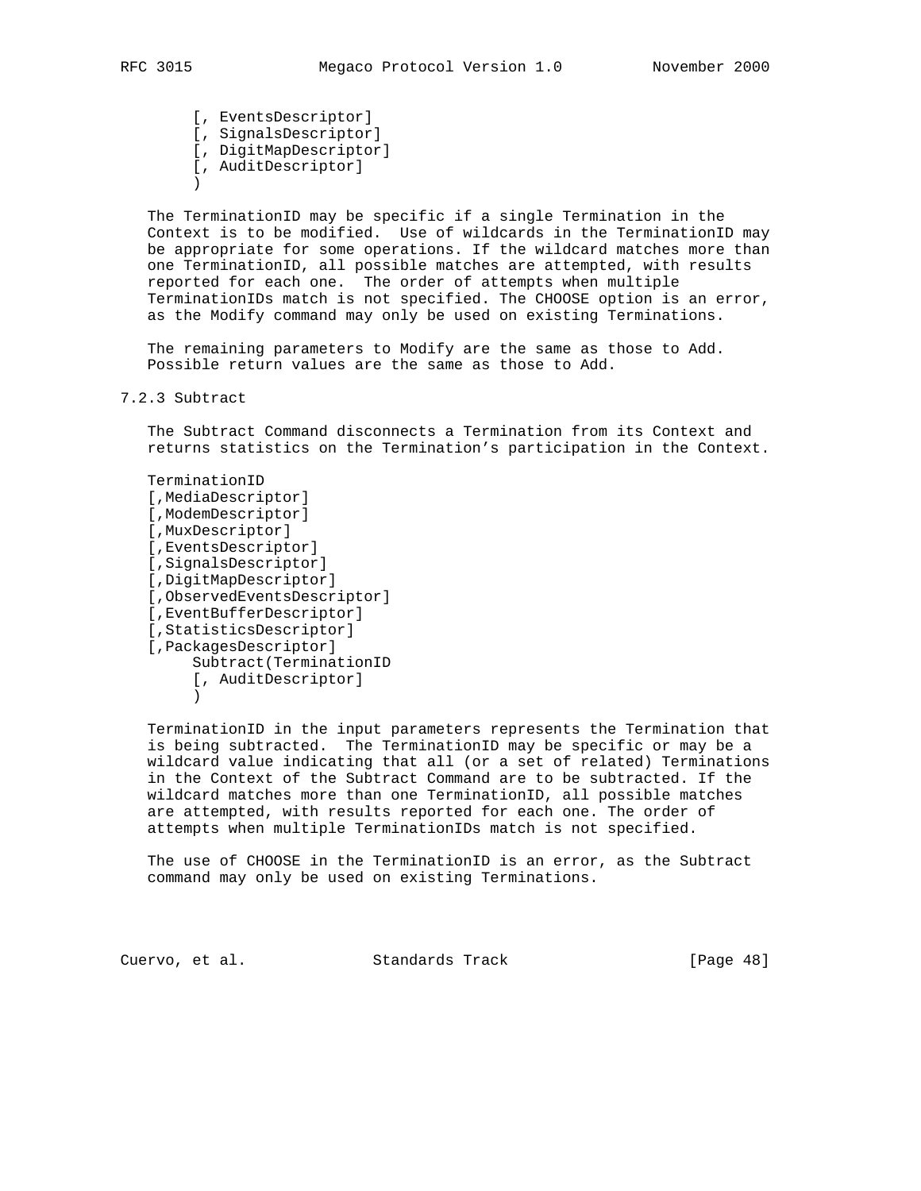```
       [, EventsDescriptor]
       [, SignalsDescriptor]
       [, DigitMapDescriptor]
       [, AuditDescriptor]
       )
```

The TerminationID may be specific if a single Termination in the Context is to be modified. Use of wildcards in the TerminationID may be appropriate for some operations. If the wildcard matches more than one TerminationID, all possible matches are attempted, with results reported for each one. The order of attempts when multiple TerminationIDs match is not specified. The CHOOSE option is an error, as the Modify command may only be used on existing Terminations.

The remaining parameters to Modify are the same as those to Add. Possible return values are the same as those to Add.

### 7.2.3 Subtract

The Subtract Command disconnects a Termination from its Context and returns statistics on the Termination's participation in the Context.

```
TerminationID
[,MediaDescriptor]
[,ModemDescriptor]
[,MuxDescriptor]
[,EventsDescriptor]
[,SignalsDescriptor]
[,DigitMapDescriptor]
[,ObservedEventsDescriptor]
[,EventBufferDescriptor]
[,StatisticsDescriptor]
[,PackagesDescriptor]
     Subtract(TerminationID
     [, AuditDescriptor]
     )
```

TerminationID in the input parameters represents the Termination that is being subtracted. The TerminationID may be specific or may be a wildcard value indicating that all (or a set of related) Terminations in the Context of the Subtract Command are to be subtracted. If the wildcard matches more than one TerminationID, all possible matches are attempted, with results reported for each one. The order of attempts when multiple TerminationIDs match is not specified.

The use of CHOOSE in the TerminationID is an error, as the Subtract command may only be used on existing Terminations.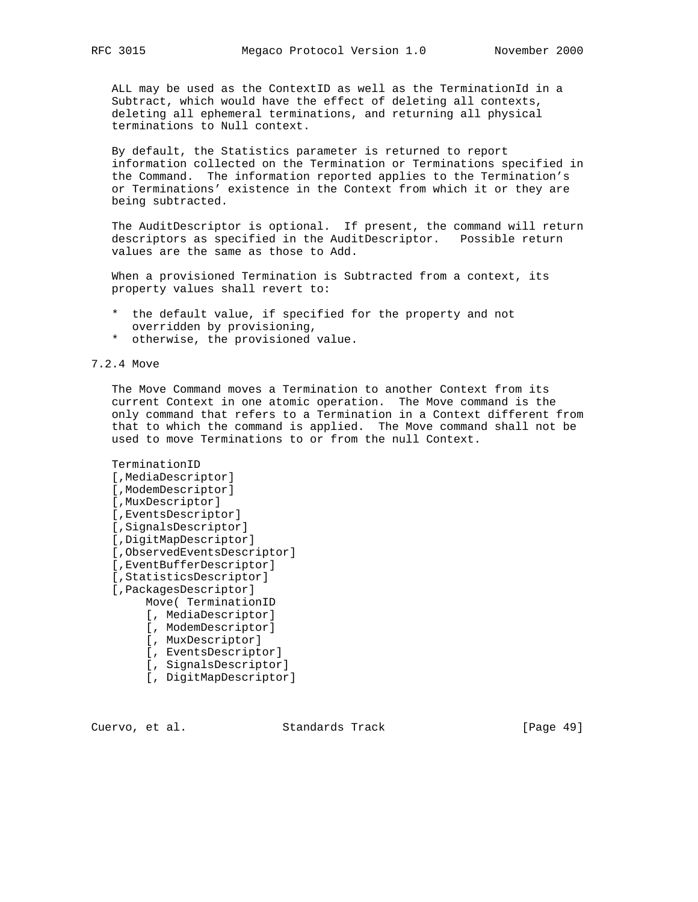ALL may be used as the ContextID as well as the TerminationId in a Subtract, which would have the effect of deleting all contexts, deleting all ephemeral terminations, and returning all physical terminations to Null context.

By default, the Statistics parameter is returned to report information collected on the Termination or Terminations specified in the Command. The information reported applies to the Termination's or Terminations' existence in the Context from which it or they are being subtracted.

The AuditDescriptor is optional. If present, the command will return descriptors as specified in the AuditDescriptor. Possible return values are the same as those to Add.

When a provisioned Termination is Subtracted from a context, its property values shall revert to:

* the default value, if specified for the property and not overridden by provisioning,
* otherwise, the provisioned value.

### 7.2.4 Move

The Move Command moves a Termination to another Context from its current Context in one atomic operation. The Move command is the only command that refers to a Termination in a Context different from that to which the command is applied. The Move command shall not be used to move Terminations to or from the null Context.

```
TerminationID
[,MediaDescriptor]
[,ModemDescriptor]
[,MuxDescriptor]
[,EventsDescriptor]
[,SignalsDescriptor]
[,DigitMapDescriptor]
[,ObservedEventsDescriptor]
[,EventBufferDescriptor]
[,StatisticsDescriptor]
[,PackagesDescriptor]
     Move( TerminationID
     [, MediaDescriptor]
     [, ModemDescriptor]
     [, MuxDescriptor]
     [, EventsDescriptor]
     [, SignalsDescriptor]
     [, DigitMapDescriptor]
```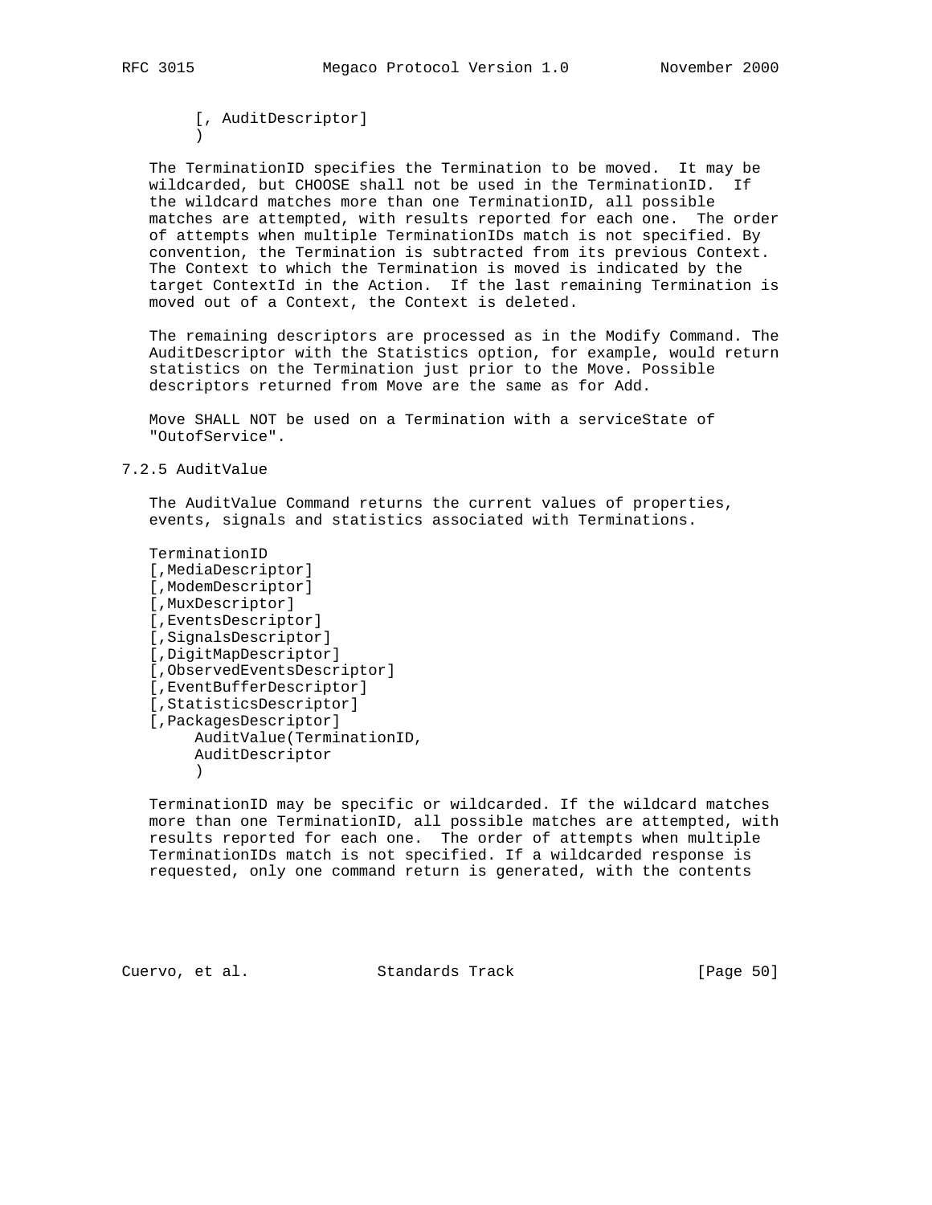```
        [, AuditDescriptor]
        )
```

The TerminationID specifies the Termination to be moved. It may be wildcarded, but CHOOSE shall not be used in the TerminationID. If the wildcard matches more than one TerminationID, all possible matches are attempted, with results reported for each one. The order of attempts when multiple TerminationIDs match is not specified. By convention, the Termination is subtracted from its previous Context. The Context to which the Termination is moved is indicated by the target ContextId in the Action. If the last remaining Termination is moved out of a Context, the Context is deleted.

The remaining descriptors are processed as in the Modify Command. The AuditDescriptor with the Statistics option, for example, would return statistics on the Termination just prior to the Move. Possible descriptors returned from Move are the same as for Add.

Move SHALL NOT be used on a Termination with a serviceState of "OutofService".

### 7.2.5 AuditValue

The AuditValue Command returns the current values of properties, events, signals and statistics associated with Terminations.

```
   TerminationID
   [,MediaDescriptor]
   [,ModemDescriptor]
   [,MuxDescriptor]
   [,EventsDescriptor]
   [,SignalsDescriptor]
   [,DigitMapDescriptor]
   [,ObservedEventsDescriptor]
   [,EventBufferDescriptor]
   [,StatisticsDescriptor]
   [,PackagesDescriptor]
        AuditValue(TerminationID,
        AuditDescriptor
        )
```

TerminationID may be specific or wildcarded. If the wildcard matches more than one TerminationID, all possible matches are attempted, with results reported for each one. The order of attempts when multiple TerminationIDs match is not specified. If a wildcarded response is requested, only one command return is generated, with the contents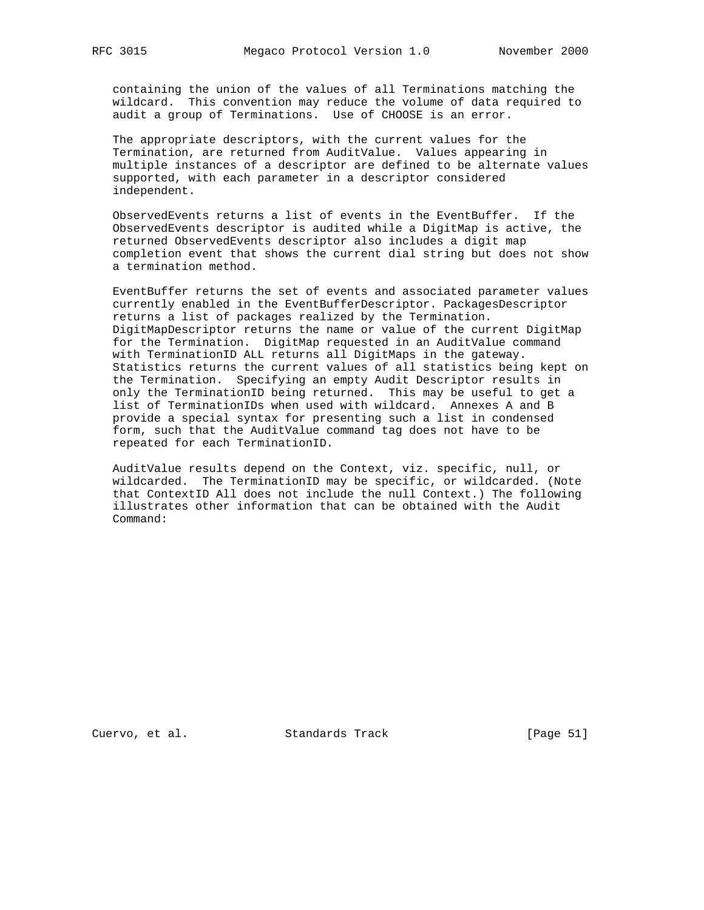containing the union of the values of all Terminations matching the wildcard. This convention may reduce the volume of data required to audit a group of Terminations. Use of CHOOSE is an error.

The appropriate descriptors, with the current values for the Termination, are returned from AuditValue. Values appearing in multiple instances of a descriptor are defined to be alternate values supported, with each parameter in a descriptor considered independent.

ObservedEvents returns a list of events in the EventBuffer. If the ObservedEvents descriptor is audited while a DigitMap is active, the returned ObservedEvents descriptor also includes a digit map completion event that shows the current dial string but does not show a termination method.

EventBuffer returns the set of events and associated parameter values currently enabled in the EventBufferDescriptor. PackagesDescriptor returns a list of packages realized by the Termination. DigitMapDescriptor returns the name or value of the current DigitMap for the Termination. DigitMap requested in an AuditValue command with TerminationID ALL returns all DigitMaps in the gateway. Statistics returns the current values of all statistics being kept on the Termination. Specifying an empty Audit Descriptor results in only the TerminationID being returned. This may be useful to get a list of TerminationIDs when used with wildcard. Annexes A and B provide a special syntax for presenting such a list in condensed form, such that the AuditValue command tag does not have to be repeated for each TerminationID.

AuditValue results depend on the Context, viz. specific, null, or wildcarded. The TerminationID may be specific, or wildcarded. (Note that ContextID All does not include the null Context.) The following illustrates other information that can be obtained with the Audit Command: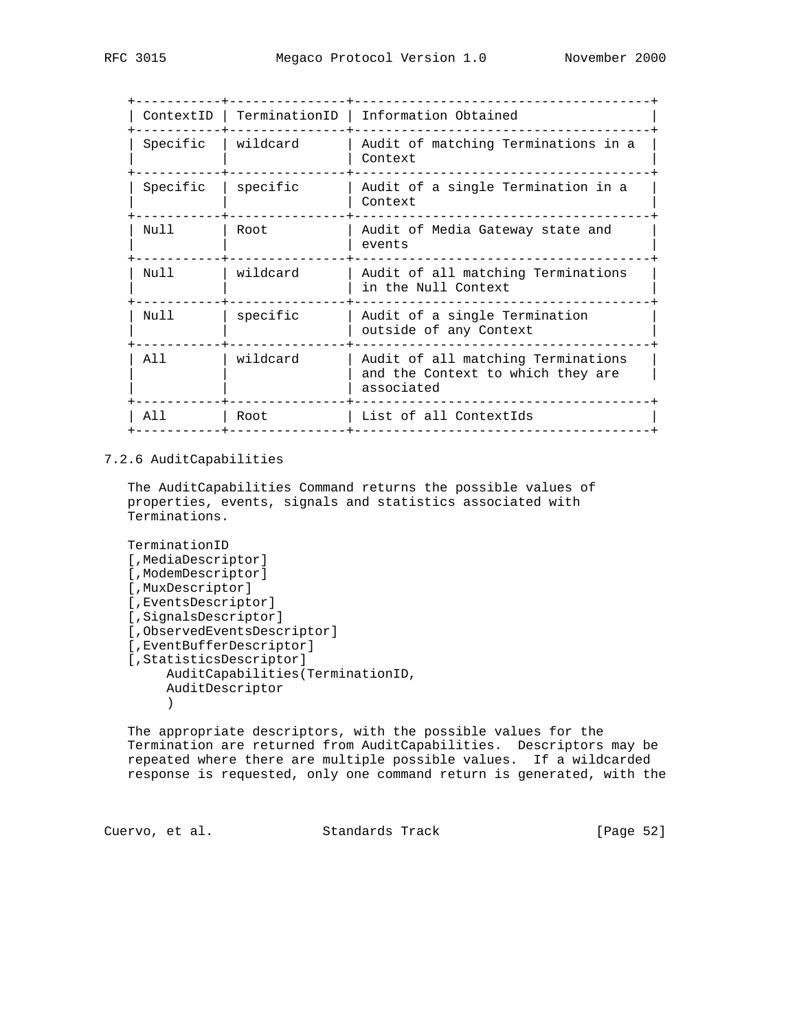| ContextID | TerminationID | Information Obtained |
| --- | --- | --- |
| Specific | wildcard | Audit of matching Terminations in a Context |
| Specific | specific | Audit of a single Termination in a Context |
| Null | Root | Audit of Media Gateway state and events |
| Null | wildcard | Audit of all matching Terminations in the Null Context |
| Null | specific | Audit of a single Termination outside of any Context |
| All | wildcard | Audit of all matching Terminations and the Context to which they are associated |
| All | Root | List of all ContextIds |

### 7.2.6 AuditCapabilities

The AuditCapabilities Command returns the possible values of properties, events, signals and statistics associated with Terminations.

```
TerminationID
[,MediaDescriptor]
[,ModemDescriptor]
[,MuxDescriptor]
[,EventsDescriptor]
[,SignalsDescriptor]
[,ObservedEventsDescriptor]
[,EventBufferDescriptor]
[,StatisticsDescriptor]
     AuditCapabilities(TerminationID,
     AuditDescriptor
     )
```

The appropriate descriptors, with the possible values for the Termination are returned from AuditCapabilities. Descriptors may be repeated where there are multiple possible values. If a wildcarded response is requested, only one command return is generated, with the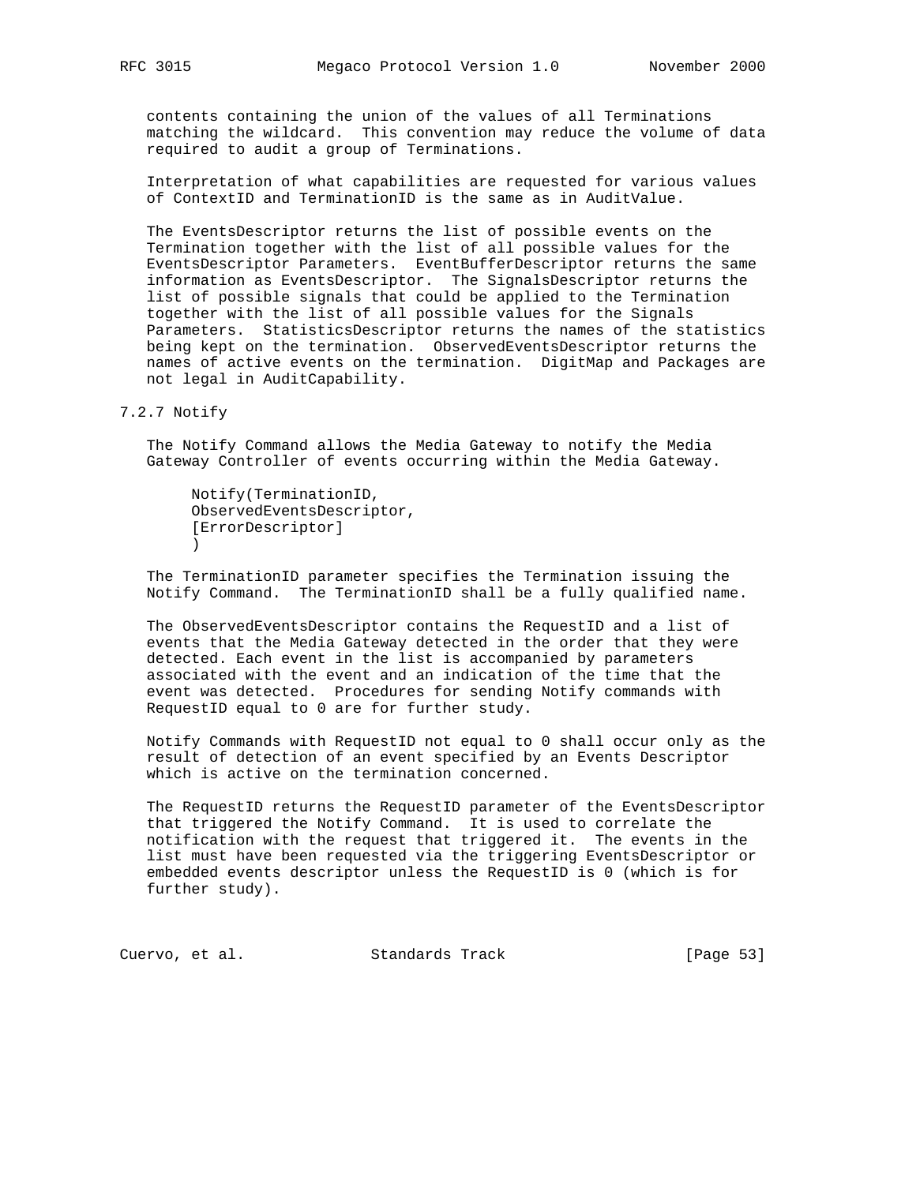contents containing the union of the values of all Terminations matching the wildcard. This convention may reduce the volume of data required to audit a group of Terminations.

Interpretation of what capabilities are requested for various values of ContextID and TerminationID is the same as in AuditValue.

The EventsDescriptor returns the list of possible events on the Termination together with the list of all possible values for the EventsDescriptor Parameters. EventBufferDescriptor returns the same information as EventsDescriptor. The SignalsDescriptor returns the list of possible signals that could be applied to the Termination together with the list of all possible values for the Signals Parameters. StatisticsDescriptor returns the names of the statistics being kept on the termination. ObservedEventsDescriptor returns the names of active events on the termination. DigitMap and Packages are not legal in AuditCapability.

### 7.2.7 Notify

The Notify Command allows the Media Gateway to notify the Media Gateway Controller of events occurring within the Media Gateway.

```
Notify(TerminationID,
ObservedEventsDescriptor,
[ErrorDescriptor]
)
```

The TerminationID parameter specifies the Termination issuing the Notify Command. The TerminationID shall be a fully qualified name.

The ObservedEventsDescriptor contains the RequestID and a list of events that the Media Gateway detected in the order that they were detected. Each event in the list is accompanied by parameters associated with the event and an indication of the time that the event was detected. Procedures for sending Notify commands with RequestID equal to 0 are for further study.

Notify Commands with RequestID not equal to 0 shall occur only as the result of detection of an event specified by an Events Descriptor which is active on the termination concerned.

The RequestID returns the RequestID parameter of the EventsDescriptor that triggered the Notify Command. It is used to correlate the notification with the request that triggered it. The events in the list must have been requested via the triggering EventsDescriptor or embedded events descriptor unless the RequestID is 0 (which is for further study).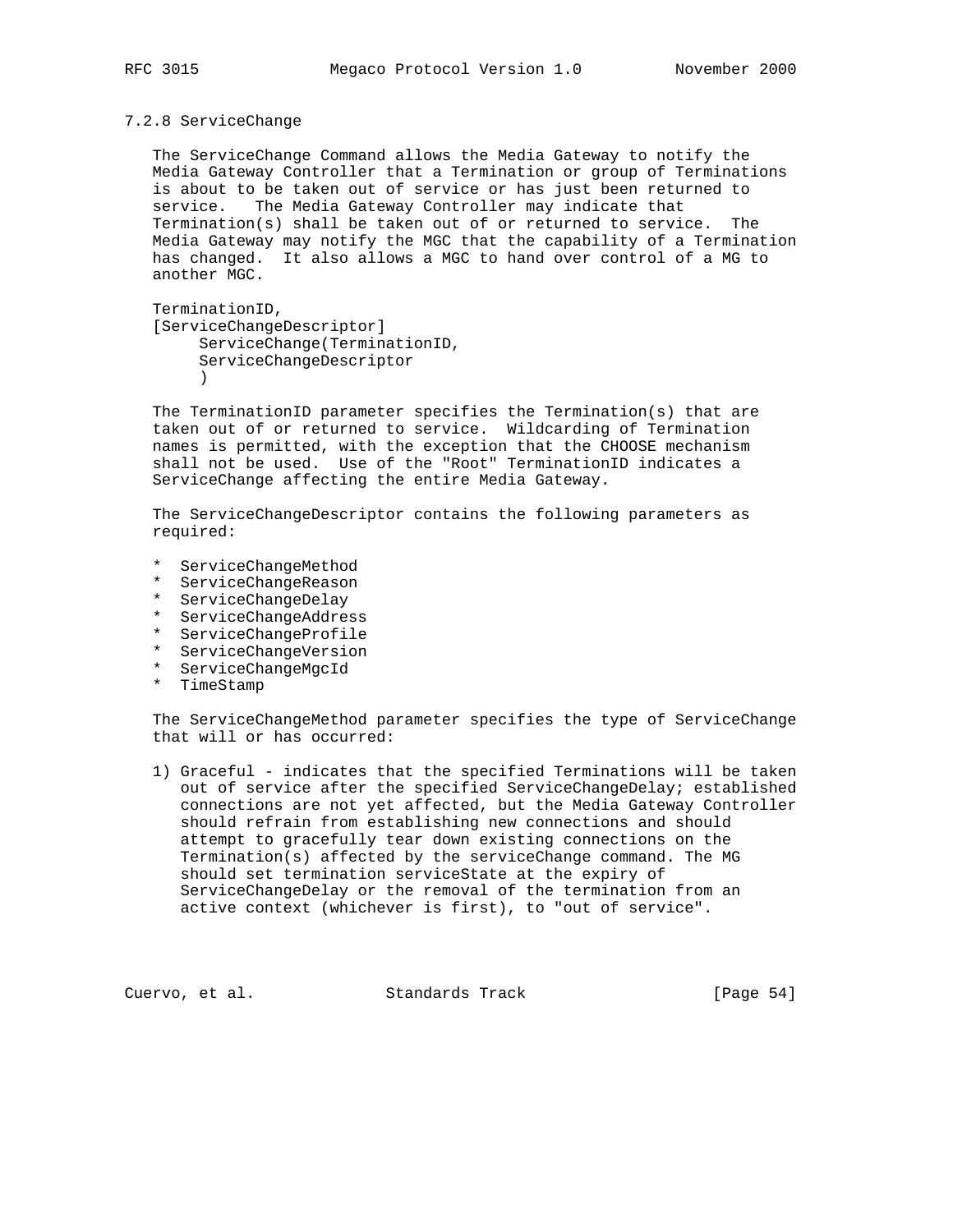### 7.2.8 ServiceChange

The ServiceChange Command allows the Media Gateway to notify the Media Gateway Controller that a Termination or group of Terminations is about to be taken out of service or has just been returned to service. The Media Gateway Controller may indicate that Termination(s) shall be taken out of or returned to service. The Media Gateway may notify the MGC that the capability of a Termination has changed. It also allows a MGC to hand over control of a MG to another MGC.

```
TerminationID,
[ServiceChangeDescriptor]
     ServiceChange(TerminationID,
     ServiceChangeDescriptor
     )
```

The TerminationID parameter specifies the Termination(s) that are taken out of or returned to service. Wildcarding of Termination names is permitted, with the exception that the CHOOSE mechanism shall not be used. Use of the "Root" TerminationID indicates a ServiceChange affecting the entire Media Gateway.

The ServiceChangeDescriptor contains the following parameters as required:

* ServiceChangeMethod
* ServiceChangeReason
* ServiceChangeDelay
* ServiceChangeAddress
* ServiceChangeProfile
* ServiceChangeVersion
* ServiceChangeMgcId
* TimeStamp

The ServiceChangeMethod parameter specifies the type of ServiceChange that will or has occurred:

1) Graceful - indicates that the specified Terminations will be taken out of service after the specified ServiceChangeDelay; established connections are not yet affected, but the Media Gateway Controller should refrain from establishing new connections and should attempt to gracefully tear down existing connections on the Termination(s) affected by the serviceChange command. The MG should set termination serviceState at the expiry of ServiceChangeDelay or the removal of the termination from an active context (whichever is first), to "out of service".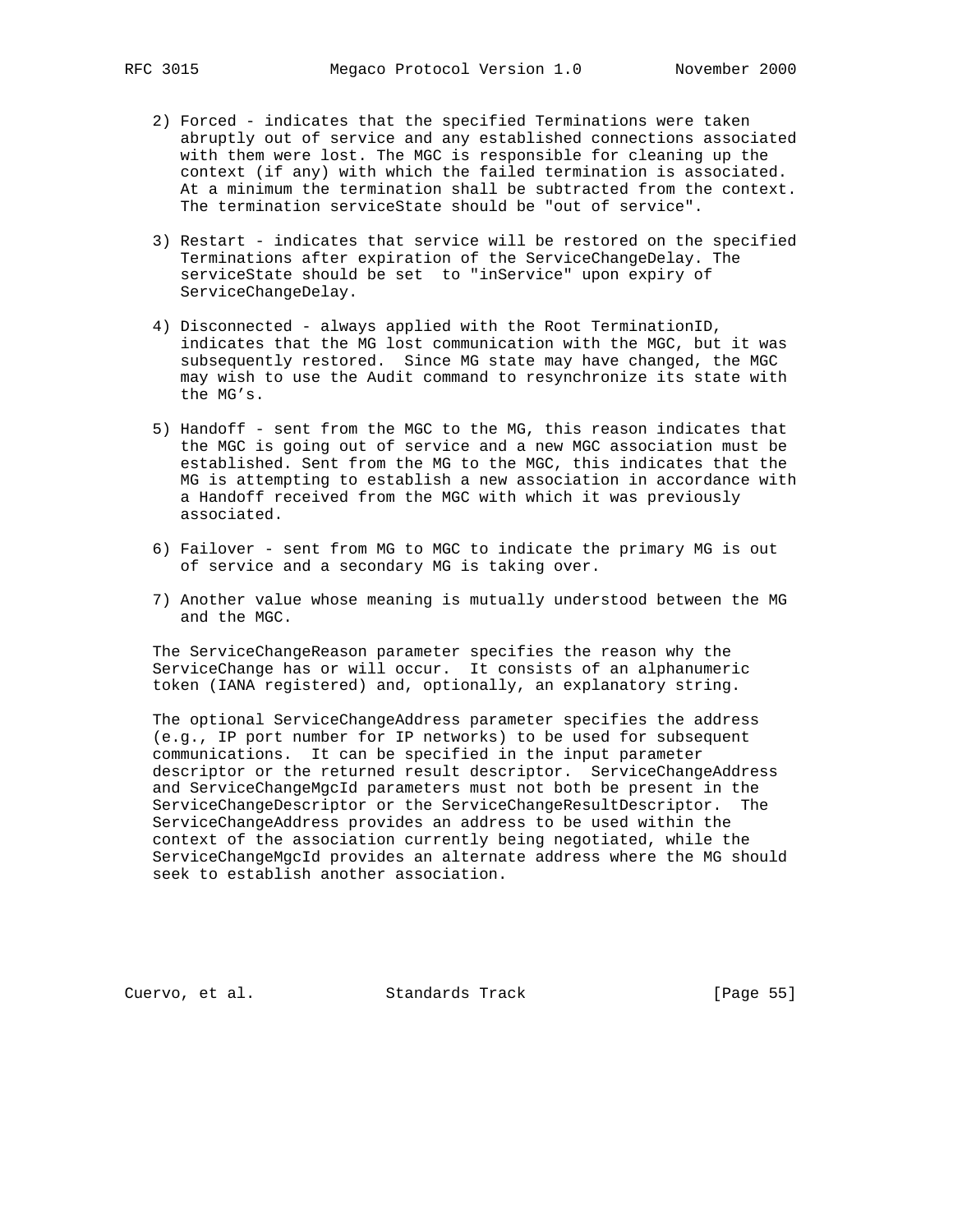2) Forced - indicates that the specified Terminations were taken abruptly out of service and any established connections associated with them were lost. The MGC is responsible for cleaning up the context (if any) with which the failed termination is associated. At a minimum the termination shall be subtracted from the context. The termination serviceState should be "out of service".

3) Restart - indicates that service will be restored on the specified Terminations after expiration of the ServiceChangeDelay. The serviceState should be set to "inService" upon expiry of ServiceChangeDelay.

4) Disconnected - always applied with the Root TerminationID, indicates that the MG lost communication with the MGC, but it was subsequently restored. Since MG state may have changed, the MGC may wish to use the Audit command to resynchronize its state with the MG’s.

5) Handoff - sent from the MGC to the MG, this reason indicates that the MGC is going out of service and a new MGC association must be established. Sent from the MG to the MGC, this indicates that the MG is attempting to establish a new association in accordance with a Handoff received from the MGC with which it was previously associated.

6) Failover - sent from MG to MGC to indicate the primary MG is out of service and a secondary MG is taking over.

7) Another value whose meaning is mutually understood between the MG and the MGC.

The ServiceChangeReason parameter specifies the reason why the ServiceChange has or will occur. It consists of an alphanumeric token (IANA registered) and, optionally, an explanatory string.

The optional ServiceChangeAddress parameter specifies the address (e.g., IP port number for IP networks) to be used for subsequent communications. It can be specified in the input parameter descriptor or the returned result descriptor. ServiceChangeAddress and ServiceChangeMgcId parameters must not both be present in the ServiceChangeDescriptor or the ServiceChangeResultDescriptor. The ServiceChangeAddress provides an address to be used within the context of the association currently being negotiated, while the ServiceChangeMgcId provides an alternate address where the MG should seek to establish another association.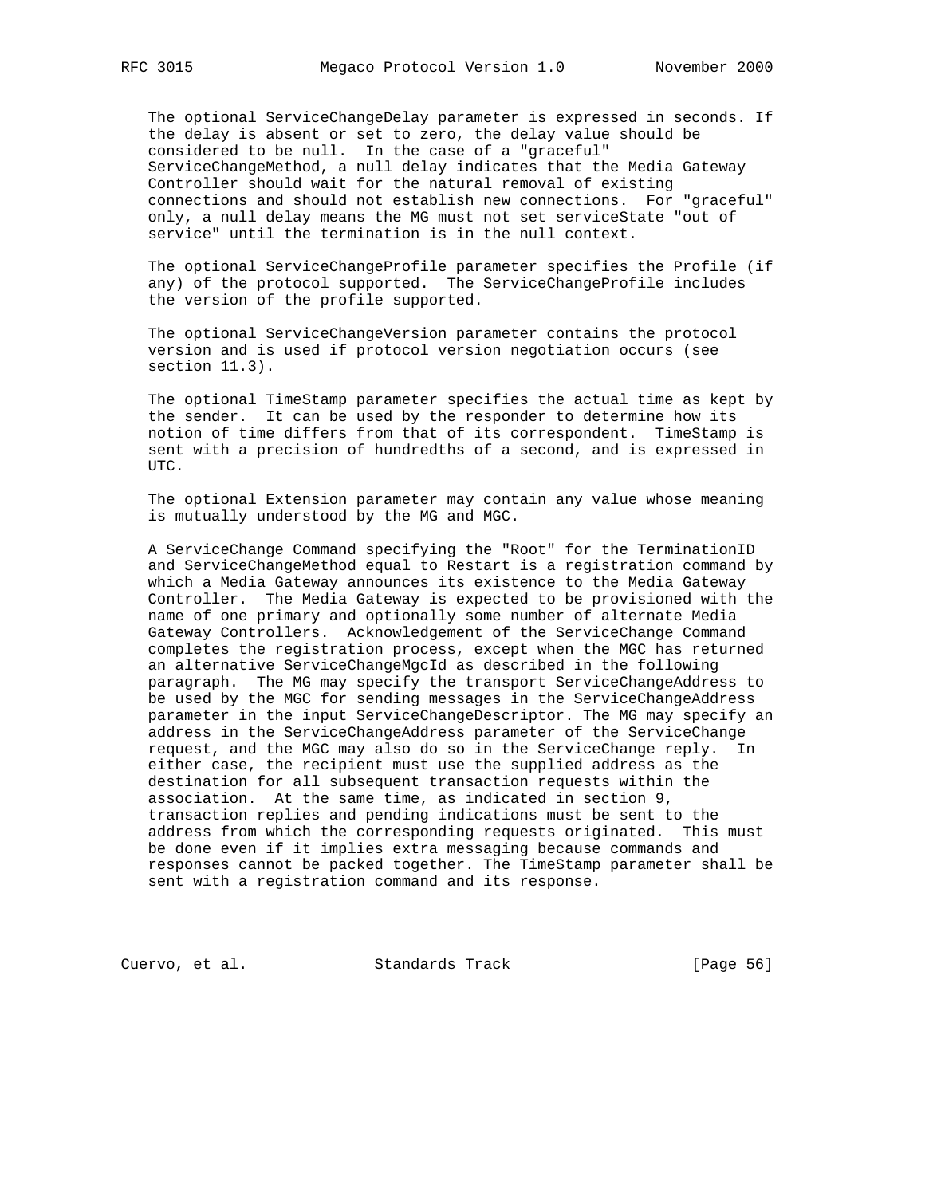The optional ServiceChangeDelay parameter is expressed in seconds. If the delay is absent or set to zero, the delay value should be considered to be null. In the case of a "graceful" ServiceChangeMethod, a null delay indicates that the Media Gateway Controller should wait for the natural removal of existing connections and should not establish new connections. For "graceful" only, a null delay means the MG must not set serviceState "out of service" until the termination is in the null context.

The optional ServiceChangeProfile parameter specifies the Profile (if any) of the protocol supported. The ServiceChangeProfile includes the version of the profile supported.

The optional ServiceChangeVersion parameter contains the protocol version and is used if protocol version negotiation occurs (see section 11.3).

The optional TimeStamp parameter specifies the actual time as kept by the sender. It can be used by the responder to determine how its notion of time differs from that of its correspondent. TimeStamp is sent with a precision of hundredths of a second, and is expressed in UTC.

The optional Extension parameter may contain any value whose meaning is mutually understood by the MG and MGC.

A ServiceChange Command specifying the "Root" for the TerminationID and ServiceChangeMethod equal to Restart is a registration command by which a Media Gateway announces its existence to the Media Gateway Controller. The Media Gateway is expected to be provisioned with the name of one primary and optionally some number of alternate Media Gateway Controllers. Acknowledgement of the ServiceChange Command completes the registration process, except when the MGC has returned an alternative ServiceChangeMgcId as described in the following paragraph. The MG may specify the transport ServiceChangeAddress to be used by the MGC for sending messages in the ServiceChangeAddress parameter in the input ServiceChangeDescriptor. The MG may specify an address in the ServiceChangeAddress parameter of the ServiceChange request, and the MGC may also do so in the ServiceChange reply. In either case, the recipient must use the supplied address as the destination for all subsequent transaction requests within the association. At the same time, as indicated in section 9, transaction replies and pending indications must be sent to the address from which the corresponding requests originated. This must be done even if it implies extra messaging because commands and responses cannot be packed together. The TimeStamp parameter shall be sent with a registration command and its response.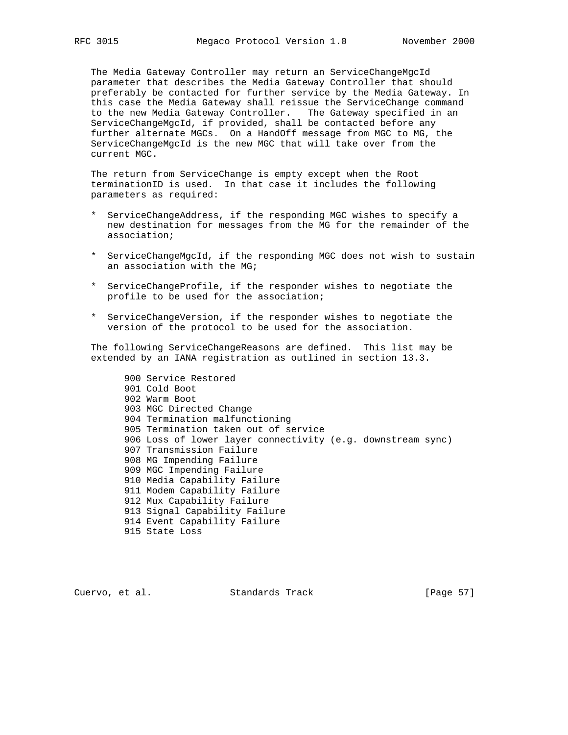The Media Gateway Controller may return an ServiceChangeMgcId parameter that describes the Media Gateway Controller that should preferably be contacted for further service by the Media Gateway. In this case the Media Gateway shall reissue the ServiceChange command to the new Media Gateway Controller. The Gateway specified in an ServiceChangeMgcId, if provided, shall be contacted before any further alternate MGCs. On a HandOff message from MGC to MG, the ServiceChangeMgcId is the new MGC that will take over from the current MGC.

The return from ServiceChange is empty except when the Root terminationID is used. In that case it includes the following parameters as required:

* ServiceChangeAddress, if the responding MGC wishes to specify a new destination for messages from the MG for the remainder of the association;

* ServiceChangeMgcId, if the responding MGC does not wish to sustain an association with the MG;

* ServiceChangeProfile, if the responder wishes to negotiate the profile to be used for the association;

* ServiceChangeVersion, if the responder wishes to negotiate the version of the protocol to be used for the association.

The following ServiceChangeReasons are defined. This list may be extended by an IANA registration as outlined in section 13.3.

```
900 Service Restored
901 Cold Boot
902 Warm Boot
903 MGC Directed Change
904 Termination malfunctioning
905 Termination taken out of service
906 Loss of lower layer connectivity (e.g. downstream sync)
907 Transmission Failure
908 MG Impending Failure
909 MGC Impending Failure
910 Media Capability Failure
911 Modem Capability Failure
912 Mux Capability Failure
913 Signal Capability Failure
914 Event Capability Failure
915 State Loss
```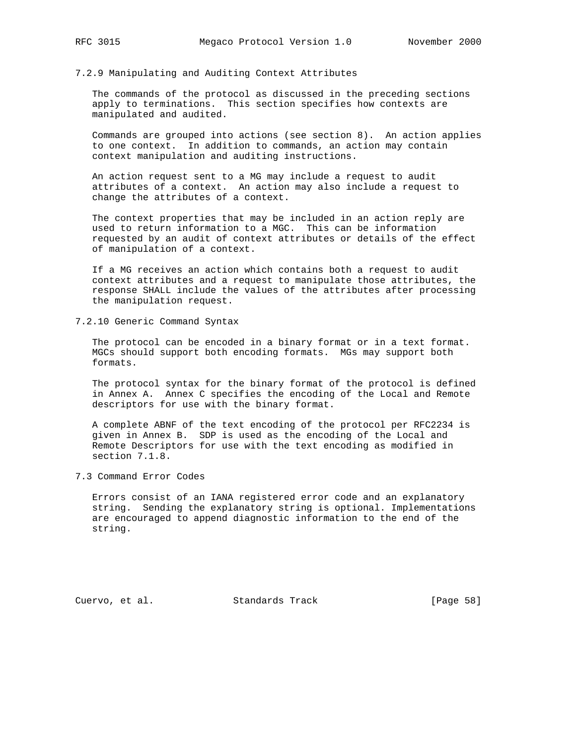### 7.2.9 Manipulating and Auditing Context Attributes

The commands of the protocol as discussed in the preceding sections apply to terminations. This section specifies how contexts are manipulated and audited.

Commands are grouped into actions (see section 8). An action applies to one context. In addition to commands, an action may contain context manipulation and auditing instructions.

An action request sent to a MG may include a request to audit attributes of a context. An action may also include a request to change the attributes of a context.

The context properties that may be included in an action reply are used to return information to a MGC. This can be information requested by an audit of context attributes or details of the effect of manipulation of a context.

If a MG receives an action which contains both a request to audit context attributes and a request to manipulate those attributes, the response SHALL include the values of the attributes after processing the manipulation request.

### 7.2.10 Generic Command Syntax

The protocol can be encoded in a binary format or in a text format. MGCs should support both encoding formats. MGs may support both formats.

The protocol syntax for the binary format of the protocol is defined in Annex A. Annex C specifies the encoding of the Local and Remote descriptors for use with the binary format.

A complete ABNF of the text encoding of the protocol per RFC2234 is given in Annex B. SDP is used as the encoding of the Local and Remote Descriptors for use with the text encoding as modified in section 7.1.8.

## 7.3 Command Error Codes

Errors consist of an IANA registered error code and an explanatory string. Sending the explanatory string is optional. Implementations are encouraged to append diagnostic information to the end of the string.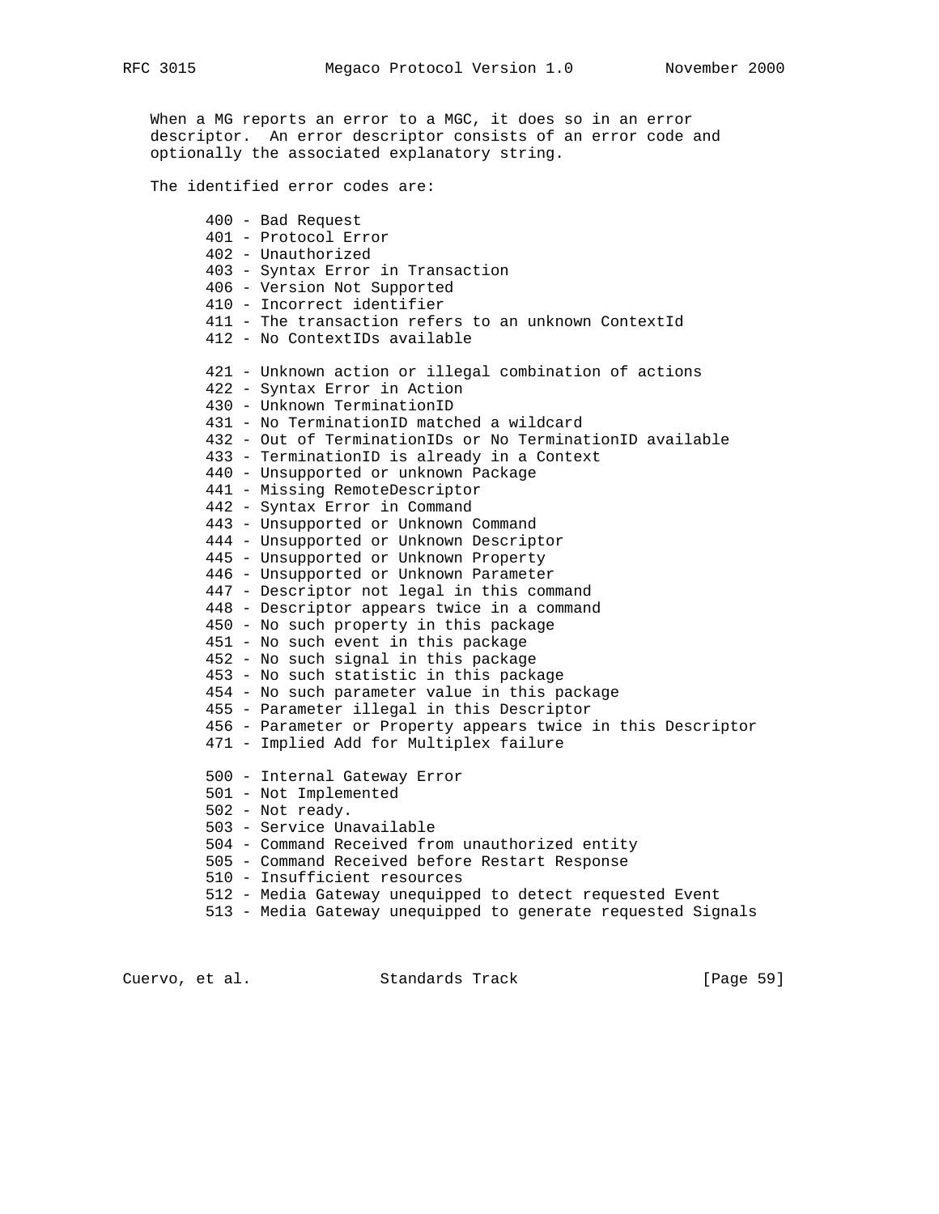When a MG reports an error to a MGC, it does so in an error descriptor. An error descriptor consists of an error code and optionally the associated explanatory string.

The identified error codes are:

```
400 - Bad Request
401 - Protocol Error
402 - Unauthorized
403 - Syntax Error in Transaction
406 - Version Not Supported
410 - Incorrect identifier
411 - The transaction refers to an unknown ContextId
412 - No ContextIDs available

421 - Unknown action or illegal combination of actions
422 - Syntax Error in Action
430 - Unknown TerminationID
431 - No TerminationID matched a wildcard
432 - Out of TerminationIDs or No TerminationID available
433 - TerminationID is already in a Context
440 - Unsupported or unknown Package
441 - Missing RemoteDescriptor
442 - Syntax Error in Command
443 - Unsupported or Unknown Command
444 - Unsupported or Unknown Descriptor
445 - Unsupported or Unknown Property
446 - Unsupported or Unknown Parameter
447 - Descriptor not legal in this command
448 - Descriptor appears twice in a command
450 - No such property in this package
451 - No such event in this package
452 - No such signal in this package
453 - No such statistic in this package
454 - No such parameter value in this package
455 - Parameter illegal in this Descriptor
456 - Parameter or Property appears twice in this Descriptor
471 - Implied Add for Multiplex failure

500 - Internal Gateway Error
501 - Not Implemented
502 - Not ready.
503 - Service Unavailable
504 - Command Received from unauthorized entity
505 - Command Received before Restart Response
510 - Insufficient resources
512 - Media Gateway unequipped to detect requested Event
513 - Media Gateway unequipped to generate requested Signals
```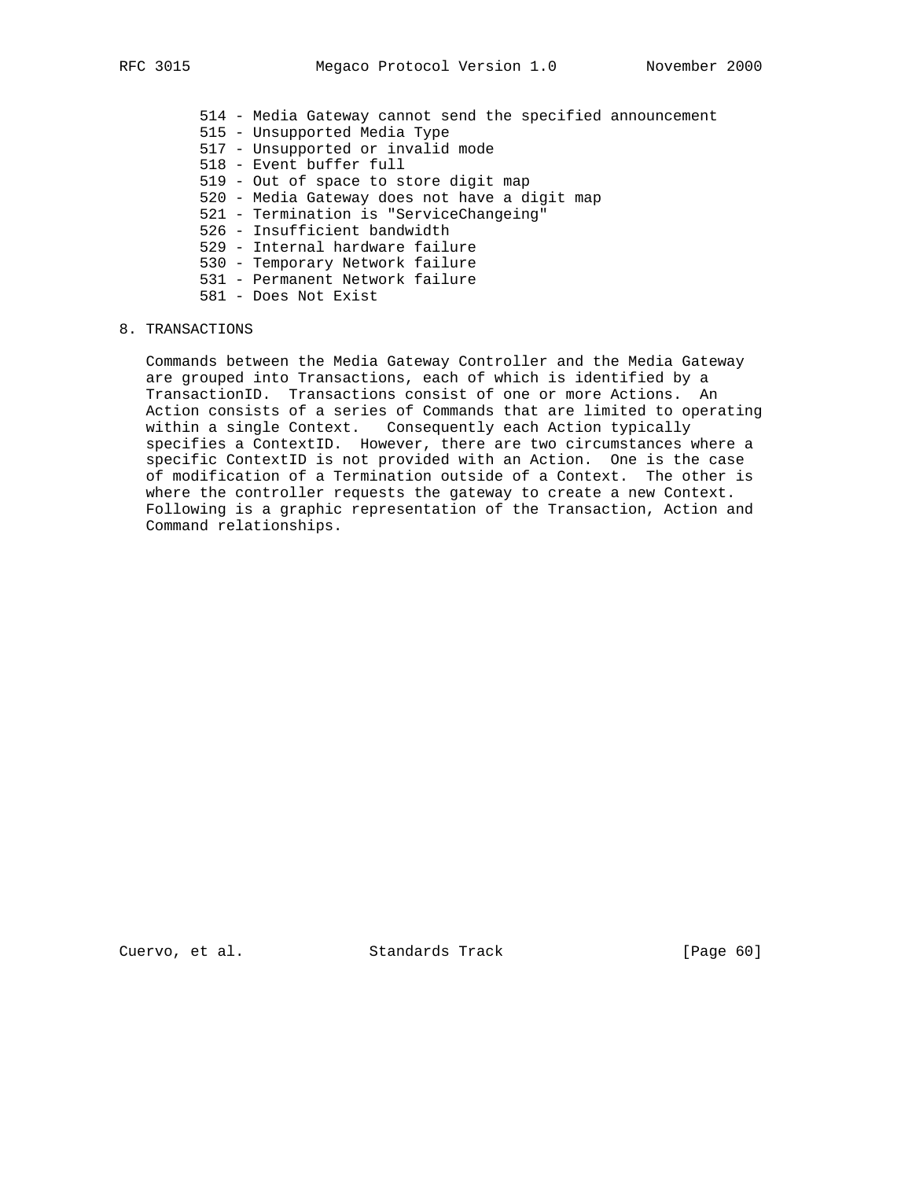514 - Media Gateway cannot send the specified announcement
515 - Unsupported Media Type
517 - Unsupported or invalid mode
518 - Event buffer full
519 - Out of space to store digit map
520 - Media Gateway does not have a digit map
521 - Termination is "ServiceChangeing"
526 - Insufficient bandwidth
529 - Internal hardware failure
530 - Temporary Network failure
531 - Permanent Network failure
581 - Does Not Exist

# 8. TRANSACTIONS

Commands between the Media Gateway Controller and the Media Gateway are grouped into Transactions, each of which is identified by a TransactionID. Transactions consist of one or more Actions. An Action consists of a series of Commands that are limited to operating within a single Context. Consequently each Action typically specifies a ContextID. However, there are two circumstances where a specific ContextID is not provided with an Action. One is the case of modification of a Termination outside of a Context. The other is where the controller requests the gateway to create a new Context. Following is a graphic representation of the Transaction, Action and Command relationships.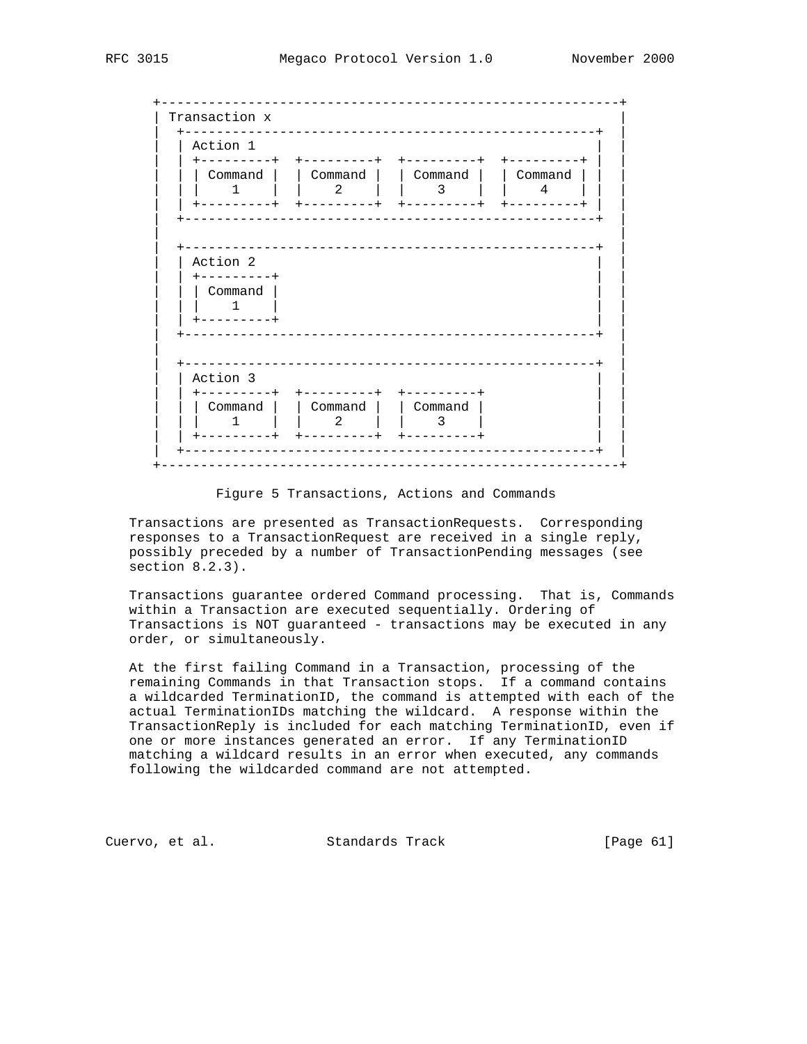```
      +----------------------------------------------------------+
      | Transaction x                                            |
      |  +----------------------------------------------------+  |
      |  | Action 1                                           |  |
      |  | +---------+  +---------+  +---------+  +---------+ |  |
      |  | | Command |  | Command |  | Command |  | Command | |  |
      |  | |    1    |  |    2    |  |    3    |  |    4    | |  |
      |  | +---------+  +---------+  +---------+  +---------+ |  |
      |  +----------------------------------------------------+  |
      |                                                          |
      |  +----------------------------------------------------+  |
      |  | Action 2                                           |  |
      |  | +---------+                                        |  |
      |  | | Command |                                        |  |
      |  | |    1    |                                        |  |
      |  | +---------+                                        |  |
      |  +----------------------------------------------------+  |
      |                                                          |
      |  +----------------------------------------------------+  |
      |  | Action 3                                           |  |
      |  | +---------+  +---------+  +---------+              |  |
      |  | | Command |  | Command |  | Command |              |  |
      |  | |    1    |  |    2    |  |    3    |              |  |
      |  | +---------+  +---------+  +---------+              |  |
      |  +----------------------------------------------------+  |
      +----------------------------------------------------------+
```

Figure 5 Transactions, Actions and Commands

Transactions are presented as TransactionRequests. Corresponding responses to a TransactionRequest are received in a single reply, possibly preceded by a number of TransactionPending messages (see section 8.2.3).

Transactions guarantee ordered Command processing. That is, Commands within a Transaction are executed sequentially. Ordering of Transactions is NOT guaranteed - transactions may be executed in any order, or simultaneously.

At the first failing Command in a Transaction, processing of the remaining Commands in that Transaction stops. If a command contains a wildcarded TerminationID, the command is attempted with each of the actual TerminationIDs matching the wildcard. A response within the TransactionReply is included for each matching TerminationID, even if one or more instances generated an error. If any TerminationID matching a wildcard results in an error when executed, any commands following the wildcarded command are not attempted.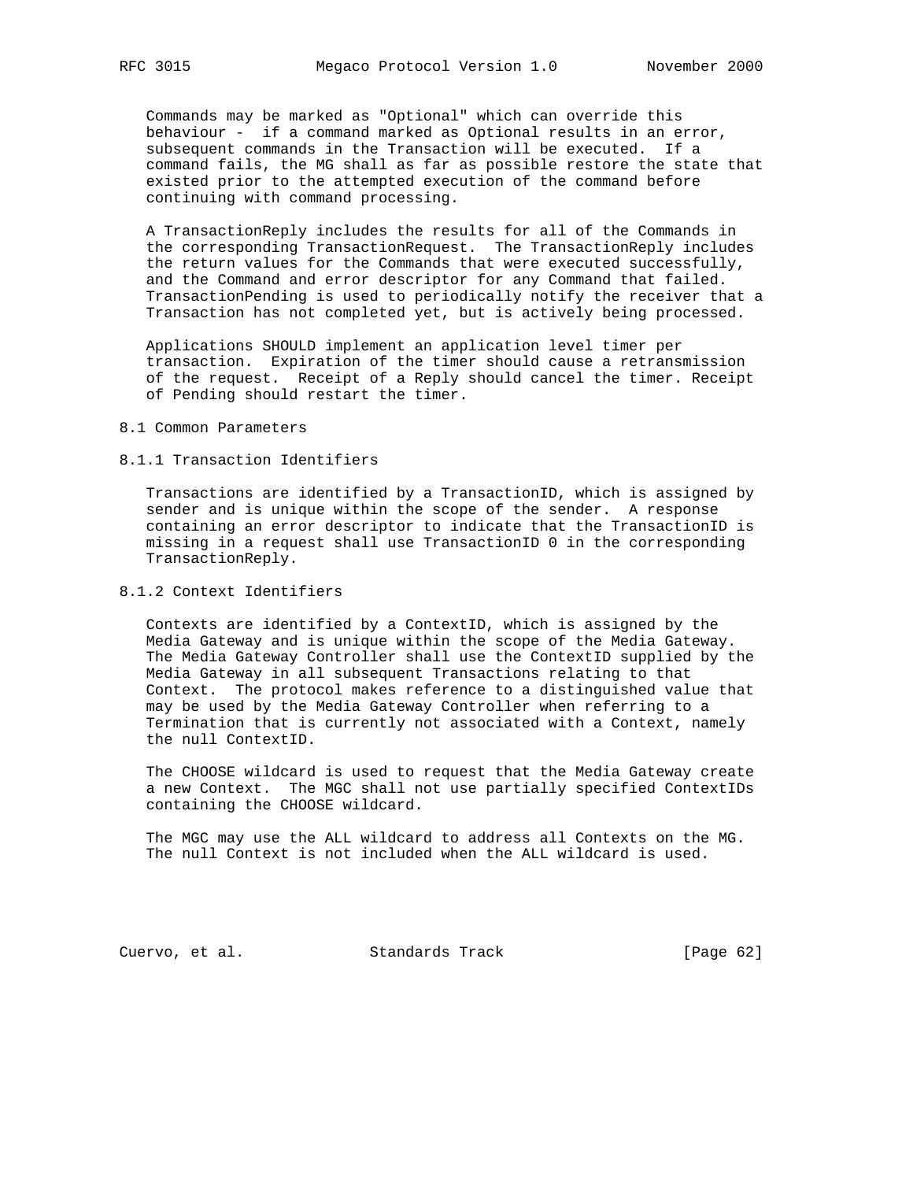Commands may be marked as "Optional" which can override this behaviour - if a command marked as Optional results in an error, subsequent commands in the Transaction will be executed. If a command fails, the MG shall as far as possible restore the state that existed prior to the attempted execution of the command before continuing with command processing.

A TransactionReply includes the results for all of the Commands in the corresponding TransactionRequest. The TransactionReply includes the return values for the Commands that were executed successfully, and the Command and error descriptor for any Command that failed. TransactionPending is used to periodically notify the receiver that a Transaction has not completed yet, but is actively being processed.

Applications SHOULD implement an application level timer per transaction. Expiration of the timer should cause a retransmission of the request. Receipt of a Reply should cancel the timer. Receipt of Pending should restart the timer.

## 8.1 Common Parameters

### 8.1.1 Transaction Identifiers

Transactions are identified by a TransactionID, which is assigned by sender and is unique within the scope of the sender. A response containing an error descriptor to indicate that the TransactionID is missing in a request shall use TransactionID 0 in the corresponding TransactionReply.

### 8.1.2 Context Identifiers

Contexts are identified by a ContextID, which is assigned by the Media Gateway and is unique within the scope of the Media Gateway. The Media Gateway Controller shall use the ContextID supplied by the Media Gateway in all subsequent Transactions relating to that Context. The protocol makes reference to a distinguished value that may be used by the Media Gateway Controller when referring to a Termination that is currently not associated with a Context, namely the null ContextID.

The CHOOSE wildcard is used to request that the Media Gateway create a new Context. The MGC shall not use partially specified ContextIDs containing the CHOOSE wildcard.

The MGC may use the ALL wildcard to address all Contexts on the MG. The null Context is not included when the ALL wildcard is used.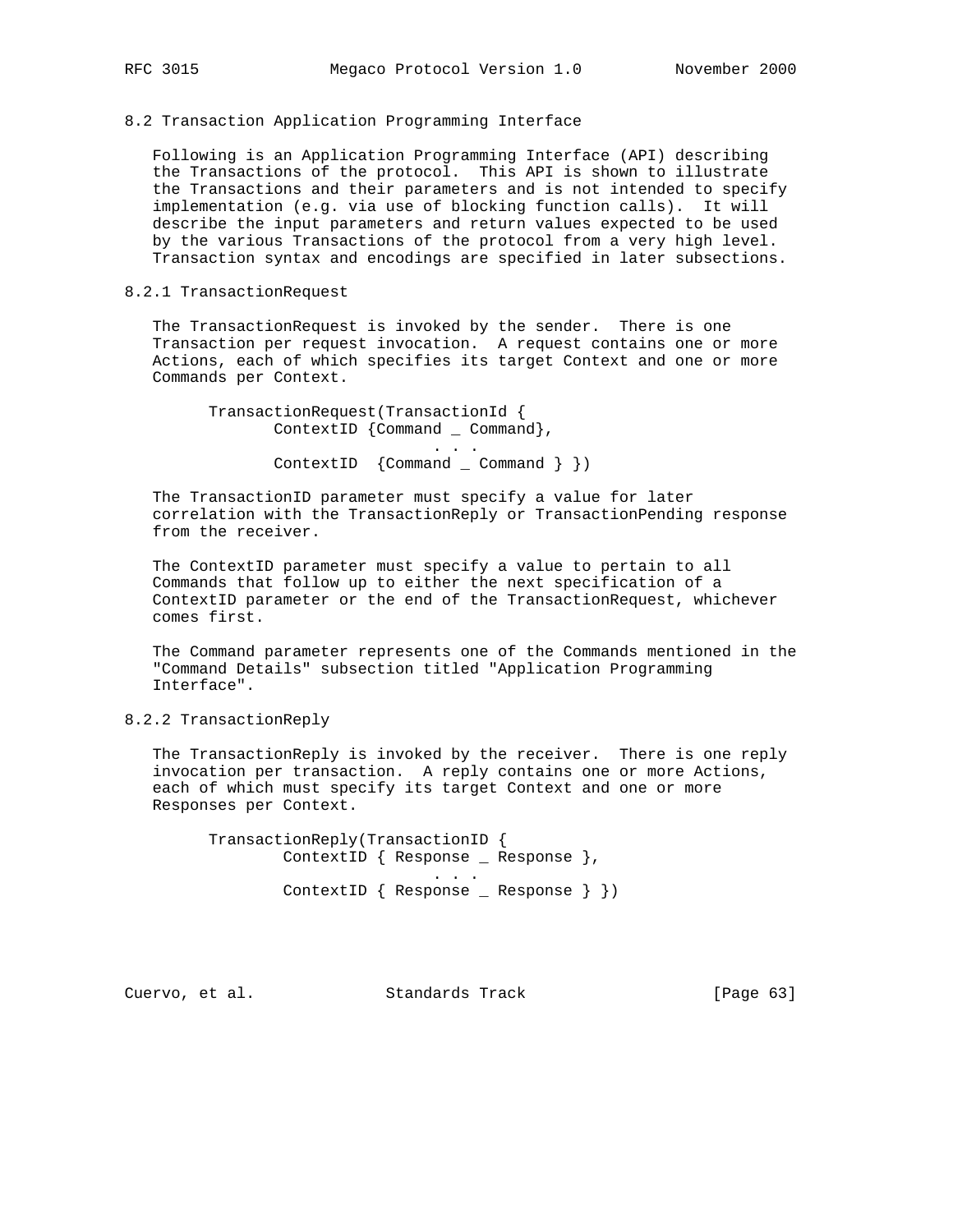## 8.2 Transaction Application Programming Interface

Following is an Application Programming Interface (API) describing the Transactions of the protocol. This API is shown to illustrate the Transactions and their parameters and is not intended to specify implementation (e.g. via use of blocking function calls). It will describe the input parameters and return values expected to be used by the various Transactions of the protocol from a very high level. Transaction syntax and encodings are specified in later subsections.

### 8.2.1 TransactionRequest

The TransactionRequest is invoked by the sender. There is one Transaction per request invocation. A request contains one or more Actions, each of which specifies its target Context and one or more Commands per Context.

```
      TransactionRequest(TransactionId {
             ContextID {Command _ Command},
                              . . .
             ContextID  {Command _ Command } })
```

The TransactionID parameter must specify a value for later correlation with the TransactionReply or TransactionPending response from the receiver.

The ContextID parameter must specify a value to pertain to all Commands that follow up to either the next specification of a ContextID parameter or the end of the TransactionRequest, whichever comes first.

The Command parameter represents one of the Commands mentioned in the "Command Details" subsection titled "Application Programming Interface".

### 8.2.2 TransactionReply

The TransactionReply is invoked by the receiver. There is one reply invocation per transaction. A reply contains one or more Actions, each of which must specify its target Context and one or more Responses per Context.

```
      TransactionReply(TransactionID {
              ContextID { Response _ Response },
                              . . .
              ContextID { Response _ Response } })
```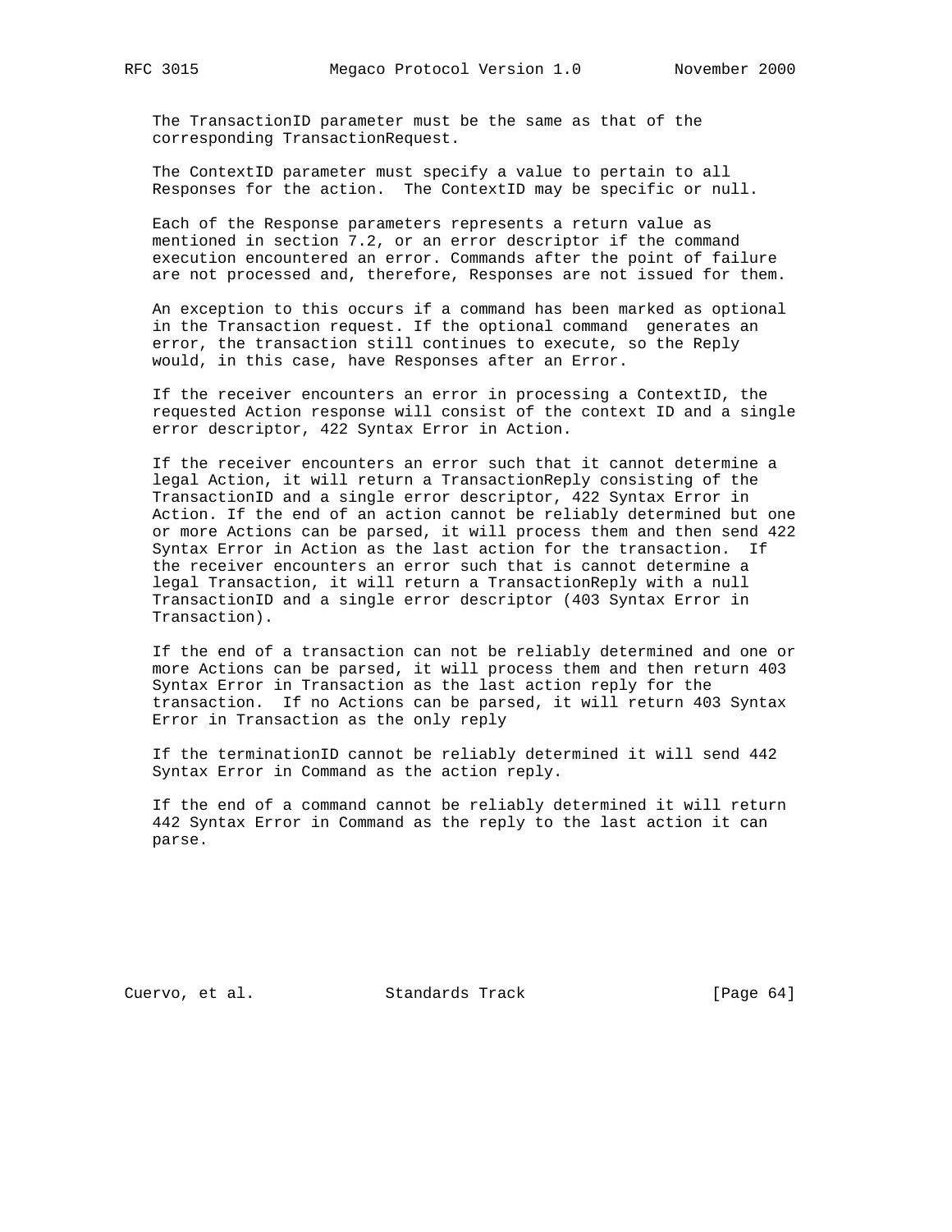The TransactionID parameter must be the same as that of the corresponding TransactionRequest.

The ContextID parameter must specify a value to pertain to all Responses for the action. The ContextID may be specific or null.

Each of the Response parameters represents a return value as mentioned in section 7.2, or an error descriptor if the command execution encountered an error. Commands after the point of failure are not processed and, therefore, Responses are not issued for them.

An exception to this occurs if a command has been marked as optional in the Transaction request. If the optional command generates an error, the transaction still continues to execute, so the Reply would, in this case, have Responses after an Error.

If the receiver encounters an error in processing a ContextID, the requested Action response will consist of the context ID and a single error descriptor, 422 Syntax Error in Action.

If the receiver encounters an error such that it cannot determine a legal Action, it will return a TransactionReply consisting of the TransactionID and a single error descriptor, 422 Syntax Error in Action. If the end of an action cannot be reliably determined but one or more Actions can be parsed, it will process them and then send 422 Syntax Error in Action as the last action for the transaction. If the receiver encounters an error such that is cannot determine a legal Transaction, it will return a TransactionReply with a null TransactionID and a single error descriptor (403 Syntax Error in Transaction).

If the end of a transaction can not be reliably determined and one or more Actions can be parsed, it will process them and then return 403 Syntax Error in Transaction as the last action reply for the transaction. If no Actions can be parsed, it will return 403 Syntax Error in Transaction as the only reply

If the terminationID cannot be reliably determined it will send 442 Syntax Error in Command as the action reply.

If the end of a command cannot be reliably determined it will return 442 Syntax Error in Command as the reply to the last action it can parse.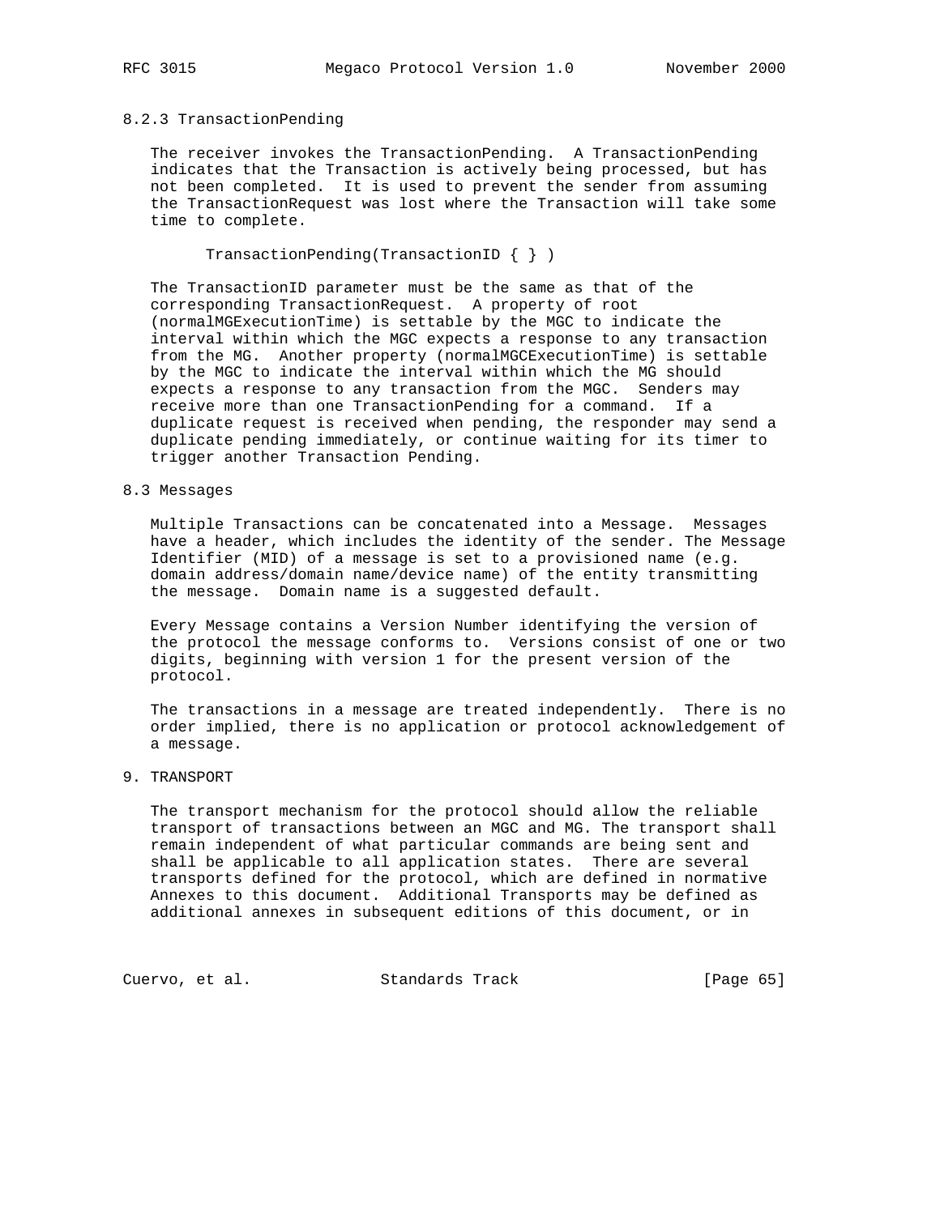### 8.2.3 TransactionPending

The receiver invokes the TransactionPending. A TransactionPending indicates that the Transaction is actively being processed, but has not been completed. It is used to prevent the sender from assuming the TransactionRequest was lost where the Transaction will take some time to complete.

```
TransactionPending(TransactionID { } )
```

The TransactionID parameter must be the same as that of the corresponding TransactionRequest. A property of root (normalMGExecutionTime) is settable by the MGC to indicate the interval within which the MGC expects a response to any transaction from the MG. Another property (normalMGCExecutionTime) is settable by the MGC to indicate the interval within which the MG should expects a response to any transaction from the MGC. Senders may receive more than one TransactionPending for a command. If a duplicate request is received when pending, the responder may send a duplicate pending immediately, or continue waiting for its timer to trigger another Transaction Pending.

## 8.3 Messages

Multiple Transactions can be concatenated into a Message. Messages have a header, which includes the identity of the sender. The Message Identifier (MID) of a message is set to a provisioned name (e.g. domain address/domain name/device name) of the entity transmitting the message. Domain name is a suggested default.

Every Message contains a Version Number identifying the version of the protocol the message conforms to. Versions consist of one or two digits, beginning with version 1 for the present version of the protocol.

The transactions in a message are treated independently. There is no order implied, there is no application or protocol acknowledgement of a message.

# 9. TRANSPORT

The transport mechanism for the protocol should allow the reliable transport of transactions between an MGC and MG. The transport shall remain independent of what particular commands are being sent and shall be applicable to all application states. There are several transports defined for the protocol, which are defined in normative Annexes to this document. Additional Transports may be defined as additional annexes in subsequent editions of this document, or in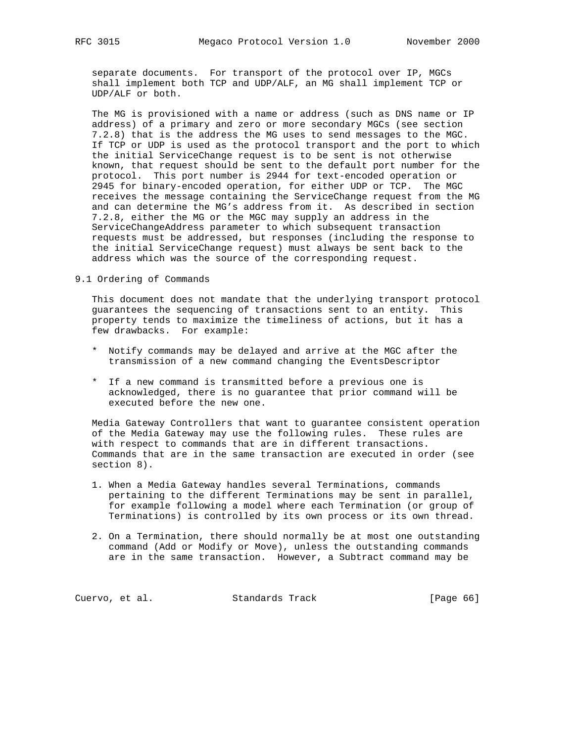separate documents. For transport of the protocol over IP, MGCs shall implement both TCP and UDP/ALF, an MG shall implement TCP or UDP/ALF or both.

The MG is provisioned with a name or address (such as DNS name or IP address) of a primary and zero or more secondary MGCs (see section 7.2.8) that is the address the MG uses to send messages to the MGC. If TCP or UDP is used as the protocol transport and the port to which the initial ServiceChange request is to be sent is not otherwise known, that request should be sent to the default port number for the protocol. This port number is 2944 for text-encoded operation or 2945 for binary-encoded operation, for either UDP or TCP. The MGC receives the message containing the ServiceChange request from the MG and can determine the MG's address from it. As described in section 7.2.8, either the MG or the MGC may supply an address in the ServiceChangeAddress parameter to which subsequent transaction requests must be addressed, but responses (including the response to the initial ServiceChange request) must always be sent back to the address which was the source of the corresponding request.

## 9.1 Ordering of Commands

This document does not mandate that the underlying transport protocol guarantees the sequencing of transactions sent to an entity. This property tends to maximize the timeliness of actions, but it has a few drawbacks. For example:

* Notify commands may be delayed and arrive at the MGC after the transmission of a new command changing the EventsDescriptor

* If a new command is transmitted before a previous one is acknowledged, there is no guarantee that prior command will be executed before the new one.

Media Gateway Controllers that want to guarantee consistent operation of the Media Gateway may use the following rules. These rules are with respect to commands that are in different transactions. Commands that are in the same transaction are executed in order (see section 8).

1. When a Media Gateway handles several Terminations, commands pertaining to the different Terminations may be sent in parallel, for example following a model where each Termination (or group of Terminations) is controlled by its own process or its own thread.

2. On a Termination, there should normally be at most one outstanding command (Add or Modify or Move), unless the outstanding commands are in the same transaction. However, a Subtract command may be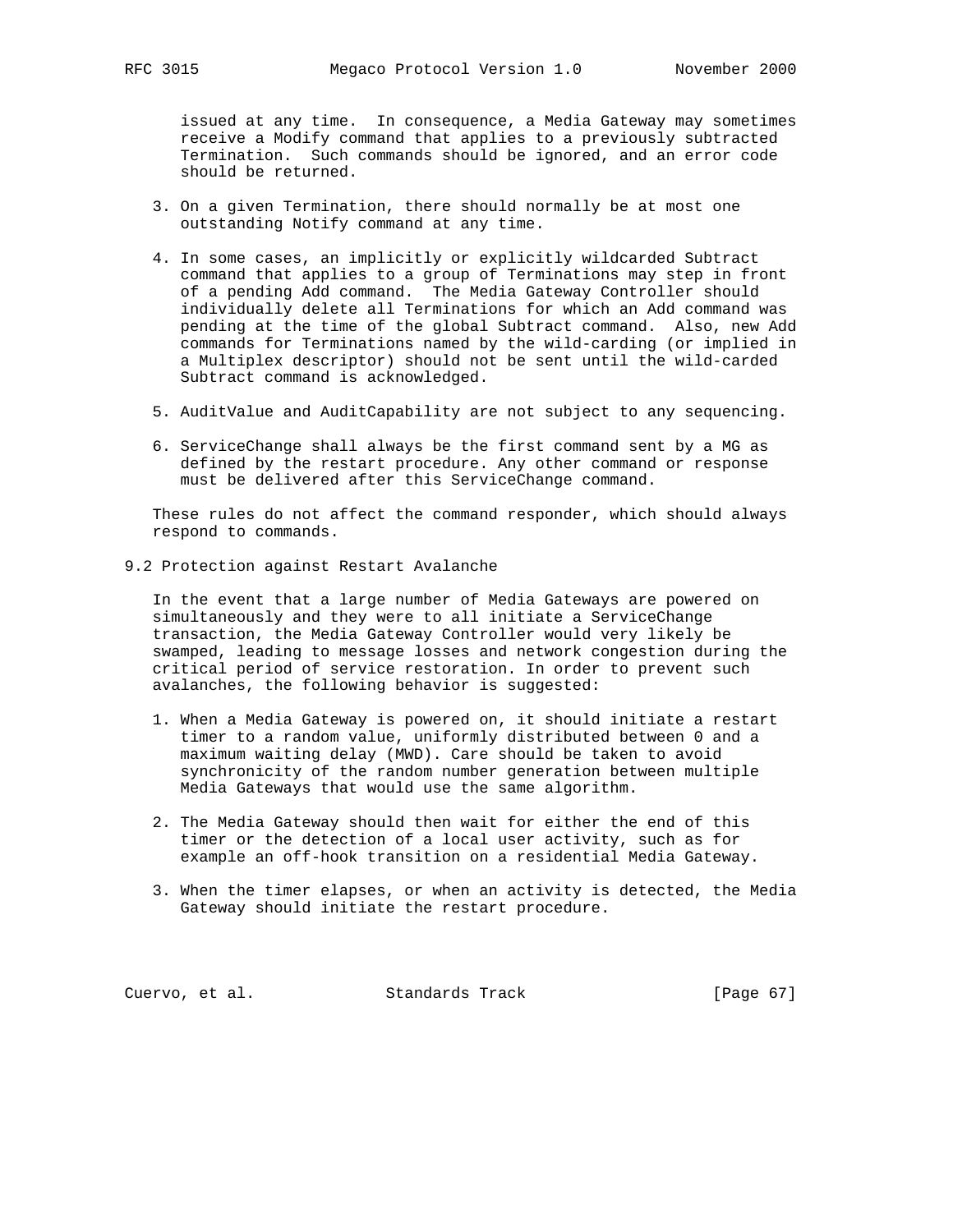issued at any time. In consequence, a Media Gateway may sometimes receive a Modify command that applies to a previously subtracted Termination. Such commands should be ignored, and an error code should be returned.

3. On a given Termination, there should normally be at most one outstanding Notify command at any time.

4. In some cases, an implicitly or explicitly wildcarded Subtract command that applies to a group of Terminations may step in front of a pending Add command. The Media Gateway Controller should individually delete all Terminations for which an Add command was pending at the time of the global Subtract command. Also, new Add commands for Terminations named by the wild-carding (or implied in a Multiplex descriptor) should not be sent until the wild-carded Subtract command is acknowledged.

5. AuditValue and AuditCapability are not subject to any sequencing.

6. ServiceChange shall always be the first command sent by a MG as defined by the restart procedure. Any other command or response must be delivered after this ServiceChange command.

These rules do not affect the command responder, which should always respond to commands.

## 9.2 Protection against Restart Avalanche

In the event that a large number of Media Gateways are powered on simultaneously and they were to all initiate a ServiceChange transaction, the Media Gateway Controller would very likely be swamped, leading to message losses and network congestion during the critical period of service restoration. In order to prevent such avalanches, the following behavior is suggested:

1. When a Media Gateway is powered on, it should initiate a restart timer to a random value, uniformly distributed between 0 and a maximum waiting delay (MWD). Care should be taken to avoid synchronicity of the random number generation between multiple Media Gateways that would use the same algorithm.

2. The Media Gateway should then wait for either the end of this timer or the detection of a local user activity, such as for example an off-hook transition on a residential Media Gateway.

3. When the timer elapses, or when an activity is detected, the Media Gateway should initiate the restart procedure.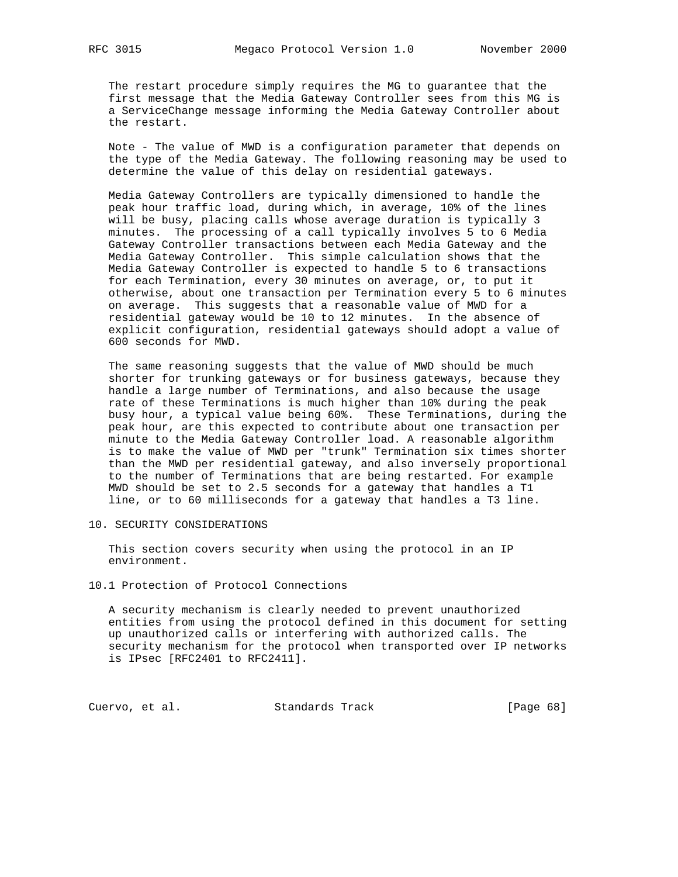The restart procedure simply requires the MG to guarantee that the first message that the Media Gateway Controller sees from this MG is a ServiceChange message informing the Media Gateway Controller about the restart.

Note - The value of MWD is a configuration parameter that depends on the type of the Media Gateway. The following reasoning may be used to determine the value of this delay on residential gateways.

Media Gateway Controllers are typically dimensioned to handle the peak hour traffic load, during which, in average, 10% of the lines will be busy, placing calls whose average duration is typically 3 minutes. The processing of a call typically involves 5 to 6 Media Gateway Controller transactions between each Media Gateway and the Media Gateway Controller. This simple calculation shows that the Media Gateway Controller is expected to handle 5 to 6 transactions for each Termination, every 30 minutes on average, or, to put it otherwise, about one transaction per Termination every 5 to 6 minutes on average. This suggests that a reasonable value of MWD for a residential gateway would be 10 to 12 minutes. In the absence of explicit configuration, residential gateways should adopt a value of 600 seconds for MWD.

The same reasoning suggests that the value of MWD should be much shorter for trunking gateways or for business gateways, because they handle a large number of Terminations, and also because the usage rate of these Terminations is much higher than 10% during the peak busy hour, a typical value being 60%. These Terminations, during the peak hour, are this expected to contribute about one transaction per minute to the Media Gateway Controller load. A reasonable algorithm is to make the value of MWD per "trunk" Termination six times shorter than the MWD per residential gateway, and also inversely proportional to the number of Terminations that are being restarted. For example MWD should be set to 2.5 seconds for a gateway that handles a T1 line, or to 60 milliseconds for a gateway that handles a T3 line.

# 10. SECURITY CONSIDERATIONS

This section covers security when using the protocol in an IP environment.

## 10.1 Protection of Protocol Connections

A security mechanism is clearly needed to prevent unauthorized entities from using the protocol defined in this document for setting up unauthorized calls or interfering with authorized calls. The security mechanism for the protocol when transported over IP networks is IPsec [RFC2401 to RFC2411].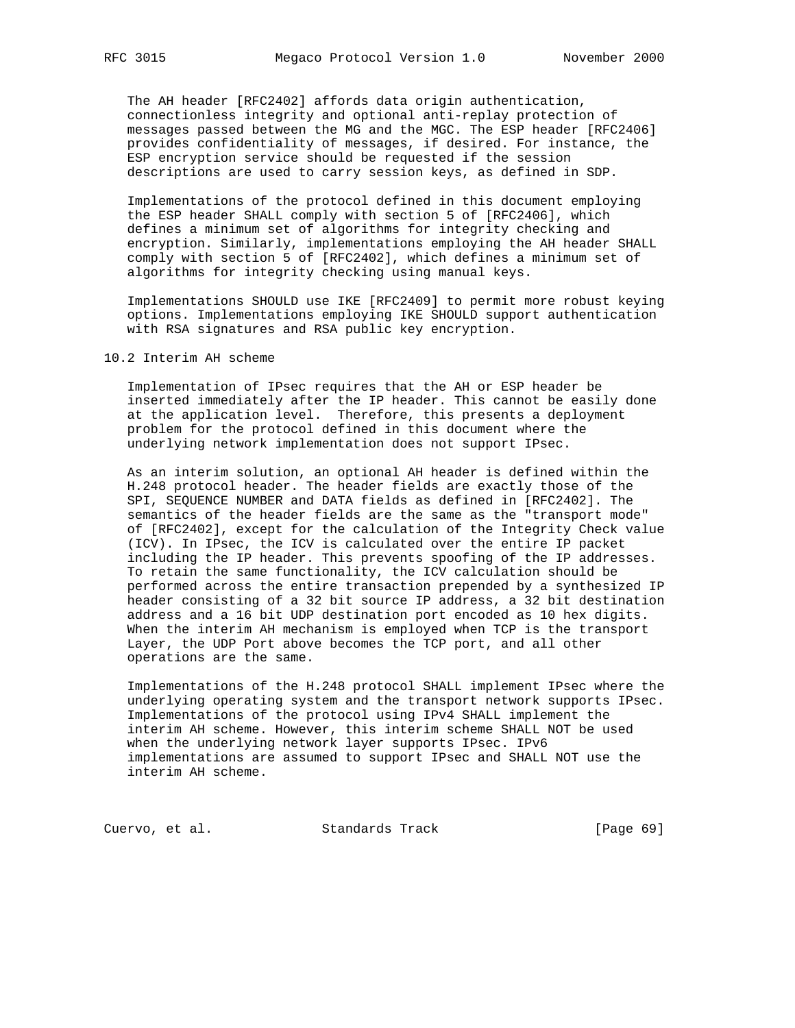The AH header [RFC2402] affords data origin authentication, connectionless integrity and optional anti-replay protection of messages passed between the MG and the MGC. The ESP header [RFC2406] provides confidentiality of messages, if desired. For instance, the ESP encryption service should be requested if the session descriptions are used to carry session keys, as defined in SDP.

Implementations of the protocol defined in this document employing the ESP header SHALL comply with section 5 of [RFC2406], which defines a minimum set of algorithms for integrity checking and encryption. Similarly, implementations employing the AH header SHALL comply with section 5 of [RFC2402], which defines a minimum set of algorithms for integrity checking using manual keys.

Implementations SHOULD use IKE [RFC2409] to permit more robust keying options. Implementations employing IKE SHOULD support authentication with RSA signatures and RSA public key encryption.

## 10.2 Interim AH scheme

Implementation of IPsec requires that the AH or ESP header be inserted immediately after the IP header. This cannot be easily done at the application level. Therefore, this presents a deployment problem for the protocol defined in this document where the underlying network implementation does not support IPsec.

As an interim solution, an optional AH header is defined within the H.248 protocol header. The header fields are exactly those of the SPI, SEQUENCE NUMBER and DATA fields as defined in [RFC2402]. The semantics of the header fields are the same as the "transport mode" of [RFC2402], except for the calculation of the Integrity Check value (ICV). In IPsec, the ICV is calculated over the entire IP packet including the IP header. This prevents spoofing of the IP addresses. To retain the same functionality, the ICV calculation should be performed across the entire transaction prepended by a synthesized IP header consisting of a 32 bit source IP address, a 32 bit destination address and a 16 bit UDP destination port encoded as 10 hex digits. When the interim AH mechanism is employed when TCP is the transport Layer, the UDP Port above becomes the TCP port, and all other operations are the same.

Implementations of the H.248 protocol SHALL implement IPsec where the underlying operating system and the transport network supports IPsec. Implementations of the protocol using IPv4 SHALL implement the interim AH scheme. However, this interim scheme SHALL NOT be used when the underlying network layer supports IPsec. IPv6 implementations are assumed to support IPsec and SHALL NOT use the interim AH scheme.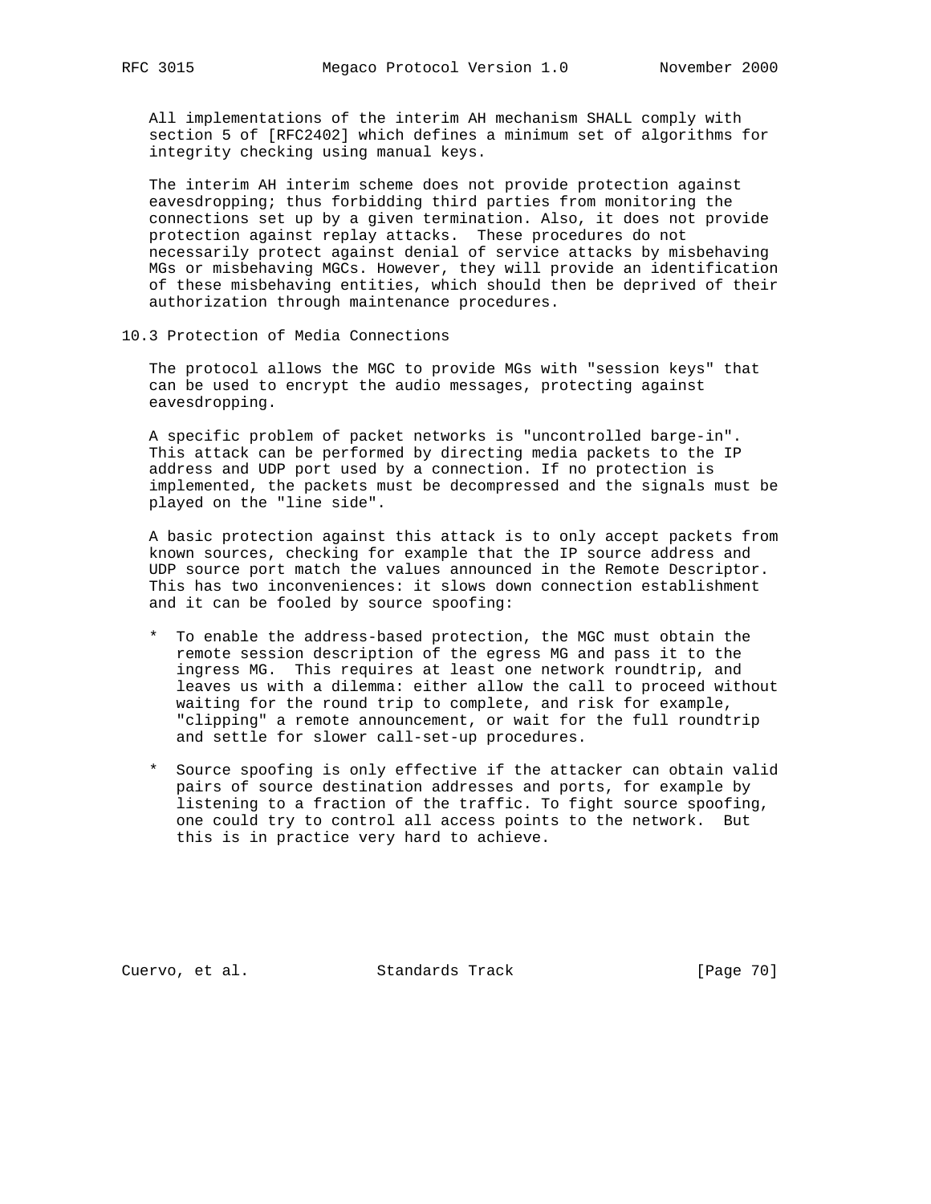All implementations of the interim AH mechanism SHALL comply with section 5 of [RFC2402] which defines a minimum set of algorithms for integrity checking using manual keys.

The interim AH interim scheme does not provide protection against eavesdropping; thus forbidding third parties from monitoring the connections set up by a given termination. Also, it does not provide protection against replay attacks. These procedures do not necessarily protect against denial of service attacks by misbehaving MGs or misbehaving MGCs. However, they will provide an identification of these misbehaving entities, which should then be deprived of their authorization through maintenance procedures.

## 10.3 Protection of Media Connections

The protocol allows the MGC to provide MGs with "session keys" that can be used to encrypt the audio messages, protecting against eavesdropping.

A specific problem of packet networks is "uncontrolled barge-in". This attack can be performed by directing media packets to the IP address and UDP port used by a connection. If no protection is implemented, the packets must be decompressed and the signals must be played on the "line side".

A basic protection against this attack is to only accept packets from known sources, checking for example that the IP source address and UDP source port match the values announced in the Remote Descriptor. This has two inconveniences: it slows down connection establishment and it can be fooled by source spoofing:

* To enable the address-based protection, the MGC must obtain the remote session description of the egress MG and pass it to the ingress MG. This requires at least one network roundtrip, and leaves us with a dilemma: either allow the call to proceed without waiting for the round trip to complete, and risk for example, "clipping" a remote announcement, or wait for the full roundtrip and settle for slower call-set-up procedures.

* Source spoofing is only effective if the attacker can obtain valid pairs of source destination addresses and ports, for example by listening to a fraction of the traffic. To fight source spoofing, one could try to control all access points to the network. But this is in practice very hard to achieve.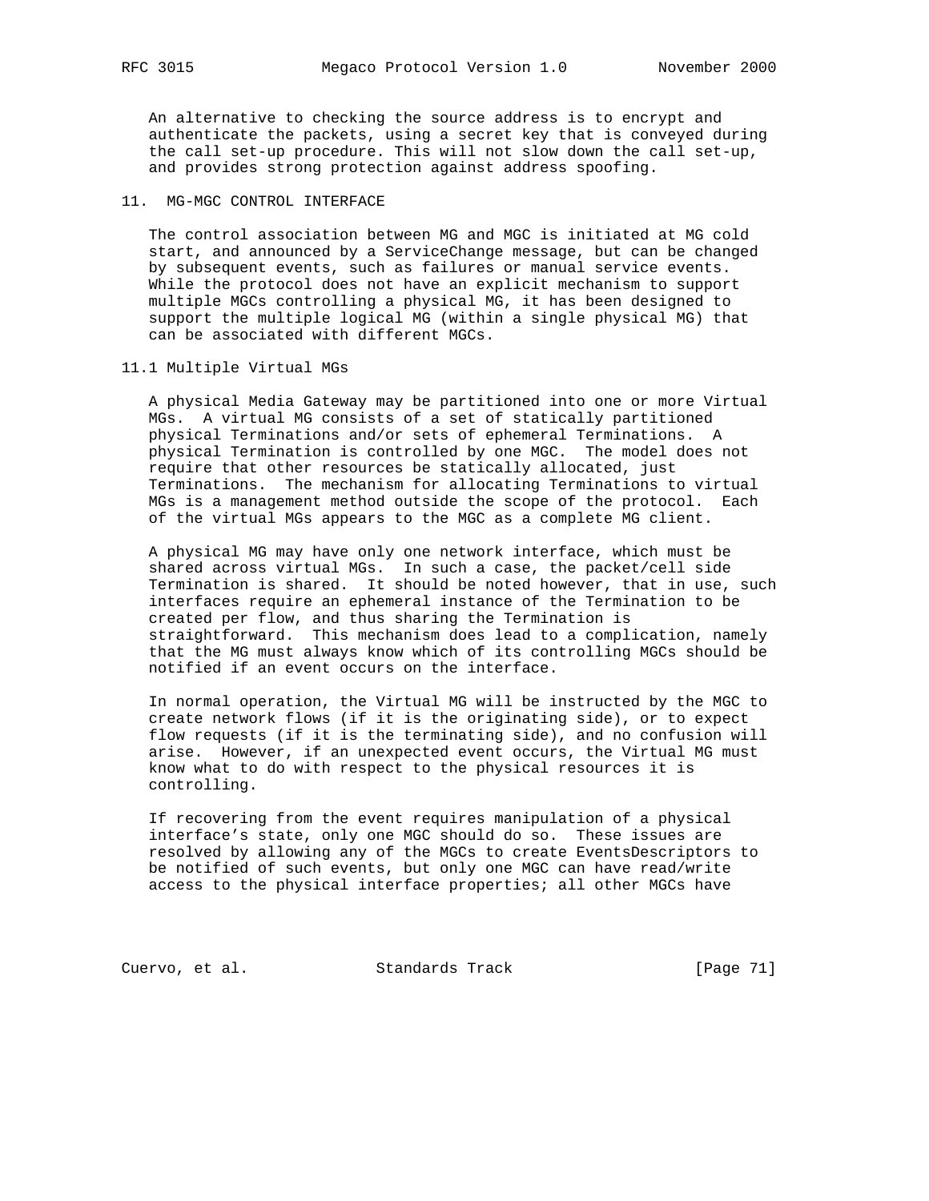An alternative to checking the source address is to encrypt and authenticate the packets, using a secret key that is conveyed during the call set-up procedure. This will not slow down the call set-up, and provides strong protection against address spoofing.

# 11. MG-MGC CONTROL INTERFACE

The control association between MG and MGC is initiated at MG cold start, and announced by a ServiceChange message, but can be changed by subsequent events, such as failures or manual service events. While the protocol does not have an explicit mechanism to support multiple MGCs controlling a physical MG, it has been designed to support the multiple logical MG (within a single physical MG) that can be associated with different MGCs.

## 11.1 Multiple Virtual MGs

A physical Media Gateway may be partitioned into one or more Virtual MGs. A virtual MG consists of a set of statically partitioned physical Terminations and/or sets of ephemeral Terminations. A physical Termination is controlled by one MGC. The model does not require that other resources be statically allocated, just Terminations. The mechanism for allocating Terminations to virtual MGs is a management method outside the scope of the protocol. Each of the virtual MGs appears to the MGC as a complete MG client.

A physical MG may have only one network interface, which must be shared across virtual MGs. In such a case, the packet/cell side Termination is shared. It should be noted however, that in use, such interfaces require an ephemeral instance of the Termination to be created per flow, and thus sharing the Termination is straightforward. This mechanism does lead to a complication, namely that the MG must always know which of its controlling MGCs should be notified if an event occurs on the interface.

In normal operation, the Virtual MG will be instructed by the MGC to create network flows (if it is the originating side), or to expect flow requests (if it is the terminating side), and no confusion will arise. However, if an unexpected event occurs, the Virtual MG must know what to do with respect to the physical resources it is controlling.

If recovering from the event requires manipulation of a physical interface's state, only one MGC should do so. These issues are resolved by allowing any of the MGCs to create EventsDescriptors to be notified of such events, but only one MGC can have read/write access to the physical interface properties; all other MGCs have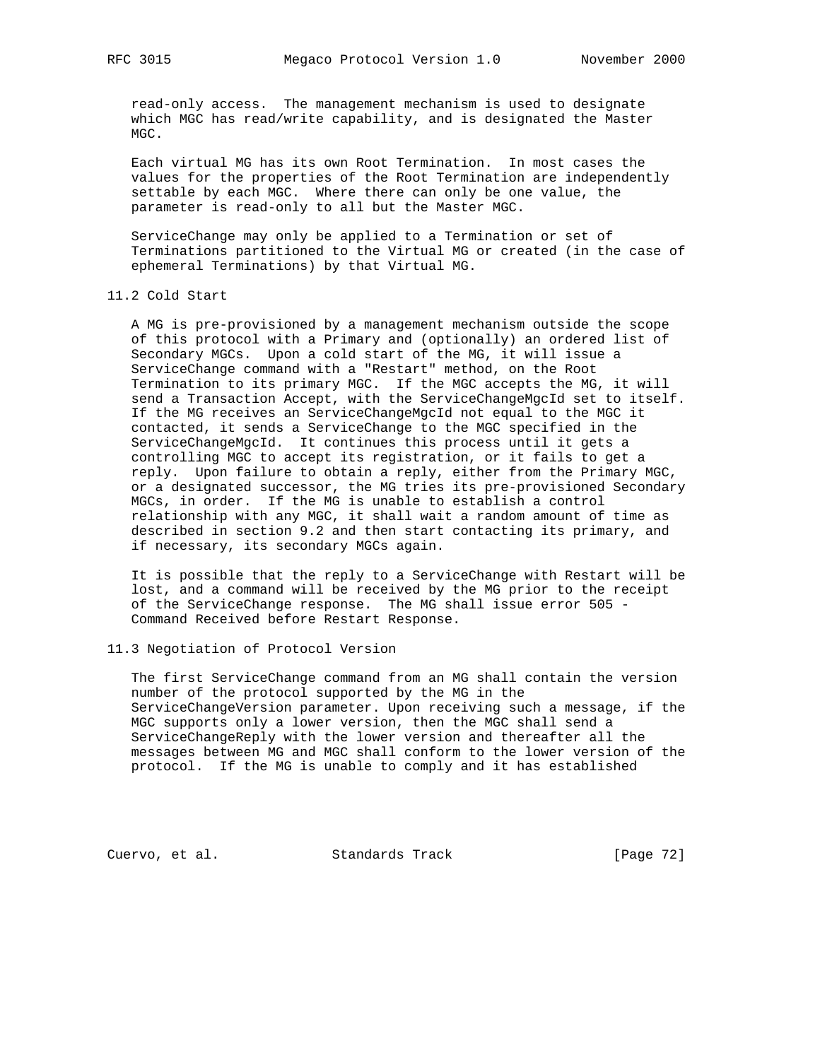read-only access. The management mechanism is used to designate which MGC has read/write capability, and is designated the Master MGC.

Each virtual MG has its own Root Termination. In most cases the values for the properties of the Root Termination are independently settable by each MGC. Where there can only be one value, the parameter is read-only to all but the Master MGC.

ServiceChange may only be applied to a Termination or set of Terminations partitioned to the Virtual MG or created (in the case of ephemeral Terminations) by that Virtual MG.

## 11.2 Cold Start

A MG is pre-provisioned by a management mechanism outside the scope of this protocol with a Primary and (optionally) an ordered list of Secondary MGCs. Upon a cold start of the MG, it will issue a ServiceChange command with a "Restart" method, on the Root Termination to its primary MGC. If the MGC accepts the MG, it will send a Transaction Accept, with the ServiceChangeMgcId set to itself. If the MG receives an ServiceChangeMgcId not equal to the MGC it contacted, it sends a ServiceChange to the MGC specified in the ServiceChangeMgcId. It continues this process until it gets a controlling MGC to accept its registration, or it fails to get a reply. Upon failure to obtain a reply, either from the Primary MGC, or a designated successor, the MG tries its pre-provisioned Secondary MGCs, in order. If the MG is unable to establish a control relationship with any MGC, it shall wait a random amount of time as described in section 9.2 and then start contacting its primary, and if necessary, its secondary MGCs again.

It is possible that the reply to a ServiceChange with Restart will be lost, and a command will be received by the MG prior to the receipt of the ServiceChange response. The MG shall issue error 505 - Command Received before Restart Response.

## 11.3 Negotiation of Protocol Version

The first ServiceChange command from an MG shall contain the version number of the protocol supported by the MG in the ServiceChangeVersion parameter. Upon receiving such a message, if the MGC supports only a lower version, then the MGC shall send a ServiceChangeReply with the lower version and thereafter all the messages between MG and MGC shall conform to the lower version of the protocol. If the MG is unable to comply and it has established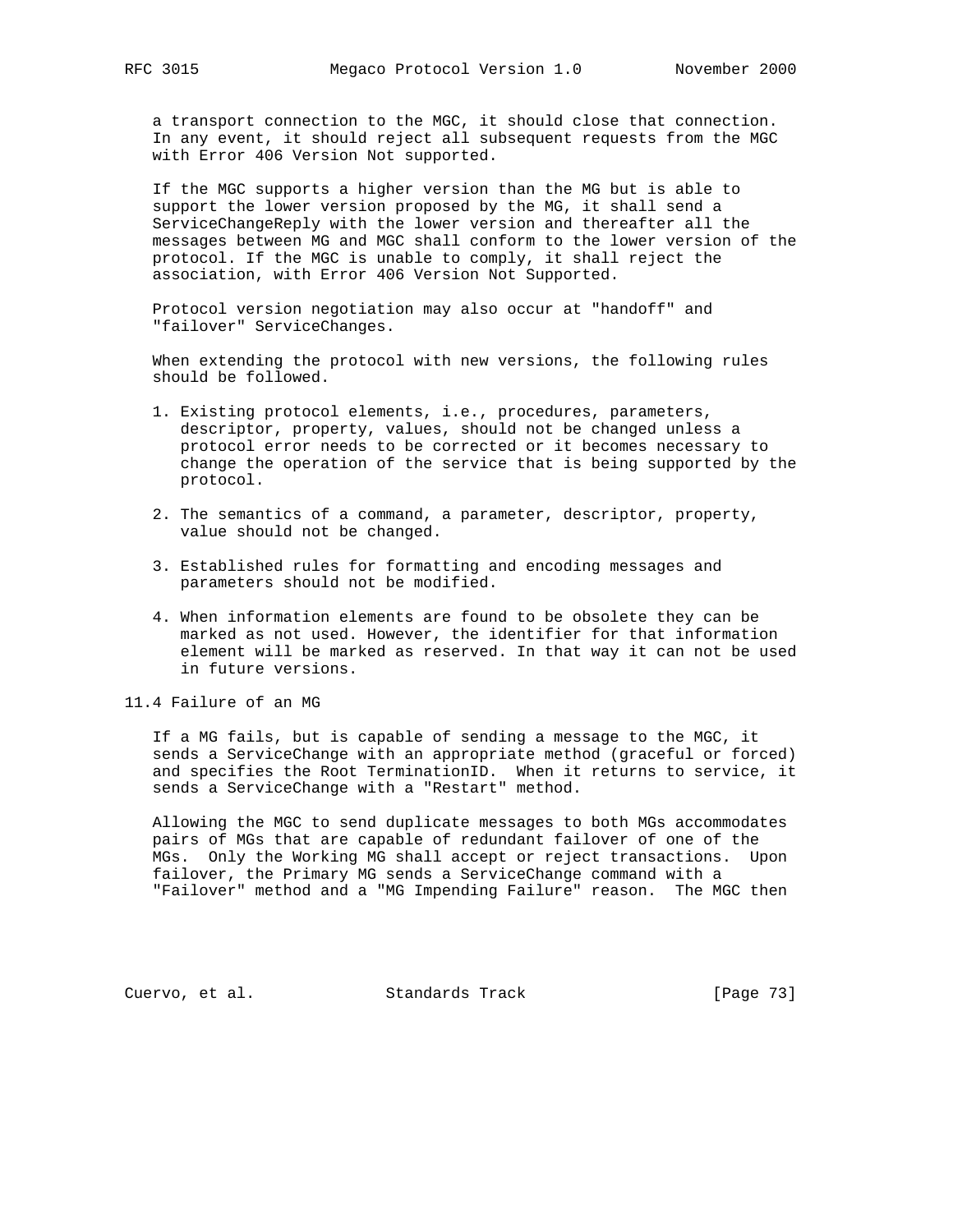a transport connection to the MGC, it should close that connection. In any event, it should reject all subsequent requests from the MGC with Error 406 Version Not supported.

If the MGC supports a higher version than the MG but is able to support the lower version proposed by the MG, it shall send a ServiceChangeReply with the lower version and thereafter all the messages between MG and MGC shall conform to the lower version of the protocol. If the MGC is unable to comply, it shall reject the association, with Error 406 Version Not Supported.

Protocol version negotiation may also occur at "handoff" and "failover" ServiceChanges.

When extending the protocol with new versions, the following rules should be followed.

1. Existing protocol elements, i.e., procedures, parameters, descriptor, property, values, should not be changed unless a protocol error needs to be corrected or it becomes necessary to change the operation of the service that is being supported by the protocol.

2. The semantics of a command, a parameter, descriptor, property, value should not be changed.

3. Established rules for formatting and encoding messages and parameters should not be modified.

4. When information elements are found to be obsolete they can be marked as not used. However, the identifier for that information element will be marked as reserved. In that way it can not be used in future versions.

## 11.4 Failure of an MG

If a MG fails, but is capable of sending a message to the MGC, it sends a ServiceChange with an appropriate method (graceful or forced) and specifies the Root TerminationID. When it returns to service, it sends a ServiceChange with a "Restart" method.

Allowing the MGC to send duplicate messages to both MGs accommodates pairs of MGs that are capable of redundant failover of one of the MGs. Only the Working MG shall accept or reject transactions. Upon failover, the Primary MG sends a ServiceChange command with a "Failover" method and a "MG Impending Failure" reason. The MGC then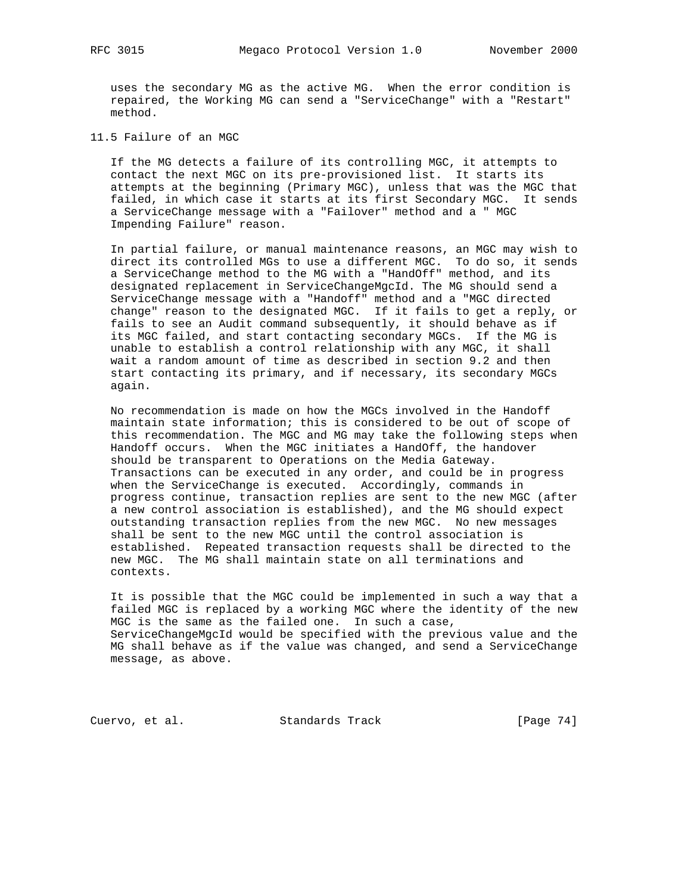uses the secondary MG as the active MG. When the error condition is repaired, the Working MG can send a "ServiceChange" with a "Restart" method.

## 11.5 Failure of an MGC

If the MG detects a failure of its controlling MGC, it attempts to contact the next MGC on its pre-provisioned list. It starts its attempts at the beginning (Primary MGC), unless that was the MGC that failed, in which case it starts at its first Secondary MGC. It sends a ServiceChange message with a "Failover" method and a " MGC Impending Failure" reason.

In partial failure, or manual maintenance reasons, an MGC may wish to direct its controlled MGs to use a different MGC. To do so, it sends a ServiceChange method to the MG with a "HandOff" method, and its designated replacement in ServiceChangeMgcId. The MG should send a ServiceChange message with a "Handoff" method and a "MGC directed change" reason to the designated MGC. If it fails to get a reply, or fails to see an Audit command subsequently, it should behave as if its MGC failed, and start contacting secondary MGCs. If the MG is unable to establish a control relationship with any MGC, it shall wait a random amount of time as described in section 9.2 and then start contacting its primary, and if necessary, its secondary MGCs again.

No recommendation is made on how the MGCs involved in the Handoff maintain state information; this is considered to be out of scope of this recommendation. The MGC and MG may take the following steps when Handoff occurs. When the MGC initiates a HandOff, the handover should be transparent to Operations on the Media Gateway. Transactions can be executed in any order, and could be in progress when the ServiceChange is executed. Accordingly, commands in progress continue, transaction replies are sent to the new MGC (after a new control association is established), and the MG should expect outstanding transaction replies from the new MGC. No new messages shall be sent to the new MGC until the control association is established. Repeated transaction requests shall be directed to the new MGC. The MG shall maintain state on all terminations and contexts.

It is possible that the MGC could be implemented in such a way that a failed MGC is replaced by a working MGC where the identity of the new MGC is the same as the failed one. In such a case, ServiceChangeMgcId would be specified with the previous value and the MG shall behave as if the value was changed, and send a ServiceChange message, as above.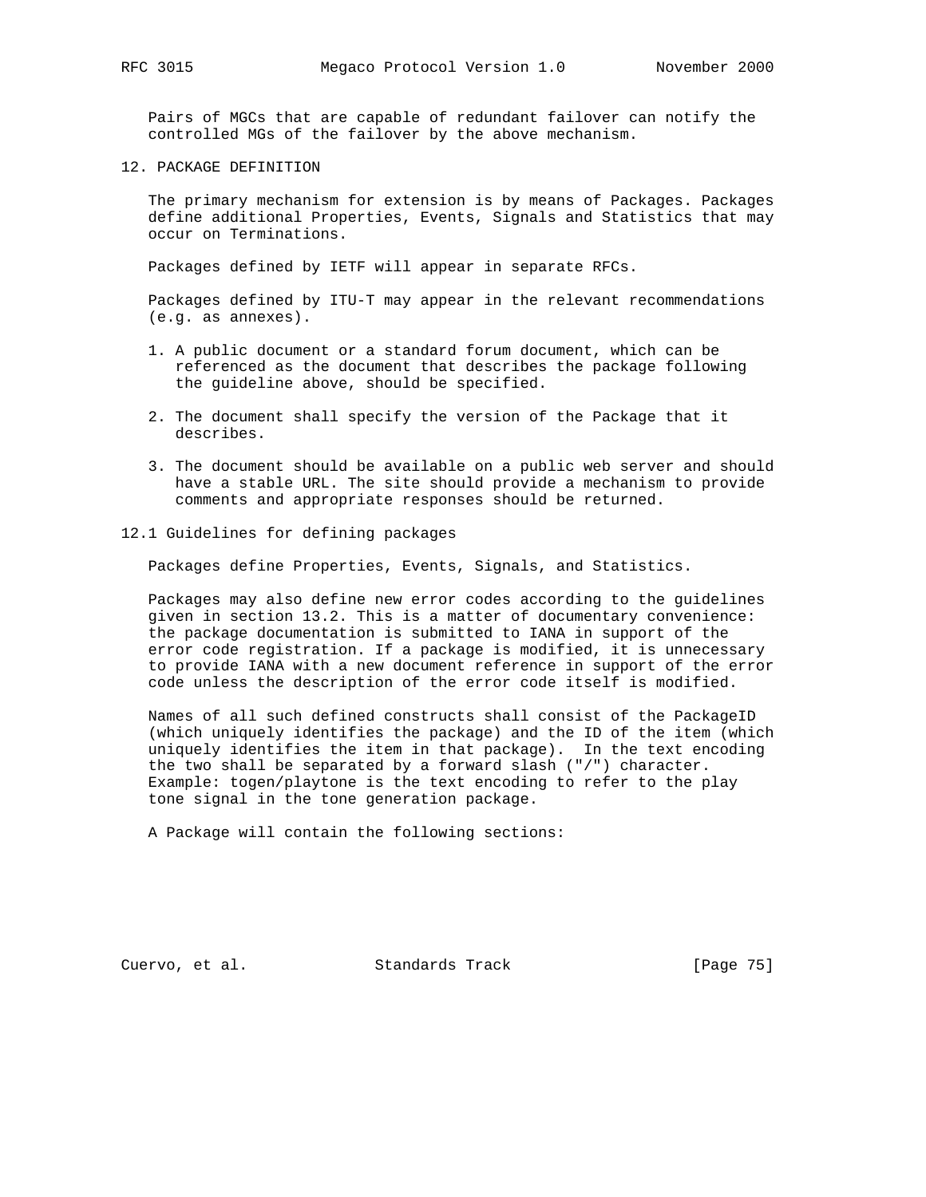Pairs of MGCs that are capable of redundant failover can notify the controlled MGs of the failover by the above mechanism.

## 12. PACKAGE DEFINITION

The primary mechanism for extension is by means of Packages. Packages define additional Properties, Events, Signals and Statistics that may occur on Terminations.

Packages defined by IETF will appear in separate RFCs.

Packages defined by ITU-T may appear in the relevant recommendations (e.g. as annexes).

1. A public document or a standard forum document, which can be referenced as the document that describes the package following the guideline above, should be specified.

2. The document shall specify the version of the Package that it describes.

3. The document should be available on a public web server and should have a stable URL. The site should provide a mechanism to provide comments and appropriate responses should be returned.

### 12.1 Guidelines for defining packages

Packages define Properties, Events, Signals, and Statistics.

Packages may also define new error codes according to the guidelines given in section 13.2. This is a matter of documentary convenience: the package documentation is submitted to IANA in support of the error code registration. If a package is modified, it is unnecessary to provide IANA with a new document reference in support of the error code unless the description of the error code itself is modified.

Names of all such defined constructs shall consist of the PackageID (which uniquely identifies the package) and the ID of the item (which uniquely identifies the item in that package). In the text encoding the two shall be separated by a forward slash ("/") character. Example: togen/playtone is the text encoding to refer to the play tone signal in the tone generation package.

A Package will contain the following sections: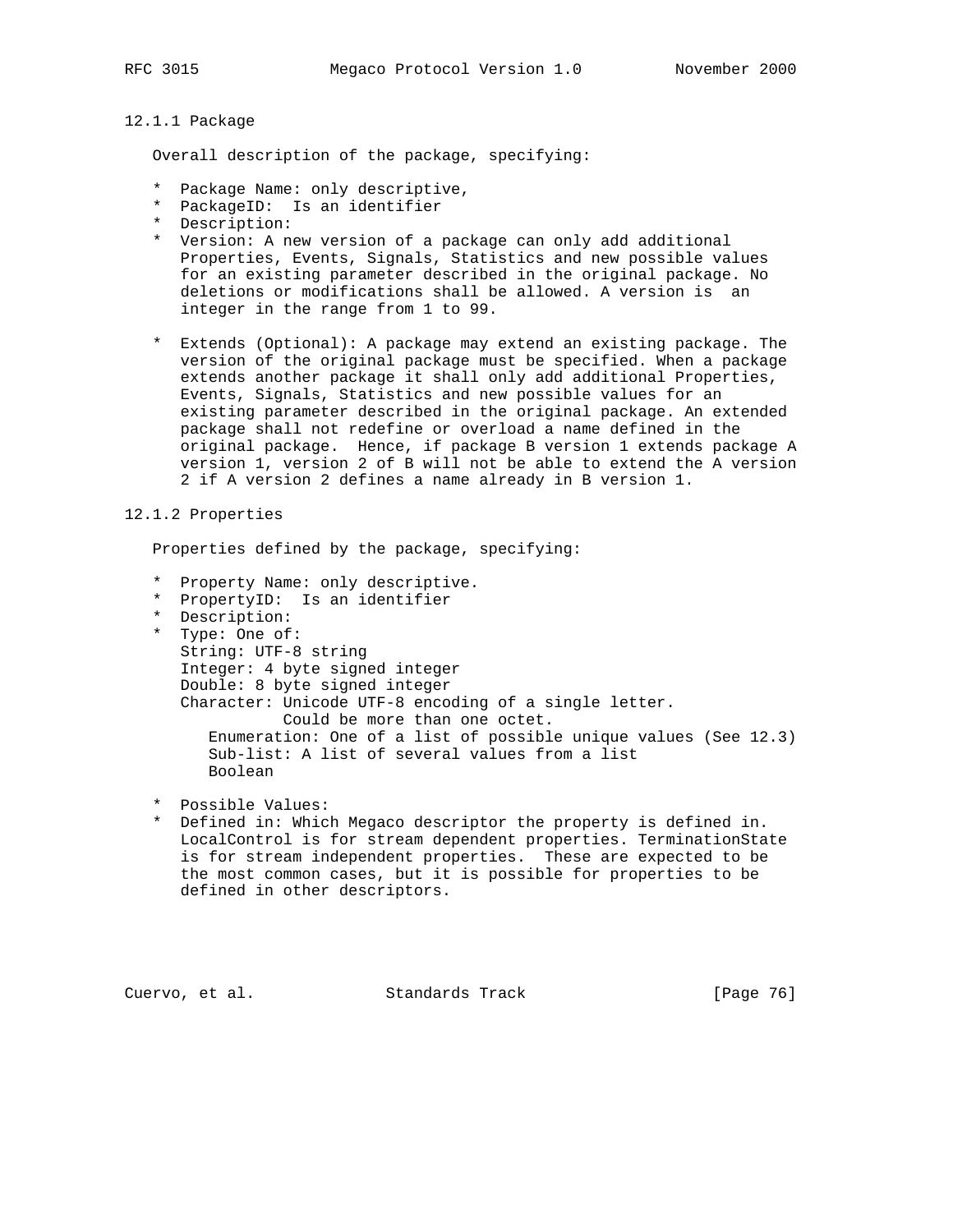### 12.1.1 Package

Overall description of the package, specifying:

* Package Name: only descriptive,
* PackageID: Is an identifier
* Description:
* Version: A new version of a package can only add additional Properties, Events, Signals, Statistics and new possible values for an existing parameter described in the original package. No deletions or modifications shall be allowed. A version is an integer in the range from 1 to 99.

* Extends (Optional): A package may extend an existing package. The version of the original package must be specified. When a package extends another package it shall only add additional Properties, Events, Signals, Statistics and new possible values for an existing parameter described in the original package. An extended package shall not redefine or overload a name defined in the original package. Hence, if package B version 1 extends package A version 1, version 2 of B will not be able to extend the A version 2 if A version 2 defines a name already in B version 1.

### 12.1.2 Properties

Properties defined by the package, specifying:

* Property Name: only descriptive.
* PropertyID: Is an identifier
* Description:
* Type: One of:
  String: UTF-8 string
  Integer: 4 byte signed integer
  Double: 8 byte signed integer
  Character: Unicode UTF-8 encoding of a single letter.
  Could be more than one octet.
  Enumeration: One of a list of possible unique values (See 12.3)
  Sub-list: A list of several values from a list
  Boolean

* Possible Values:
* Defined in: Which Megaco descriptor the property is defined in. LocalControl is for stream dependent properties. TerminationState is for stream independent properties. These are expected to be the most common cases, but it is possible for properties to be defined in other descriptors.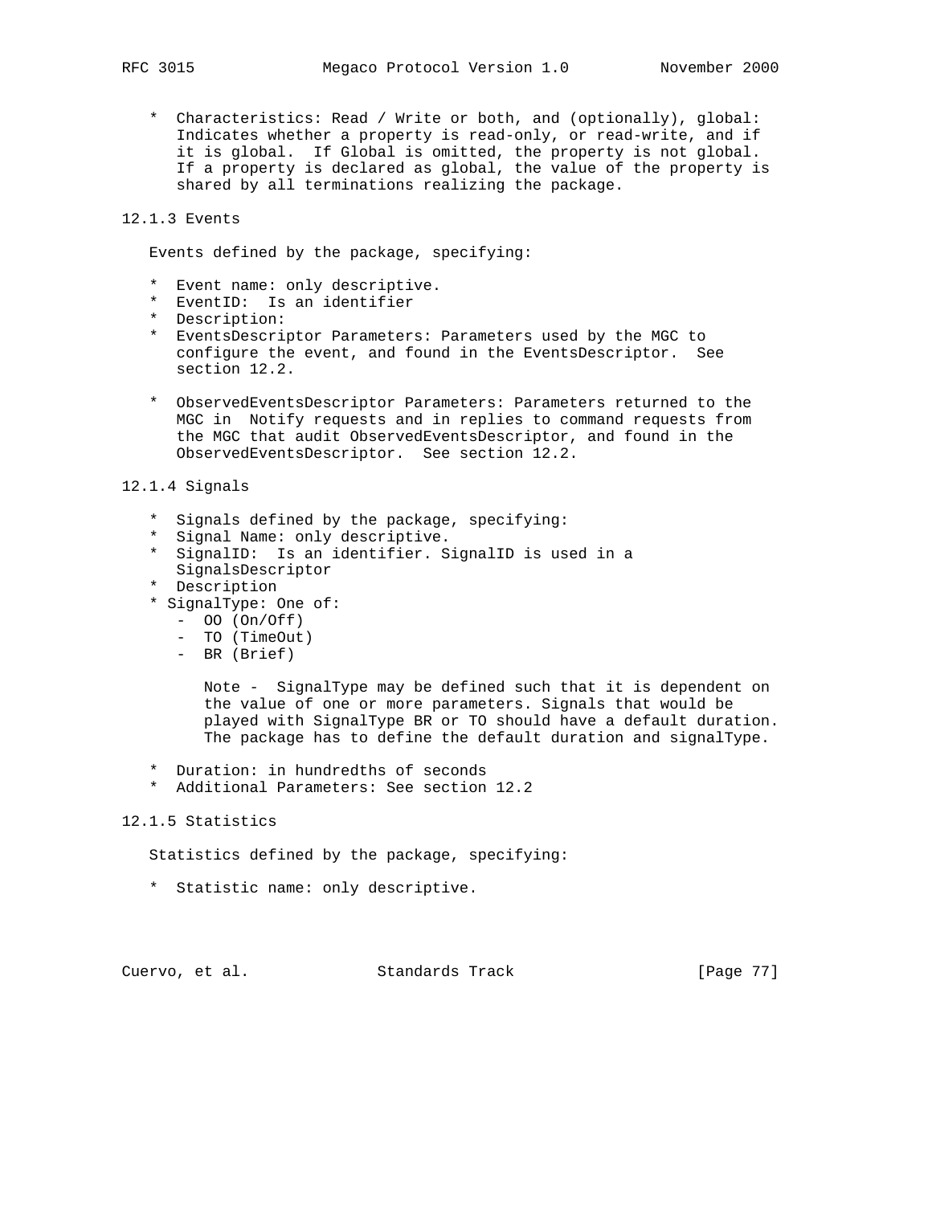* Characteristics: Read / Write or both, and (optionally), global: Indicates whether a property is read-only, or read-write, and if it is global. If Global is omitted, the property is not global. If a property is declared as global, the value of the property is shared by all terminations realizing the package.

### 12.1.3 Events

Events defined by the package, specifying:

* Event name: only descriptive.
* EventID: Is an identifier
* Description:
* EventsDescriptor Parameters: Parameters used by the MGC to configure the event, and found in the EventsDescriptor. See section 12.2.

* ObservedEventsDescriptor Parameters: Parameters returned to the MGC in Notify requests and in replies to command requests from the MGC that audit ObservedEventsDescriptor, and found in the ObservedEventsDescriptor. See section 12.2.

### 12.1.4 Signals

* Signals defined by the package, specifying:
* Signal Name: only descriptive.
* SignalID: Is an identifier. SignalID is used in a SignalsDescriptor
* Description
* SignalType: One of:
  - OO (On/Off)
  - TO (TimeOut)
  - BR (Brief)

    Note - SignalType may be defined such that it is dependent on the value of one or more parameters. Signals that would be played with SignalType BR or TO should have a default duration. The package has to define the default duration and signalType.

* Duration: in hundredths of seconds
* Additional Parameters: See section 12.2

### 12.1.5 Statistics

Statistics defined by the package, specifying:

* Statistic name: only descriptive.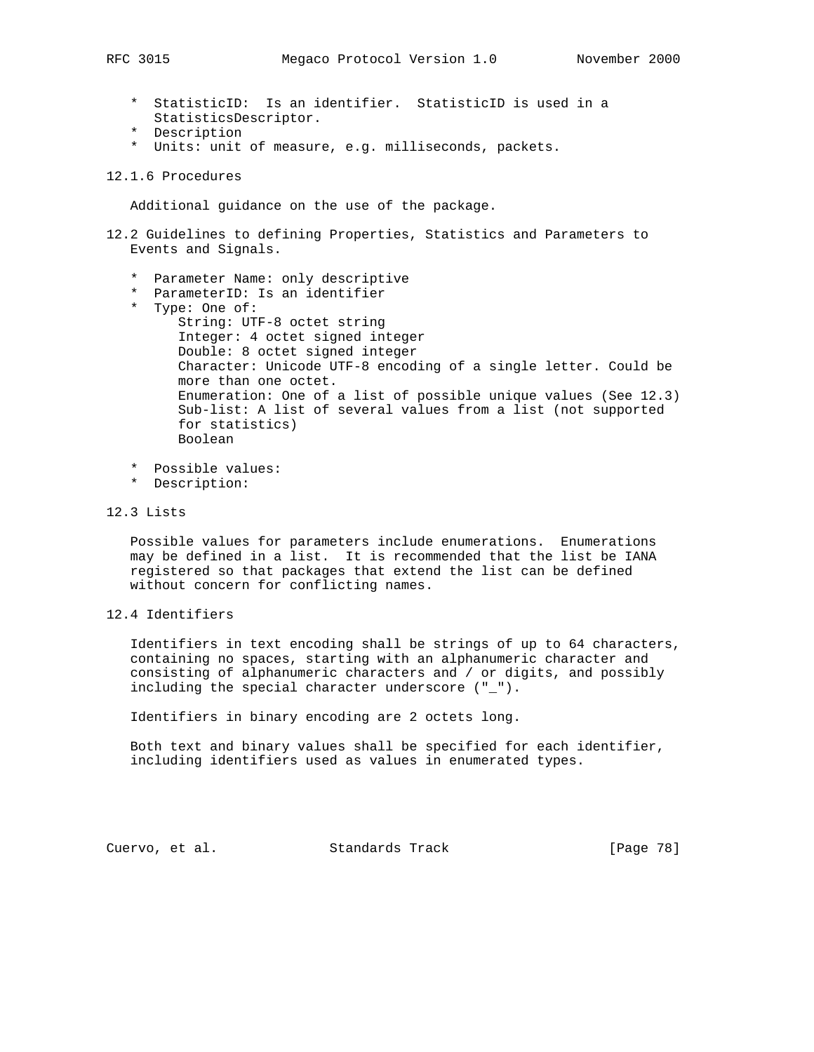* StatisticID: Is an identifier. StatisticID is used in a StatisticsDescriptor.
* Description
* Units: unit of measure, e.g. milliseconds, packets.

### 12.1.6 Procedures

Additional guidance on the use of the package.

## 12.2 Guidelines to defining Properties, Statistics and Parameters to Events and Signals.

* Parameter Name: only descriptive
* ParameterID: Is an identifier
* Type: One of:
  - String: UTF-8 octet string
  - Integer: 4 octet signed integer
  - Double: 8 octet signed integer
  - Character: Unicode UTF-8 encoding of a single letter. Could be more than one octet.
  - Enumeration: One of a list of possible unique values (See 12.3)
  - Sub-list: A list of several values from a list (not supported for statistics)
  - Boolean
* Possible values:
* Description:

## 12.3 Lists

Possible values for parameters include enumerations. Enumerations may be defined in a list. It is recommended that the list be IANA registered so that packages that extend the list can be defined without concern for conflicting names.

## 12.4 Identifiers

Identifiers in text encoding shall be strings of up to 64 characters, containing no spaces, starting with an alphanumeric character and consisting of alphanumeric characters and / or digits, and possibly including the special character underscore ("_").

Identifiers in binary encoding are 2 octets long.

Both text and binary values shall be specified for each identifier, including identifiers used as values in enumerated types.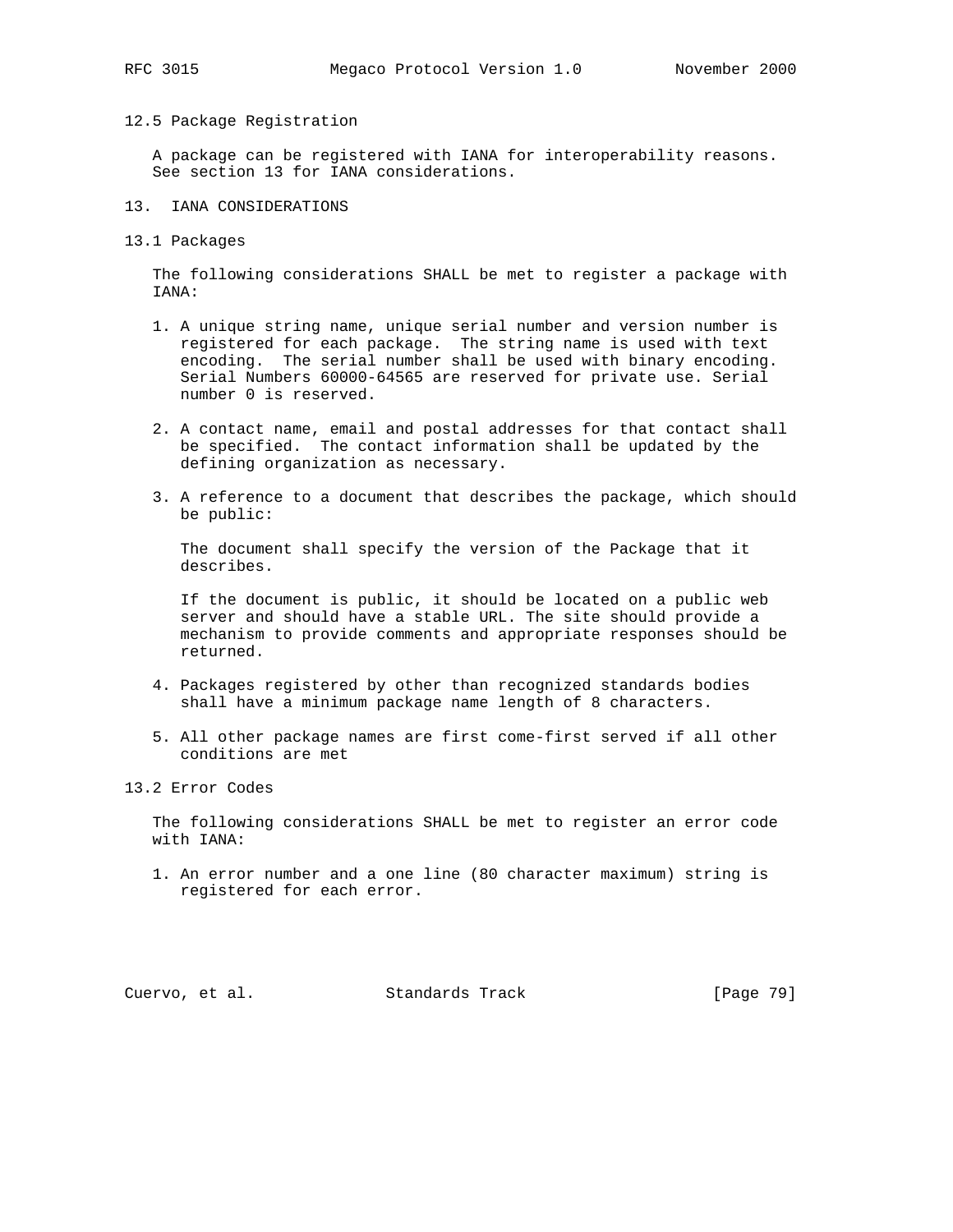### 12.5 Package Registration

A package can be registered with IANA for interoperability reasons. See section 13 for IANA considerations.

## 13. IANA CONSIDERATIONS

### 13.1 Packages

The following considerations SHALL be met to register a package with IANA:

1. A unique string name, unique serial number and version number is registered for each package. The string name is used with text encoding. The serial number shall be used with binary encoding. Serial Numbers 60000-64565 are reserved for private use. Serial number 0 is reserved.

2. A contact name, email and postal addresses for that contact shall be specified. The contact information shall be updated by the defining organization as necessary.

3. A reference to a document that describes the package, which should be public:

   The document shall specify the version of the Package that it describes.

   If the document is public, it should be located on a public web server and should have a stable URL. The site should provide a mechanism to provide comments and appropriate responses should be returned.

4. Packages registered by other than recognized standards bodies shall have a minimum package name length of 8 characters.

5. All other package names are first come-first served if all other conditions are met

### 13.2 Error Codes

The following considerations SHALL be met to register an error code with IANA:

1. An error number and a one line (80 character maximum) string is registered for each error.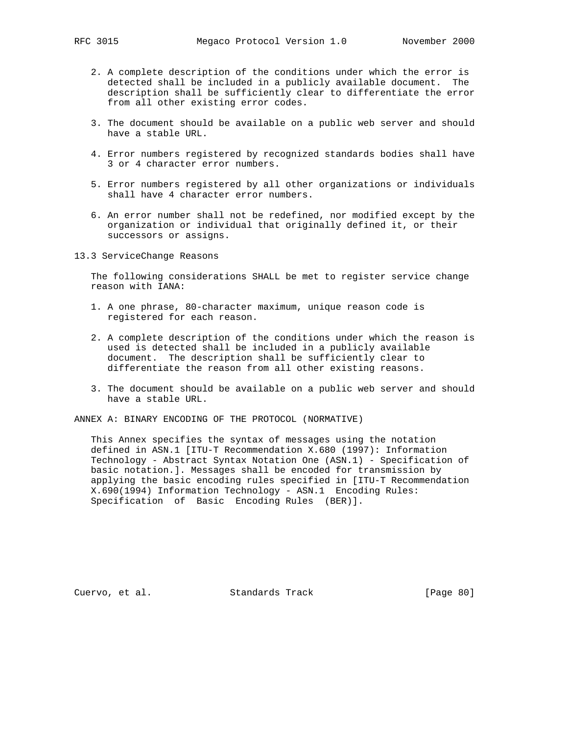2. A complete description of the conditions under which the error is detected shall be included in a publicly available document. The description shall be sufficiently clear to differentiate the error from all other existing error codes.

3. The document should be available on a public web server and should have a stable URL.

4. Error numbers registered by recognized standards bodies shall have 3 or 4 character error numbers.

5. Error numbers registered by all other organizations or individuals shall have 4 character error numbers.

6. An error number shall not be redefined, nor modified except by the organization or individual that originally defined it, or their successors or assigns.

## 13.3 ServiceChange Reasons

The following considerations SHALL be met to register service change reason with IANA:

1. A one phrase, 80-character maximum, unique reason code is registered for each reason.

2. A complete description of the conditions under which the reason is used is detected shall be included in a publicly available document. The description shall be sufficiently clear to differentiate the reason from all other existing reasons.

3. The document should be available on a public web server and should have a stable URL.

# ANNEX A: BINARY ENCODING OF THE PROTOCOL (NORMATIVE)

This Annex specifies the syntax of messages using the notation defined in ASN.1 [ITU-T Recommendation X.680 (1997): Information Technology - Abstract Syntax Notation One (ASN.1) - Specification of basic notation.]. Messages shall be encoded for transmission by applying the basic encoding rules specified in [ITU-T Recommendation X.690(1994) Information Technology - ASN.1 Encoding Rules: Specification of Basic Encoding Rules (BER)].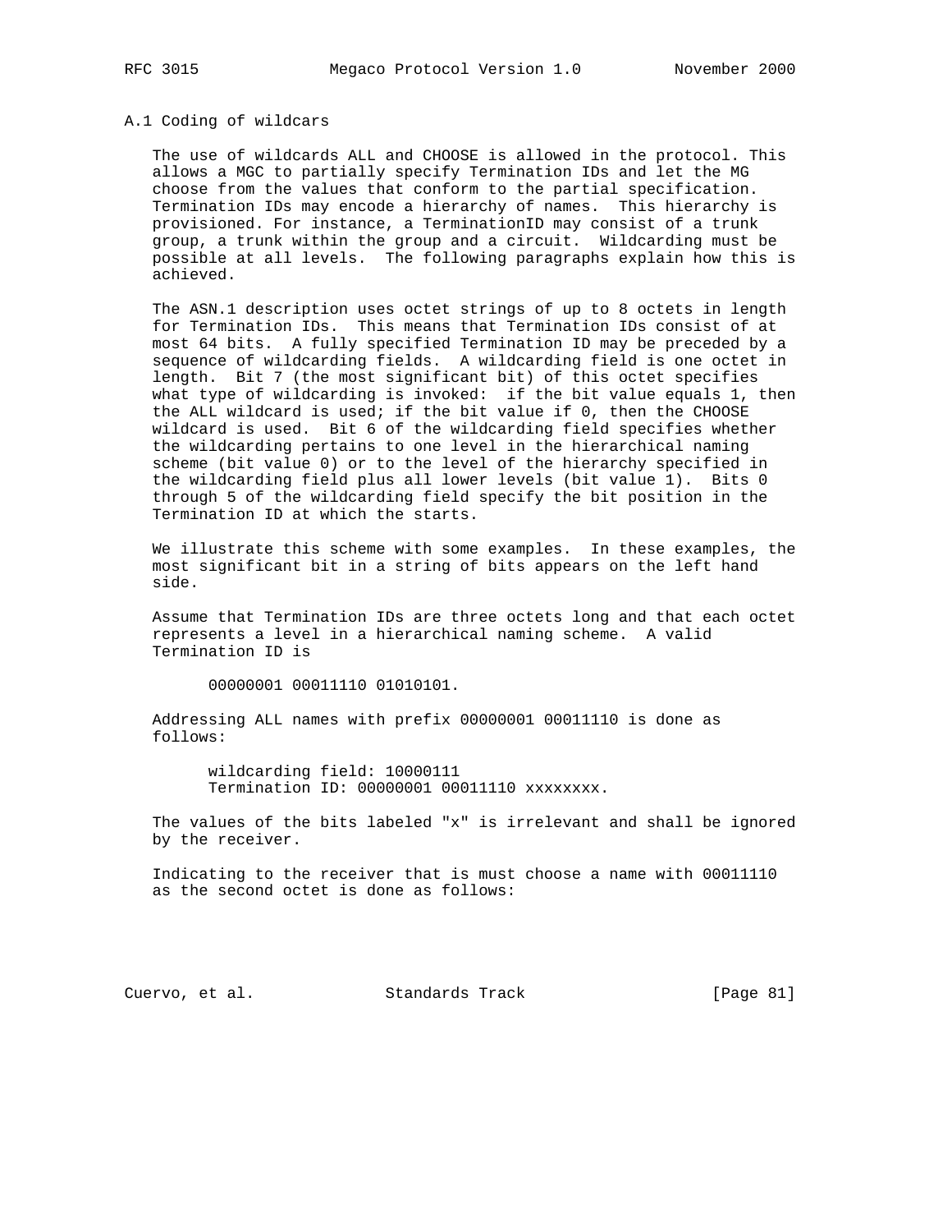### A.1 Coding of wildcars

The use of wildcards ALL and CHOOSE is allowed in the protocol. This allows a MGC to partially specify Termination IDs and let the MG choose from the values that conform to the partial specification. Termination IDs may encode a hierarchy of names. This hierarchy is provisioned. For instance, a TerminationID may consist of a trunk group, a trunk within the group and a circuit. Wildcarding must be possible at all levels. The following paragraphs explain how this is achieved.

The ASN.1 description uses octet strings of up to 8 octets in length for Termination IDs. This means that Termination IDs consist of at most 64 bits. A fully specified Termination ID may be preceded by a sequence of wildcarding fields. A wildcarding field is one octet in length. Bit 7 (the most significant bit) of this octet specifies what type of wildcarding is invoked: if the bit value equals 1, then the ALL wildcard is used; if the bit value if 0, then the CHOOSE wildcard is used. Bit 6 of the wildcarding field specifies whether the wildcarding pertains to one level in the hierarchical naming scheme (bit value 0) or to the level of the hierarchy specified in the wildcarding field plus all lower levels (bit value 1). Bits 0 through 5 of the wildcarding field specify the bit position in the Termination ID at which the starts.

We illustrate this scheme with some examples. In these examples, the most significant bit in a string of bits appears on the left hand side.

Assume that Termination IDs are three octets long and that each octet represents a level in a hierarchical naming scheme. A valid Termination ID is

```
00000001 00011110 01010101.
```

Addressing ALL names with prefix 00000001 00011110 is done as follows:

```
wildcarding field: 10000111
Termination ID: 00000001 00011110 xxxxxxxx.
```

The values of the bits labeled "x" is irrelevant and shall be ignored by the receiver.

Indicating to the receiver that is must choose a name with 00011110 as the second octet is done as follows: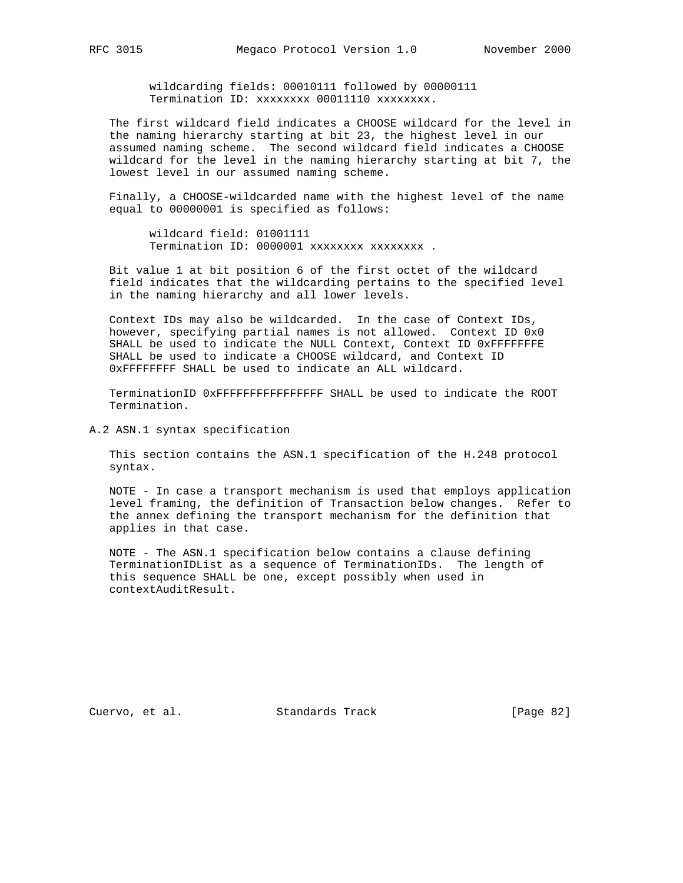```
wildcarding fields: 00010111 followed by 00000111
Termination ID: xxxxxxxx 00011110 xxxxxxxx.
```

The first wildcard field indicates a CHOOSE wildcard for the level in the naming hierarchy starting at bit 23, the highest level in our assumed naming scheme. The second wildcard field indicates a CHOOSE wildcard for the level in the naming hierarchy starting at bit 7, the lowest level in our assumed naming scheme.

Finally, a CHOOSE-wildcarded name with the highest level of the name equal to 00000001 is specified as follows:

```
wildcard field: 01001111
Termination ID: 0000001 xxxxxxxx xxxxxxxx .
```

Bit value 1 at bit position 6 of the first octet of the wildcard field indicates that the wildcarding pertains to the specified level in the naming hierarchy and all lower levels.

Context IDs may also be wildcarded. In the case of Context IDs, however, specifying partial names is not allowed. Context ID 0x0 SHALL be used to indicate the NULL Context, Context ID 0xFFFFFFFE SHALL be used to indicate a CHOOSE wildcard, and Context ID 0xFFFFFFFF SHALL be used to indicate an ALL wildcard.

TerminationID 0xFFFFFFFFFFFFFFFF SHALL be used to indicate the ROOT Termination.

## A.2 ASN.1 syntax specification

This section contains the ASN.1 specification of the H.248 protocol syntax.

NOTE - In case a transport mechanism is used that employs application level framing, the definition of Transaction below changes. Refer to the annex defining the transport mechanism for the definition that applies in that case.

NOTE - The ASN.1 specification below contains a clause defining TerminationIDList as a sequence of TerminationIDs. The length of this sequence SHALL be one, except possibly when used in contextAuditResult.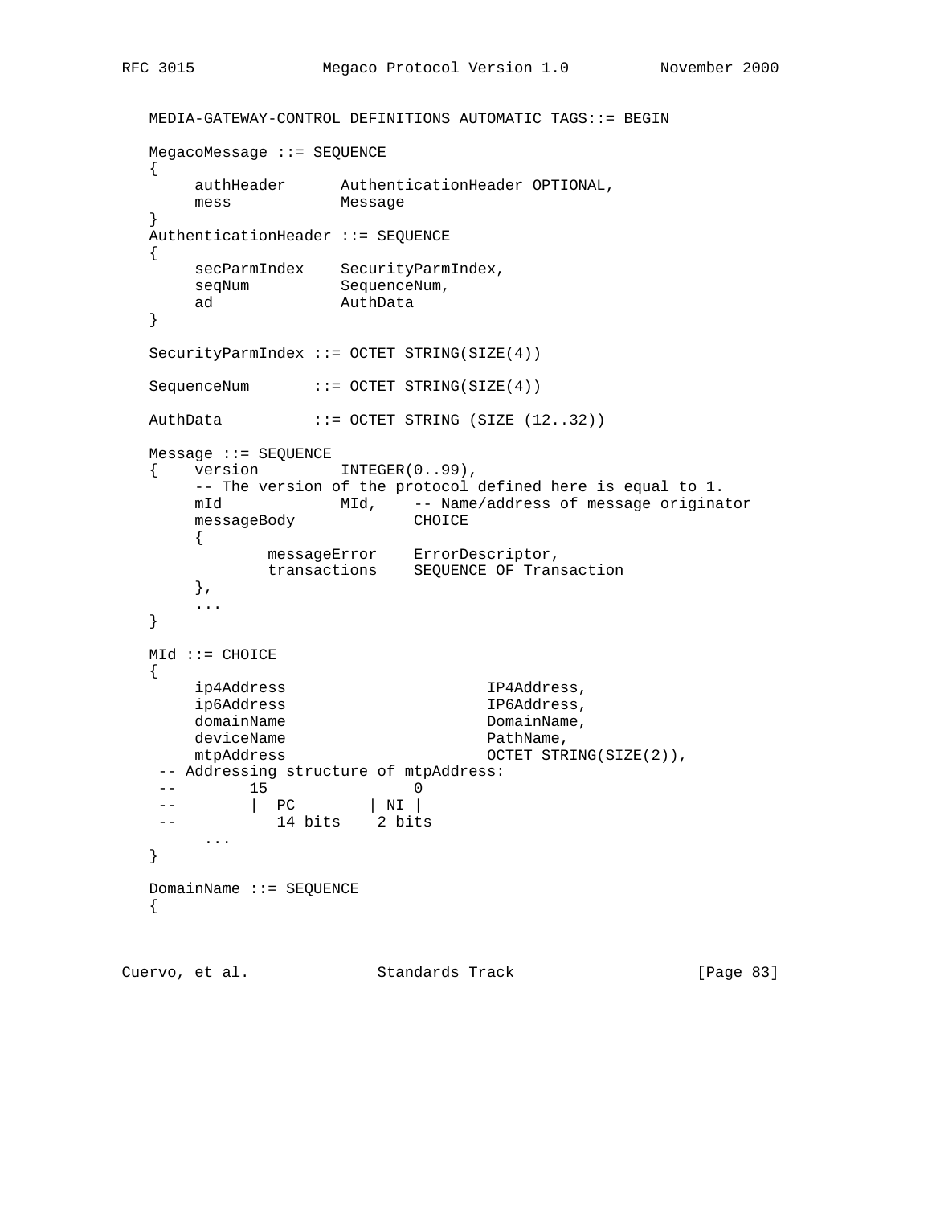```
MEDIA-GATEWAY-CONTROL DEFINITIONS AUTOMATIC TAGS::= BEGIN

MegacoMessage ::= SEQUENCE
{
     authHeader      AuthenticationHeader OPTIONAL,
     mess            Message
}
AuthenticationHeader ::= SEQUENCE
{
     secParmIndex    SecurityParmIndex,
     seqNum          SequenceNum,
     ad              AuthData
}

SecurityParmIndex ::= OCTET STRING(SIZE(4))

SequenceNum       ::= OCTET STRING(SIZE(4))

AuthData          ::= OCTET STRING (SIZE (12..32))

Message ::= SEQUENCE
{    version         INTEGER(0..99),
     -- The version of the protocol defined here is equal to 1.
     mId             MId,    -- Name/address of message originator
     messageBody             CHOICE
     {
             messageError    ErrorDescriptor,
             transactions    SEQUENCE OF Transaction
     },
     ...
}

MId ::= CHOICE
{
     ip4Address                      IP4Address,
     ip6Address                      IP6Address,
     domainName                      DomainName,
     deviceName                      PathName,
     mtpAddress                      OCTET STRING(SIZE(2)),
 -- Addressing structure of mtpAddress:
 --        15              0
 --        |  PC        | NI |
 --           14 bits    2 bits
      ...
}

DomainName ::= SEQUENCE
{
```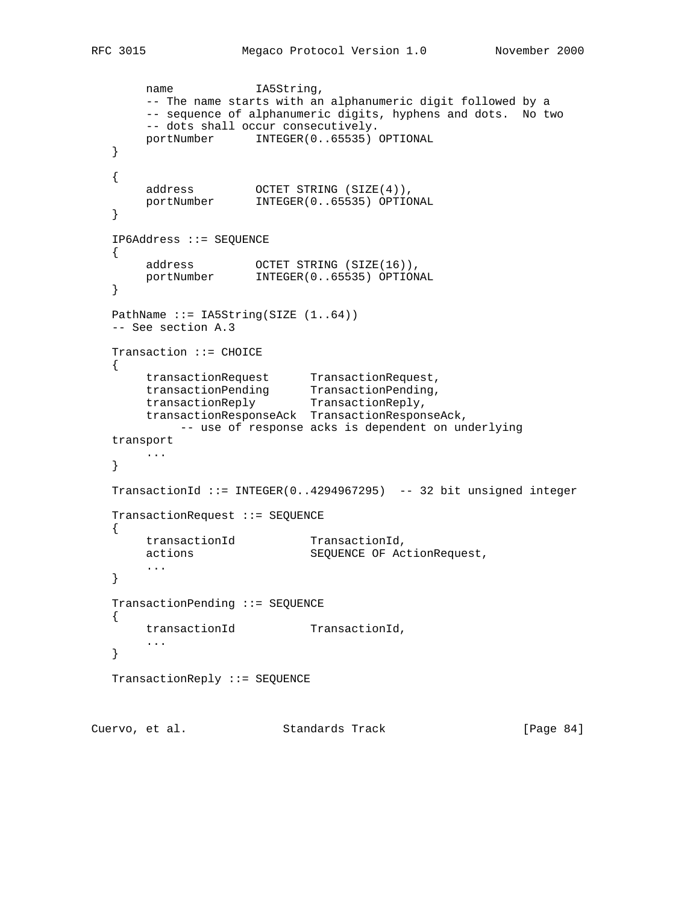```
        name            IA5String,
        -- The name starts with an alphanumeric digit followed by a
        -- sequence of alphanumeric digits, hyphens and dots.  No two
        -- dots shall occur consecutively.
        portNumber      INTEGER(0..65535) OPTIONAL
   }

   {
        address         OCTET STRING (SIZE(4)),
        portNumber      INTEGER(0..65535) OPTIONAL
   }

   IP6Address ::= SEQUENCE
   {
        address         OCTET STRING (SIZE(16)),
        portNumber      INTEGER(0..65535) OPTIONAL
   }

   PathName ::= IA5String(SIZE (1..64))
   -- See section A.3

   Transaction ::= CHOICE
   {
        transactionRequest      TransactionRequest,
        transactionPending      TransactionPending,
        transactionReply        TransactionReply,
        transactionResponseAck  TransactionResponseAck,
             -- use of response acks is dependent on underlying
   transport
        ...
   }

   TransactionId ::= INTEGER(0..4294967295)  -- 32 bit unsigned integer

   TransactionRequest ::= SEQUENCE
   {
        transactionId           TransactionId,
        actions                 SEQUENCE OF ActionRequest,
        ...
   }

   TransactionPending ::= SEQUENCE
   {
        transactionId           TransactionId,
        ...
   }

   TransactionReply ::= SEQUENCE
```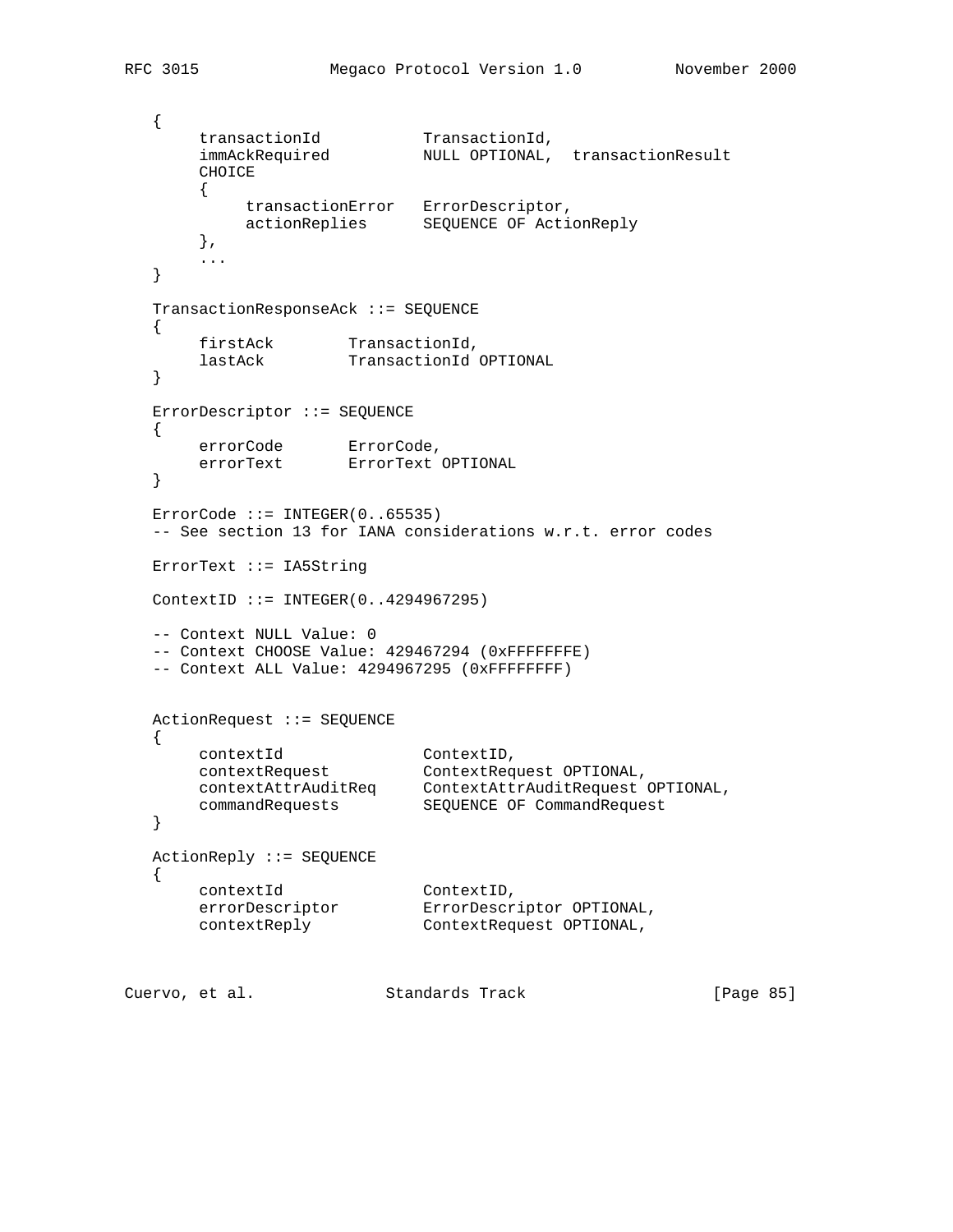```
   {
        transactionId           TransactionId,
        immAckRequired          NULL OPTIONAL,  transactionResult
        CHOICE
        {
             transactionError   ErrorDescriptor,
             actionReplies      SEQUENCE OF ActionReply
        },
        ...
   }

   TransactionResponseAck ::= SEQUENCE
   {
        firstAck        TransactionId,
        lastAck         TransactionId OPTIONAL
   }

   ErrorDescriptor ::= SEQUENCE
   {
        errorCode       ErrorCode,
        errorText       ErrorText OPTIONAL
   }

   ErrorCode ::= INTEGER(0..65535)
   -- See section 13 for IANA considerations w.r.t. error codes

   ErrorText ::= IA5String

   ContextID ::= INTEGER(0..4294967295)

   -- Context NULL Value: 0
   -- Context CHOOSE Value: 429467294 (0xFFFFFFFE)
   -- Context ALL Value: 4294967295 (0xFFFFFFFF)


   ActionRequest ::= SEQUENCE
   {
        contextId               ContextID,
        contextRequest          ContextRequest OPTIONAL,
        contextAttrAuditReq     ContextAttrAuditRequest OPTIONAL,
        commandRequests         SEQUENCE OF CommandRequest
   }

   ActionReply ::= SEQUENCE
   {
        contextId               ContextID,
        errorDescriptor         ErrorDescriptor OPTIONAL,
        contextReply            ContextRequest OPTIONAL,
```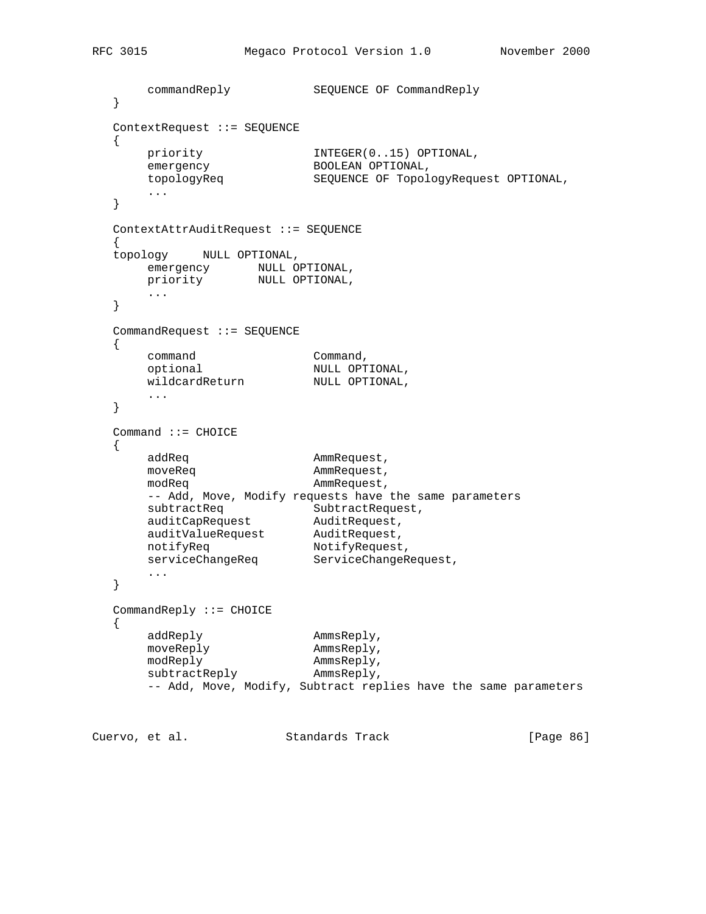```
        commandReply            SEQUENCE OF CommandReply
   }

   ContextRequest ::= SEQUENCE
   {
        priority                INTEGER(0..15) OPTIONAL,
        emergency               BOOLEAN OPTIONAL,
        topologyReq             SEQUENCE OF TopologyRequest OPTIONAL,
        ...
   }

   ContextAttrAuditRequest ::= SEQUENCE
   {
   topology     NULL OPTIONAL,
        emergency       NULL OPTIONAL,
        priority        NULL OPTIONAL,
        ...
   }

   CommandRequest ::= SEQUENCE
   {
        command                 Command,
        optional                NULL OPTIONAL,
        wildcardReturn          NULL OPTIONAL,
        ...
   }

   Command ::= CHOICE
   {
        addReq                  AmmRequest,
        moveReq                 AmmRequest,
        modReq                  AmmRequest,
        -- Add, Move, Modify requests have the same parameters
        subtractReq             SubtractRequest,
        auditCapRequest         AuditRequest,
        auditValueRequest       AuditRequest,
        notifyReq               NotifyRequest,
        serviceChangeReq        ServiceChangeRequest,
        ...
   }

   CommandReply ::= CHOICE
   {
        addReply                AmmsReply,
        moveReply               AmmsReply,
        modReply                AmmsReply,
        subtractReply           AmmsReply,
        -- Add, Move, Modify, Subtract replies have the same parameters
```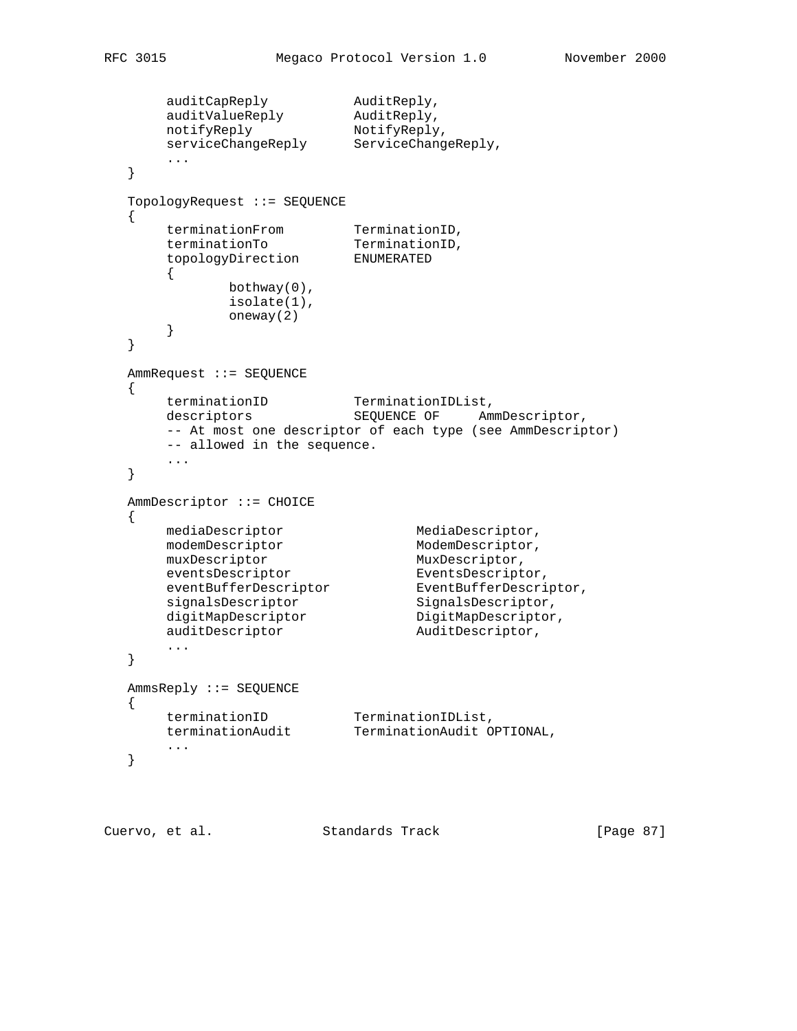```
        auditCapReply           AuditReply,
        auditValueReply         AuditReply,
        notifyReply             NotifyReply,
        serviceChangeReply      ServiceChangeReply,
        ...
   }

   TopologyRequest ::= SEQUENCE
   {
        terminationFrom         TerminationID,
        terminationTo           TerminationID,
        topologyDirection       ENUMERATED
        {
                bothway(0),
                isolate(1),
                oneway(2)
        }
   }

   AmmRequest ::= SEQUENCE
   {
        terminationID           TerminationIDList,
        descriptors             SEQUENCE OF     AmmDescriptor,
        -- At most one descriptor of each type (see AmmDescriptor)
        -- allowed in the sequence.
        ...
   }

   AmmDescriptor ::= CHOICE
   {
        mediaDescriptor                 MediaDescriptor,
        modemDescriptor                 ModemDescriptor,
        muxDescriptor                   MuxDescriptor,
        eventsDescriptor                EventsDescriptor,
        eventBufferDescriptor           EventBufferDescriptor,
        signalsDescriptor               SignalsDescriptor,
        digitMapDescriptor              DigitMapDescriptor,
        auditDescriptor                 AuditDescriptor,
        ...
   }

   AmmsReply ::= SEQUENCE
   {
        terminationID           TerminationIDList,
        terminationAudit        TerminationAudit OPTIONAL,
        ...
   }
```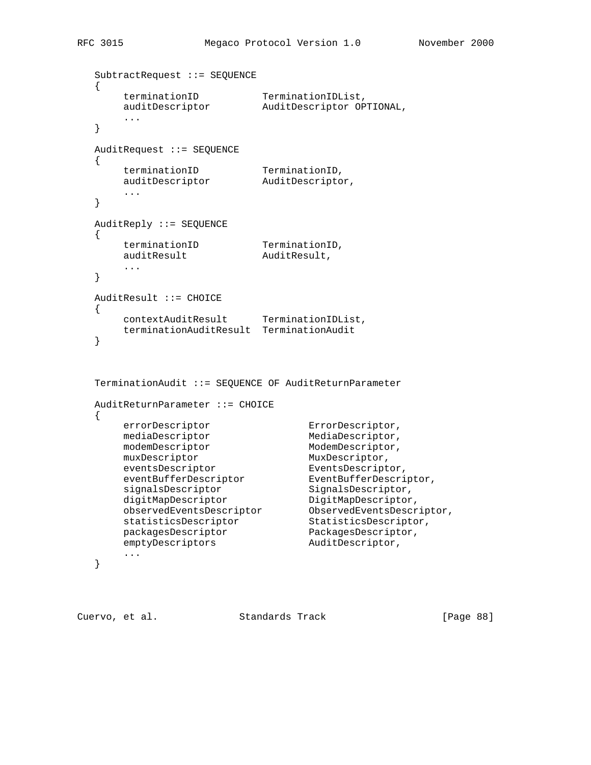```
SubtractRequest ::= SEQUENCE
{
     terminationID           TerminationIDList,
     auditDescriptor         AuditDescriptor OPTIONAL,
     ...
}

AuditRequest ::= SEQUENCE
{
     terminationID           TerminationID,
     auditDescriptor         AuditDescriptor,
     ...
}

AuditReply ::= SEQUENCE
{
     terminationID           TerminationID,
     auditResult             AuditResult,
     ...
}

AuditResult ::= CHOICE
{
     contextAuditResult      TerminationIDList,
     terminationAuditResult  TerminationAudit
}


TerminationAudit ::= SEQUENCE OF AuditReturnParameter

AuditReturnParameter ::= CHOICE
{
     errorDescriptor                 ErrorDescriptor,
     mediaDescriptor                 MediaDescriptor,
     modemDescriptor                 ModemDescriptor,
     muxDescriptor                   MuxDescriptor,
     eventsDescriptor                EventsDescriptor,
     eventBufferDescriptor           EventBufferDescriptor,
     signalsDescriptor               SignalsDescriptor,
     digitMapDescriptor              DigitMapDescriptor,
     observedEventsDescriptor        ObservedEventsDescriptor,
     statisticsDescriptor            StatisticsDescriptor,
     packagesDescriptor              PackagesDescriptor,
     emptyDescriptors                AuditDescriptor,
     ...
}
```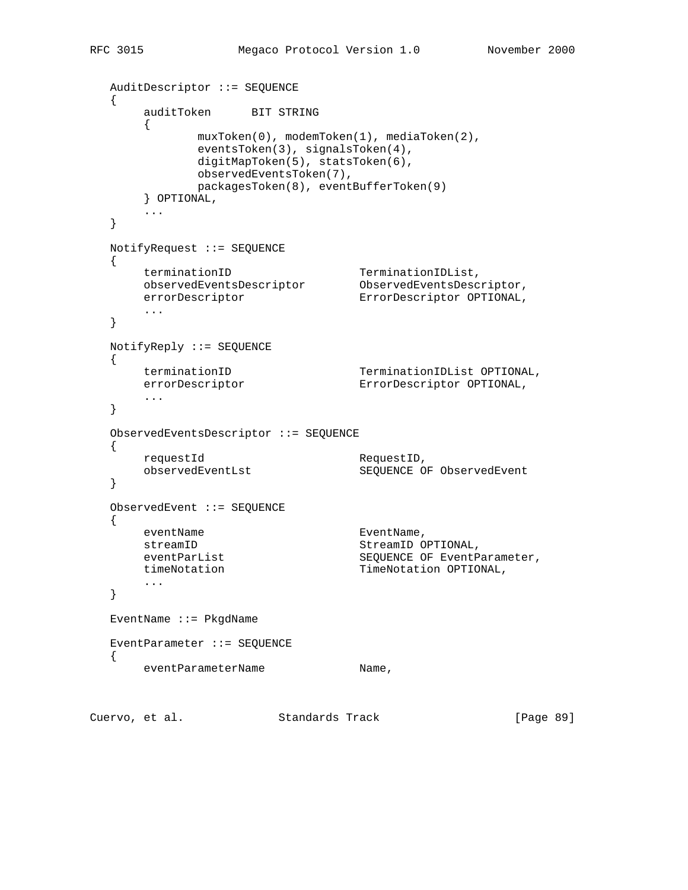```
   AuditDescriptor ::= SEQUENCE
   {
        auditToken      BIT STRING
        {
                muxToken(0), modemToken(1), mediaToken(2),
                eventsToken(3), signalsToken(4),
                digitMapToken(5), statsToken(6),
                observedEventsToken(7),
                packagesToken(8), eventBufferToken(9)
        } OPTIONAL,
        ...
   }

   NotifyRequest ::= SEQUENCE
   {
        terminationID                   TerminationIDList,
        observedEventsDescriptor        ObservedEventsDescriptor,
        errorDescriptor                 ErrorDescriptor OPTIONAL,
        ...
   }

   NotifyReply ::= SEQUENCE
   {
        terminationID                   TerminationIDList OPTIONAL,
        errorDescriptor                 ErrorDescriptor OPTIONAL,
        ...
   }

   ObservedEventsDescriptor ::= SEQUENCE
   {
        requestId                       RequestID,
        observedEventLst                SEQUENCE OF ObservedEvent
   }

   ObservedEvent ::= SEQUENCE
   {
        eventName                       EventName,
        streamID                        StreamID OPTIONAL,
        eventParList                    SEQUENCE OF EventParameter,
        timeNotation                    TimeNotation OPTIONAL,
        ...
   }

   EventName ::= PkgdName

   EventParameter ::= SEQUENCE
   {
        eventParameterName              Name,
```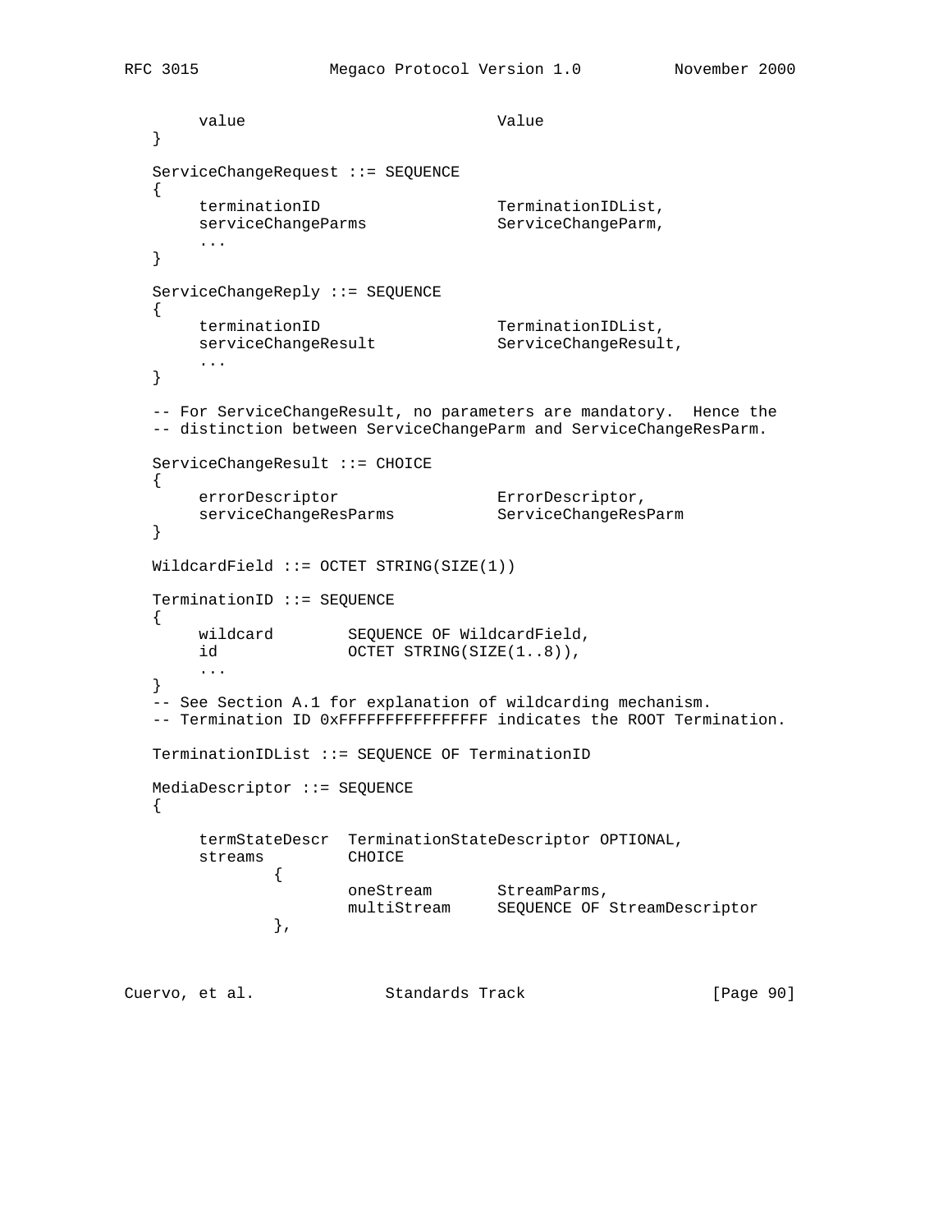```
        value                           Value
   }

   ServiceChangeRequest ::= SEQUENCE
   {
        terminationID                   TerminationIDList,
        serviceChangeParms              ServiceChangeParm,
        ...
   }

   ServiceChangeReply ::= SEQUENCE
   {
        terminationID                   TerminationIDList,
        serviceChangeResult             ServiceChangeResult,
        ...
   }

   -- For ServiceChangeResult, no parameters are mandatory.  Hence the
   -- distinction between ServiceChangeParm and ServiceChangeResParm.

   ServiceChangeResult ::= CHOICE
   {
        errorDescriptor                 ErrorDescriptor,
        serviceChangeResParms           ServiceChangeResParm
   }

   WildcardField ::= OCTET STRING(SIZE(1))

   TerminationID ::= SEQUENCE
   {
        wildcard        SEQUENCE OF WildcardField,
        id              OCTET STRING(SIZE(1..8)),
        ...
   }
   -- See Section A.1 for explanation of wildcarding mechanism.
   -- Termination ID 0xFFFFFFFFFFFFFFFF indicates the ROOT Termination.

   TerminationIDList ::= SEQUENCE OF TerminationID

   MediaDescriptor ::= SEQUENCE
   {

        termStateDescr  TerminationStateDescriptor OPTIONAL,
        streams         CHOICE
                {
                        oneStream       StreamParms,
                        multiStream     SEQUENCE OF StreamDescriptor
                },
```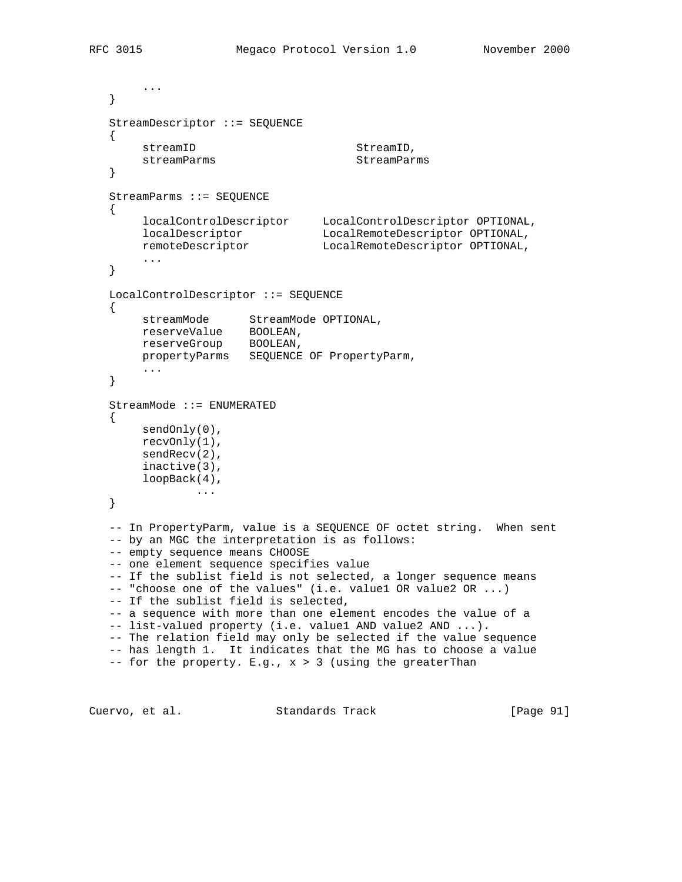```
        ...
   }

   StreamDescriptor ::= SEQUENCE
   {
        streamID                         StreamID,
        streamParms                      StreamParms
   }

   StreamParms ::= SEQUENCE
   {
        localControlDescriptor     LocalControlDescriptor OPTIONAL,
        localDescriptor            LocalRemoteDescriptor OPTIONAL,
        remoteDescriptor           LocalRemoteDescriptor OPTIONAL,
        ...
   }

   LocalControlDescriptor ::= SEQUENCE
   {
        streamMode      StreamMode OPTIONAL,
        reserveValue    BOOLEAN,
        reserveGroup    BOOLEAN,
        propertyParms   SEQUENCE OF PropertyParm,
        ...
   }

   StreamMode ::= ENUMERATED
   {
        sendOnly(0),
        recvOnly(1),
        sendRecv(2),
        inactive(3),
        loopBack(4),
                ...
   }

   -- In PropertyParm, value is a SEQUENCE OF octet string.  When sent
   -- by an MGC the interpretation is as follows:
   -- empty sequence means CHOOSE
   -- one element sequence specifies value
   -- If the sublist field is not selected, a longer sequence means
   -- "choose one of the values" (i.e. value1 OR value2 OR ...)
   -- If the sublist field is selected,
   -- a sequence with more than one element encodes the value of a
   -- list-valued property (i.e. value1 AND value2 AND ...).
   -- The relation field may only be selected if the value sequence
   -- has length 1.  It indicates that the MG has to choose a value
   -- for the property. E.g., x > 3 (using the greaterThan
```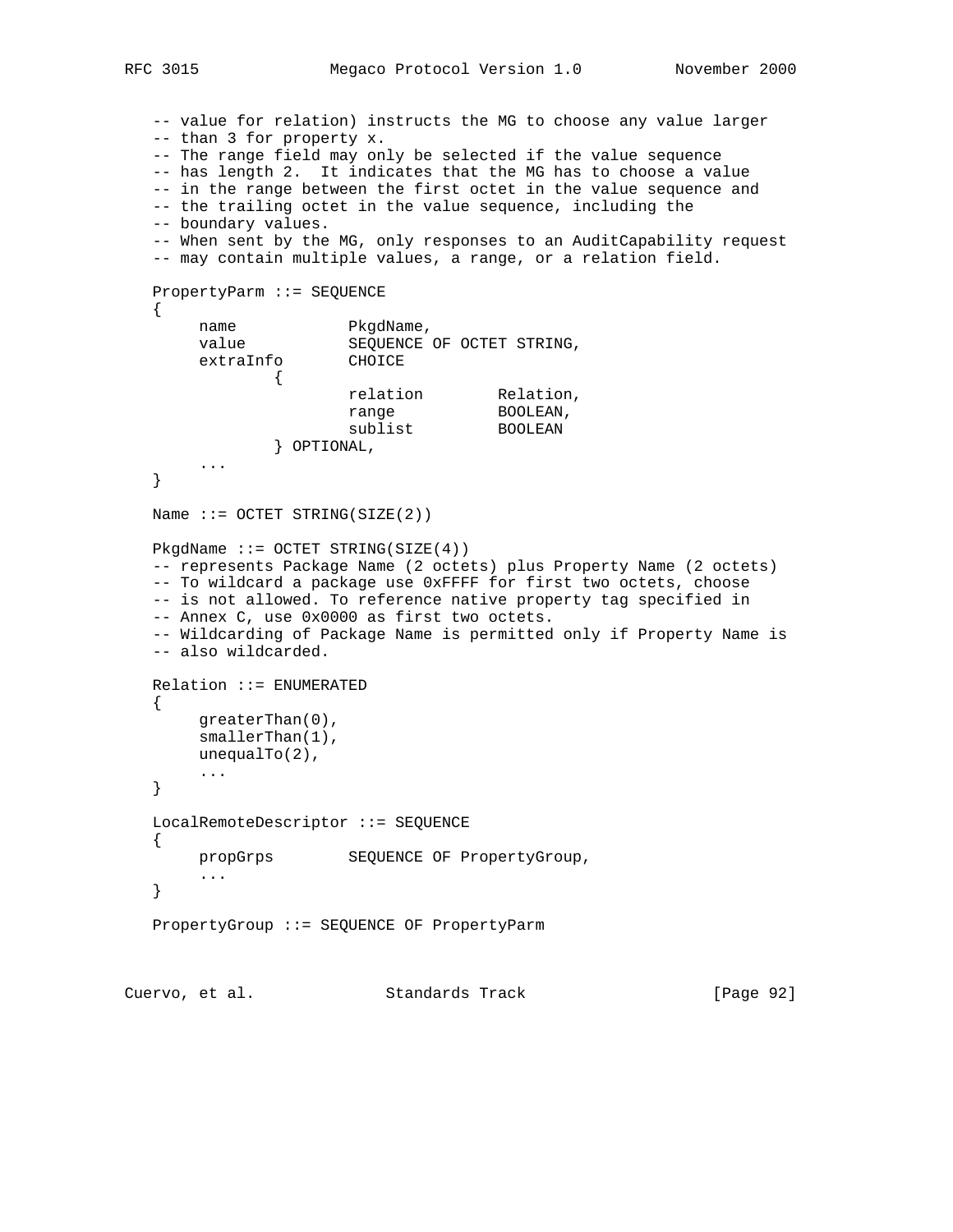```
   -- value for relation) instructs the MG to choose any value larger
   -- than 3 for property x.
   -- The range field may only be selected if the value sequence
   -- has length 2.  It indicates that the MG has to choose a value
   -- in the range between the first octet in the value sequence and
   -- the trailing octet in the value sequence, including the
   -- boundary values.
   -- When sent by the MG, only responses to an AuditCapability request
   -- may contain multiple values, a range, or a relation field.

   PropertyParm ::= SEQUENCE
   {
        name            PkgdName,
        value           SEQUENCE OF OCTET STRING,
        extraInfo       CHOICE
                {
                        relation        Relation,
                        range           BOOLEAN,
                        sublist         BOOLEAN
                } OPTIONAL,
        ...
   }

   Name ::= OCTET STRING(SIZE(2))

   PkgdName ::= OCTET STRING(SIZE(4))
   -- represents Package Name (2 octets) plus Property Name (2 octets)
   -- To wildcard a package use 0xFFFF for first two octets, choose
   -- is not allowed. To reference native property tag specified in
   -- Annex C, use 0x0000 as first two octets.
   -- Wildcarding of Package Name is permitted only if Property Name is
   -- also wildcarded.

   Relation ::= ENUMERATED
   {
        greaterThan(0),
        smallerThan(1),
        unequalTo(2),
        ...
   }

   LocalRemoteDescriptor ::= SEQUENCE
   {
        propGrps        SEQUENCE OF PropertyGroup,
        ...
   }

   PropertyGroup ::= SEQUENCE OF PropertyParm
```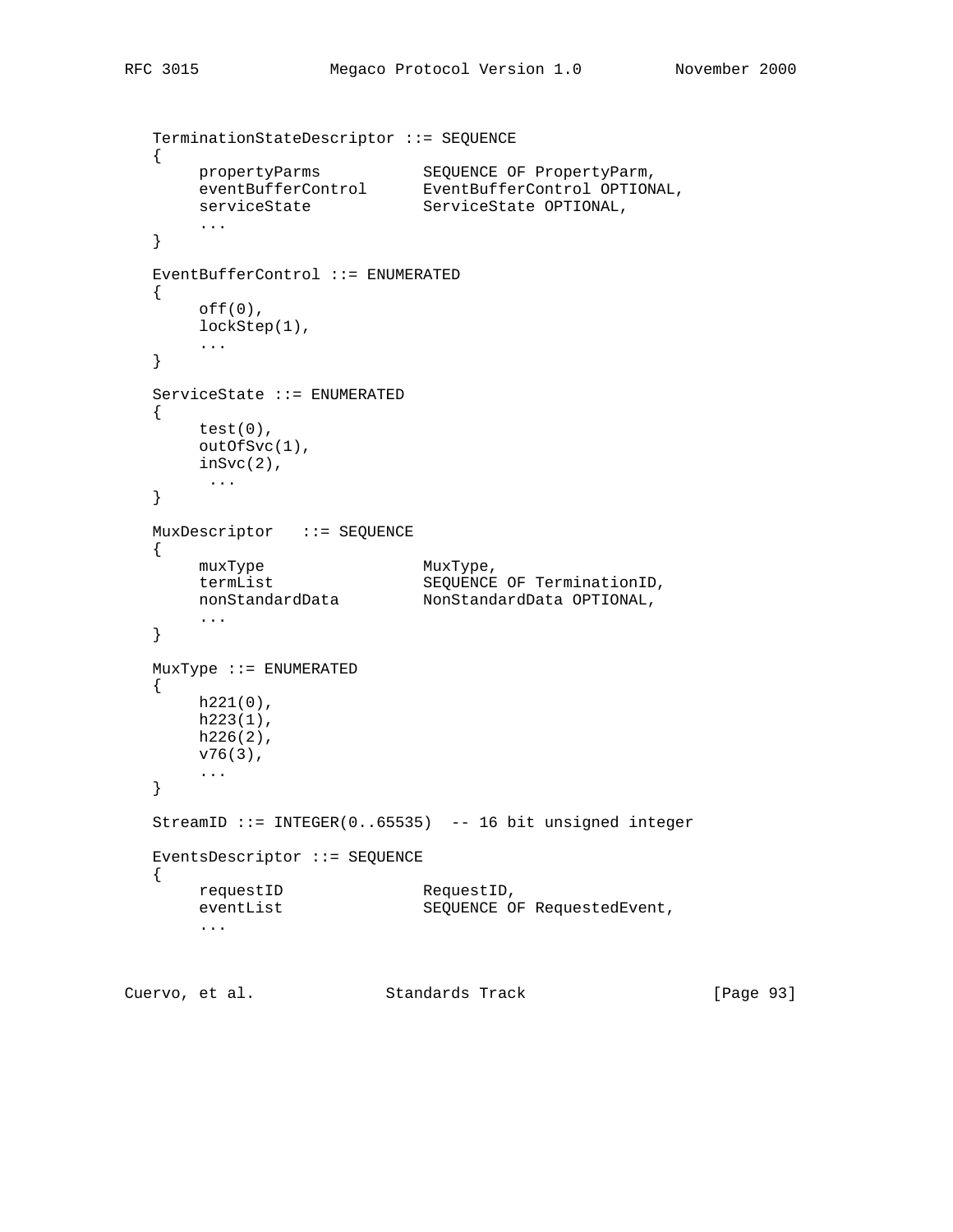```
   TerminationStateDescriptor ::= SEQUENCE
   {
        propertyParms           SEQUENCE OF PropertyParm,
        eventBufferControl      EventBufferControl OPTIONAL,
        serviceState            ServiceState OPTIONAL,
        ...
   }

   EventBufferControl ::= ENUMERATED
   {
        off(0),
        lockStep(1),
        ...
   }

   ServiceState ::= ENUMERATED
   {
        test(0),
        outOfSvc(1),
        inSvc(2),
         ...
   }

   MuxDescriptor   ::= SEQUENCE
   {
        muxType                 MuxType,
        termList                SEQUENCE OF TerminationID,
        nonStandardData         NonStandardData OPTIONAL,
        ...
   }

   MuxType ::= ENUMERATED
   {
        h221(0),
        h223(1),
        h226(2),
        v76(3),
        ...
   }

   StreamID ::= INTEGER(0..65535)  -- 16 bit unsigned integer

   EventsDescriptor ::= SEQUENCE
   {
        requestID               RequestID,
        eventList               SEQUENCE OF RequestedEvent,
        ...
```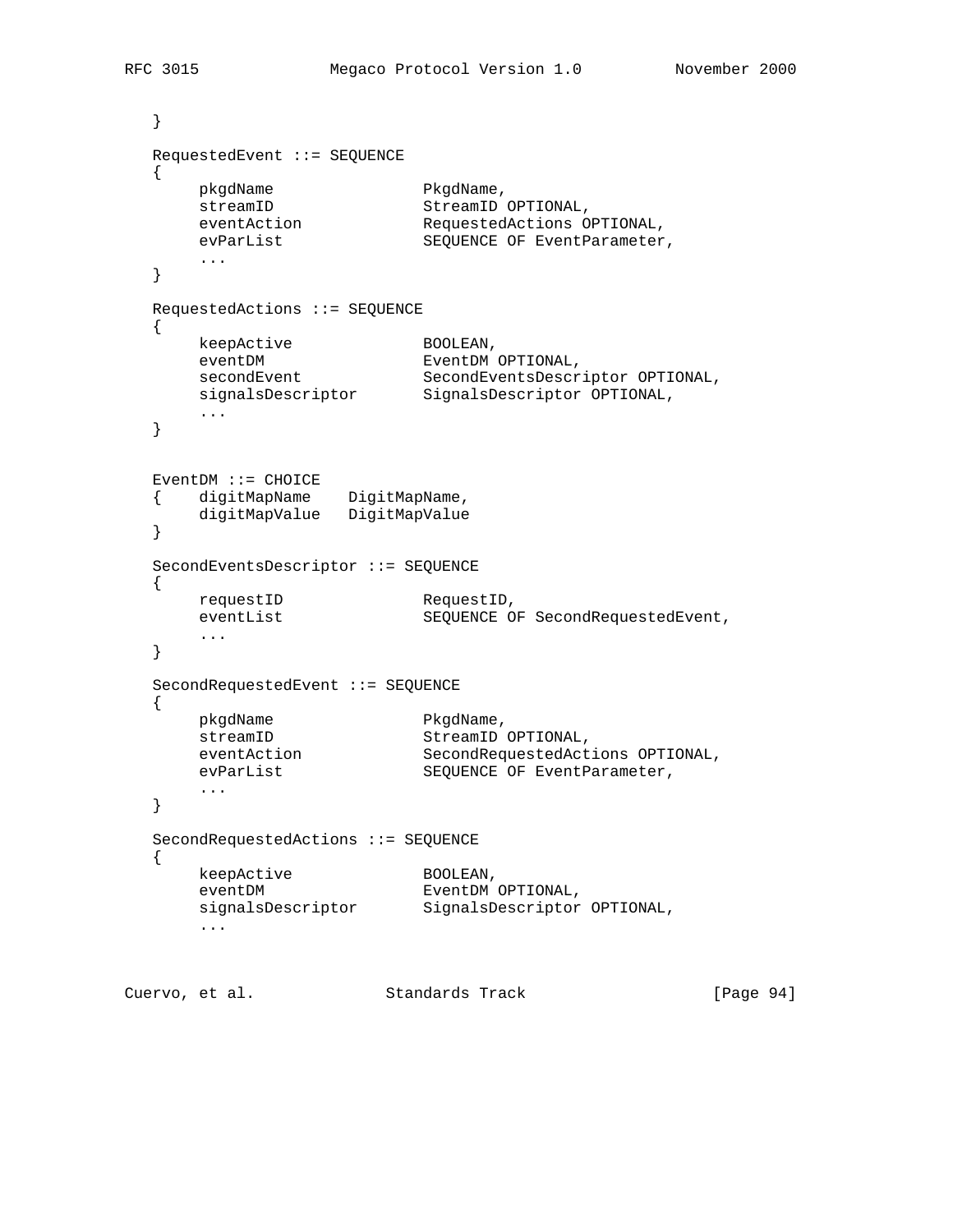```
   }

   RequestedEvent ::= SEQUENCE
   {
        pkgdName                PkgdName,
        streamID                StreamID OPTIONAL,
        eventAction             RequestedActions OPTIONAL,
        evParList               SEQUENCE OF EventParameter,
        ...
   }

   RequestedActions ::= SEQUENCE
   {
        keepActive              BOOLEAN,
        eventDM                 EventDM OPTIONAL,
        secondEvent             SecondEventsDescriptor OPTIONAL,
        signalsDescriptor       SignalsDescriptor OPTIONAL,
        ...
   }


   EventDM ::= CHOICE
   {    digitMapName    DigitMapName,
        digitMapValue   DigitMapValue
   }

   SecondEventsDescriptor ::= SEQUENCE
   {
        requestID               RequestID,
        eventList               SEQUENCE OF SecondRequestedEvent,
        ...
   }

   SecondRequestedEvent ::= SEQUENCE
   {
        pkgdName                PkgdName,
        streamID                StreamID OPTIONAL,
        eventAction             SecondRequestedActions OPTIONAL,
        evParList               SEQUENCE OF EventParameter,
        ...
   }

   SecondRequestedActions ::= SEQUENCE
   {
        keepActive              BOOLEAN,
        eventDM                 EventDM OPTIONAL,
        signalsDescriptor       SignalsDescriptor OPTIONAL,
        ...
```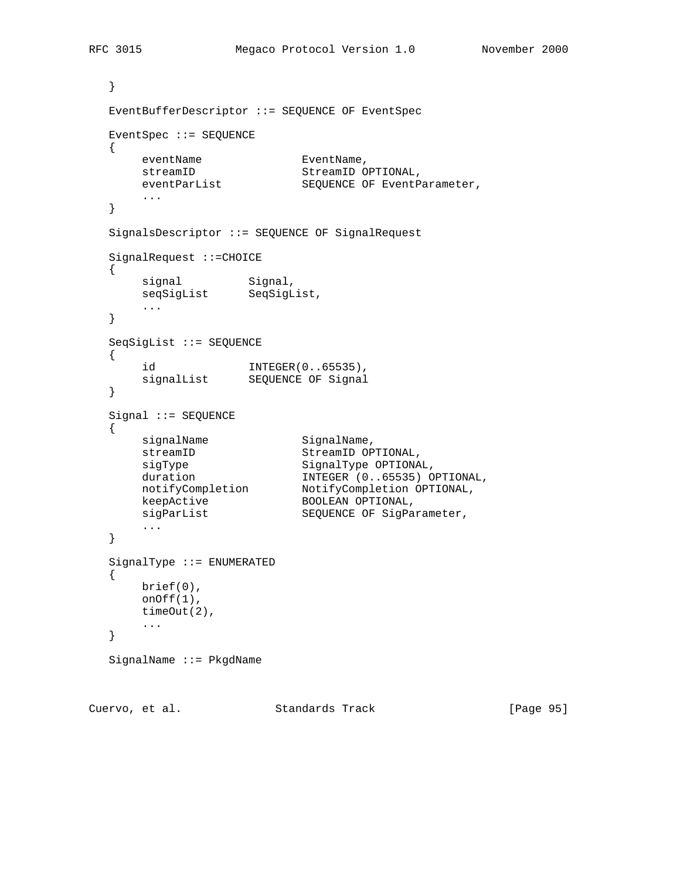```
   }

   EventBufferDescriptor ::= SEQUENCE OF EventSpec

   EventSpec ::= SEQUENCE
   {
        eventName               EventName,
        streamID                StreamID OPTIONAL,
        eventParList            SEQUENCE OF EventParameter,
        ...
   }

   SignalsDescriptor ::= SEQUENCE OF SignalRequest

   SignalRequest ::=CHOICE
   {
        signal          Signal,
        seqSigList      SeqSigList,
        ...
   }

   SeqSigList ::= SEQUENCE
   {
        id              INTEGER(0..65535),
        signalList      SEQUENCE OF Signal
   }

   Signal ::= SEQUENCE
   {
        signalName              SignalName,
        streamID                StreamID OPTIONAL,
        sigType                 SignalType OPTIONAL,
        duration                INTEGER (0..65535) OPTIONAL,
        notifyCompletion        NotifyCompletion OPTIONAL,
        keepActive              BOOLEAN OPTIONAL,
        sigParList              SEQUENCE OF SigParameter,
        ...
   }

   SignalType ::= ENUMERATED
   {
        brief(0),
        onOff(1),
        timeOut(2),
        ...
   }

   SignalName ::= PkgdName
```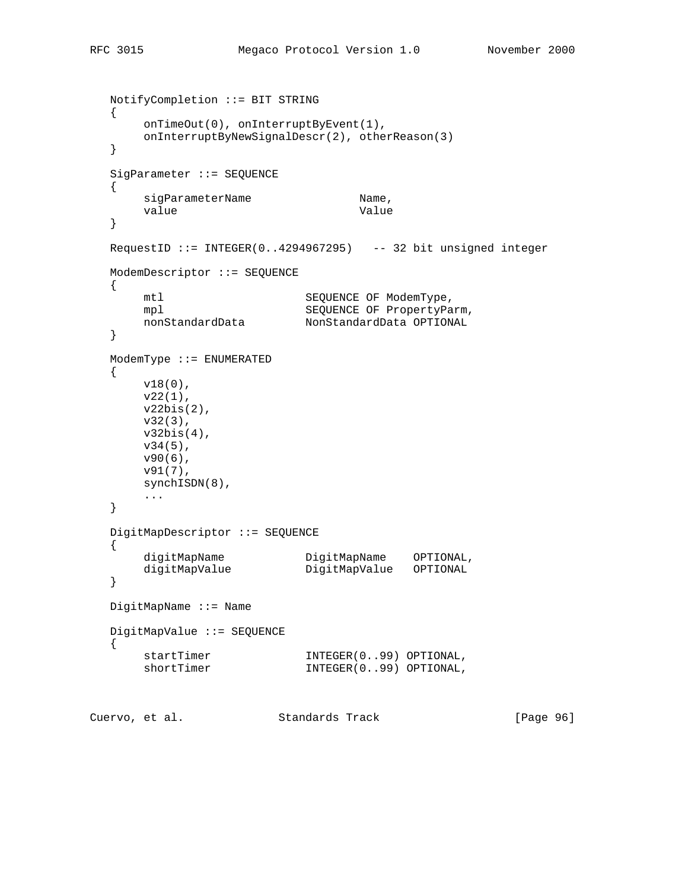```
   NotifyCompletion ::= BIT STRING
   {
        onTimeOut(0), onInterruptByEvent(1),
        onInterruptByNewSignalDescr(2), otherReason(3)
   }

   SigParameter ::= SEQUENCE
   {
        sigParameterName                Name,
        value                           Value
   }

   RequestID ::= INTEGER(0..4294967295)   -- 32 bit unsigned integer

   ModemDescriptor ::= SEQUENCE
   {
        mtl                     SEQUENCE OF ModemType,
        mpl                     SEQUENCE OF PropertyParm,
        nonStandardData         NonStandardData OPTIONAL
   }

   ModemType ::= ENUMERATED
   {
        v18(0),
        v22(1),
        v22bis(2),
        v32(3),
        v32bis(4),
        v34(5),
        v90(6),
        v91(7),
        synchISDN(8),
        ...
   }

   DigitMapDescriptor ::= SEQUENCE
   {
        digitMapName            DigitMapName    OPTIONAL,
        digitMapValue           DigitMapValue   OPTIONAL
   }

   DigitMapName ::= Name

   DigitMapValue ::= SEQUENCE
   {
        startTimer              INTEGER(0..99) OPTIONAL,
        shortTimer              INTEGER(0..99) OPTIONAL,
```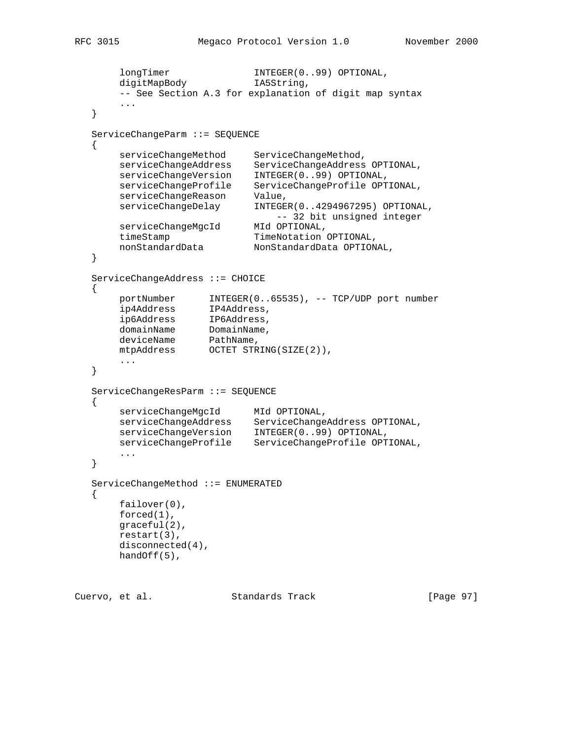```
        longTimer               INTEGER(0..99) OPTIONAL,
        digitMapBody            IA5String,
        -- See Section A.3 for explanation of digit map syntax
        ...
   }

   ServiceChangeParm ::= SEQUENCE
   {
        serviceChangeMethod     ServiceChangeMethod,
        serviceChangeAddress    ServiceChangeAddress OPTIONAL,
        serviceChangeVersion    INTEGER(0..99) OPTIONAL,
        serviceChangeProfile    ServiceChangeProfile OPTIONAL,
        serviceChangeReason     Value,
        serviceChangeDelay      INTEGER(0..4294967295) OPTIONAL,
                                    -- 32 bit unsigned integer
        serviceChangeMgcId      MId OPTIONAL,
        timeStamp               TimeNotation OPTIONAL,
        nonStandardData         NonStandardData OPTIONAL,
   }

   ServiceChangeAddress ::= CHOICE
   {
        portNumber      INTEGER(0..65535), -- TCP/UDP port number
        ip4Address      IP4Address,
        ip6Address      IP6Address,
        domainName      DomainName,
        deviceName      PathName,
        mtpAddress      OCTET STRING(SIZE(2)),
        ...
   }

   ServiceChangeResParm ::= SEQUENCE
   {
        serviceChangeMgcId      MId OPTIONAL,
        serviceChangeAddress    ServiceChangeAddress OPTIONAL,
        serviceChangeVersion    INTEGER(0..99) OPTIONAL,
        serviceChangeProfile    ServiceChangeProfile OPTIONAL,
        ...
   }

   ServiceChangeMethod ::= ENUMERATED
   {
        failover(0),
        forced(1),
        graceful(2),
        restart(3),
        disconnected(4),
        handOff(5),
```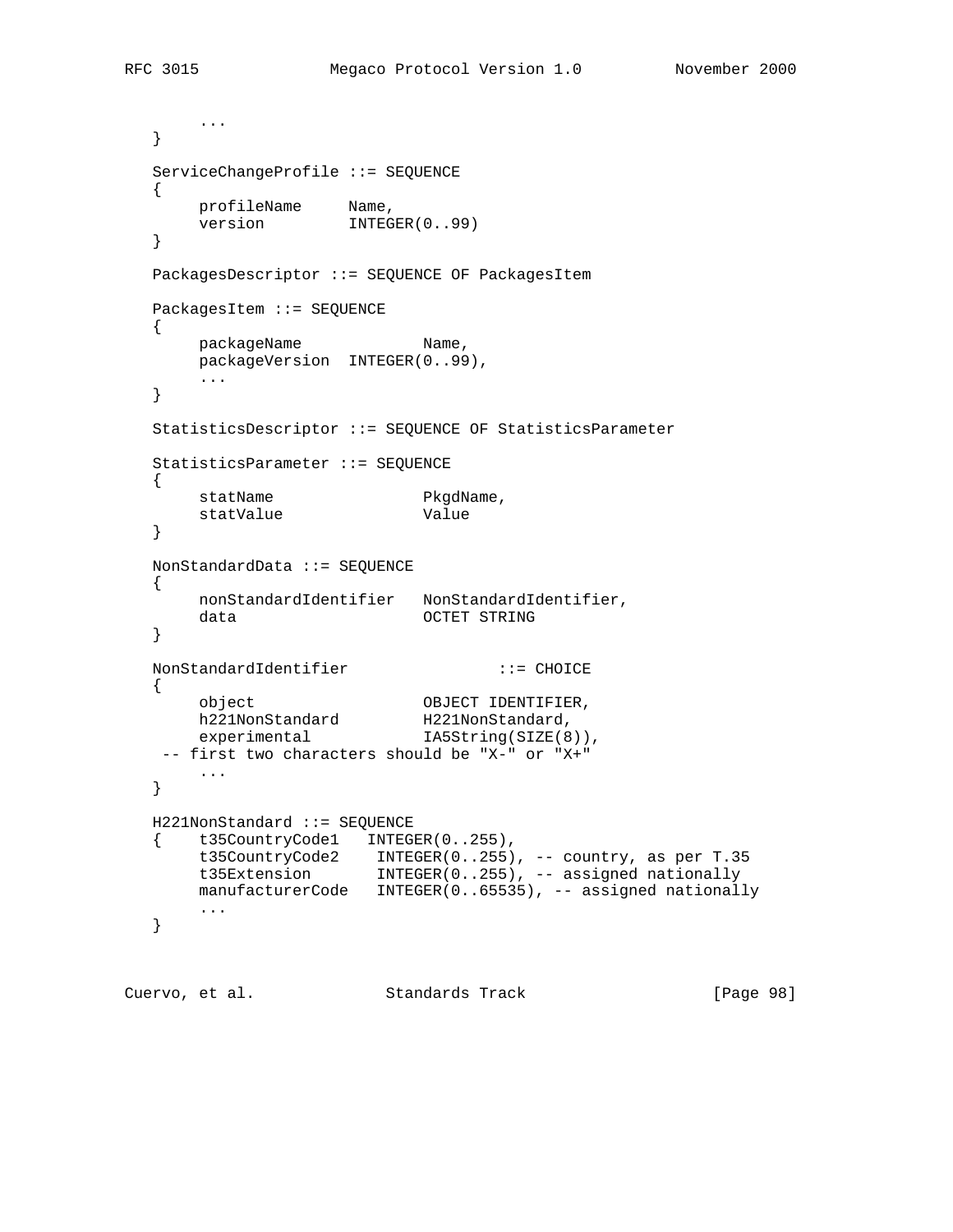```
        ...
   }

   ServiceChangeProfile ::= SEQUENCE
   {
        profileName     Name,
        version         INTEGER(0..99)
   }

   PackagesDescriptor ::= SEQUENCE OF PackagesItem

   PackagesItem ::= SEQUENCE
   {
        packageName             Name,
        packageVersion  INTEGER(0..99),
        ...
   }

   StatisticsDescriptor ::= SEQUENCE OF StatisticsParameter

   StatisticsParameter ::= SEQUENCE
   {
        statName                PkgdName,
        statValue               Value
   }

   NonStandardData ::= SEQUENCE
   {
        nonStandardIdentifier   NonStandardIdentifier,
        data                    OCTET STRING
   }

   NonStandardIdentifier                ::= CHOICE
   {
        object                  OBJECT IDENTIFIER,
        h221NonStandard         H221NonStandard,
        experimental            IA5String(SIZE(8)),
    -- first two characters should be "X-" or "X+"
        ...
   }

   H221NonStandard ::= SEQUENCE
   {    t35CountryCode1   INTEGER(0..255),
        t35CountryCode2    INTEGER(0..255), -- country, as per T.35
        t35Extension       INTEGER(0..255), -- assigned nationally
        manufacturerCode   INTEGER(0..65535), -- assigned nationally
        ...
   }
```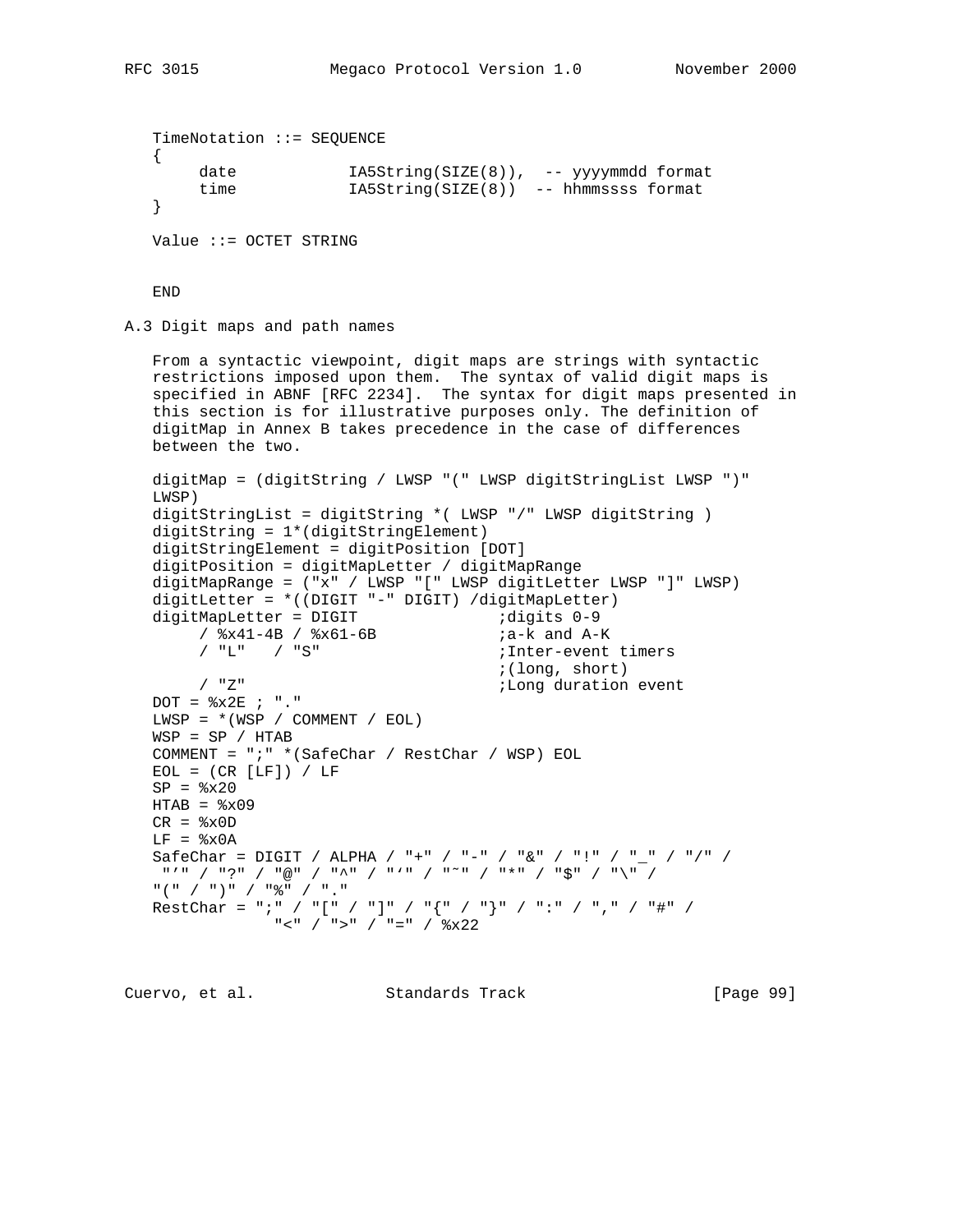```
TimeNotation ::= SEQUENCE
{
     date            IA5String(SIZE(8)),  -- yyyymmdd format
     time            IA5String(SIZE(8))  -- hhmmssss format
}

Value ::= OCTET STRING


END
```

## A.3 Digit maps and path names

From a syntactic viewpoint, digit maps are strings with syntactic restrictions imposed upon them. The syntax of valid digit maps is specified in ABNF [RFC 2234]. The syntax for digit maps presented in this section is for illustrative purposes only. The definition of digitMap in Annex B takes precedence in the case of differences between the two.

```
digitMap = (digitString / LWSP "(" LWSP digitStringList LWSP ")"
LWSP)
digitStringList = digitString *( LWSP "/" LWSP digitString )
digitString = 1*(digitStringElement)
digitStringElement = digitPosition [DOT]
digitPosition = digitMapLetter / digitMapRange
digitMapRange = ("x" / LWSP "[" LWSP digitLetter LWSP "]" LWSP)
digitLetter = *((DIGIT "-" DIGIT) /digitMapLetter)
digitMapLetter = DIGIT               ;digits 0-9
     / %x41-4B / %x61-6B             ;a-k and A-K
     / "L"   / "S"                   ;Inter-event timers
                                     ;(long, short)
     / "Z"                           ;Long duration event
DOT = %x2E ; "."
LWSP = *(WSP / COMMENT / EOL)
WSP = SP / HTAB
COMMENT = ";" *(SafeChar / RestChar / WSP) EOL
EOL = (CR [LF]) / LF
SP = %x20
HTAB = %x09
CR = %x0D
LF = %x0A
SafeChar = DIGIT / ALPHA / "+" / "-" / "&" / "!" / "_" / "/" /
 "'" / "?" / "@" / "^" / "`" / "~" / "*" / "$" / "\" /
"(" / ")" / "%" / "."
RestChar = ";" / "[" / "]" / "{" / "}" / ":" / "," / "#" /
            "<" / ">" / "=" / %x22
```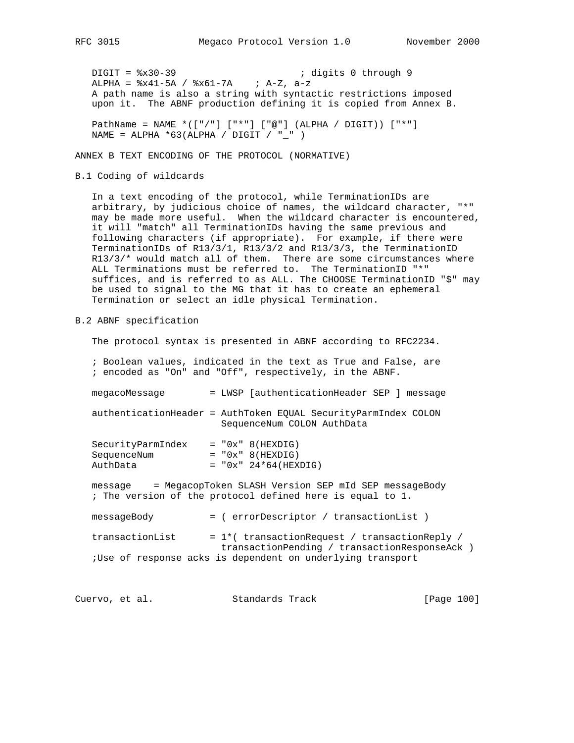```
DIGIT = %x30-39                     ; digits 0 through 9
ALPHA = %x41-5A / %x61-7A    ; A-Z, a-z
```

A path name is also a string with syntactic restrictions imposed upon it. The ABNF production defining it is copied from Annex B.

```
PathName = NAME *(["/"] ["*"] ["@"] (ALPHA / DIGIT)) ["*"]
NAME = ALPHA *63(ALPHA / DIGIT / "_" )
```

# ANNEX B TEXT ENCODING OF THE PROTOCOL (NORMATIVE)

## B.1 Coding of wildcards

In a text encoding of the protocol, while TerminationIDs are arbitrary, by judicious choice of names, the wildcard character, "*" may be made more useful. When the wildcard character is encountered, it will "match" all TerminationIDs having the same previous and following characters (if appropriate). For example, if there were TerminationIDs of R13/3/1, R13/3/2 and R13/3/3, the TerminationID R13/3/* would match all of them. There are some circumstances where ALL Terminations must be referred to. The TerminationID "*" suffices, and is referred to as ALL. The CHOOSE TerminationID "$" may be used to signal to the MG that it has to create an ephemeral Termination or select an idle physical Termination.

## B.2 ABNF specification

The protocol syntax is presented in ABNF according to RFC2234.

```
; Boolean values, indicated in the text as True and False, are
; encoded as "On" and "Off", respectively, in the ABNF.

megacoMessage        = LWSP [authenticationHeader SEP ] message

authenticationHeader = AuthToken EQUAL SecurityParmIndex COLON
                       SequenceNum COLON AuthData

SecurityParmIndex    = "0x" 8(HEXDIG)
SequenceNum          = "0x" 8(HEXDIG)
AuthData             = "0x" 24*64(HEXDIG)

message    = MegacopToken SLASH Version SEP mId SEP messageBody
; The version of the protocol defined here is equal to 1.

messageBody          = ( errorDescriptor / transactionList )

transactionList      = 1*( transactionRequest / transactionReply /
                       transactionPending / transactionResponseAck )
;Use of response acks is dependent on underlying transport
```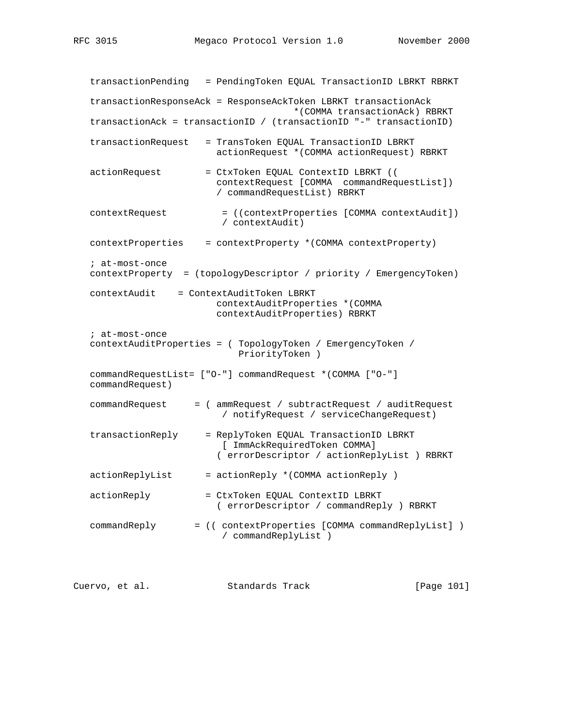```
   transactionPending   = PendingToken EQUAL TransactionID LBRKT RBRKT

   transactionResponseAck = ResponseAckToken LBRKT transactionAck
                                     *(COMMA transactionAck) RBRKT
   transactionAck = transactionID / (transactionID "-" transactionID)

   transactionRequest   = TransToken EQUAL TransactionID LBRKT
                          actionRequest *(COMMA actionRequest) RBRKT

   actionRequest        = CtxToken EQUAL ContextID LBRKT ((
                          contextRequest [COMMA  commandRequestList])
                          / commandRequestList) RBRKT

   contextRequest          = ((contextProperties [COMMA contextAudit])
                           / contextAudit)

   contextProperties    = contextProperty *(COMMA contextProperty)

   ; at-most-once
   contextProperty  = (topologyDescriptor / priority / EmergencyToken)

   contextAudit    = ContextAuditToken LBRKT
                          contextAuditProperties *(COMMA
                          contextAuditProperties) RBRKT

   ; at-most-once
   contextAuditProperties = ( TopologyToken / EmergencyToken /
                              PriorityToken )

   commandRequestList= ["O-"] commandRequest *(COMMA ["O-"]
   commandRequest)

   commandRequest     = ( ammRequest / subtractRequest / auditRequest
                           / notifyRequest / serviceChangeRequest)

   transactionReply     = ReplyToken EQUAL TransactionID LBRKT
                           [ ImmAckRequiredToken COMMA]
                          ( errorDescriptor / actionReplyList ) RBRKT

   actionReplyList      = actionReply *(COMMA actionReply )

   actionReply          = CtxToken EQUAL ContextID LBRKT
                          ( errorDescriptor / commandReply ) RBRKT

   commandReply       = (( contextProperties [COMMA commandReplyList] )
                           / commandReplyList )
```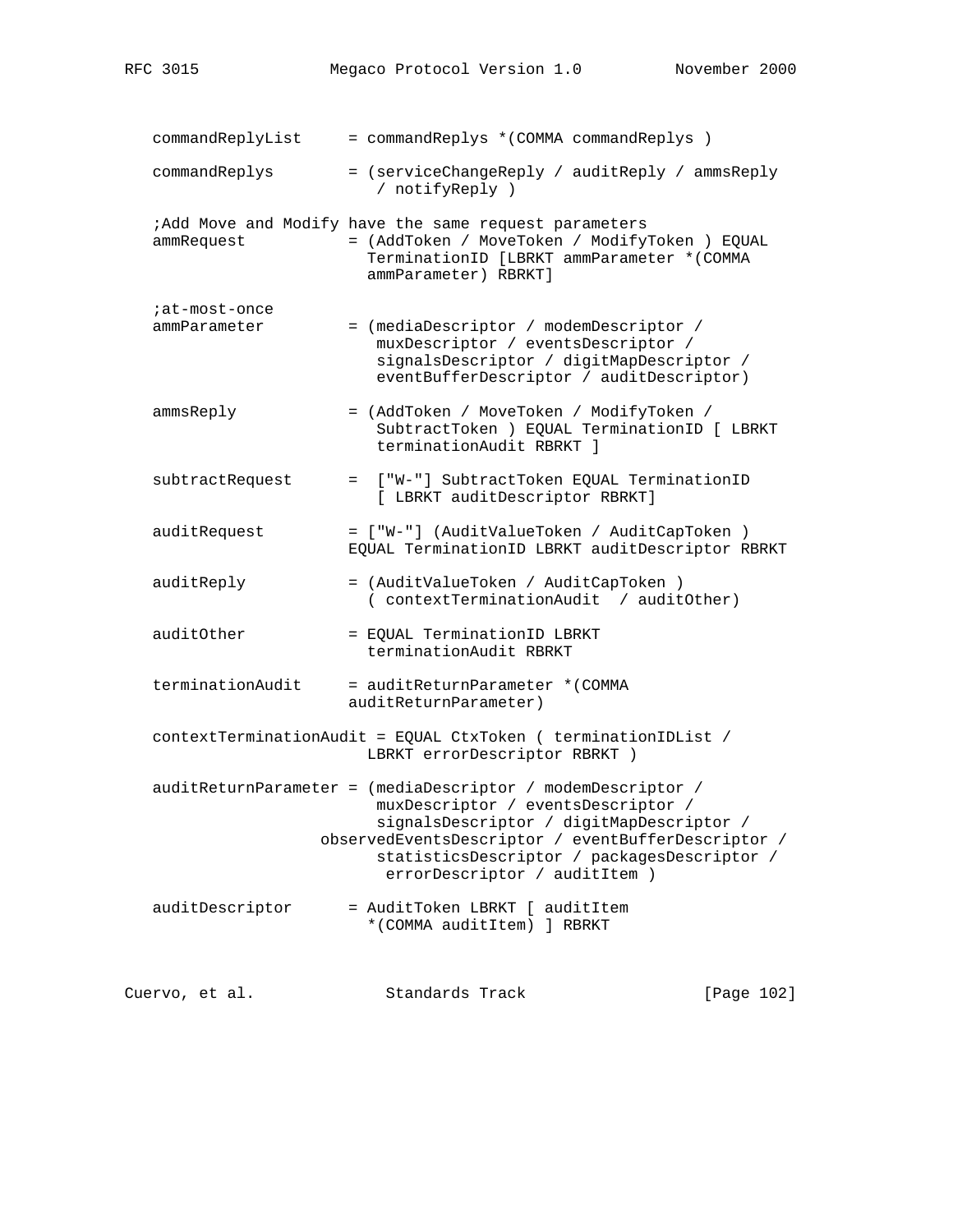```
   commandReplyList     = commandReplys *(COMMA commandReplys )

   commandReplys        = (serviceChangeReply / auditReply / ammsReply
                           / notifyReply )

   ;Add Move and Modify have the same request parameters
   ammRequest           = (AddToken / MoveToken / ModifyToken ) EQUAL
                          TerminationID [LBRKT ammParameter *(COMMA
                          ammParameter) RBRKT]

   ;at-most-once
   ammParameter         = (mediaDescriptor / modemDescriptor /
                           muxDescriptor / eventsDescriptor /
                           signalsDescriptor / digitMapDescriptor /
                           eventBufferDescriptor / auditDescriptor)

   ammsReply            = (AddToken / MoveToken / ModifyToken /
                           SubtractToken ) EQUAL TerminationID [ LBRKT
                           terminationAudit RBRKT ]

   subtractRequest      =  ["W-"] SubtractToken EQUAL TerminationID
                           [ LBRKT auditDescriptor RBRKT]

   auditRequest         = ["W-"] (AuditValueToken / AuditCapToken )
                        EQUAL TerminationID LBRKT auditDescriptor RBRKT

   auditReply           = (AuditValueToken / AuditCapToken )
                          ( contextTerminationAudit  / auditOther)

   auditOther           = EQUAL TerminationID LBRKT
                          terminationAudit RBRKT

   terminationAudit     = auditReturnParameter *(COMMA
                        auditReturnParameter)

   contextTerminationAudit = EQUAL CtxToken ( terminationIDList /
                          LBRKT errorDescriptor RBRKT )

   auditReturnParameter = (mediaDescriptor / modemDescriptor /
                           muxDescriptor / eventsDescriptor /
                           signalsDescriptor / digitMapDescriptor /
                     observedEventsDescriptor / eventBufferDescriptor /
                           statisticsDescriptor / packagesDescriptor /
                            errorDescriptor / auditItem )

   auditDescriptor      = AuditToken LBRKT [ auditItem
                          *(COMMA auditItem) ] RBRKT
```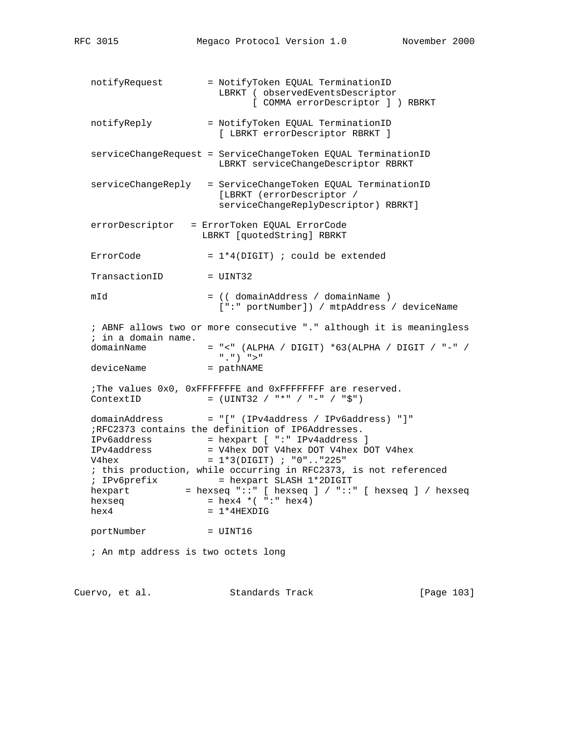```
   notifyRequest        = NotifyToken EQUAL TerminationID
                          LBRKT ( observedEventsDescriptor
                                [ COMMA errorDescriptor ] ) RBRKT

   notifyReply          = NotifyToken EQUAL TerminationID
                          [ LBRKT errorDescriptor RBRKT ]

   serviceChangeRequest = ServiceChangeToken EQUAL TerminationID
                          LBRKT serviceChangeDescriptor RBRKT

   serviceChangeReply   = ServiceChangeToken EQUAL TerminationID
                          [LBRKT (errorDescriptor /
                          serviceChangeReplyDescriptor) RBRKT]

   errorDescriptor   = ErrorToken EQUAL ErrorCode
                       LBRKT [quotedString] RBRKT

   ErrorCode            = 1*4(DIGIT) ; could be extended

   TransactionID        = UINT32

   mId                  = (( domainAddress / domainName )
                          [":" portNumber]) / mtpAddress / deviceName

   ; ABNF allows two or more consecutive "." although it is meaningless
   ; in a domain name.
   domainName           = "<" (ALPHA / DIGIT) *63(ALPHA / DIGIT / "-" /
                          ".") ">"
   deviceName           = pathNAME

   ;The values 0x0, 0xFFFFFFFE and 0xFFFFFFFF are reserved.
   ContextID            = (UINT32 / "*" / "-" / "$")

   domainAddress        = "[" (IPv4address / IPv6address) "]"
   ;RFC2373 contains the definition of IP6Addresses.
   IPv6address          = hexpart [ ":" IPv4address ]
   IPv4address          = V4hex DOT V4hex DOT V4hex DOT V4hex
   V4hex                = 1*3(DIGIT) ; "0".."225"
   ; this production, while occurring in RFC2373, is not referenced
   ; IPv6prefix           = hexpart SLASH 1*2DIGIT
   hexpart          = hexseq "::" [ hexseq ] / "::" [ hexseq ] / hexseq
   hexseq               = hex4 *( ":" hex4)
   hex4                 = 1*4HEXDIG

   portNumber           = UINT16

   ; An mtp address is two octets long
```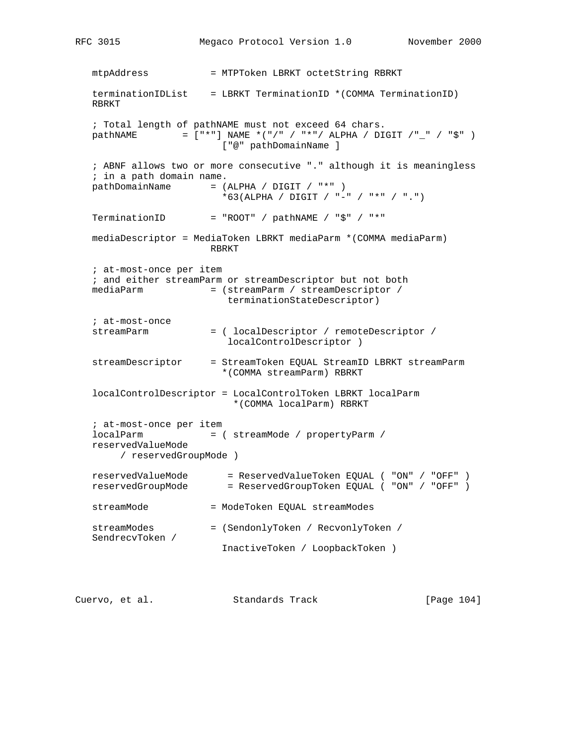```
   mtpAddress           = MTPToken LBRKT octetString RBRKT

   terminationIDList    = LBRKT TerminationID *(COMMA TerminationID)
   RBRKT

   ; Total length of pathNAME must not exceed 64 chars.
   pathNAME        = ["*"] NAME *("/" / "*"/ ALPHA / DIGIT /"_" / "$" )
                         ["@" pathDomainName ]

   ; ABNF allows two or more consecutive "." although it is meaningless
   ; in a path domain name.
   pathDomainName       = (ALPHA / DIGIT / "*" )
                          *63(ALPHA / DIGIT / "-" / "*" / ".")

   TerminationID        = "ROOT" / pathNAME / "$" / "*"

   mediaDescriptor = MediaToken LBRKT mediaParm *(COMMA mediaParm)
                        RBRKT

   ; at-most-once per item
   ; and either streamParm or streamDescriptor but not both
   mediaParm            = (streamParm / streamDescriptor /
                           terminationStateDescriptor)

   ; at-most-once
   streamParm           = ( localDescriptor / remoteDescriptor /
                           localControlDescriptor )

   streamDescriptor     = StreamToken EQUAL StreamID LBRKT streamParm
                          *(COMMA streamParm) RBRKT

   localControlDescriptor = LocalControlToken LBRKT localParm
                            *(COMMA localParm) RBRKT

   ; at-most-once per item
   localParm            = ( streamMode / propertyParm /
   reservedValueMode
        / reservedGroupMode )

   reservedValueMode       = ReservedValueToken EQUAL ( "ON" / "OFF" )
   reservedGroupMode       = ReservedGroupToken EQUAL ( "ON" / "OFF" )

   streamMode           = ModeToken EQUAL streamModes

   streamModes          = (SendonlyToken / RecvonlyToken /
   SendrecvToken /
                          InactiveToken / LoopbackToken )
```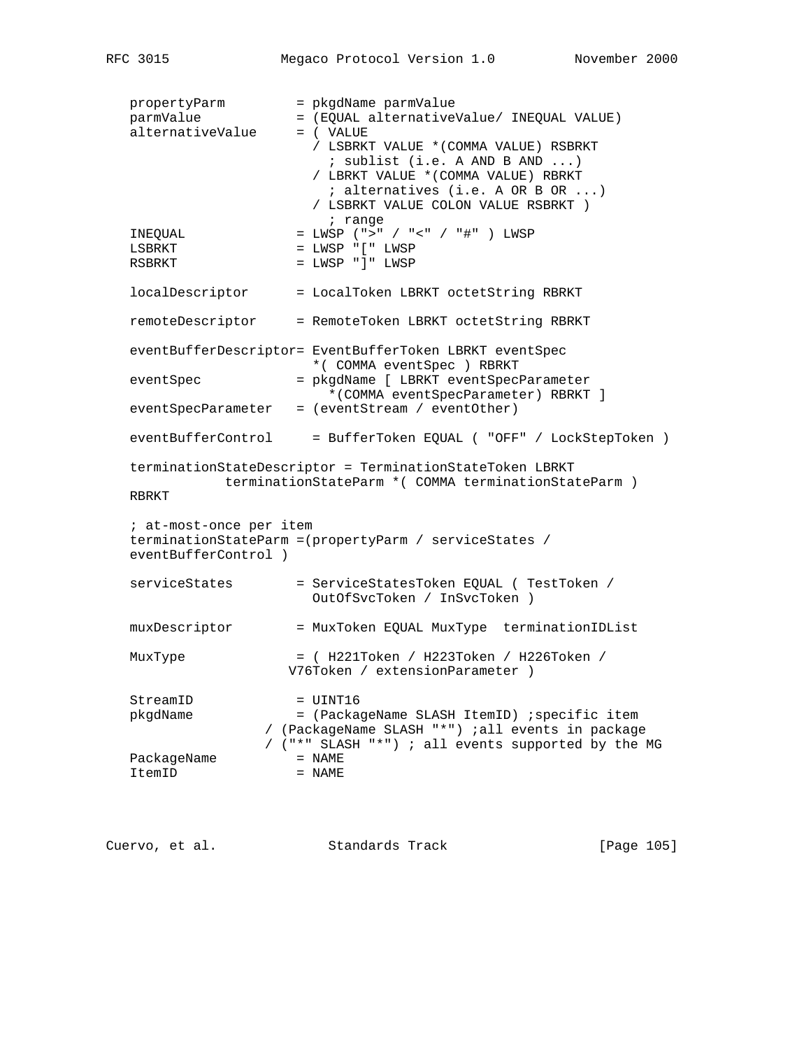```
   propertyParm         = pkgdName parmValue
   parmValue            = (EQUAL alternativeValue/ INEQUAL VALUE)
   alternativeValue     = ( VALUE
                          / LSBRKT VALUE *(COMMA VALUE) RSBRKT
                            ; sublist (i.e. A AND B AND ...)
                          / LBRKT VALUE *(COMMA VALUE) RBRKT
                            ; alternatives (i.e. A OR B OR ...)
                          / LSBRKT VALUE COLON VALUE RSBRKT )
                            ; range
   INEQUAL              = LWSP (">" / "<" / "#" ) LWSP
   LSBRKT               = LWSP "[" LWSP
   RSBRKT               = LWSP "]" LWSP

   localDescriptor      = LocalToken LBRKT octetString RBRKT

   remoteDescriptor     = RemoteToken LBRKT octetString RBRKT

   eventBufferDescriptor= EventBufferToken LBRKT eventSpec
                          *( COMMA eventSpec ) RBRKT
   eventSpec            = pkgdName [ LBRKT eventSpecParameter
                            *(COMMA eventSpecParameter) RBRKT ]
   eventSpecParameter   = (eventStream / eventOther)

   eventBufferControl     = BufferToken EQUAL ( "OFF" / LockStepToken )

   terminationStateDescriptor = TerminationStateToken LBRKT
               terminationStateParm *( COMMA terminationStateParm )
   RBRKT

   ; at-most-once per item
   terminationStateParm =(propertyParm / serviceStates /
   eventBufferControl )

   serviceStates        = ServiceStatesToken EQUAL ( TestToken /
                          OutOfSvcToken / InSvcToken )

   muxDescriptor        = MuxToken EQUAL MuxType  terminationIDList

   MuxType              = ( H221Token / H223Token / H226Token /
                         V76Token / extensionParameter )

   StreamID             = UINT16
   pkgdName             = (PackageName SLASH ItemID) ;specific item
                   / (PackageName SLASH "*") ;all events in package
                   / ("*" SLASH "*") ; all events supported by the MG
   PackageName          = NAME
   ItemID               = NAME
```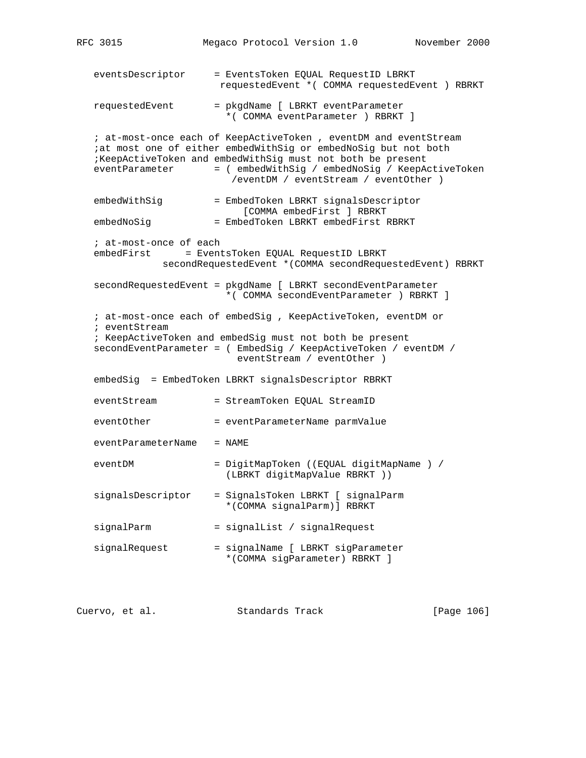```
   eventsDescriptor     = EventsToken EQUAL RequestID LBRKT
                         requestedEvent *( COMMA requestedEvent ) RBRKT

   requestedEvent       = pkgdName [ LBRKT eventParameter
                          *( COMMA eventParameter ) RBRKT ]

   ; at-most-once each of KeepActiveToken , eventDM and eventStream
   ;at most one of either embedWithSig or embedNoSig but not both
   ;KeepActiveToken and embedWithSig must not both be present
   eventParameter       = ( embedWithSig / embedNoSig / KeepActiveToken
                           /eventDM / eventStream / eventOther )

   embedWithSig         = EmbedToken LBRKT signalsDescriptor
                             [COMMA embedFirst ] RBRKT
   embedNoSig           = EmbedToken LBRKT embedFirst RBRKT

   ; at-most-once of each
   embedFirst      = EventsToken EQUAL RequestID LBRKT
              secondRequestedEvent *(COMMA secondRequestedEvent) RBRKT

   secondRequestedEvent = pkgdName [ LBRKT secondEventParameter
                          *( COMMA secondEventParameter ) RBRKT ]

   ; at-most-once each of embedSig , KeepActiveToken, eventDM or
   ; eventStream
   ; KeepActiveToken and embedSig must not both be present
   secondEventParameter = ( EmbedSig / KeepActiveToken / eventDM /
                            eventStream / eventOther )

   embedSig  = EmbedToken LBRKT signalsDescriptor RBRKT

   eventStream          = StreamToken EQUAL StreamID

   eventOther           = eventParameterName parmValue

   eventParameterName   = NAME

   eventDM              = DigitMapToken ((EQUAL digitMapName ) /
                          (LBRKT digitMapValue RBRKT ))

   signalsDescriptor    = SignalsToken LBRKT [ signalParm
                          *(COMMA signalParm)] RBRKT

   signalParm           = signalList / signalRequest

   signalRequest        = signalName [ LBRKT sigParameter
                          *(COMMA sigParameter) RBRKT ]
```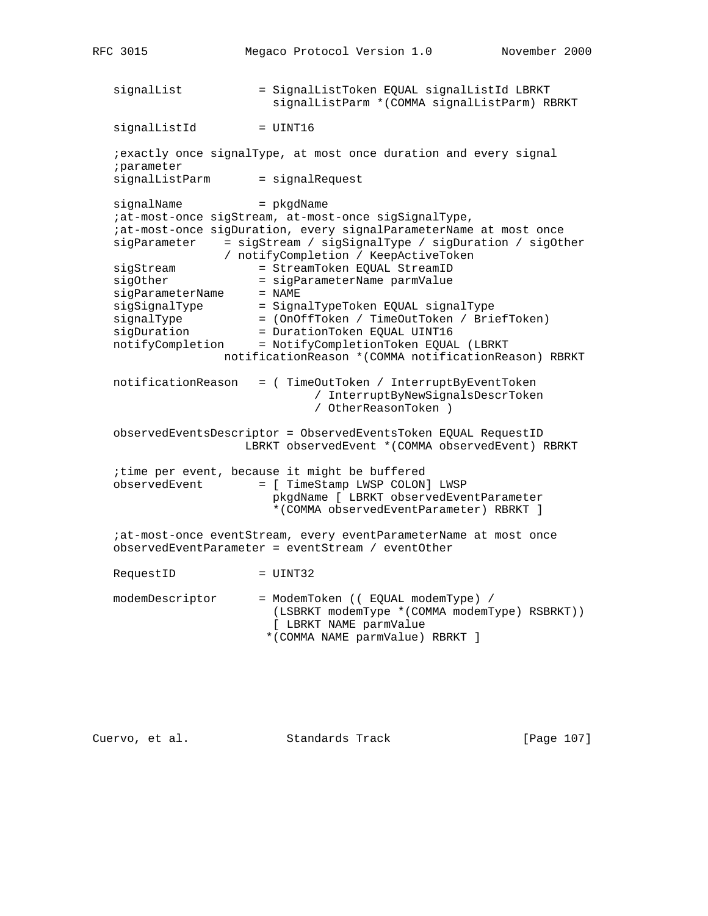```
   signalList           = SignalListToken EQUAL signalListId LBRKT
                          signalListParm *(COMMA signalListParm) RBRKT

   signalListId         = UINT16

   ;exactly once signalType, at most once duration and every signal
   ;parameter
   signalListParm       = signalRequest

   signalName           = pkgdName
   ;at-most-once sigStream, at-most-once sigSignalType,
   ;at-most-once sigDuration, every signalParameterName at most once
   sigParameter    = sigStream / sigSignalType / sigDuration / sigOther
                / notifyCompletion / KeepActiveToken
   sigStream            = StreamToken EQUAL StreamID
   sigOther             = sigParameterName parmValue
   sigParameterName     = NAME
   sigSignalType        = SignalTypeToken EQUAL signalType
   signalType           = (OnOffToken / TimeOutToken / BriefToken)
   sigDuration          = DurationToken EQUAL UINT16
   notifyCompletion     = NotifyCompletionToken EQUAL (LBRKT
                notificationReason *(COMMA notificationReason) RBRKT

   notificationReason   = ( TimeOutToken / InterruptByEventToken
                                / InterruptByNewSignalsDescrToken
                                / OtherReasonToken )

   observedEventsDescriptor = ObservedEventsToken EQUAL RequestID
                     LBRKT observedEvent *(COMMA observedEvent) RBRKT

   ;time per event, because it might be buffered
   observedEvent        = [ TimeStamp LWSP COLON] LWSP
                          pkgdName [ LBRKT observedEventParameter
                          *(COMMA observedEventParameter) RBRKT ]

   ;at-most-once eventStream, every eventParameterName at most once
   observedEventParameter = eventStream / eventOther

   RequestID            = UINT32

   modemDescriptor      = ModemToken (( EQUAL modemType) /
                          (LSBRKT modemType *(COMMA modemType) RSBRKT))
                          [ LBRKT NAME parmValue
                         *(COMMA NAME parmValue) RBRKT ]
```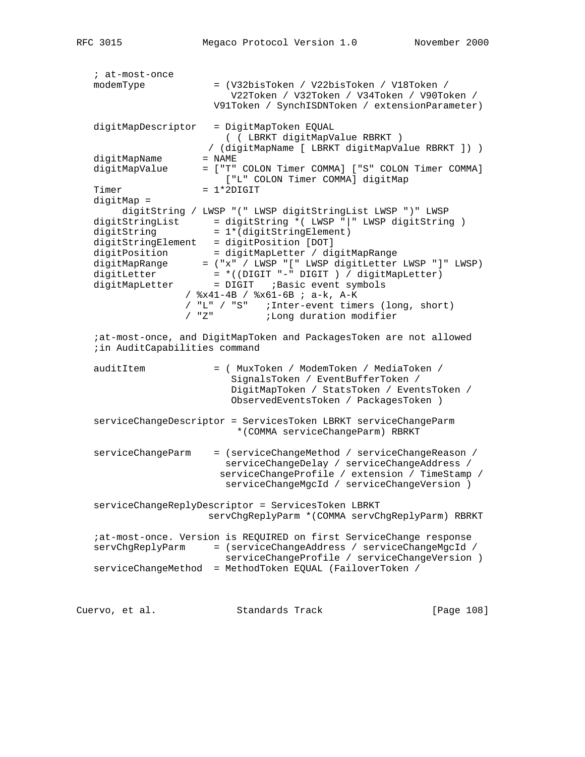```
   ; at-most-once
   modemType            = (V32bisToken / V22bisToken / V18Token /
                           V22Token / V32Token / V34Token / V90Token /
                        V91Token / SynchISDNToken / extensionParameter)

   digitMapDescriptor   = DigitMapToken EQUAL
                          ( ( LBRKT digitMapValue RBRKT )
                       / (digitMapName [ LBRKT digitMapValue RBRKT ]) )
   digitMapName       = NAME
   digitMapValue      = ["T" COLON Timer COMMA] ["S" COLON Timer COMMA]
                          ["L" COLON Timer COMMA] digitMap
   Timer              = 1*2DIGIT
   digitMap =
        digitString / LWSP "(" LWSP digitStringList LWSP ")" LWSP
   digitStringList      = digitString *( LWSP "|" LWSP digitString )
   digitString          = 1*(digitStringElement)
   digitStringElement   = digitPosition [DOT]
   digitPosition        = digitMapLetter / digitMapRange
   digitMapRange      = ("x" / LWSP "[" LWSP digitLetter LWSP "]" LWSP)
   digitLetter          = *((DIGIT "-" DIGIT ) / digitMapLetter)
   digitMapLetter       = DIGIT   ;Basic event symbols
                  / %x41-4B / %x61-6B ; a-k, A-K
                  / "L" / "S"   ;Inter-event timers (long, short)
                  / "Z"         ;Long duration modifier

   ;at-most-once, and DigitMapToken and PackagesToken are not allowed
   ;in AuditCapabilities command

   auditItem            = ( MuxToken / ModemToken / MediaToken /
                           SignalsToken / EventBufferToken /
                           DigitMapToken / StatsToken / EventsToken /
                           ObservedEventsToken / PackagesToken )

   serviceChangeDescriptor = ServicesToken LBRKT serviceChangeParm
                            *(COMMA serviceChangeParm) RBRKT

   serviceChangeParm    = (serviceChangeMethod / serviceChangeReason /
                          serviceChangeDelay / serviceChangeAddress /
                        serviceChangeProfile / extension / TimeStamp /
                          serviceChangeMgcId / serviceChangeVersion )

   serviceChangeReplyDescriptor = ServicesToken LBRKT
                      servChgReplyParm *(COMMA servChgReplyParm) RBRKT

   ;at-most-once. Version is REQUIRED on first ServiceChange response
   servChgReplyParm     = (serviceChangeAddress / serviceChangeMgcId /
                          serviceChangeProfile / serviceChangeVersion )
   serviceChangeMethod  = MethodToken EQUAL (FailoverToken /
```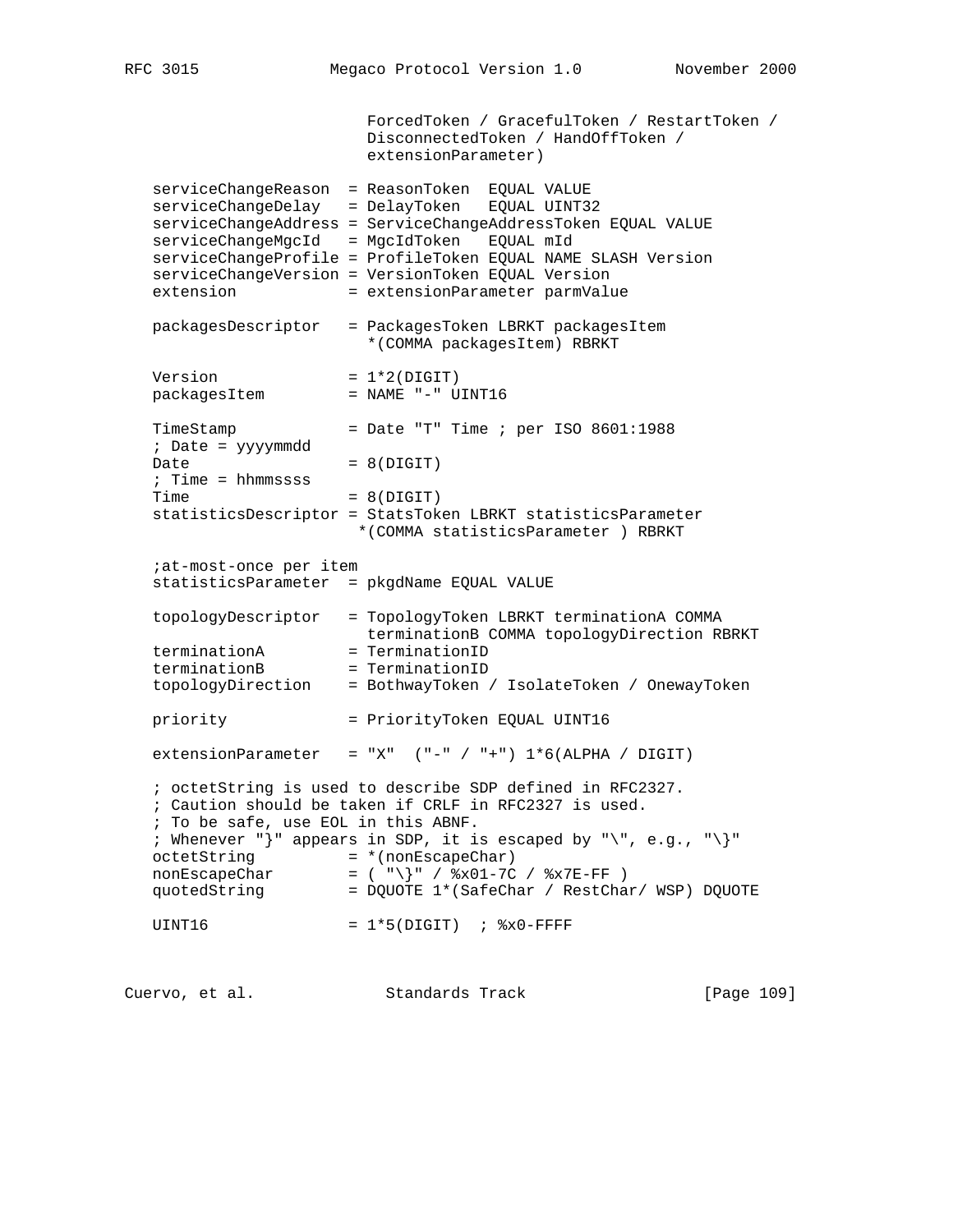```
                        ForcedToken / GracefulToken / RestartToken /
                        DisconnectedToken / HandOffToken /
                        extensionParameter)

   serviceChangeReason  = ReasonToken  EQUAL VALUE
   serviceChangeDelay   = DelayToken   EQUAL UINT32
   serviceChangeAddress = ServiceChangeAddressToken EQUAL VALUE
   serviceChangeMgcId   = MgcIdToken   EQUAL mId
   serviceChangeProfile = ProfileToken EQUAL NAME SLASH Version
   serviceChangeVersion = VersionToken EQUAL Version
   extension            = extensionParameter parmValue

   packagesDescriptor   = PackagesToken LBRKT packagesItem
                          *(COMMA packagesItem) RBRKT

   Version              = 1*2(DIGIT)
   packagesItem         = NAME "-" UINT16

   TimeStamp            = Date "T" Time ; per ISO 8601:1988
   ; Date = yyyymmdd
   Date                 = 8(DIGIT)
   ; Time = hhmmssss
   Time                 = 8(DIGIT)
   statisticsDescriptor = StatsToken LBRKT statisticsParameter
                         *(COMMA statisticsParameter ) RBRKT

   ;at-most-once per item
   statisticsParameter  = pkgdName EQUAL VALUE

   topologyDescriptor   = TopologyToken LBRKT terminationA COMMA
                          terminationB COMMA topologyDirection RBRKT
   terminationA         = TerminationID
   terminationB         = TerminationID
   topologyDirection    = BothwayToken / IsolateToken / OnewayToken

   priority             = PriorityToken EQUAL UINT16

   extensionParameter   = "X"  ("-" / "+") 1*6(ALPHA / DIGIT)

   ; octetString is used to describe SDP defined in RFC2327.
   ; Caution should be taken if CRLF in RFC2327 is used.
   ; To be safe, use EOL in this ABNF.
   ; Whenever "}" appears in SDP, it is escaped by "\", e.g., "\}"
   octetString          = *(nonEscapeChar)
   nonEscapeChar        = ( "\}" / %x01-7C / %x7E-FF )
   quotedString         = DQUOTE 1*(SafeChar / RestChar/ WSP) DQUOTE

   UINT16               = 1*5(DIGIT)  ; %x0-FFFF
```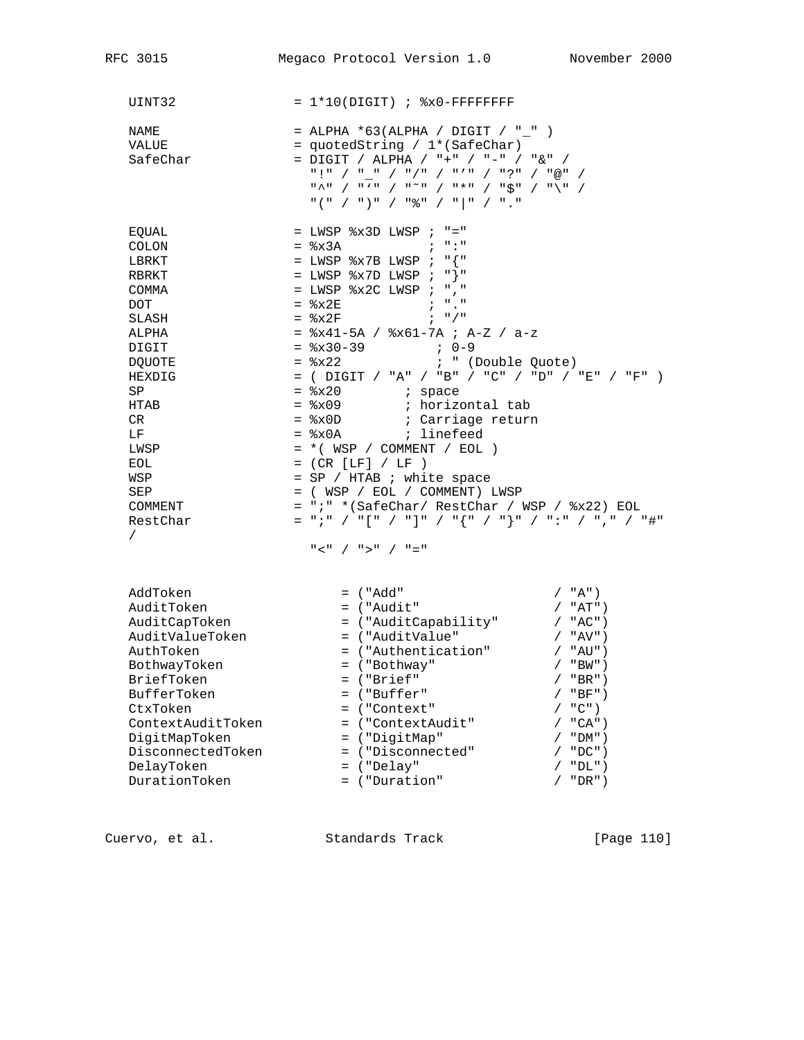```
   UINT32              = 1*10(DIGIT) ; %x0-FFFFFFFF

   NAME                = ALPHA *63(ALPHA / DIGIT / "_" )
   VALUE               = quotedString / 1*(SafeChar)
   SafeChar            = DIGIT / ALPHA / "+" / "-" / "&" /
                         "!" / "_" / "/" / "'" / "?" / "@" /
                         "^" / "`" / "~" / "*" / "$" / "\" /
                         "(" / ")" / "%" / "|" / "."

   EQUAL               = LWSP %x3D LWSP ; "="
   COLON               = %x3A           ; ":"
   LBRKT               = LWSP %x7B LWSP ; "{"
   RBRKT               = LWSP %x7D LWSP ; "}"
   COMMA               = LWSP %x2C LWSP ; ","
   DOT                 = %x2E           ; "."
   SLASH               = %x2F           ; "/"
   ALPHA               = %x41-5A / %x61-7A ; A-Z / a-z
   DIGIT               = %x30-39         ; 0-9
   DQUOTE              = %x22            ; " (Double Quote)
   HEXDIG              = ( DIGIT / "A" / "B" / "C" / "D" / "E" / "F" )
   SP                  = %x20        ; space
   HTAB                = %x09        ; horizontal tab
   CR                  = %x0D        ; Carriage return
   LF                  = %x0A        ; linefeed
   LWSP                = *( WSP / COMMENT / EOL )
   EOL                 = (CR [LF] / LF )
   WSP                 = SP / HTAB ; white space
   SEP                 = ( WSP / EOL / COMMENT) LWSP
   COMMENT             = ";" *(SafeChar/ RestChar / WSP / %x22) EOL
   RestChar            = ";" / "[" / "]" / "{" / "}" / ":" / "," / "#"
   /
                         "<" / ">" / "="


   AddToken                  = ("Add"                  / "A")
   AuditToken                = ("Audit"                / "AT")
   AuditCapToken             = ("AuditCapability"      / "AC")
   AuditValueToken           = ("AuditValue"           / "AV")
   AuthToken                 = ("Authentication"       / "AU")
   BothwayToken              = ("Bothway"              / "BW")
   BriefToken                = ("Brief"                / "BR")
   BufferToken               = ("Buffer"               / "BF")
   CtxToken                  = ("Context"              / "C")
   ContextAuditToken         = ("ContextAudit"         / "CA")
   DigitMapToken             = ("DigitMap"             / "DM")
   DisconnectedToken         = ("Disconnected"         / "DC")
   DelayToken                = ("Delay"                / "DL")
   DurationToken             = ("Duration"             / "DR")
```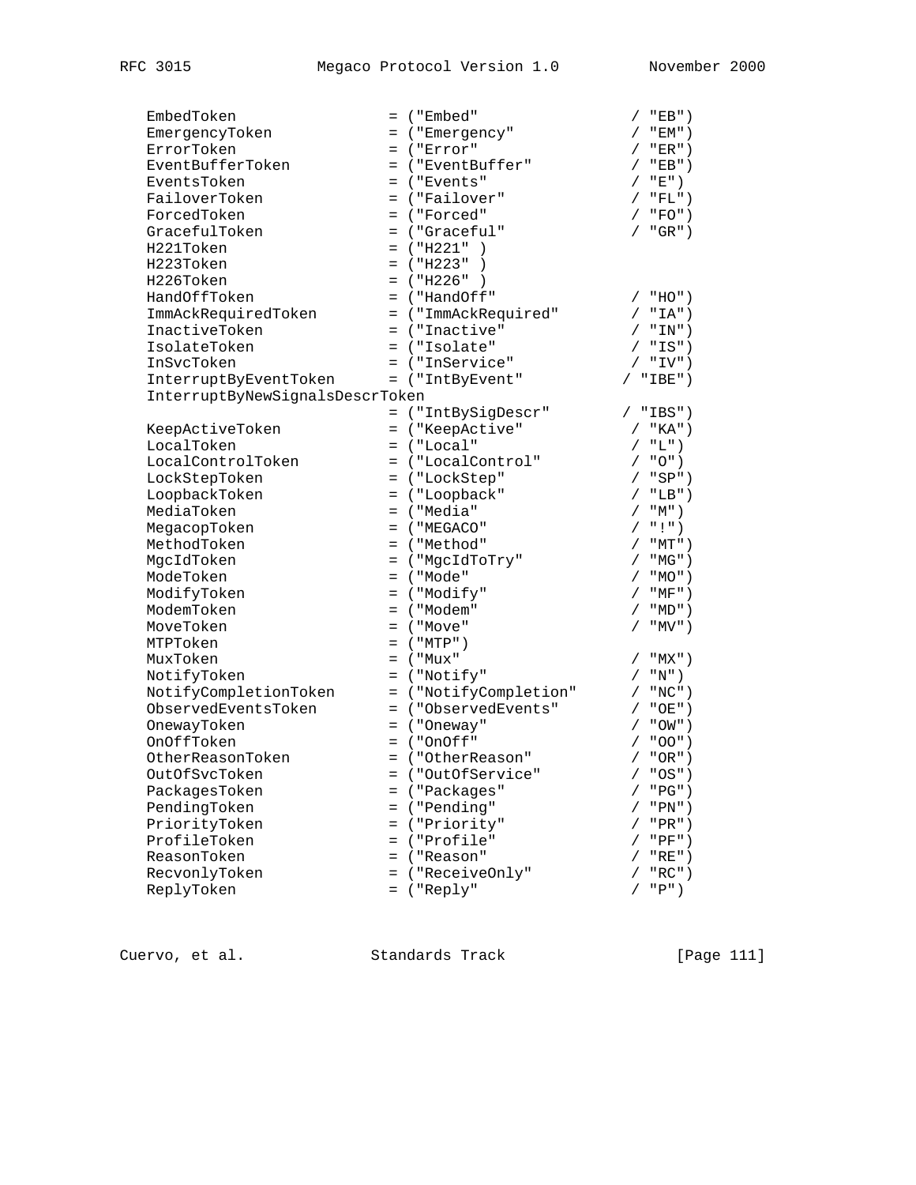```
   EmbedToken                 = ("Embed"              / "EB")
   EmergencyToken             = ("Emergency"          / "EM")
   ErrorToken                 = ("Error"              / "ER")
   EventBufferToken           = ("EventBuffer"        / "EB")
   EventsToken                = ("Events"             / "E")
   FailoverToken              = ("Failover"           / "FL")
   ForcedToken                = ("Forced"             / "FO")
   GracefulToken              = ("Graceful"           / "GR")
   H221Token                  = ("H221" )
   H223Token                  = ("H223" )
   H226Token                  = ("H226" )
   HandOffToken               = ("HandOff"            / "HO")
   ImmAckRequiredToken        = ("ImmAckRequired"     / "IA")
   InactiveToken              = ("Inactive"           / "IN")
   IsolateToken               = ("Isolate"            / "IS")
   InSvcToken                 = ("InService"          / "IV")
   InterruptByEventToken      = ("IntByEvent"        / "IBE")
   InterruptByNewSignalsDescrToken
                              = ("IntBySigDescr"     / "IBS")
   KeepActiveToken            = ("KeepActive"         / "KA")
   LocalToken                 = ("Local"              / "L")
   LocalControlToken          = ("LocalControl"       / "O")
   LockStepToken              = ("LockStep"           / "SP")
   LoopbackToken              = ("Loopback"           / "LB")
   MediaToken                 = ("Media"              / "M")
   MegacopToken               = ("MEGACO"             / "!")
   MethodToken                = ("Method"             / "MT")
   MgcIdToken                 = ("MgcIdToTry"         / "MG")
   ModeToken                  = ("Mode"               / "MO")
   ModifyToken                = ("Modify"             / "MF")
   ModemToken                 = ("Modem"              / "MD")
   MoveToken                  = ("Move"               / "MV")
   MTPToken                   = ("MTP")
   MuxToken                   = ("Mux"                / "MX")
   NotifyToken                = ("Notify"             / "N")
   NotifyCompletionToken      = ("NotifyCompletion"   / "NC")
   ObservedEventsToken        = ("ObservedEvents"     / "OE")
   OnewayToken                = ("Oneway"             / "OW")
   OnOffToken                 = ("OnOff"              / "OO")
   OtherReasonToken           = ("OtherReason"        / "OR")
   OutOfSvcToken              = ("OutOfService"       / "OS")
   PackagesToken              = ("Packages"           / "PG")
   PendingToken               = ("Pending"            / "PN")
   PriorityToken              = ("Priority"           / "PR")
   ProfileToken               = ("Profile"            / "PF")
   ReasonToken                = ("Reason"             / "RE")
   RecvonlyToken              = ("ReceiveOnly"        / "RC")
   ReplyToken                 = ("Reply"              / "P")
```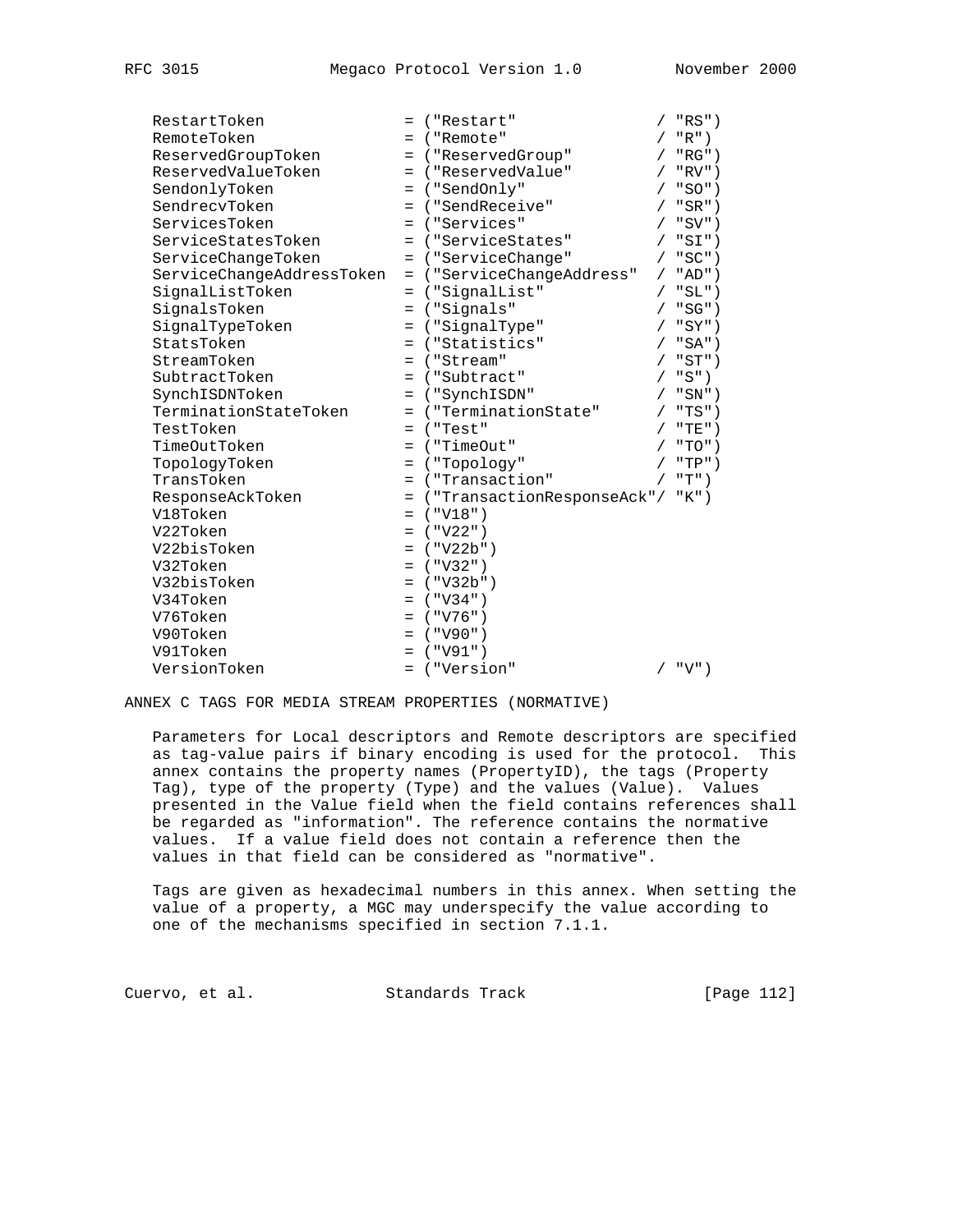```
   RestartToken              = ("Restart"              / "RS")
   RemoteToken               = ("Remote"               / "R")
   ReservedGroupToken        = ("ReservedGroup"        / "RG")
   ReservedValueToken        = ("ReservedValue"        / "RV")
   SendonlyToken             = ("SendOnly"             / "SO")
   SendrecvToken             = ("SendReceive"          / "SR")
   ServicesToken             = ("Services"             / "SV")
   ServiceStatesToken        = ("ServiceStates"        / "SI")
   ServiceChangeToken        = ("ServiceChange"        / "SC")
   ServiceChangeAddressToken = ("ServiceChangeAddress"  / "AD")
   SignalListToken           = ("SignalList"           / "SL")
   SignalsToken              = ("Signals"              / "SG")
   SignalTypeToken           = ("SignalType"           / "SY")
   StatsToken                = ("Statistics"           / "SA")
   StreamToken               = ("Stream"               / "ST")
   SubtractToken             = ("Subtract"             / "S")
   SynchISDNToken            = ("SynchISDN"            / "SN")
   TerminationStateToken     = ("TerminationState"     / "TS")
   TestToken                 = ("Test"                 / "TE")
   TimeOutToken              = ("TimeOut"              / "TO")
   TopologyToken             = ("Topology"             / "TP")
   TransToken                = ("Transaction"          / "T")
   ResponseAckToken          = ("TransactionResponseAck"/ "K")
   V18Token                  = ("V18")
   V22Token                  = ("V22")
   V22bisToken               = ("V22b")
   V32Token                  = ("V32")
   V32bisToken               = ("V32b")
   V34Token                  = ("V34")
   V76Token                  = ("V76")
   V90Token                  = ("V90")
   V91Token                  = ("V91")
   VersionToken              = ("Version"              / "V")
```

# ANNEX C TAGS FOR MEDIA STREAM PROPERTIES (NORMATIVE)

Parameters for Local descriptors and Remote descriptors are specified as tag-value pairs if binary encoding is used for the protocol. This annex contains the property names (PropertyID), the tags (Property Tag), type of the property (Type) and the values (Value). Values presented in the Value field when the field contains references shall be regarded as "information". The reference contains the normative values. If a value field does not contain a reference then the values in that field can be considered as "normative".

Tags are given as hexadecimal numbers in this annex. When setting the value of a property, a MGC may underspecify the value according to one of the mechanisms specified in section 7.1.1.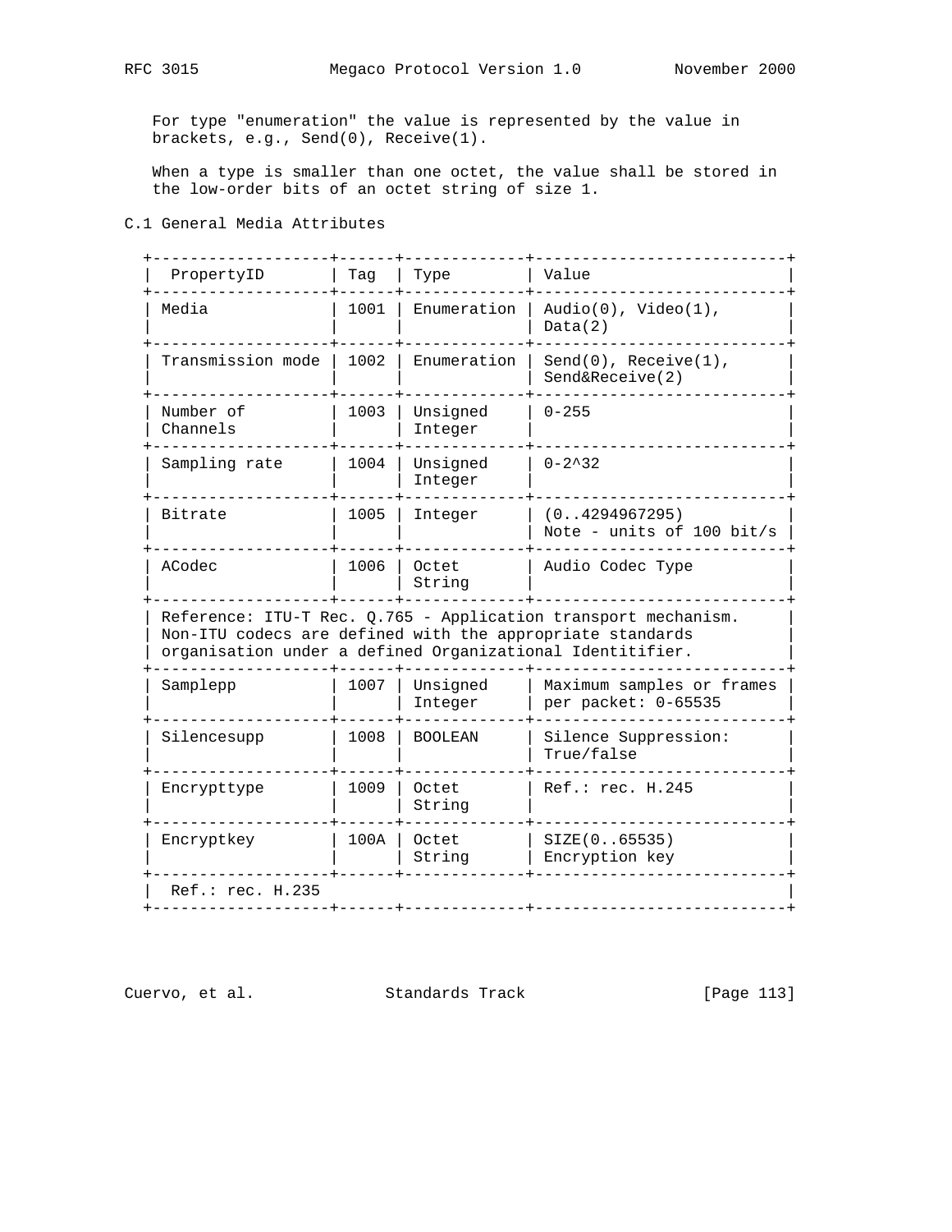For type "enumeration" the value is represented by the value in brackets, e.g., Send(0), Receive(1).

When a type is smaller than one octet, the value shall be stored in the low-order bits of an octet string of size 1.

## C.1 General Media Attributes

| PropertyID | Tag | Type | Value |
|---|---|---|---|
| Media | 1001 | Enumeration | Audio(0), Video(1), Data(2) |
| Transmission mode | 1002 | Enumeration | Send(0), Receive(1), Send&Receive(2) |
| Number of Channels | 1003 | Unsigned Integer | 0-255 |
| Sampling rate | 1004 | Unsigned Integer | 0-2^32 |
| Bitrate | 1005 | Integer | (0..4294967295) Note - units of 100 bit/s |
| ACodec | 1006 | Octet String | Audio Codec Type |
| Reference: ITU-T Rec. Q.765 - Application transport mechanism. Non-ITU codecs are defined with the appropriate standards organisation under a defined Organizational Identitifier. | | | |
| Samplepp | 1007 | Unsigned Integer | Maximum samples or frames per packet: 0-65535 |
| Silencesupp | 1008 | BOOLEAN | Silence Suppression: True/false |
| Encrypttype | 1009 | Octet String | Ref.: rec. H.245 |
| Encryptkey | 100A | Octet String | SIZE(0..65535) Encryption key |
| Ref.: rec. H.235 | | | |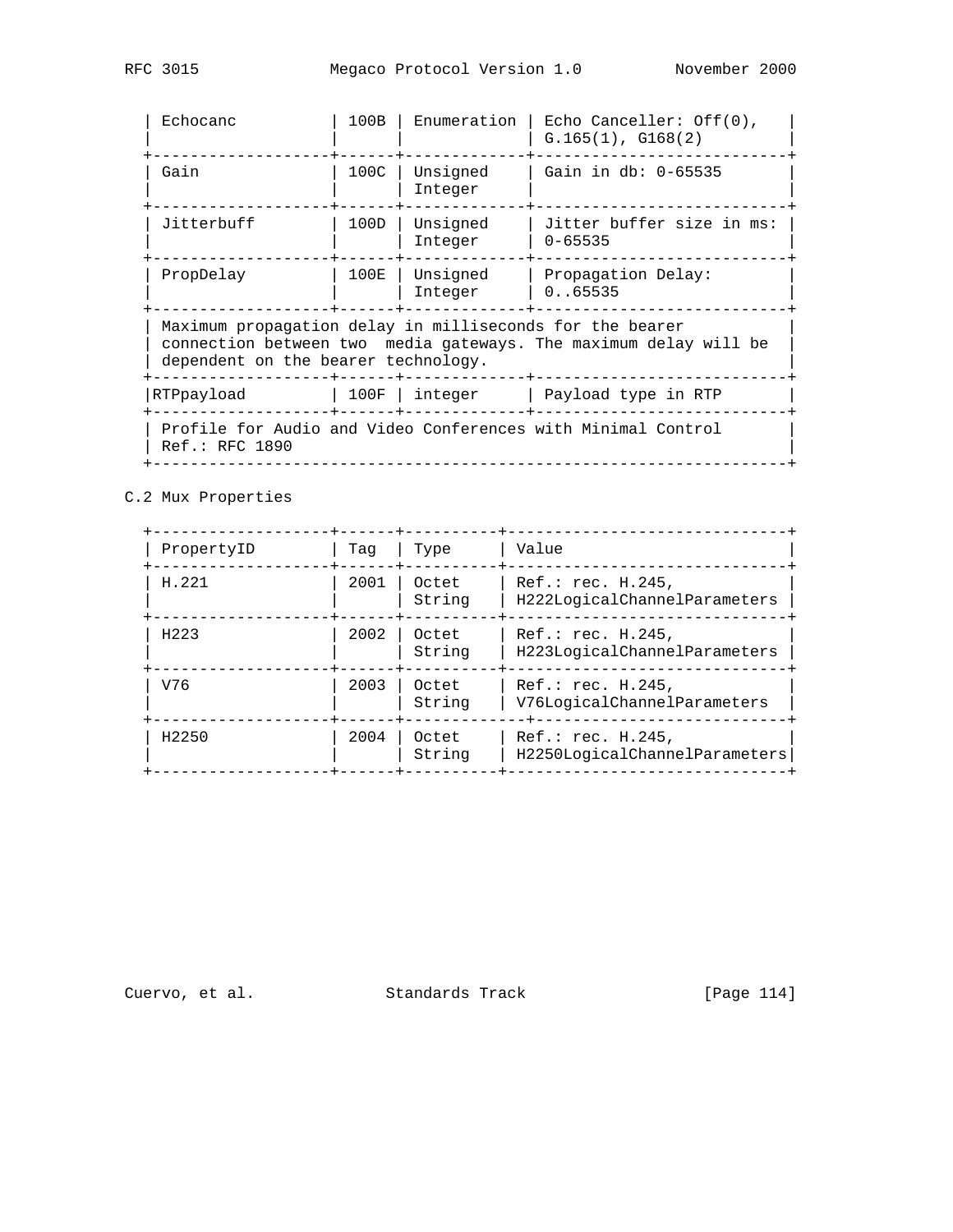| Echocanc | 100B | Enumeration | Echo Canceller: Off(0), G.165(1), G168(2) |
|---|---|---|---|
| Gain | 100C | Unsigned Integer | Gain in db: 0-65535 |
| Jitterbuff | 100D | Unsigned Integer | Jitter buffer size in ms: 0-65535 |
| PropDelay | 100E | Unsigned Integer | Propagation Delay: 0..65535 |
| Maximum propagation delay in milliseconds for the bearer connection between two media gateways. The maximum delay will be dependent on the bearer technology. | | | |
| RTPpayload | 100F | integer | Payload type in RTP |
| Profile for Audio and Video Conferences with Minimal Control Ref.: RFC 1890 | | | |

C.2 Mux Properties

| PropertyID | Tag | Type | Value |
|---|---|---|---|
| H.221 | 2001 | Octet String | Ref.: rec. H.245, H222LogicalChannelParameters |
| H223 | 2002 | Octet String | Ref.: rec. H.245, H223LogicalChannelParameters |
| V76 | 2003 | Octet String | Ref.: rec. H.245, V76LogicalChannelParameters |
| H2250 | 2004 | Octet String | Ref.: rec. H.245, H2250LogicalChannelParameters |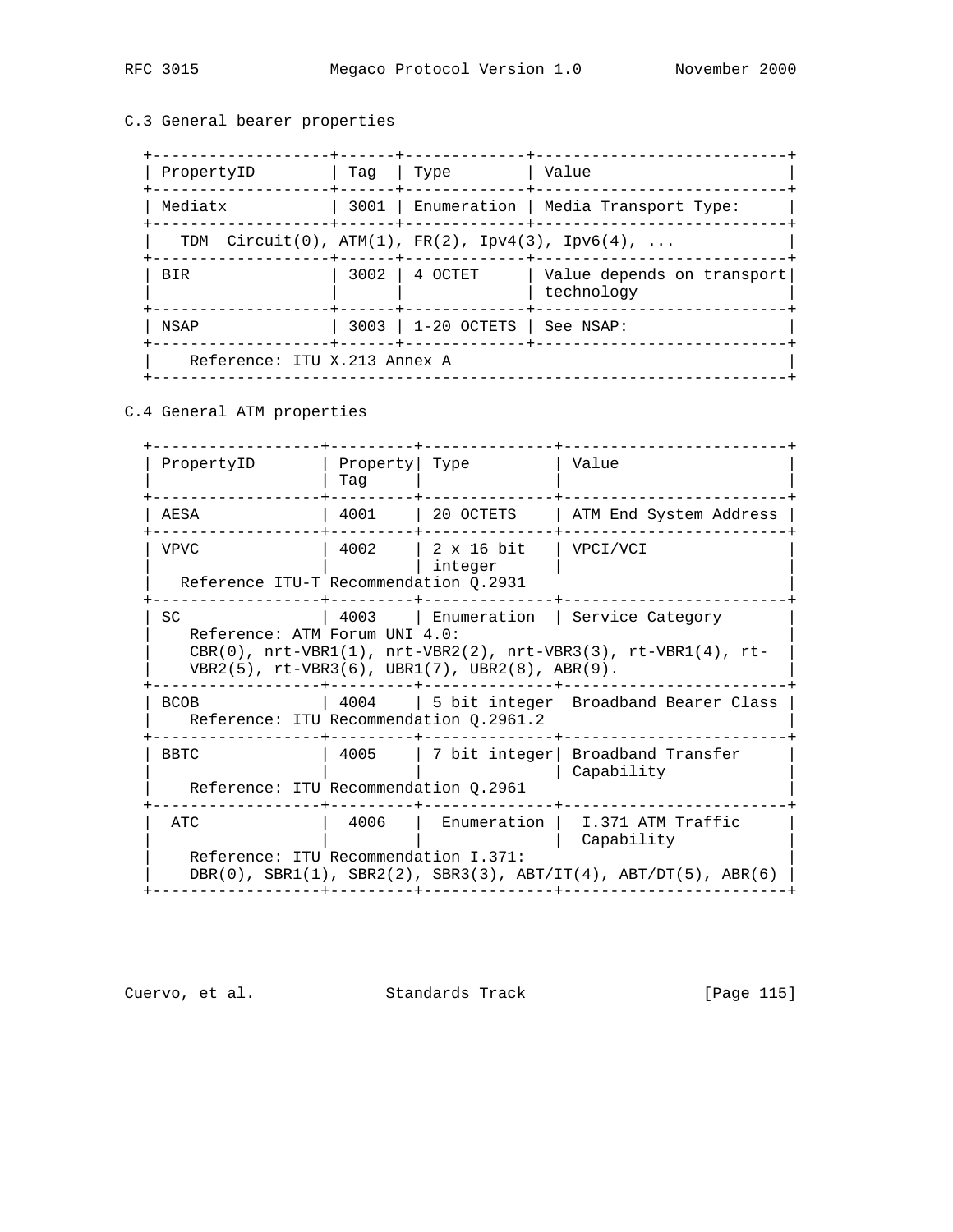## C.3 General bearer properties

| PropertyID | Tag | Type | Value |
|---|---|---|---|
| Mediatx | 3001 | Enumeration | Media Transport Type: |
| TDM Circuit(0), ATM(1), FR(2), Ipv4(3), Ipv6(4), ... | | | |
| BIR | 3002 | 4 OCTET | Value depends on transport technology |
| NSAP | 3003 | 1-20 OCTETS | See NSAP: |
| Reference: ITU X.213 Annex A | | | |

## C.4 General ATM properties

| PropertyID | Property Tag | Type | Value |
|---|---|---|---|
| AESA | 4001 | 20 OCTETS | ATM End System Address |
| VPVC | 4002 | 2 x 16 bit integer | VPCI/VCI |
| Reference ITU-T Recommendation Q.2931 | | | |
| SC | 4003 | Enumeration | Service Category |
| Reference: ATM Forum UNI 4.0: CBR(0), nrt-VBR1(1), nrt-VBR2(2), nrt-VBR3(3), rt-VBR1(4), rt-VBR2(5), rt-VBR3(6), UBR1(7), UBR2(8), ABR(9). | | | |
| BCOB | 4004 | 5 bit integer | Broadband Bearer Class |
| Reference: ITU Recommendation Q.2961.2 | | | |
| BBTC | 4005 | 7 bit integer | Broadband Transfer Capability |
| Reference: ITU Recommendation Q.2961 | | | |
| ATC | 4006 | Enumeration | I.371 ATM Traffic Capability |
| Reference: ITU Recommendation I.371: DBR(0), SBR1(1), SBR2(2), SBR3(3), ABT/IT(4), ABT/DT(5), ABR(6) | | | |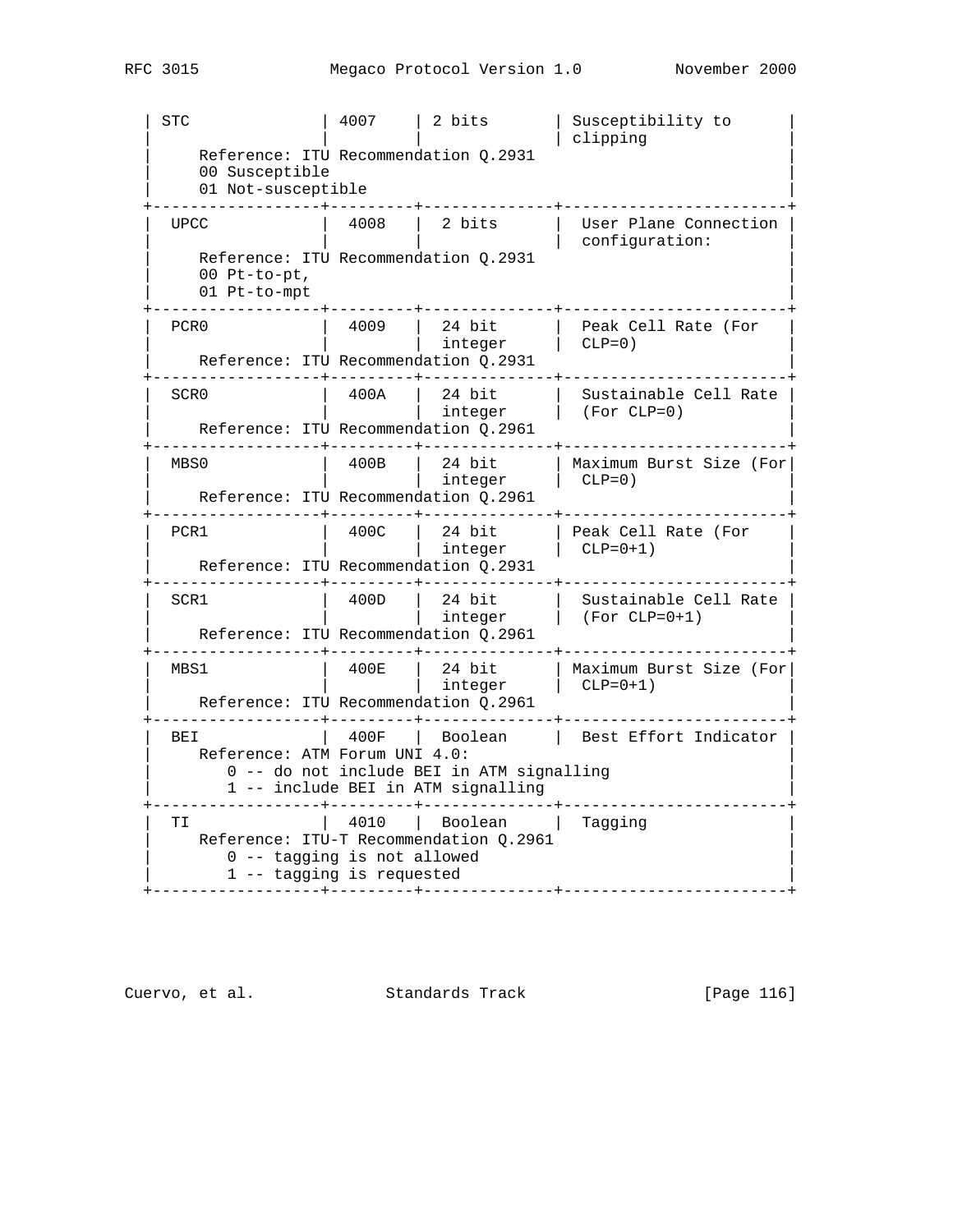| Name | Code | Type | Description |
|---|---|---|---|
| STC | 4007 | 2 bits | Susceptibility to clipping |
| Reference: ITU Recommendation Q.2931<br>00 Susceptible<br>01 Not-susceptible | | | |
| UPCC | 4008 | 2 bits | User Plane Connection configuration: |
| Reference: ITU Recommendation Q.2931<br>00 Pt-to-pt,<br>01 Pt-to-mpt | | | |
| PCR0 | 4009 | 24 bit integer | Peak Cell Rate (For CLP=0) |
| Reference: ITU Recommendation Q.2931 | | | |
| SCR0 | 400A | 24 bit integer | Sustainable Cell Rate (For CLP=0) |
| Reference: ITU Recommendation Q.2961 | | | |
| MBS0 | 400B | 24 bit integer | Maximum Burst Size (For CLP=0) |
| Reference: ITU Recommendation Q.2961 | | | |
| PCR1 | 400C | 24 bit integer | Peak Cell Rate (For CLP=0+1) |
| Reference: ITU Recommendation Q.2931 | | | |
| SCR1 | 400D | 24 bit integer | Sustainable Cell Rate (For CLP=0+1) |
| Reference: ITU Recommendation Q.2961 | | | |
| MBS1 | 400E | 24 bit integer | Maximum Burst Size (For CLP=0+1) |
| Reference: ITU Recommendation Q.2961 | | | |
| BEI | 400F | Boolean | Best Effort Indicator |
| Reference: ATM Forum UNI 4.0:<br>0 -- do not include BEI in ATM signalling<br>1 -- include BEI in ATM signalling | | | |
| TI | 4010 | Boolean | Tagging |
| Reference: ITU-T Recommendation Q.2961<br>0 -- tagging is not allowed<br>1 -- tagging is requested | | | |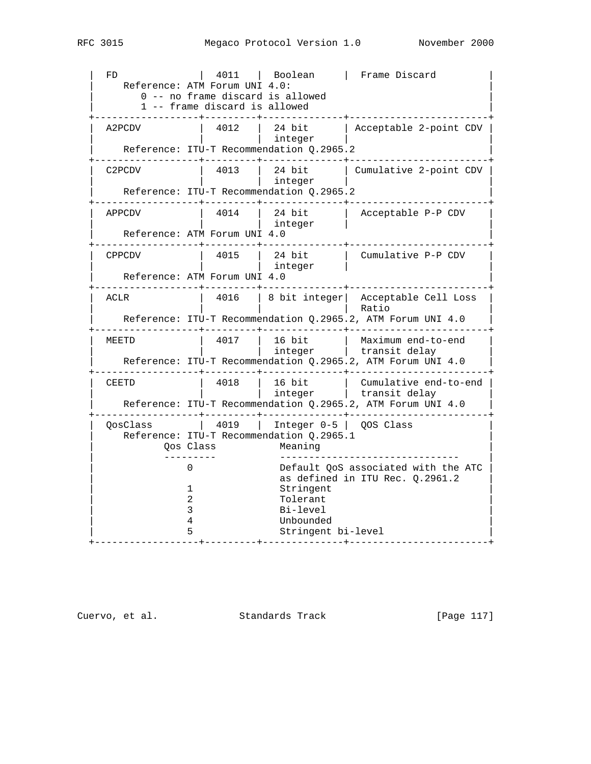| Name | ID | Type | Description |
|---|---|---|---|
| FD | 4011 | Boolean | Frame Discard |
| Reference: ATM Forum UNI 4.0: 0 -- no frame discard is allowed 1 -- frame discard is allowed | | | |
| A2PCDV | 4012 | 24 bit integer | Acceptable 2-point CDV |
| Reference: ITU-T Recommendation Q.2965.2 | | | |
| C2PCDV | 4013 | 24 bit integer | Cumulative 2-point CDV |
| Reference: ITU-T Recommendation Q.2965.2 | | | |
| APPCDV | 4014 | 24 bit integer | Acceptable P-P CDV |
| Reference: ATM Forum UNI 4.0 | | | |
| CPPCDV | 4015 | 24 bit integer | Cumulative P-P CDV |
| Reference: ATM Forum UNI 4.0 | | | |
| ACLR | 4016 | 8 bit integer | Acceptable Cell Loss Ratio |
| Reference: ITU-T Recommendation Q.2965.2, ATM Forum UNI 4.0 | | | |
| MEETD | 4017 | 16 bit integer | Maximum end-to-end transit delay |
| Reference: ITU-T Recommendation Q.2965.2, ATM Forum UNI 4.0 | | | |
| CEETD | 4018 | 16 bit integer | Cumulative end-to-end transit delay |
| Reference: ITU-T Recommendation Q.2965.2, ATM Forum UNI 4.0 | | | |
| QosClass | 4019 | Integer 0-5 | QOS Class |
| Reference: ITU-T Recommendation Q.2965.1 | | | |

| Qos Class | Meaning |
|---|---|
| 0 | Default QoS associated with the ATC as defined in ITU Rec. Q.2961.2 |
| 1 | Stringent |
| 2 | Tolerant |
| 3 | Bi-level |
| 4 | Unbounded |
| 5 | Stringent bi-level |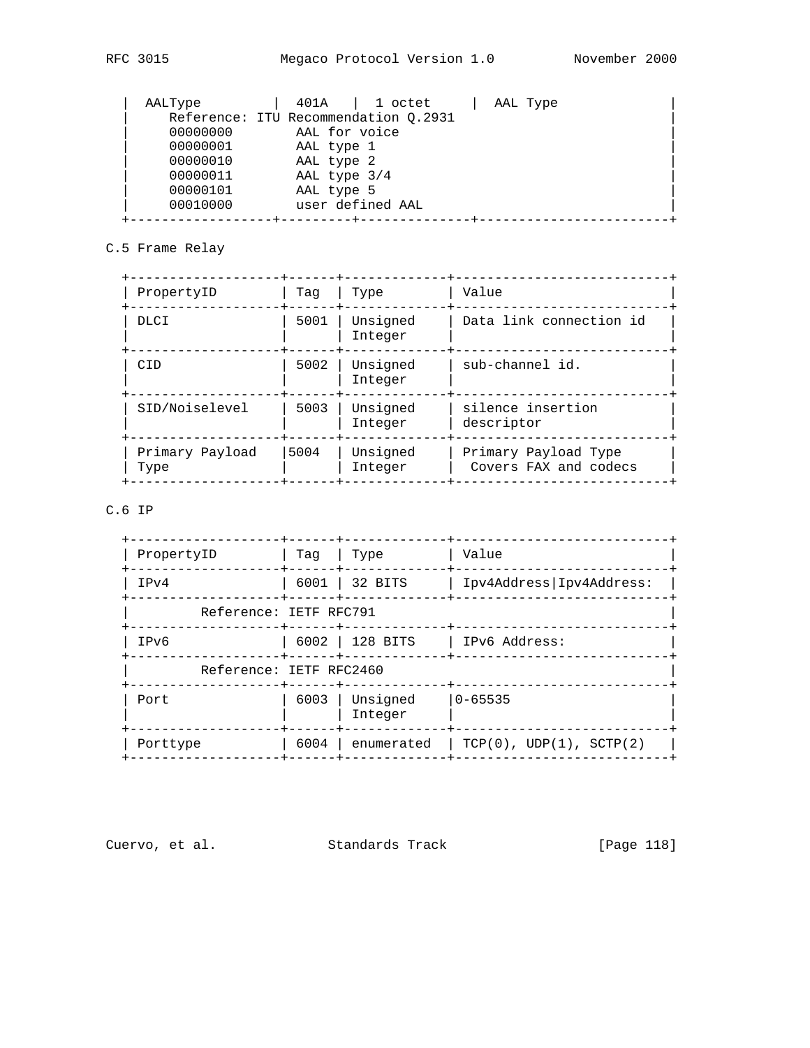| AALType | 401A | 1 octet | AAL Type |
|---|---|---|---|
| Reference: ITU Recommendation Q.2931<br>00000000 AAL for voice<br>00000001 AAL type 1<br>00000010 AAL type 2<br>00000011 AAL type 3/4<br>00000101 AAL type 5<br>00010000 user defined AAL | | | |

## C.5 Frame Relay

| PropertyID | Tag | Type | Value |
|---|---|---|---|
| DLCI | 5001 | Unsigned Integer | Data link connection id |
| CID | 5002 | Unsigned Integer | sub-channel id. |
| SID/Noiselevel | 5003 | Unsigned Integer | silence insertion descriptor |
| Primary Payload Type | 5004 | Unsigned Integer | Primary Payload Type Covers FAX and codecs |

## C.6 IP

| PropertyID | Tag | Type | Value |
|---|---|---|---|
| IPv4 | 6001 | 32 BITS | Ipv4Address\|Ipv4Address: |
| Reference: IETF RFC791 | | | |
| IPv6 | 6002 | 128 BITS | IPv6 Address: |
| Reference: IETF RFC2460 | | | |
| Port | 6003 | Unsigned Integer | 0-65535 |
| Porttype | 6004 | enumerated | TCP(0), UDP(1), SCTP(2) |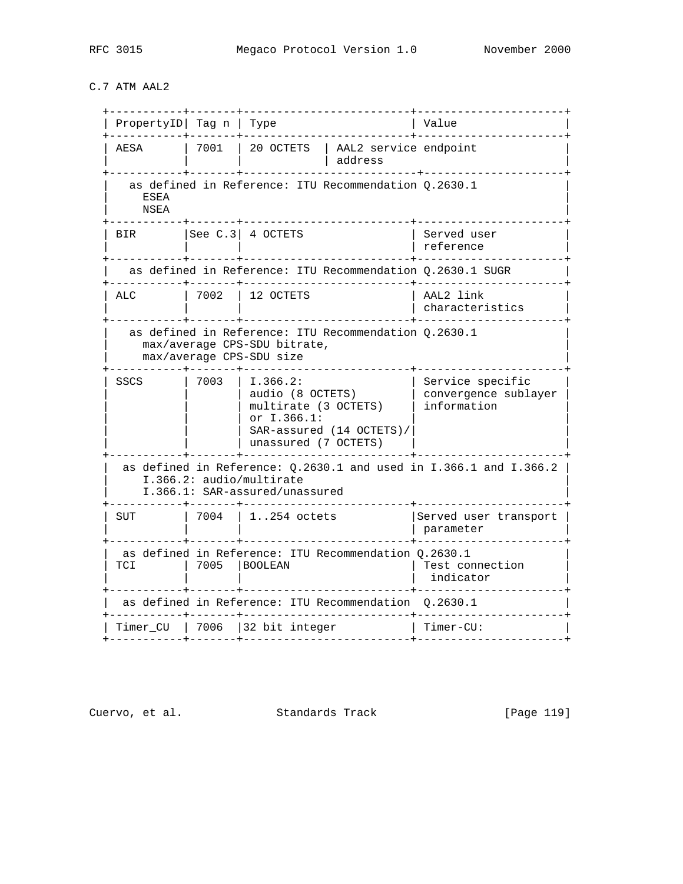## C.7 ATM AAL2

| PropertyID | Tag n | Type | Value |
|---|---|---|---|
| AESA | 7001 | 20 OCTETS | AAL2 service endpoint address |
| as defined in Reference: ITU Recommendation Q.2630.1 ESEA NSEA | | | |
| BIR | See C.3 | 4 OCTETS | Served user reference |
| as defined in Reference: ITU Recommendation Q.2630.1 SUGR | | | |
| ALC | 7002 | 12 OCTETS | AAL2 link characteristics |
| as defined in Reference: ITU Recommendation Q.2630.1 max/average CPS-SDU bitrate, max/average CPS-SDU size | | | |
| SSCS | 7003 | I.366.2: audio (8 OCTETS) multirate (3 OCTETS) or I.366.1: SAR-assured (14 OCTETS)/ unassured (7 OCTETS) | Service specific convergence sublayer information |
| as defined in Reference: Q.2630.1 and used in I.366.1 and I.366.2 I.366.2: audio/multirate I.366.1: SAR-assured/unassured | | | |
| SUT | 7004 | 1..254 octets | Served user transport parameter |
| as defined in Reference: ITU Recommendation Q.2630.1 | | | |
| TCI | 7005 | BOOLEAN | Test connection indicator |
| as defined in Reference: ITU Recommendation Q.2630.1 | | | |
| Timer_CU | 7006 | 32 bit integer | Timer-CU: |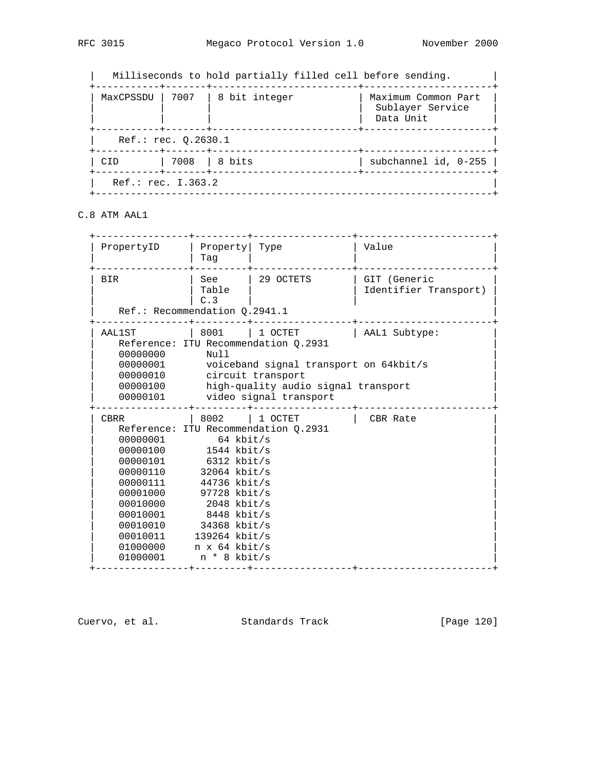| Milliseconds to hold partially filled cell before sending. | | | |
|---|---|---|---|
| MaxCPSSDU | 7007 | 8 bit integer | Maximum Common Part Sublayer Service Data Unit |
| Ref.: rec. Q.2630.1 | | | |
| CID | 7008 | 8 bits | subchannel id, 0-255 |
| Ref.: rec. I.363.2 | | | |

C.8 ATM AAL1

| PropertyID | Property Tag | Type | Value |
|---|---|---|---|
| BIR | See Table C.3 | 29 OCTETS | GIT (Generic Identifier Transport) |
| Ref.: Recommendation Q.2941.1 | | | |
| AAL1ST | 8001 | 1 OCTET | AAL1 Subtype: |
| Reference: ITU Recommendation Q.2931<br>00000000 Null<br>00000001 voiceband signal transport on 64kbit/s<br>00000010 circuit transport<br>00000100 high-quality audio signal transport<br>00000101 video signal transport | | | |
| CBRR | 8002 | 1 OCTET | CBR Rate |
| Reference: ITU Recommendation Q.2931<br>00000001 64 kbit/s<br>00000100 1544 kbit/s<br>00000101 6312 kbit/s<br>00000110 32064 kbit/s<br>00000111 44736 kbit/s<br>00001000 97728 kbit/s<br>00010000 2048 kbit/s<br>00010001 8448 kbit/s<br>00010010 34368 kbit/s<br>00010011 139264 kbit/s<br>01000000 n x 64 kbit/s<br>01000001 n * 8 kbit/s | | | |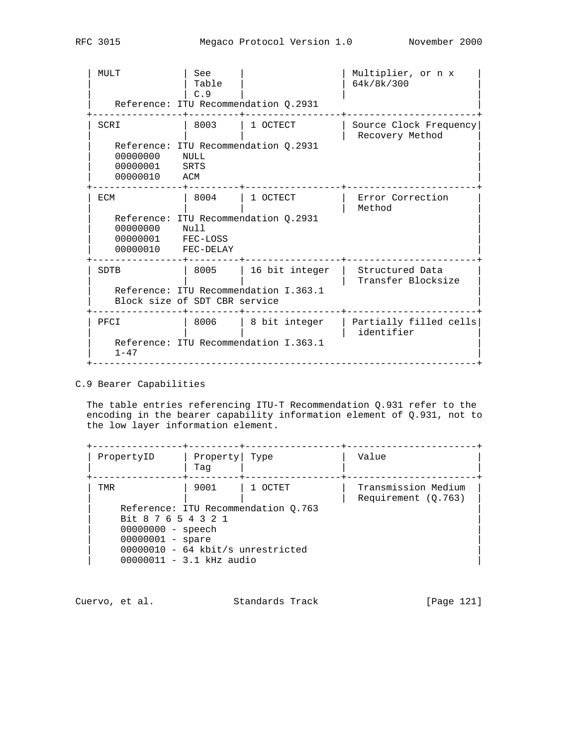| PropertyID | Property Tag | Type | Value |
| --- | --- | --- | --- |
| MULT | See Table C.9 | | Multiplier, or n x 64k/8k/300 |
| Reference: ITU Recommendation Q.2931 | | | |
| SCRI | 8003 | 1 OCTECT | Source Clock Frequency Recovery Method |
| Reference: ITU Recommendation Q.2931<br>00000000 NULL<br>00000001 SRTS<br>00000010 ACM | | | |
| ECM | 8004 | 1 OCTECT | Error Correction Method |
| Reference: ITU Recommendation Q.2931<br>00000000 Null<br>00000001 FEC-LOSS<br>00000010 FEC-DELAY | | | |
| SDTB | 8005 | 16 bit integer | Structured Data Transfer Blocksize |
| Reference: ITU Recommendation I.363.1<br>Block size of SDT CBR service | | | |
| PFCI | 8006 | 8 bit integer | Partially filled cells identifier |
| Reference: ITU Recommendation I.363.1<br>1-47 | | | |

## C.9 Bearer Capabilities

The table entries referencing ITU-T Recommendation Q.931 refer to the encoding in the bearer capability information element of Q.931, not to the low layer information element.

| PropertyID | Property Tag | Type | Value |
| --- | --- | --- | --- |
| TMR | 9001 | 1 OCTET | Transmission Medium Requirement (Q.763) |
| Reference: ITU Recommendation Q.763<br>Bit 8 7 6 5 4 3 2 1<br>00000000 - speech<br>00000001 - spare<br>00000010 - 64 kbit/s unrestricted<br>00000011 - 3.1 kHz audio | | | |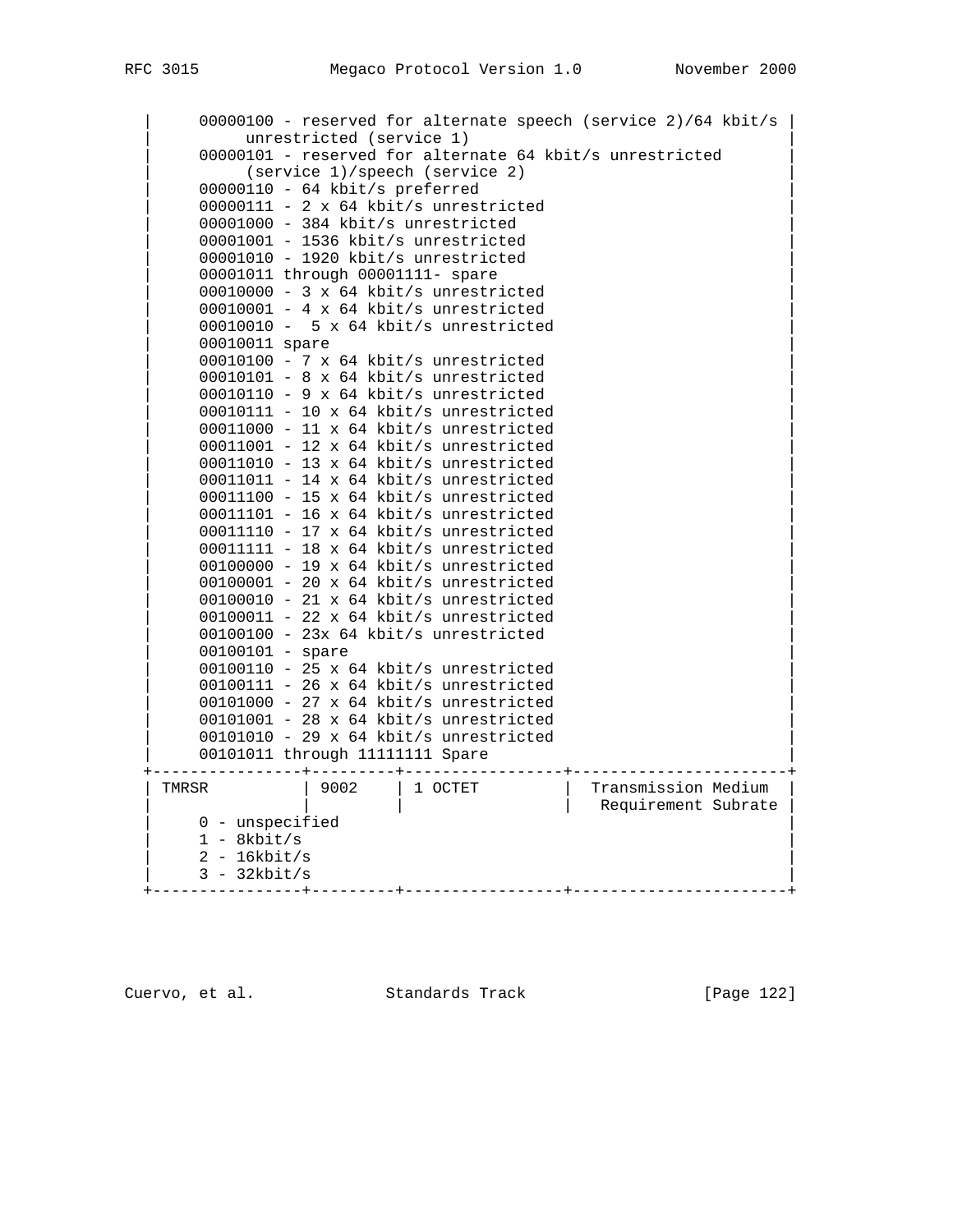```
    |     00000100 - reserved for alternate speech (service 2)/64 kbit/s |
    |          unrestricted (service 1)                                 |
    |     00000101 - reserved for alternate 64 kbit/s unrestricted      |
    |          (service 1)/speech (service 2)                           |
    |     00000110 - 64 kbit/s preferred                                |
    |     00000111 - 2 x 64 kbit/s unrestricted                         |
    |     00001000 - 384 kbit/s unrestricted                            |
    |     00001001 - 1536 kbit/s unrestricted                           |
    |     00001010 - 1920 kbit/s unrestricted                           |
    |     00001011 through 00001111- spare                              |
    |     00010000 - 3 x 64 kbit/s unrestricted                         |
    |     00010001 - 4 x 64 kbit/s unrestricted                         |
    |     00010010 -  5 x 64 kbit/s unrestricted                        |
    |     00010011 spare                                                |
    |     00010100 - 7 x 64 kbit/s unrestricted                         |
    |     00010101 - 8 x 64 kbit/s unrestricted                         |
    |     00010110 - 9 x 64 kbit/s unrestricted                         |
    |     00010111 - 10 x 64 kbit/s unrestricted                        |
    |     00011000 - 11 x 64 kbit/s unrestricted                        |
    |     00011001 - 12 x 64 kbit/s unrestricted                        |
    |     00011010 - 13 x 64 kbit/s unrestricted                        |
    |     00011011 - 14 x 64 kbit/s unrestricted                        |
    |     00011100 - 15 x 64 kbit/s unrestricted                        |
    |     00011101 - 16 x 64 kbit/s unrestricted                        |
    |     00011110 - 17 x 64 kbit/s unrestricted                        |
    |     00011111 - 18 x 64 kbit/s unrestricted                        |
    |     00100000 - 19 x 64 kbit/s unrestricted                        |
    |     00100001 - 20 x 64 kbit/s unrestricted                        |
    |     00100010 - 21 x 64 kbit/s unrestricted                        |
    |     00100011 - 22 x 64 kbit/s unrestricted                        |
    |     00100100 - 23x 64 kbit/s unrestricted                         |
    |     00100101 - spare                                              |
    |     00100110 - 25 x 64 kbit/s unrestricted                        |
    |     00100111 - 26 x 64 kbit/s unrestricted                        |
    |     00101000 - 27 x 64 kbit/s unrestricted                        |
    |     00101001 - 28 x 64 kbit/s unrestricted                        |
    |     00101010 - 29 x 64 kbit/s unrestricted                        |
    |     00101011 through 11111111 Spare                               |
    +----------------+---------+-----------------+----------------------+
    | TMRSR          | 9002    | 1 OCTET         |  Transmission Medium |
    |                |         |                 |   Requirement Subrate|
    |     0 - unspecified                                               |
    |     1 - 8kbit/s                                                   |
    |     2 - 16kbit/s                                                  |
    |     3 - 32kbit/s                                                  |
    +----------------+---------+-----------------+----------------------+
```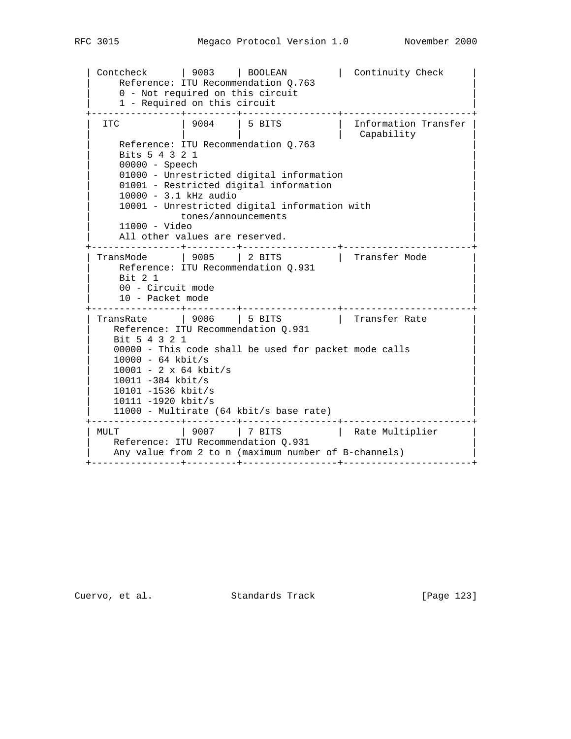```
 | Contcheck      | 9003    | BOOLEAN         |  Continuity Check     |
 |     Reference: ITU Recommendation Q.763                               |
 |     0 - Not required on this circuit                                  |
 |     1 - Required on this circuit                                      |
 +----------------+---------+-----------------+-----------------------+
 |  ITC           | 9004    | 5 BITS          |  Information Transfer |
 |                |         |                 |   Capability          |
 |     Reference: ITU Recommendation Q.763                               |
 |     Bits 5 4 3 2 1                                                    |
 |     00000 - Speech                                                    |
 |     01000 - Unrestricted digital information                          |
 |     01001 - Restricted digital information                            |
 |     10000 - 3.1 kHz audio                                             |
 |     10001 - Unrestricted digital information with                     |
 |                tones/announcements                                    |
 |     11000 - Video                                                     |
 |     All other values are reserved.                                    |
 +----------------+---------+-----------------+-----------------------+
 | TransMode      | 9005    | 2 BITS          |  Transfer Mode        |
 |     Reference: ITU Recommendation Q.931                               |
 |     Bit 2 1                                                           |
 |     00 - Circuit mode                                                 |
 |     10 - Packet mode                                                  |
 +----------------+---------+-----------------+-----------------------+
 | TransRate      | 9006    | 5 BITS          |  Transfer Rate        |
 |    Reference: ITU Recommendation Q.931                                |
 |    Bit 5 4 3 2 1                                                      |
 |    00000 - This code shall be used for packet mode calls              |
 |    10000 - 64 kbit/s                                                  |
 |    10001 - 2 x 64 kbit/s                                              |
 |    10011 -384 kbit/s                                                  |
 |    10101 -1536 kbit/s                                                 |
 |    10111 -1920 kbit/s                                                 |
 |    11000 - Multirate (64 kbit/s base rate)                            |
 +----------------+---------+-----------------+-----------------------+
 | MULT           | 9007    | 7 BITS          |  Rate Multiplier      |
 |    Reference: ITU Recommendation Q.931                                |
 |    Any value from 2 to n (maximum number of B-channels)               |
 +----------------+---------+-----------------+-----------------------+
```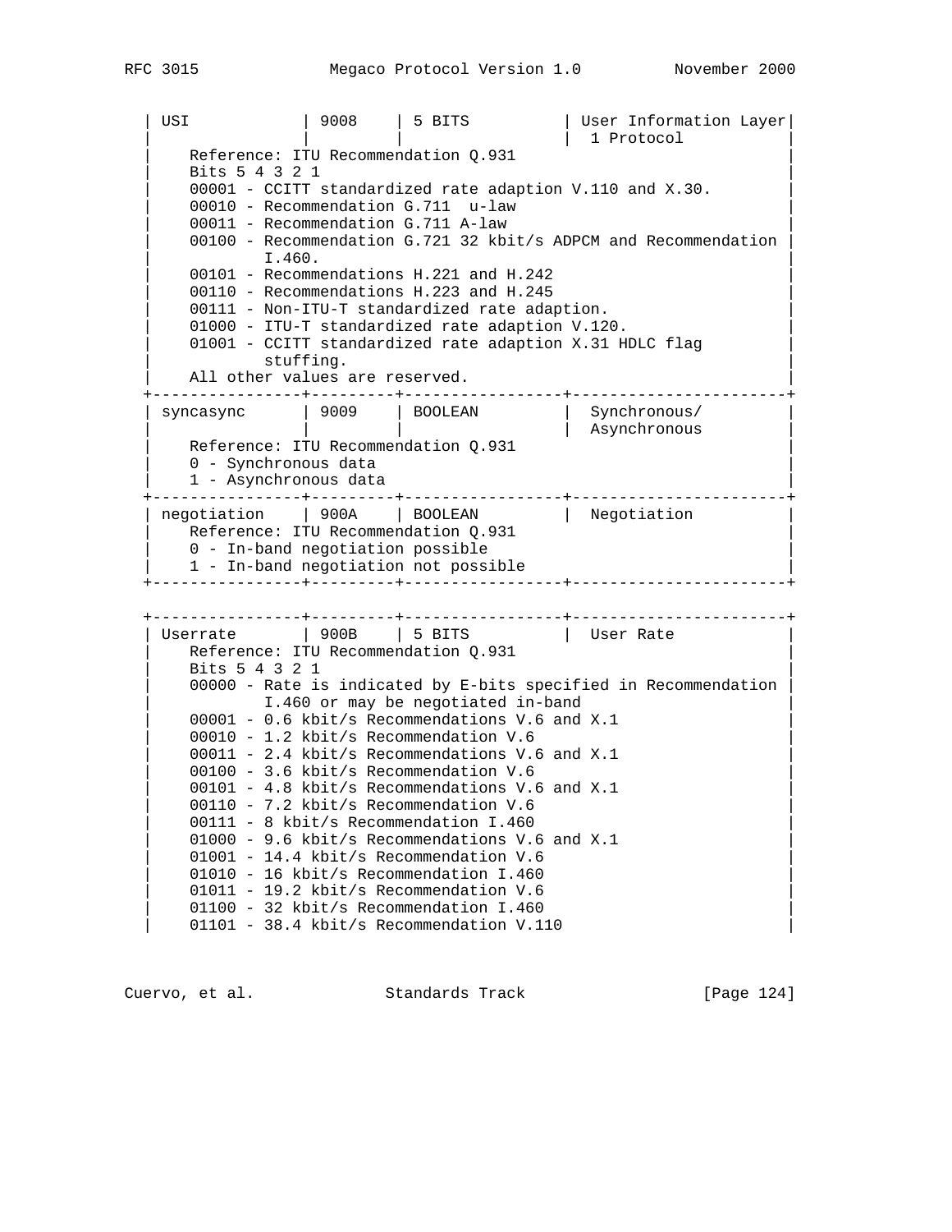```
   | USI            | 9008    | 5 BITS          | User Information Layer|
   |                |         |                 |  1 Protocol           |
   |    Reference: ITU Recommendation Q.931                               |
   |    Bits 5 4 3 2 1                                                    |
   |    00001 - CCITT standardized rate adaption V.110 and X.30.          |
   |    00010 - Recommendation G.711  u-law                               |
   |    00011 - Recommendation G.711 A-law                                |
   |    00100 - Recommendation G.721 32 kbit/s ADPCM and Recommendation   |
   |            I.460.                                                    |
   |    00101 - Recommendations H.221 and H.242                           |
   |    00110 - Recommendations H.223 and H.245                           |
   |    00111 - Non-ITU-T standardized rate adaption.                     |
   |    01000 - ITU-T standardized rate adaption V.120.                   |
   |    01001 - CCITT standardized rate adaption X.31 HDLC flag           |
   |            stuffing.                                                 |
   |    All other values are reserved.                                    |
   +----------------+---------+-----------------+-----------------------+
   | syncasync      | 9009    | BOOLEAN         |  Synchronous/         |
   |                |         |                 |  Asynchronous         |
   |    Reference: ITU Recommendation Q.931                               |
   |    0 - Synchronous data                                              |
   |    1 - Asynchronous data                                             |
   +----------------+---------+-----------------+-----------------------+
   | negotiation    | 900A    | BOOLEAN         |  Negotiation          |
   |    Reference: ITU Recommendation Q.931                               |
   |    0 - In-band negotiation possible                                  |
   |    1 - In-band negotiation not possible                              |
   +----------------+---------+-----------------+-----------------------+


   +----------------+---------+-----------------+-----------------------+
   | Userrate       | 900B    | 5 BITS          |  User Rate            |
   |    Reference: ITU Recommendation Q.931                               |
   |    Bits 5 4 3 2 1                                                    |
   |    00000 - Rate is indicated by E-bits specified in Recommendation   |
   |            I.460 or may be negotiated in-band                        |
   |    00001 - 0.6 kbit/s Recommendations V.6 and X.1                    |
   |    00010 - 1.2 kbit/s Recommendation V.6                             |
   |    00011 - 2.4 kbit/s Recommendations V.6 and X.1                    |
   |    00100 - 3.6 kbit/s Recommendation V.6                             |
   |    00101 - 4.8 kbit/s Recommendations V.6 and X.1                    |
   |    00110 - 7.2 kbit/s Recommendation V.6                             |
   |    00111 - 8 kbit/s Recommendation I.460                             |
   |    01000 - 9.6 kbit/s Recommendations V.6 and X.1                    |
   |    01001 - 14.4 kbit/s Recommendation V.6                            |
   |    01010 - 16 kbit/s Recommendation I.460                            |
   |    01011 - 19.2 kbit/s Recommendation V.6                            |
   |    01100 - 32 kbit/s Recommendation I.460                            |
   |    01101 - 38.4 kbit/s Recommendation V.110                          |
```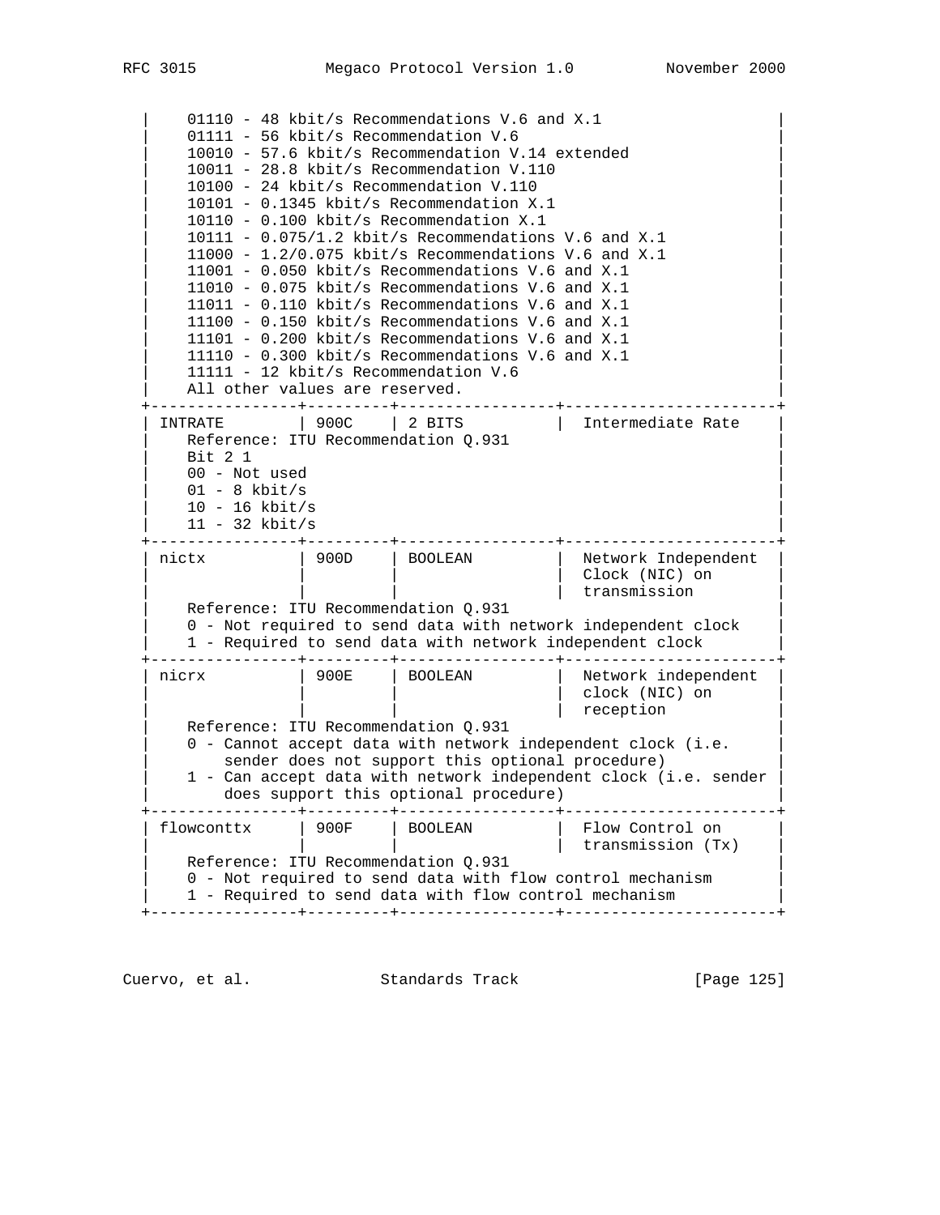```
   |    01110 - 48 kbit/s Recommendations V.6 and X.1                 |
   |    01111 - 56 kbit/s Recommendation V.6                          |
   |    10010 - 57.6 kbit/s Recommendation V.14 extended              |
   |    10011 - 28.8 kbit/s Recommendation V.110                      |
   |    10100 - 24 kbit/s Recommendation V.110                        |
   |    10101 - 0.1345 kbit/s Recommendation X.1                      |
   |    10110 - 0.100 kbit/s Recommendation X.1                       |
   |    10111 - 0.075/1.2 kbit/s Recommendations V.6 and X.1          |
   |    11000 - 1.2/0.075 kbit/s Recommendations V.6 and X.1          |
   |    11001 - 0.050 kbit/s Recommendations V.6 and X.1              |
   |    11010 - 0.075 kbit/s Recommendations V.6 and X.1              |
   |    11011 - 0.110 kbit/s Recommendations V.6 and X.1              |
   |    11100 - 0.150 kbit/s Recommendations V.6 and X.1              |
   |    11101 - 0.200 kbit/s Recommendations V.6 and X.1              |
   |    11110 - 0.300 kbit/s Recommendations V.6 and X.1              |
   |    11111 - 12 kbit/s Recommendation V.6                          |
   |    All other values are reserved.                                |
   +----------------+---------+-----------------+----------------------+
   | INTRATE        | 900C    | 2 BITS          |  Intermediate Rate   |
   |    Reference: ITU Recommendation Q.931                           |
   |    Bit 2 1                                                       |
   |    00 - Not used                                                 |
   |    01 - 8 kbit/s                                                 |
   |    10 - 16 kbit/s                                                |
   |    11 - 32 kbit/s                                                |
   +----------------+---------+-----------------+----------------------+
   | nictx          | 900D    | BOOLEAN         |  Network Independent |
   |                |         |                 |  Clock (NIC) on      |
   |                |         |                 |  transmission        |
   |    Reference: ITU Recommendation Q.931                           |
   |    0 - Not required to send data with network independent clock  |
   |    1 - Required to send data with network independent clock      |
   +----------------+---------+-----------------+----------------------+
   | nicrx          | 900E    | BOOLEAN         |  Network independent |
   |                |         |                 |  clock (NIC) on      |
   |                |         |                 |  reception           |
   |    Reference: ITU Recommendation Q.931                           |
   |    0 - Cannot accept data with network independent clock (i.e.   |
   |        sender does not support this optional procedure)          |
   |    1 - Can accept data with network independent clock (i.e. sender |
   |        does support this optional procedure)                     |
   +----------------+---------+-----------------+----------------------+
   | flowconttx     | 900F    | BOOLEAN         |  Flow Control on     |
   |                |         |                 |  transmission (Tx)   |
   |    Reference: ITU Recommendation Q.931                           |
   |    0 - Not required to send data with flow control mechanism     |
   |    1 - Required to send data with flow control mechanism         |
   +----------------+---------+-----------------+----------------------+
```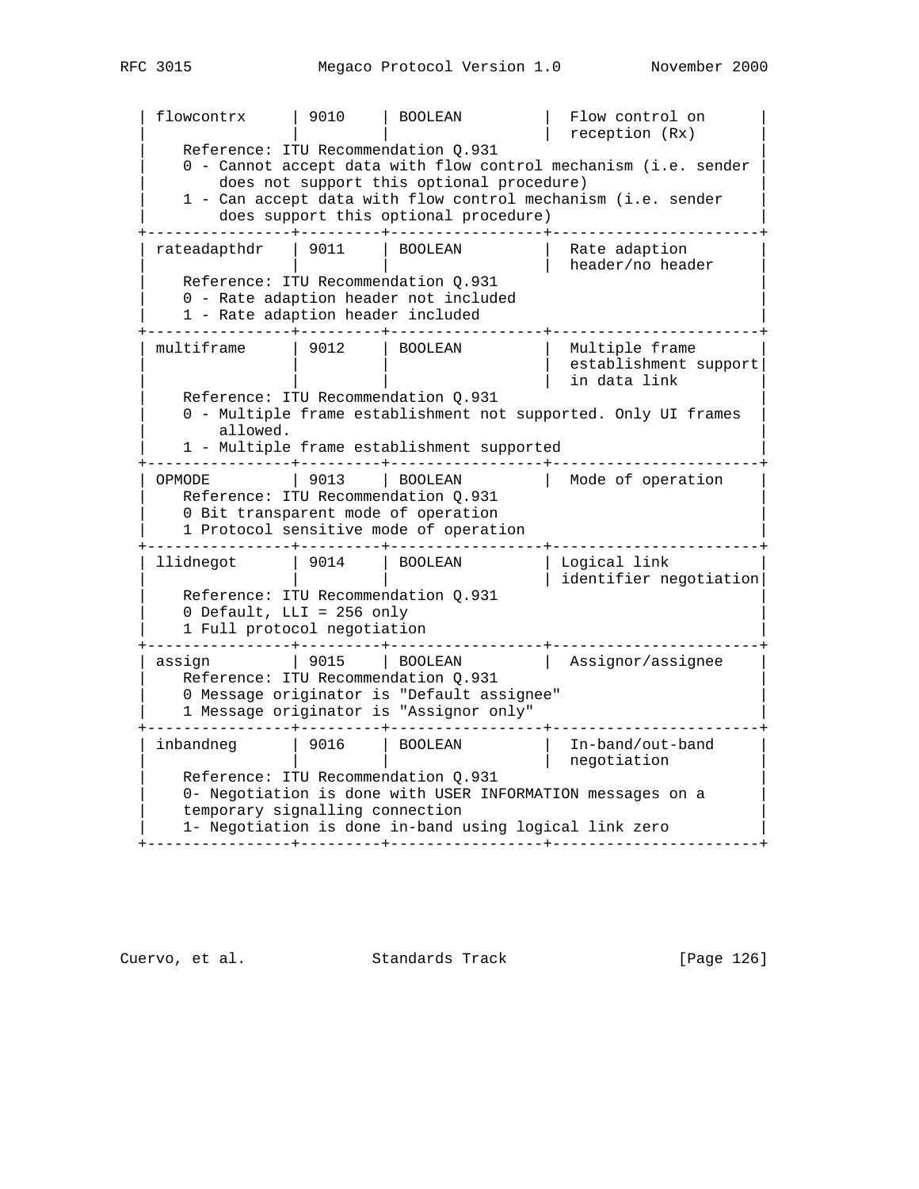| Name | ID | Type | Description |
|---|---|---|---|
| flowcontrx | 9010 | BOOLEAN | Flow control on reception (Rx) |
| Reference: ITU Recommendation Q.931<br>0 - Cannot accept data with flow control mechanism (i.e. sender does not support this optional procedure)<br>1 - Can accept data with flow control mechanism (i.e. sender does support this optional procedure) | | | |
| rateadapthdr | 9011 | BOOLEAN | Rate adaption header/no header |
| Reference: ITU Recommendation Q.931<br>0 - Rate adaption header not included<br>1 - Rate adaption header included | | | |
| multiframe | 9012 | BOOLEAN | Multiple frame establishment support in data link |
| Reference: ITU Recommendation Q.931<br>0 - Multiple frame establishment not supported. Only UI frames allowed.<br>1 - Multiple frame establishment supported | | | |
| OPMODE | 9013 | BOOLEAN | Mode of operation |
| Reference: ITU Recommendation Q.931<br>0 Bit transparent mode of operation<br>1 Protocol sensitive mode of operation | | | |
| llidnegot | 9014 | BOOLEAN | Logical link identifier negotiation |
| Reference: ITU Recommendation Q.931<br>0 Default, LLI = 256 only<br>1 Full protocol negotiation | | | |
| assign | 9015 | BOOLEAN | Assignor/assignee |
| Reference: ITU Recommendation Q.931<br>0 Message originator is "Default assignee"<br>1 Message originator is "Assignor only" | | | |
| inbandneg | 9016 | BOOLEAN | In-band/out-band negotiation |
| Reference: ITU Recommendation Q.931<br>0- Negotiation is done with USER INFORMATION messages on a temporary signalling connection<br>1- Negotiation is done in-band using logical link zero | | | |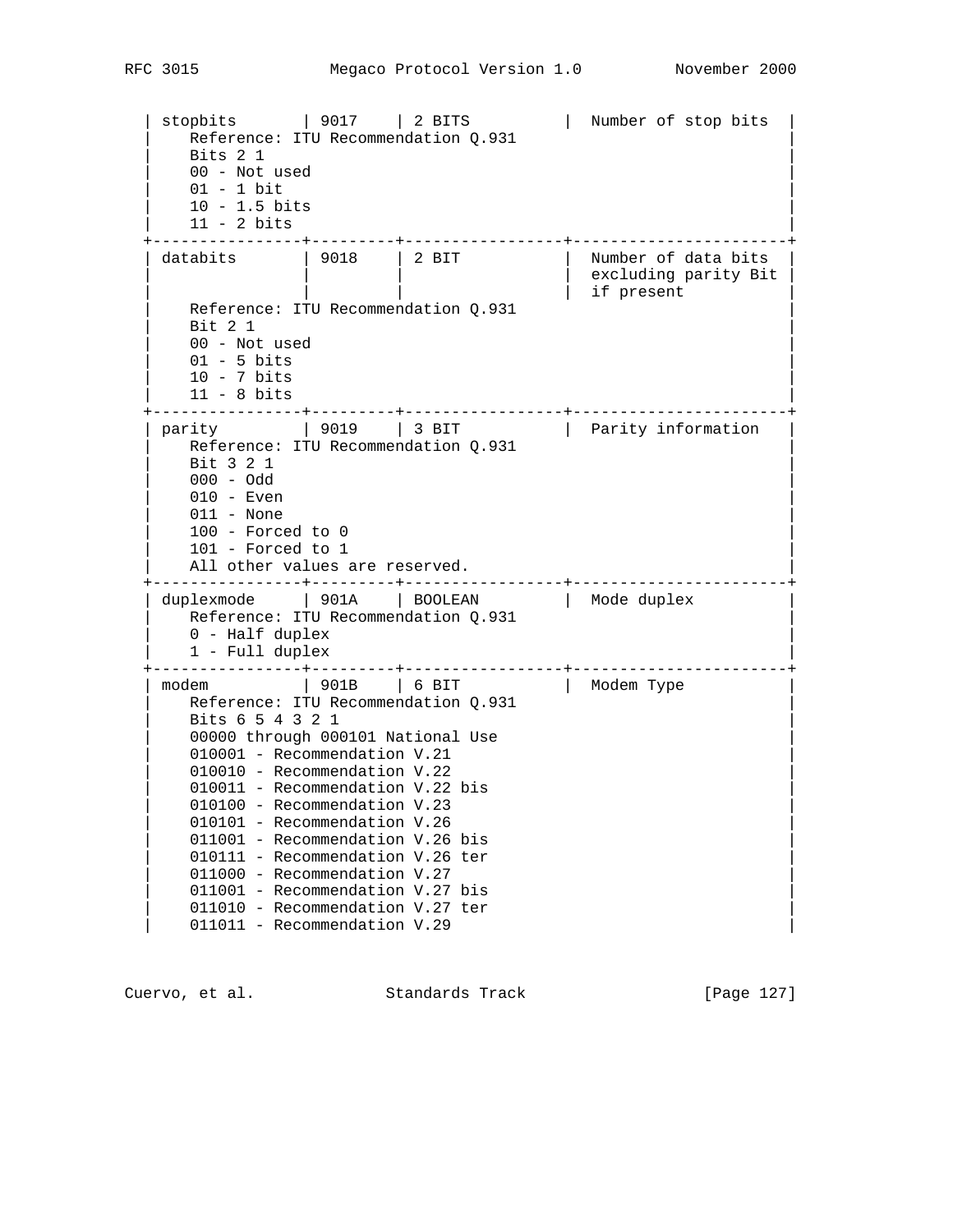```
   | stopbits       | 9017    | 2 BITS          |  Number of stop bits  |
   |    Reference: ITU Recommendation Q.931                              |
   |    Bits 2 1                                                         |
   |    00 - Not used                                                    |
   |    01 - 1 bit                                                       |
   |    10 - 1.5 bits                                                    |
   |    11 - 2 bits                                                      |
   +----------------+---------+-----------------+-----------------------+
   | databits       | 9018    | 2 BIT           |  Number of data bits  |
   |                |         |                 |  excluding parity Bit |
   |                |         |                 |  if present           |
   |    Reference: ITU Recommendation Q.931                              |
   |    Bit 2 1                                                          |
   |    00 - Not used                                                    |
   |    01 - 5 bits                                                      |
   |    10 - 7 bits                                                      |
   |    11 - 8 bits                                                      |
   +----------------+---------+-----------------+-----------------------+
   | parity         | 9019    | 3 BIT           |  Parity information   |
   |    Reference: ITU Recommendation Q.931                              |
   |    Bit 3 2 1                                                        |
   |    000 - Odd                                                        |
   |    010 - Even                                                       |
   |    011 - None                                                       |
   |    100 - Forced to 0                                                |
   |    101 - Forced to 1                                                |
   |    All other values are reserved.                                   |
   +----------------+---------+-----------------+-----------------------+
   | duplexmode     | 901A    | BOOLEAN         |  Mode duplex          |
   |    Reference: ITU Recommendation Q.931                              |
   |    0 - Half duplex                                                  |
   |    1 - Full duplex                                                  |
   +----------------+---------+-----------------+-----------------------+
   | modem          | 901B    | 6 BIT           |  Modem Type           |
   |    Reference: ITU Recommendation Q.931                              |
   |    Bits 6 5 4 3 2 1                                                 |
   |    00000 through 000101 National Use                                |
   |    010001 - Recommendation V.21                                     |
   |    010010 - Recommendation V.22                                     |
   |    010011 - Recommendation V.22 bis                                 |
   |    010100 - Recommendation V.23                                     |
   |    010101 - Recommendation V.26                                     |
   |    011001 - Recommendation V.26 bis                                 |
   |    010111 - Recommendation V.26 ter                                 |
   |    011000 - Recommendation V.27                                     |
   |    011001 - Recommendation V.27 bis                                 |
   |    011010 - Recommendation V.27 ter                                 |
   |    011011 - Recommendation V.29                                     |
```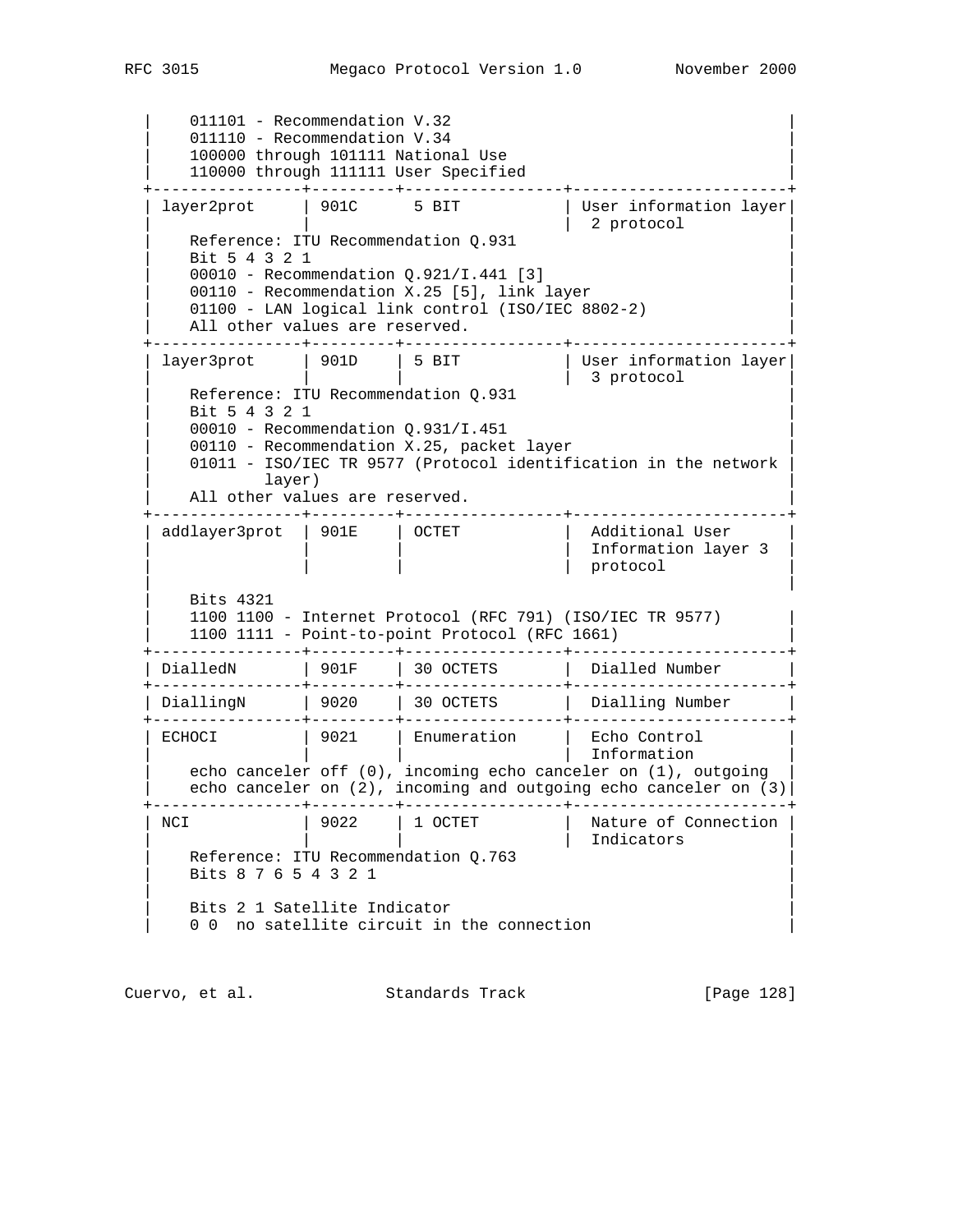```
   |    011101 - Recommendation V.32                                   |
   |    011110 - Recommendation V.34                                   |
   |    100000 through 101111 National Use                             |
   |    110000 through 111111 User Specified                           |
   +----------------+---------+-----------------+----------------------+
   | layer2prot     | 901C      5 BIT           | User information layer|
   |                |                           |  2 protocol          |
   |    Reference: ITU Recommendation Q.931                            |
   |    Bit 5 4 3 2 1                                                  |
   |    00010 - Recommendation Q.921/I.441 [3]                         |
   |    00110 - Recommendation X.25 [5], link layer                    |
   |    01100 - LAN logical link control (ISO/IEC 8802-2)              |
   |    All other values are reserved.                                 |
   +----------------+---------+-----------------+----------------------+
   | layer3prot     | 901D    | 5 BIT           | User information layer|
   |                |         |                 |  3 protocol          |
   |    Reference: ITU Recommendation Q.931                            |
   |    Bit 5 4 3 2 1                                                  |
   |    00010 - Recommendation Q.931/I.451                             |
   |    00110 - Recommendation X.25, packet layer                      |
   |    01011 - ISO/IEC TR 9577 (Protocol identification in the network |
   |            layer)                                                 |
   |    All other values are reserved.                                 |
   +----------------+---------+-----------------+----------------------+
   | addlayer3prot  | 901E    | OCTET           |  Additional User     |
   |                |         |                 |  Information layer 3 |
   |                |         |                 |  protocol            |
   |                                                                   |
   |    Bits 4321                                                      |
   |    1100 1100 - Internet Protocol (RFC 791) (ISO/IEC TR 9577)      |
   |    1100 1111 - Point-to-point Protocol (RFC 1661)                 |
   +----------------+---------+-----------------+----------------------+
   | DialledN       | 901F    | 30 OCTETS       |  Dialled Number      |
   +----------------+---------+-----------------+----------------------+
   | DiallingN      | 9020    | 30 OCTETS       |  Dialling Number     |
   +----------------+---------+-----------------+----------------------+
   | ECHOCI         | 9021    | Enumeration     |  Echo Control        |
   |                |         |                 |  Information         |
   |    echo canceler off (0), incoming echo canceler on (1), outgoing  |
   |    echo canceler on (2), incoming and outgoing echo canceler on (3)|
   +----------------+---------+-----------------+----------------------+
   | NCI            | 9022    | 1 OCTET         |  Nature of Connection |
   |                |         |                 |  Indicators          |
   |    Reference: ITU Recommendation Q.763                            |
   |    Bits 8 7 6 5 4 3 2 1                                           |
   |                                                                   |
   |    Bits 2 1 Satellite Indicator                                   |
   |    0 0  no satellite circuit in the connection                    |
```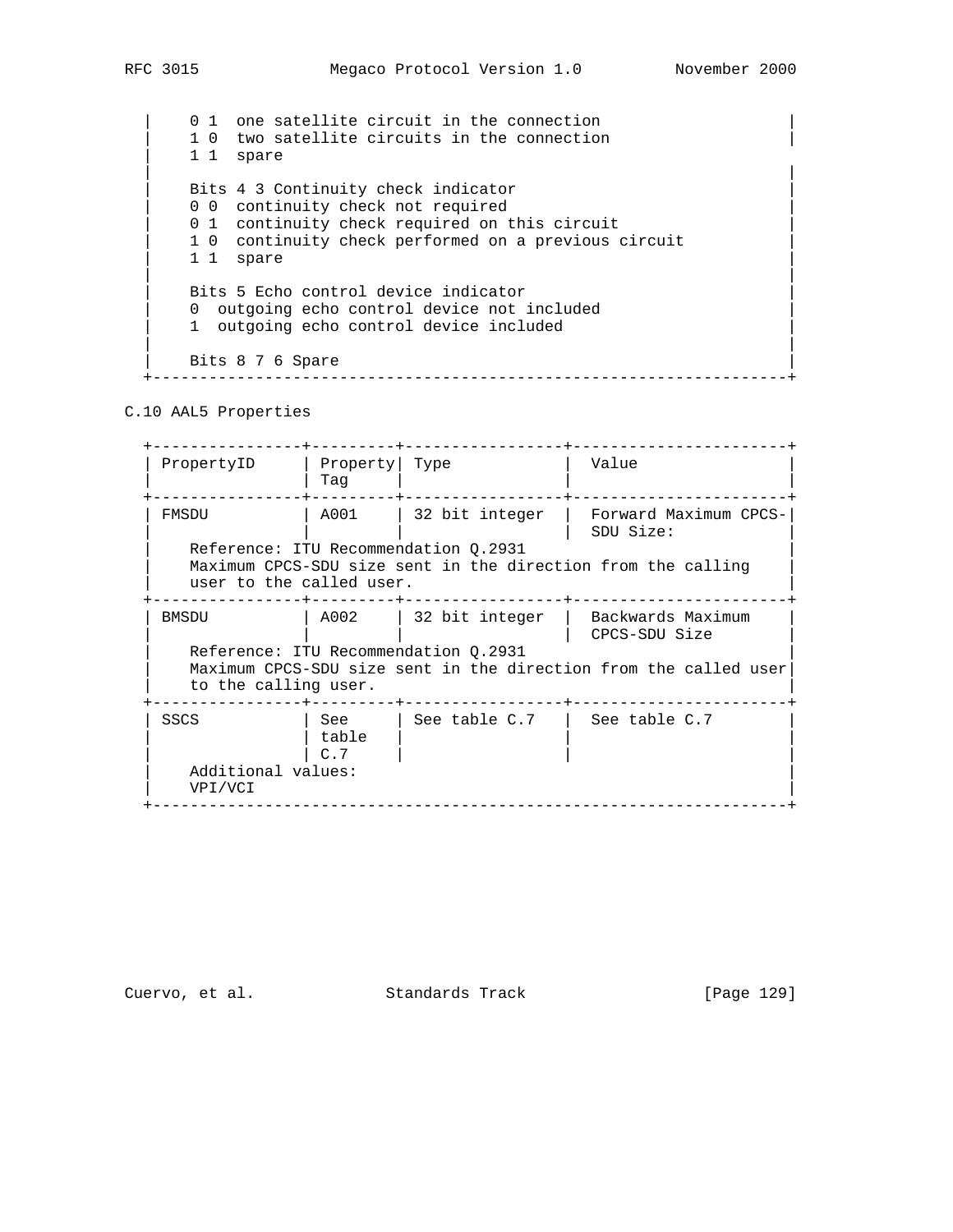| 0 1 | one satellite circuit in the connection |
|---|---|
| 1 0 | two satellite circuits in the connection |
| 1 1 | spare |

Bits 4 3 Continuity check indicator

| | |
|---|---|
| 0 0 | continuity check not required |
| 0 1 | continuity check required on this circuit |
| 1 0 | continuity check performed on a previous circuit |
| 1 1 | spare |

Bits 5 Echo control device indicator

| | |
|---|---|
| 0 | outgoing echo control device not included |
| 1 | outgoing echo control device included |

Bits 8 7 6 Spare

### C.10 AAL5 Properties

| PropertyID | Property Tag | Type | Value |
|---|---|---|---|
| FMSDU | A001 | 32 bit integer | Forward Maximum CPCS-SDU Size: |
| Reference: ITU Recommendation Q.2931<br>Maximum CPCS-SDU size sent in the direction from the calling user to the called user. | | | |
| BMSDU | A002 | 32 bit integer | Backwards Maximum CPCS-SDU Size |
| Reference: ITU Recommendation Q.2931<br>Maximum CPCS-SDU size sent in the direction from the called user to the calling user. | | | |
| SSCS | See table C.7 | See table C.7 | See table C.7 |
| Additional values:<br>VPI/VCI | | | |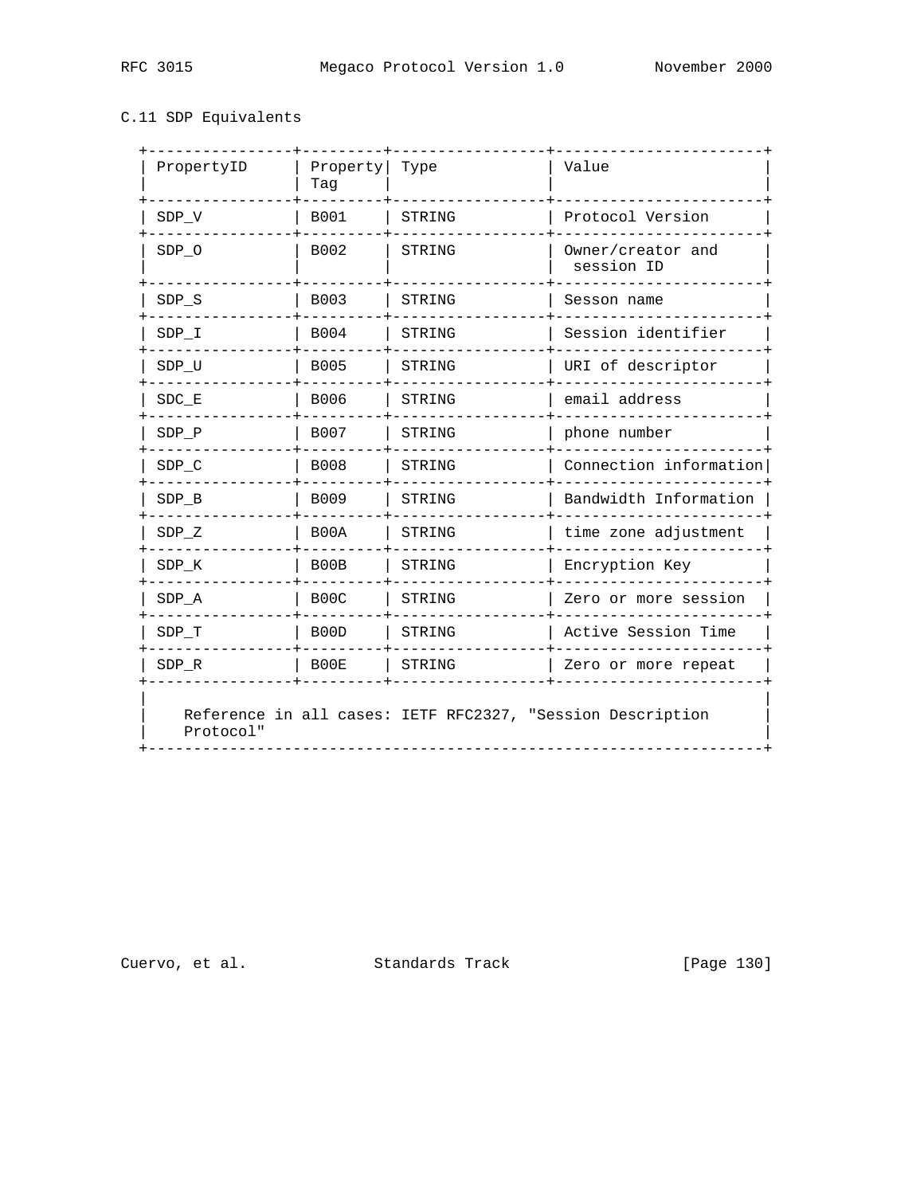## C.11 SDP Equivalents

| PropertyID | Property Tag | Type | Value |
|---|---|---|---|
| SDP_V | B001 | STRING | Protocol Version |
| SDP_O | B002 | STRING | Owner/creator and session ID |
| SDP_S | B003 | STRING | Sesson name |
| SDP_I | B004 | STRING | Session identifier |
| SDP_U | B005 | STRING | URI of descriptor |
| SDC_E | B006 | STRING | email address |
| SDP_P | B007 | STRING | phone number |
| SDP_C | B008 | STRING | Connection information |
| SDP_B | B009 | STRING | Bandwidth Information |
| SDP_Z | B00A | STRING | time zone adjustment |
| SDP_K | B00B | STRING | Encryption Key |
| SDP_A | B00C | STRING | Zero or more session |
| SDP_T | B00D | STRING | Active Session Time |
| SDP_R | B00E | STRING | Zero or more repeat |

Reference in all cases: IETF RFC2327, "Session Description Protocol"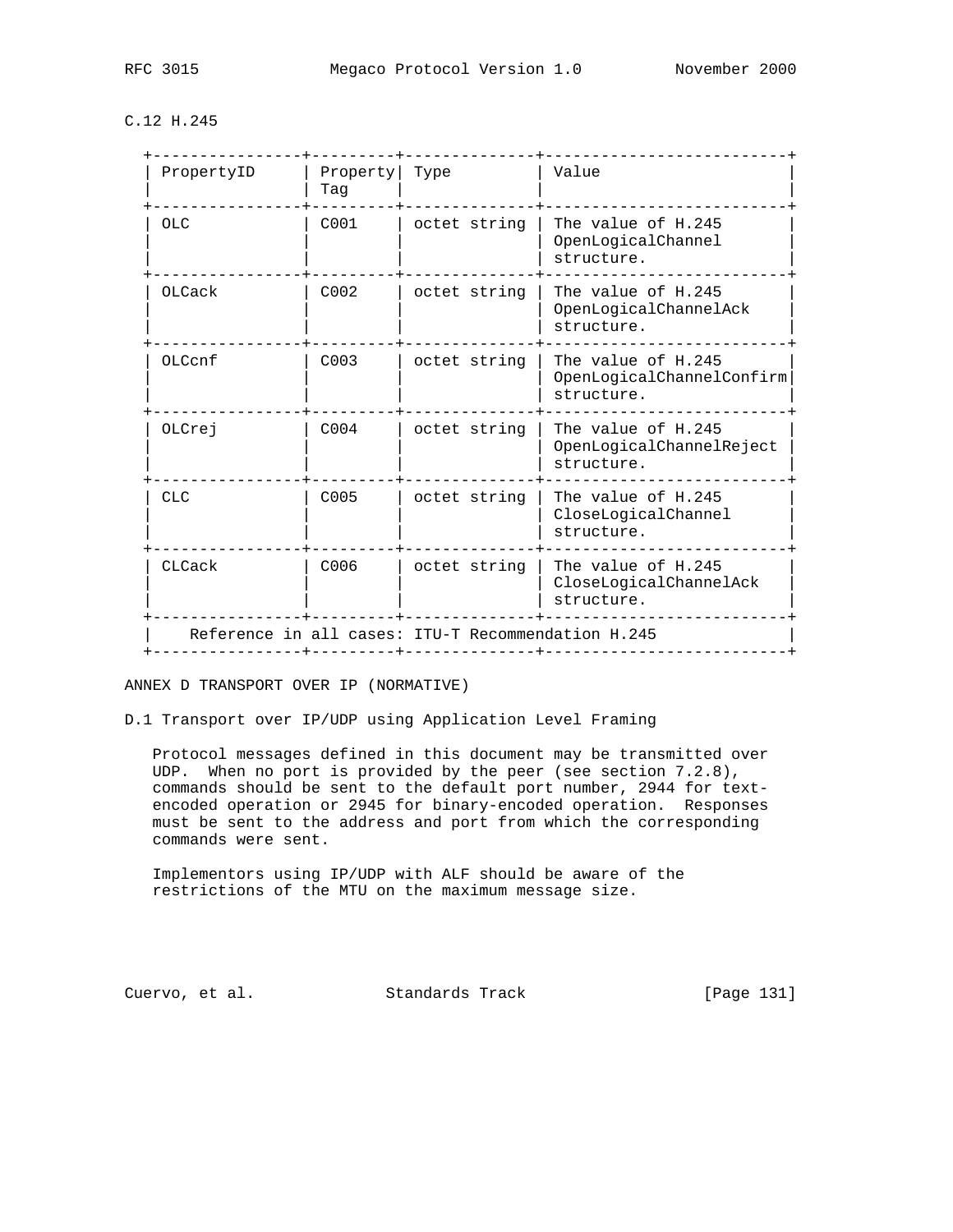### C.12 H.245

| PropertyID | Property Tag | Type | Value |
|---|---|---|---|
| OLC | C001 | octet string | The value of H.245 OpenLogicalChannel structure. |
| OLCack | C002 | octet string | The value of H.245 OpenLogicalChannelAck structure. |
| OLCcnf | C003 | octet string | The value of H.245 OpenLogicalChannelConfirm structure. |
| OLCrej | C004 | octet string | The value of H.245 OpenLogicalChannelReject structure. |
| CLC | C005 | octet string | The value of H.245 CloseLogicalChannel structure. |
| CLCack | C006 | octet string | The value of H.245 CloseLogicalChannelAck structure. |
| Reference in all cases: ITU-T Recommendation H.245 | | | |

## ANNEX D TRANSPORT OVER IP (NORMATIVE)

### D.1 Transport over IP/UDP using Application Level Framing

Protocol messages defined in this document may be transmitted over UDP. When no port is provided by the peer (see section 7.2.8), commands should be sent to the default port number, 2944 for text-encoded operation or 2945 for binary-encoded operation. Responses must be sent to the address and port from which the corresponding commands were sent.

Implementors using IP/UDP with ALF should be aware of the restrictions of the MTU on the maximum message size.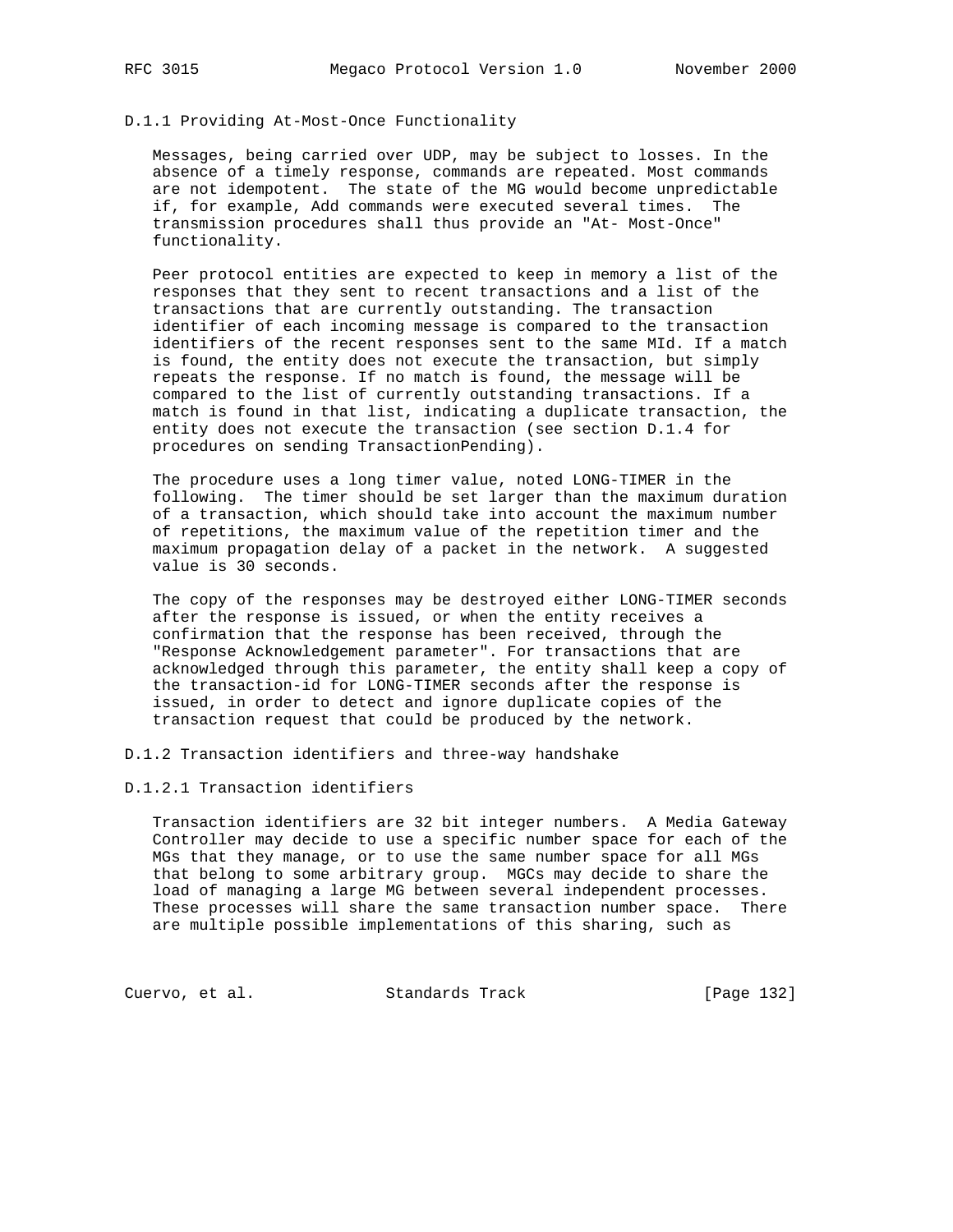### D.1.1 Providing At-Most-Once Functionality

Messages, being carried over UDP, may be subject to losses. In the absence of a timely response, commands are repeated. Most commands are not idempotent. The state of the MG would become unpredictable if, for example, Add commands were executed several times. The transmission procedures shall thus provide an "At- Most-Once" functionality.

Peer protocol entities are expected to keep in memory a list of the responses that they sent to recent transactions and a list of the transactions that are currently outstanding. The transaction identifier of each incoming message is compared to the transaction identifiers of the recent responses sent to the same MId. If a match is found, the entity does not execute the transaction, but simply repeats the response. If no match is found, the message will be compared to the list of currently outstanding transactions. If a match is found in that list, indicating a duplicate transaction, the entity does not execute the transaction (see section D.1.4 for procedures on sending TransactionPending).

The procedure uses a long timer value, noted LONG-TIMER in the following. The timer should be set larger than the maximum duration of a transaction, which should take into account the maximum number of repetitions, the maximum value of the repetition timer and the maximum propagation delay of a packet in the network. A suggested value is 30 seconds.

The copy of the responses may be destroyed either LONG-TIMER seconds after the response is issued, or when the entity receives a confirmation that the response has been received, through the "Response Acknowledgement parameter". For transactions that are acknowledged through this parameter, the entity shall keep a copy of the transaction-id for LONG-TIMER seconds after the response is issued, in order to detect and ignore duplicate copies of the transaction request that could be produced by the network.

### D.1.2 Transaction identifiers and three-way handshake

#### D.1.2.1 Transaction identifiers

Transaction identifiers are 32 bit integer numbers. A Media Gateway Controller may decide to use a specific number space for each of the MGs that they manage, or to use the same number space for all MGs that belong to some arbitrary group. MGCs may decide to share the load of managing a large MG between several independent processes. These processes will share the same transaction number space. There are multiple possible implementations of this sharing, such as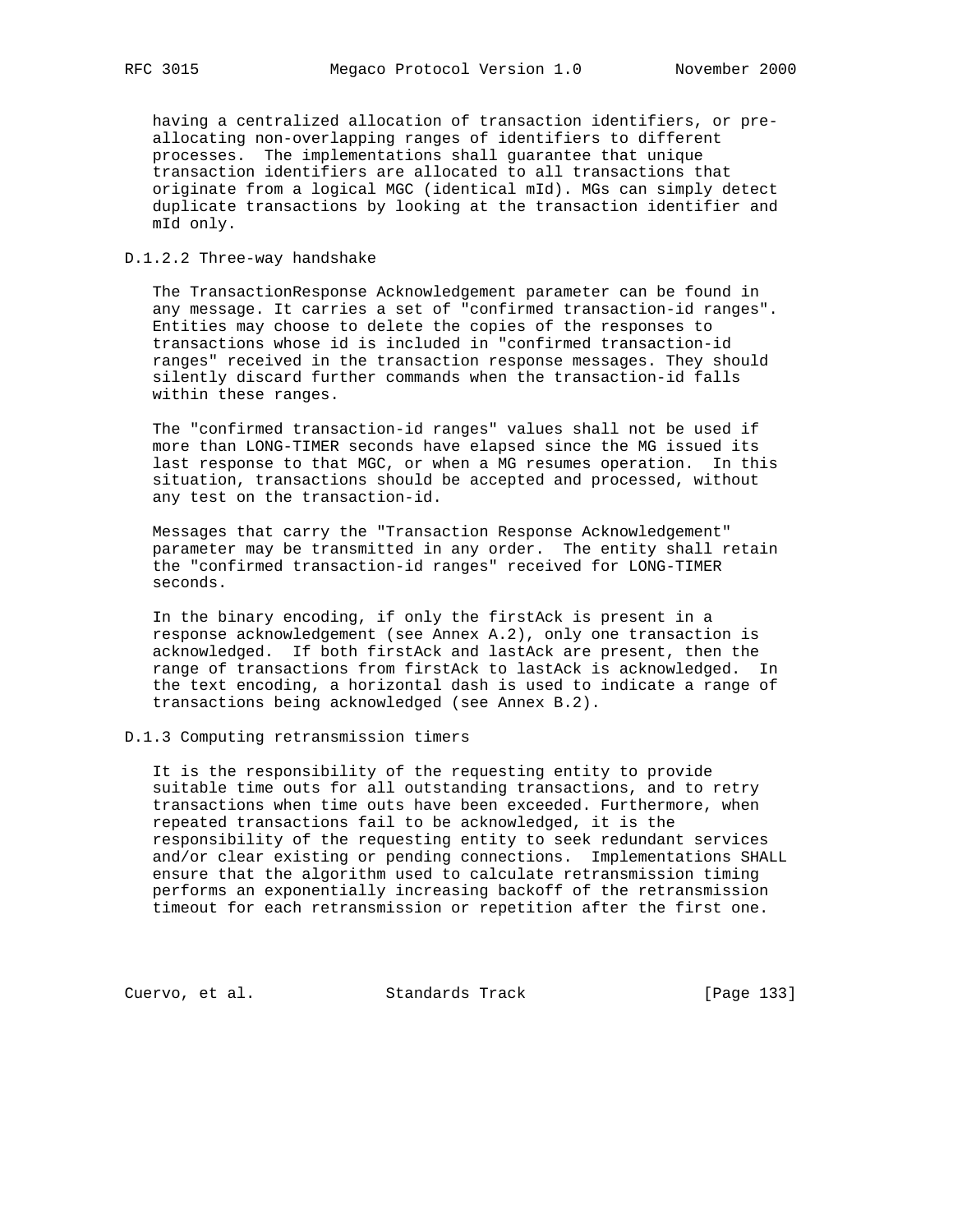having a centralized allocation of transaction identifiers, or pre-allocating non-overlapping ranges of identifiers to different processes. The implementations shall guarantee that unique transaction identifiers are allocated to all transactions that originate from a logical MGC (identical mId). MGs can simply detect duplicate transactions by looking at the transaction identifier and mId only.

### D.1.2.2 Three-way handshake

The TransactionResponse Acknowledgement parameter can be found in any message. It carries a set of "confirmed transaction-id ranges". Entities may choose to delete the copies of the responses to transactions whose id is included in "confirmed transaction-id ranges" received in the transaction response messages. They should silently discard further commands when the transaction-id falls within these ranges.

The "confirmed transaction-id ranges" values shall not be used if more than LONG-TIMER seconds have elapsed since the MG issued its last response to that MGC, or when a MG resumes operation. In this situation, transactions should be accepted and processed, without any test on the transaction-id.

Messages that carry the "Transaction Response Acknowledgement" parameter may be transmitted in any order. The entity shall retain the "confirmed transaction-id ranges" received for LONG-TIMER seconds.

In the binary encoding, if only the firstAck is present in a response acknowledgement (see Annex A.2), only one transaction is acknowledged. If both firstAck and lastAck are present, then the range of transactions from firstAck to lastAck is acknowledged. In the text encoding, a horizontal dash is used to indicate a range of transactions being acknowledged (see Annex B.2).

### D.1.3 Computing retransmission timers

It is the responsibility of the requesting entity to provide suitable time outs for all outstanding transactions, and to retry transactions when time outs have been exceeded. Furthermore, when repeated transactions fail to be acknowledged, it is the responsibility of the requesting entity to seek redundant services and/or clear existing or pending connections. Implementations SHALL ensure that the algorithm used to calculate retransmission timing performs an exponentially increasing backoff of the retransmission timeout for each retransmission or repetition after the first one.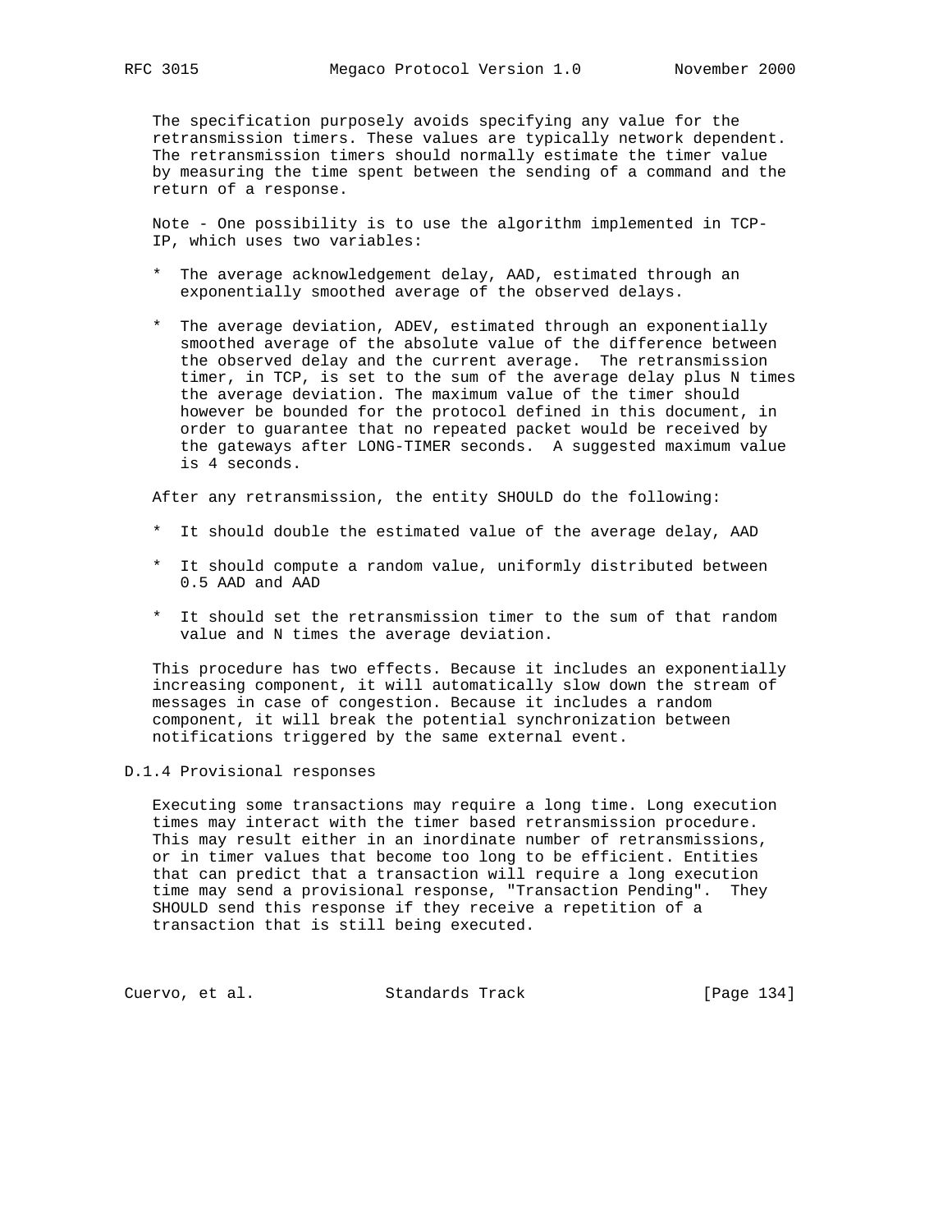The specification purposely avoids specifying any value for the retransmission timers. These values are typically network dependent. The retransmission timers should normally estimate the timer value by measuring the time spent between the sending of a command and the return of a response.

Note - One possibility is to use the algorithm implemented in TCP-IP, which uses two variables:

* The average acknowledgement delay, AAD, estimated through an exponentially smoothed average of the observed delays.

* The average deviation, ADEV, estimated through an exponentially smoothed average of the absolute value of the difference between the observed delay and the current average. The retransmission timer, in TCP, is set to the sum of the average delay plus N times the average deviation. The maximum value of the timer should however be bounded for the protocol defined in this document, in order to guarantee that no repeated packet would be received by the gateways after LONG-TIMER seconds. A suggested maximum value is 4 seconds.

After any retransmission, the entity SHOULD do the following:

* It should double the estimated value of the average delay, AAD

* It should compute a random value, uniformly distributed between 0.5 AAD and AAD

* It should set the retransmission timer to the sum of that random value and N times the average deviation.

This procedure has two effects. Because it includes an exponentially increasing component, it will automatically slow down the stream of messages in case of congestion. Because it includes a random component, it will break the potential synchronization between notifications triggered by the same external event.

### D.1.4 Provisional responses

Executing some transactions may require a long time. Long execution times may interact with the timer based retransmission procedure. This may result either in an inordinate number of retransmissions, or in timer values that become too long to be efficient. Entities that can predict that a transaction will require a long execution time may send a provisional response, "Transaction Pending". They SHOULD send this response if they receive a repetition of a transaction that is still being executed.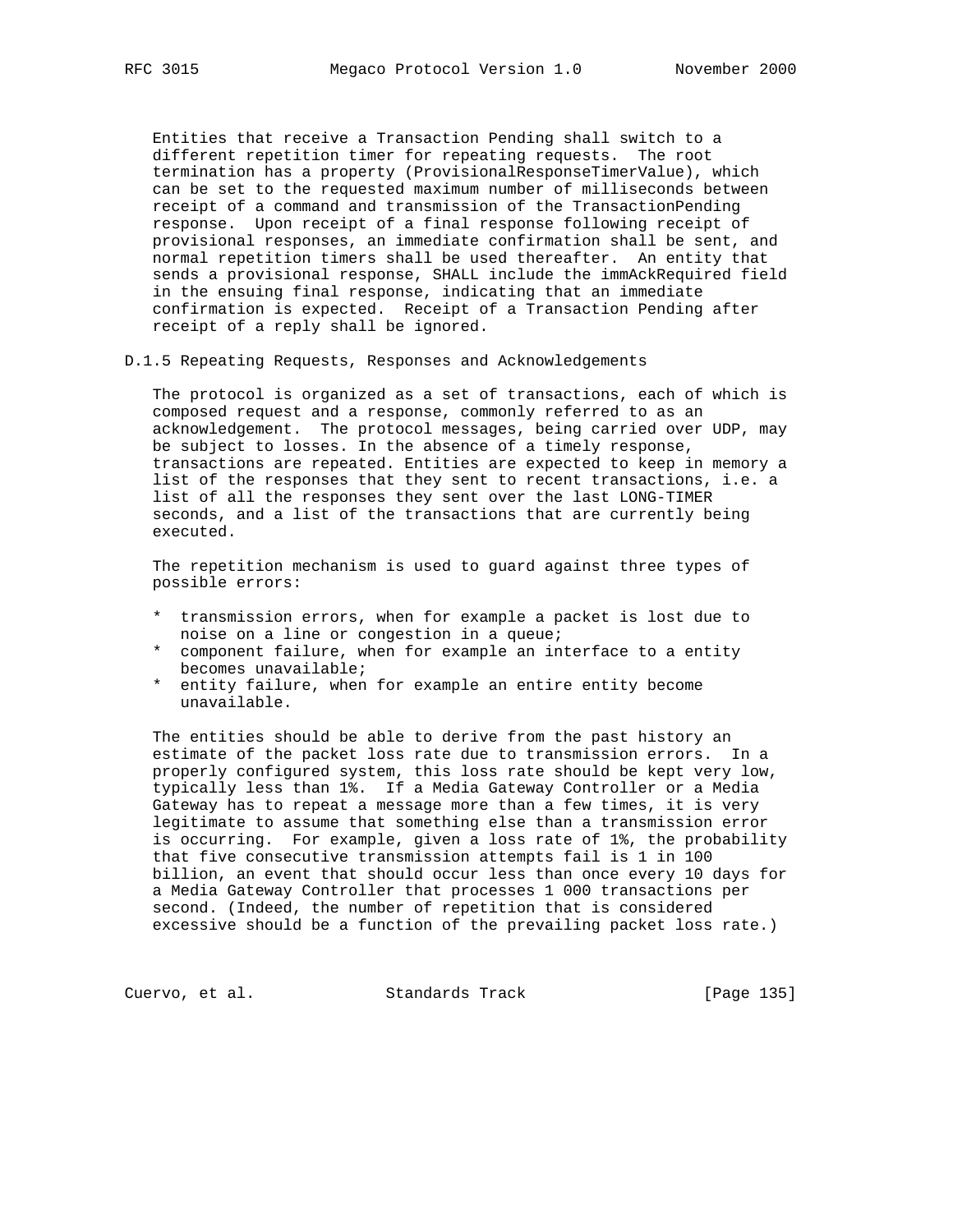Entities that receive a Transaction Pending shall switch to a different repetition timer for repeating requests. The root termination has a property (ProvisionalResponseTimerValue), which can be set to the requested maximum number of milliseconds between receipt of a command and transmission of the TransactionPending response. Upon receipt of a final response following receipt of provisional responses, an immediate confirmation shall be sent, and normal repetition timers shall be used thereafter. An entity that sends a provisional response, SHALL include the immAckRequired field in the ensuing final response, indicating that an immediate confirmation is expected. Receipt of a Transaction Pending after receipt of a reply shall be ignored.

### D.1.5 Repeating Requests, Responses and Acknowledgements

The protocol is organized as a set of transactions, each of which is composed request and a response, commonly referred to as an acknowledgement. The protocol messages, being carried over UDP, may be subject to losses. In the absence of a timely response, transactions are repeated. Entities are expected to keep in memory a list of the responses that they sent to recent transactions, i.e. a list of all the responses they sent over the last LONG-TIMER seconds, and a list of the transactions that are currently being executed.

The repetition mechanism is used to guard against three types of possible errors:

* transmission errors, when for example a packet is lost due to noise on a line or congestion in a queue;
* component failure, when for example an interface to a entity becomes unavailable;
* entity failure, when for example an entire entity become unavailable.

The entities should be able to derive from the past history an estimate of the packet loss rate due to transmission errors. In a properly configured system, this loss rate should be kept very low, typically less than 1%. If a Media Gateway Controller or a Media Gateway has to repeat a message more than a few times, it is very legitimate to assume that something else than a transmission error is occurring. For example, given a loss rate of 1%, the probability that five consecutive transmission attempts fail is 1 in 100 billion, an event that should occur less than once every 10 days for a Media Gateway Controller that processes 1 000 transactions per second. (Indeed, the number of repetition that is considered excessive should be a function of the prevailing packet loss rate.)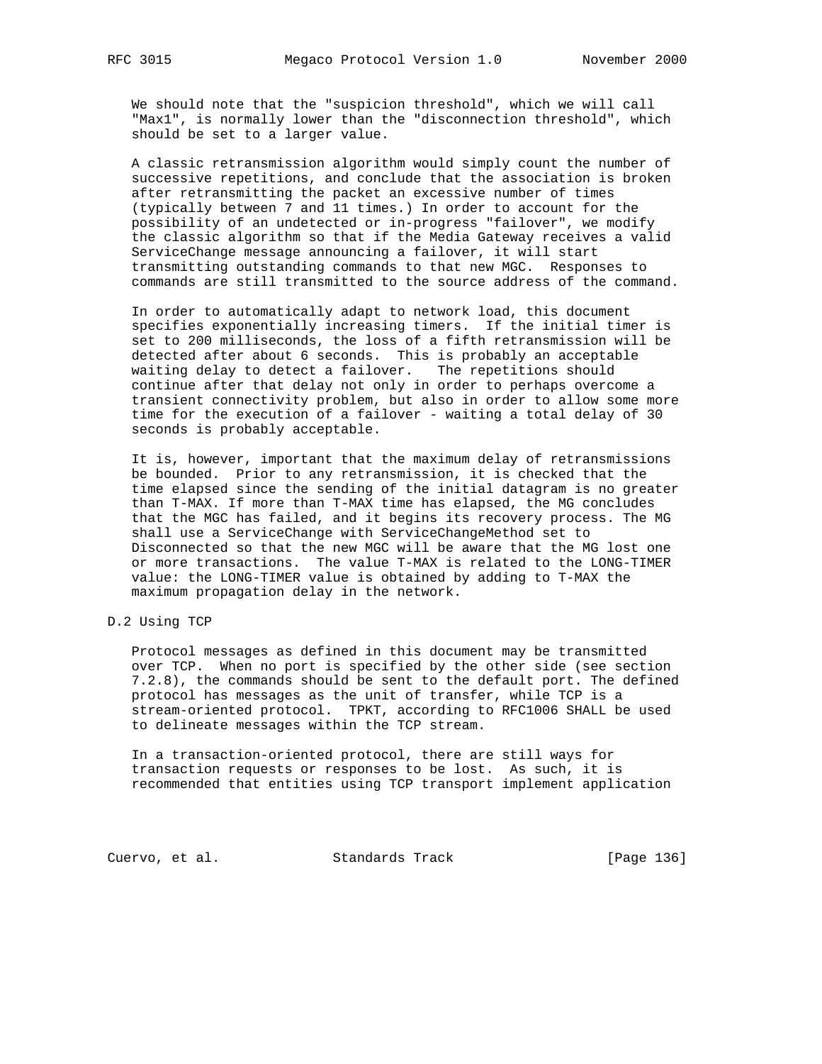We should note that the "suspicion threshold", which we will call "Max1", is normally lower than the "disconnection threshold", which should be set to a larger value.

A classic retransmission algorithm would simply count the number of successive repetitions, and conclude that the association is broken after retransmitting the packet an excessive number of times (typically between 7 and 11 times.) In order to account for the possibility of an undetected or in-progress "failover", we modify the classic algorithm so that if the Media Gateway receives a valid ServiceChange message announcing a failover, it will start transmitting outstanding commands to that new MGC. Responses to commands are still transmitted to the source address of the command.

In order to automatically adapt to network load, this document specifies exponentially increasing timers. If the initial timer is set to 200 milliseconds, the loss of a fifth retransmission will be detected after about 6 seconds. This is probably an acceptable waiting delay to detect a failover. The repetitions should continue after that delay not only in order to perhaps overcome a transient connectivity problem, but also in order to allow some more time for the execution of a failover - waiting a total delay of 30 seconds is probably acceptable.

It is, however, important that the maximum delay of retransmissions be bounded. Prior to any retransmission, it is checked that the time elapsed since the sending of the initial datagram is no greater than T-MAX. If more than T-MAX time has elapsed, the MG concludes that the MGC has failed, and it begins its recovery process. The MG shall use a ServiceChange with ServiceChangeMethod set to Disconnected so that the new MGC will be aware that the MG lost one or more transactions. The value T-MAX is related to the LONG-TIMER value: the LONG-TIMER value is obtained by adding to T-MAX the maximum propagation delay in the network.

## D.2 Using TCP

Protocol messages as defined in this document may be transmitted over TCP. When no port is specified by the other side (see section 7.2.8), the commands should be sent to the default port. The defined protocol has messages as the unit of transfer, while TCP is a stream-oriented protocol. TPKT, according to RFC1006 SHALL be used to delineate messages within the TCP stream.

In a transaction-oriented protocol, there are still ways for transaction requests or responses to be lost. As such, it is recommended that entities using TCP transport implement application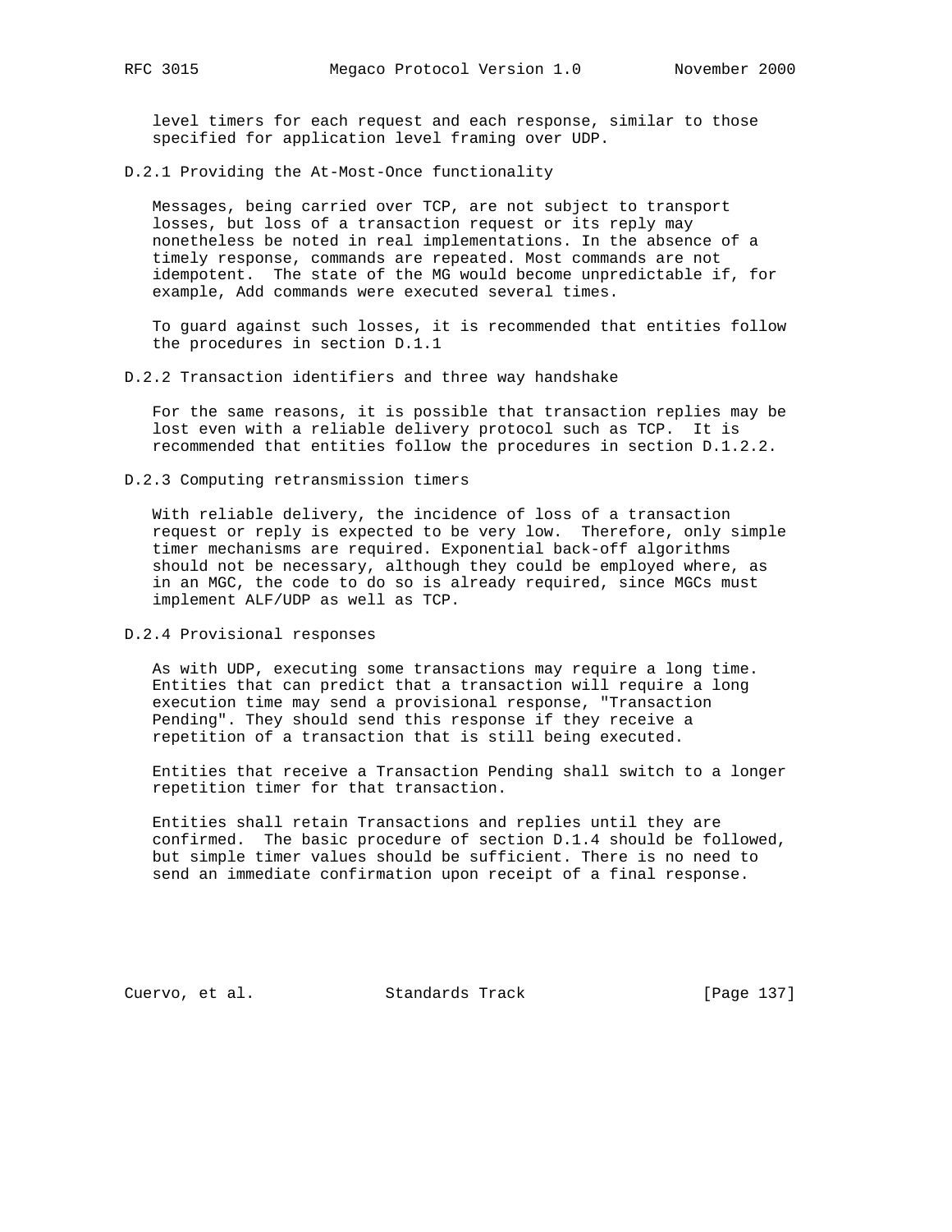level timers for each request and each response, similar to those specified for application level framing over UDP.

### D.2.1 Providing the At-Most-Once functionality

Messages, being carried over TCP, are not subject to transport losses, but loss of a transaction request or its reply may nonetheless be noted in real implementations. In the absence of a timely response, commands are repeated. Most commands are not idempotent. The state of the MG would become unpredictable if, for example, Add commands were executed several times.

To guard against such losses, it is recommended that entities follow the procedures in section D.1.1

### D.2.2 Transaction identifiers and three way handshake

For the same reasons, it is possible that transaction replies may be lost even with a reliable delivery protocol such as TCP. It is recommended that entities follow the procedures in section D.1.2.2.

### D.2.3 Computing retransmission timers

With reliable delivery, the incidence of loss of a transaction request or reply is expected to be very low. Therefore, only simple timer mechanisms are required. Exponential back-off algorithms should not be necessary, although they could be employed where, as in an MGC, the code to do so is already required, since MGCs must implement ALF/UDP as well as TCP.

### D.2.4 Provisional responses

As with UDP, executing some transactions may require a long time. Entities that can predict that a transaction will require a long execution time may send a provisional response, "Transaction Pending". They should send this response if they receive a repetition of a transaction that is still being executed.

Entities that receive a Transaction Pending shall switch to a longer repetition timer for that transaction.

Entities shall retain Transactions and replies until they are confirmed. The basic procedure of section D.1.4 should be followed, but simple timer values should be sufficient. There is no need to send an immediate confirmation upon receipt of a final response.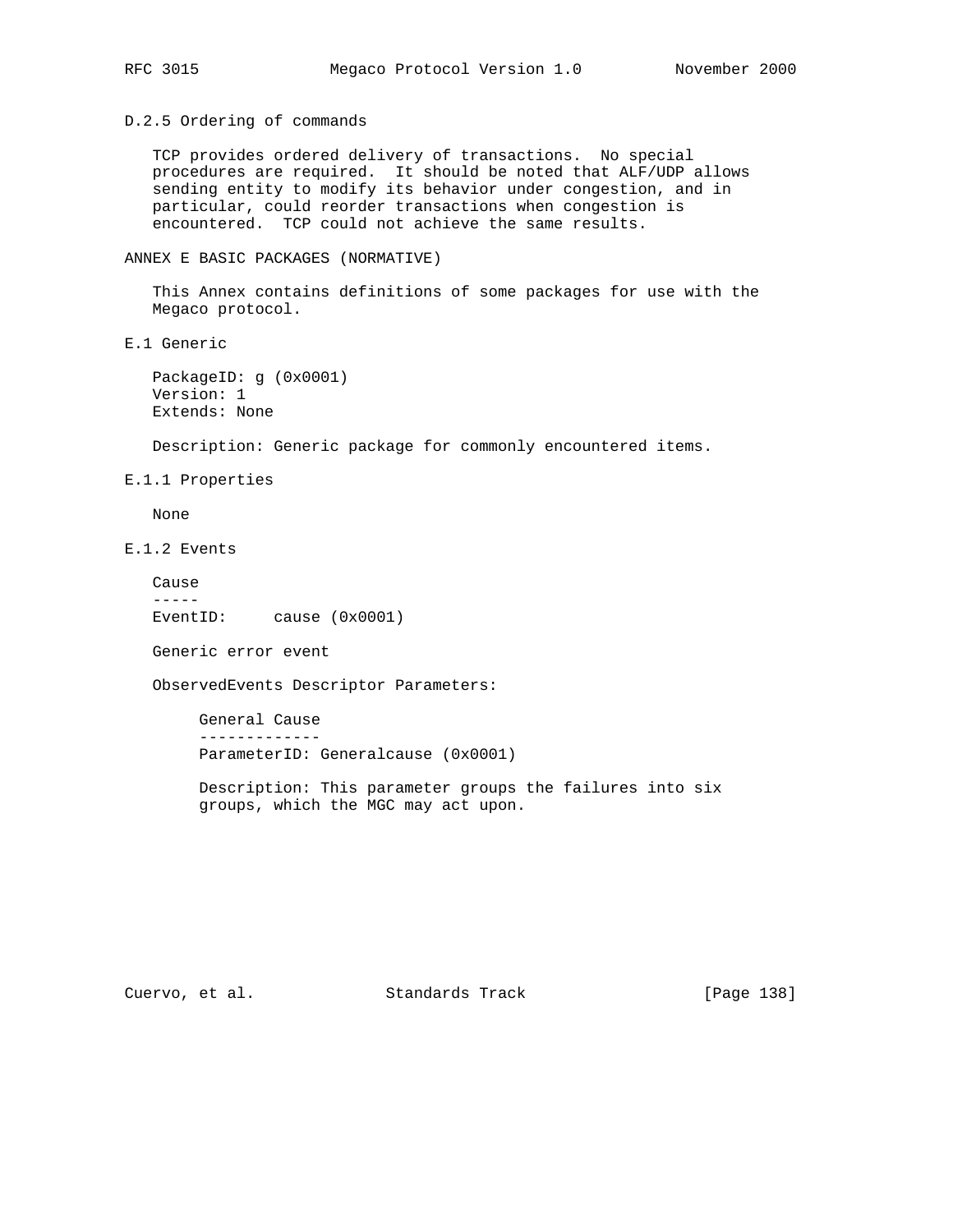### D.2.5 Ordering of commands

TCP provides ordered delivery of transactions. No special procedures are required. It should be noted that ALF/UDP allows sending entity to modify its behavior under congestion, and in particular, could reorder transactions when congestion is encountered. TCP could not achieve the same results.

# ANNEX E BASIC PACKAGES (NORMATIVE)

This Annex contains definitions of some packages for use with the Megaco protocol.

## E.1 Generic

PackageID: g (0x0001)
Version: 1
Extends: None

Description: Generic package for commonly encountered items.

### E.1.1 Properties

None

### E.1.2 Events

Cause
-----
EventID: cause (0x0001)

Generic error event

ObservedEvents Descriptor Parameters:

General Cause
-------------
ParameterID: Generalcause (0x0001)

Description: This parameter groups the failures into six groups, which the MGC may act upon.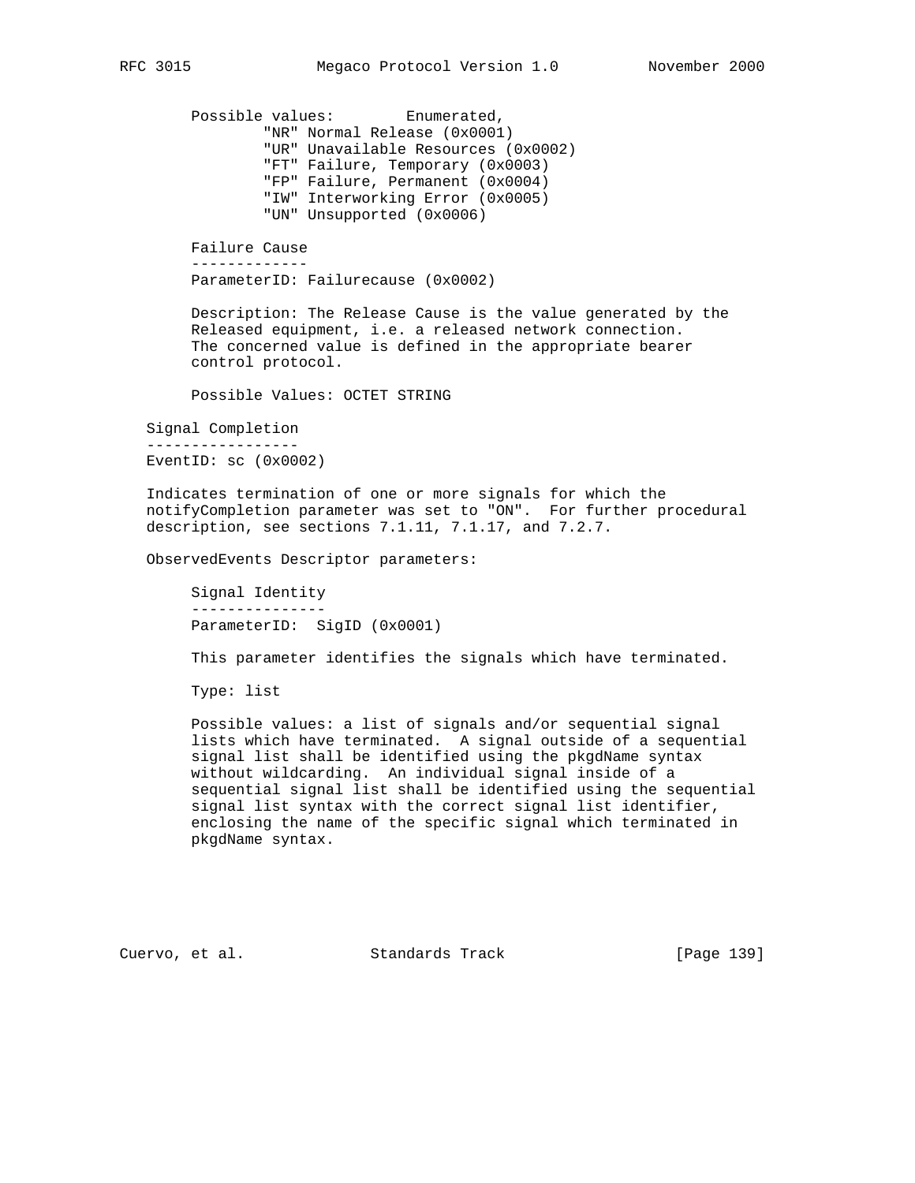Possible values: Enumerated,

- "NR" Normal Release (0x0001)
- "UR" Unavailable Resources (0x0002)
- "FT" Failure, Temporary (0x0003)
- "FP" Failure, Permanent (0x0004)
- "IW" Interworking Error (0x0005)
- "UN" Unsupported (0x0006)

#### Failure Cause

ParameterID: Failurecause (0x0002)

Description: The Release Cause is the value generated by the Released equipment, i.e. a released network connection. The concerned value is defined in the appropriate bearer control protocol.

Possible Values: OCTET STRING

### Signal Completion

EventID: sc (0x0002)

Indicates termination of one or more signals for which the notifyCompletion parameter was set to "ON". For further procedural description, see sections 7.1.11, 7.1.17, and 7.2.7.

ObservedEvents Descriptor parameters:

#### Signal Identity

ParameterID: SigID (0x0001)

This parameter identifies the signals which have terminated.

Type: list

Possible values: a list of signals and/or sequential signal lists which have terminated. A signal outside of a sequential signal list shall be identified using the pkgdName syntax without wildcarding. An individual signal inside of a sequential signal list shall be identified using the sequential signal list syntax with the correct signal list identifier, enclosing the name of the specific signal which terminated in pkgdName syntax.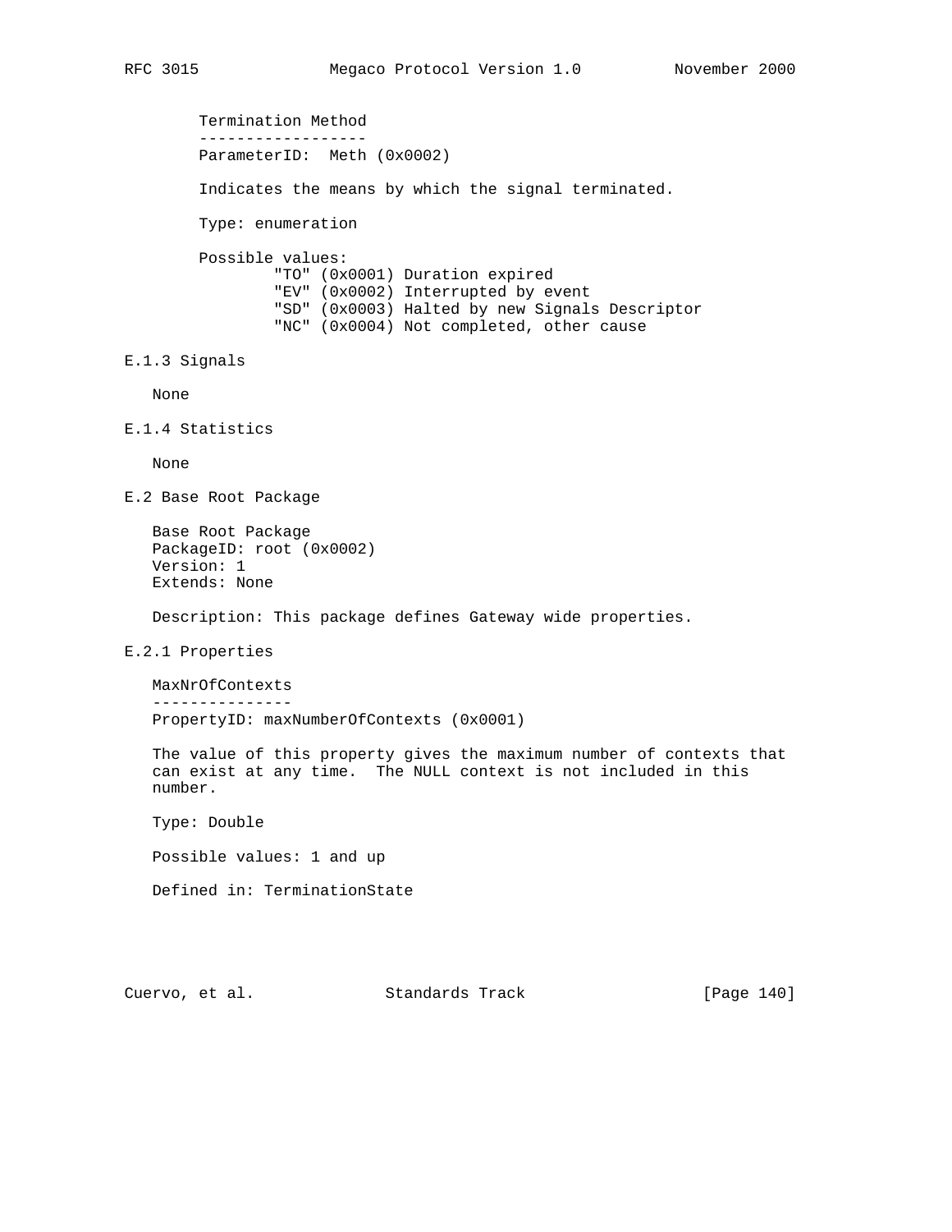Termination Method
------------------
ParameterID: Meth (0x0002)

Indicates the means by which the signal terminated.

Type: enumeration

Possible values:

```
        "TO" (0x0001) Duration expired
        "EV" (0x0002) Interrupted by event
        "SD" (0x0003) Halted by new Signals Descriptor
        "NC" (0x0004) Not completed, other cause
```

### E.1.3 Signals

None

### E.1.4 Statistics

None

## E.2 Base Root Package

Base Root Package
PackageID: root (0x0002)
Version: 1
Extends: None

Description: This package defines Gateway wide properties.

### E.2.1 Properties

MaxNrOfContexts
---------------
PropertyID: maxNumberOfContexts (0x0001)

The value of this property gives the maximum number of contexts that can exist at any time. The NULL context is not included in this number.

Type: Double

Possible values: 1 and up

Defined in: TerminationState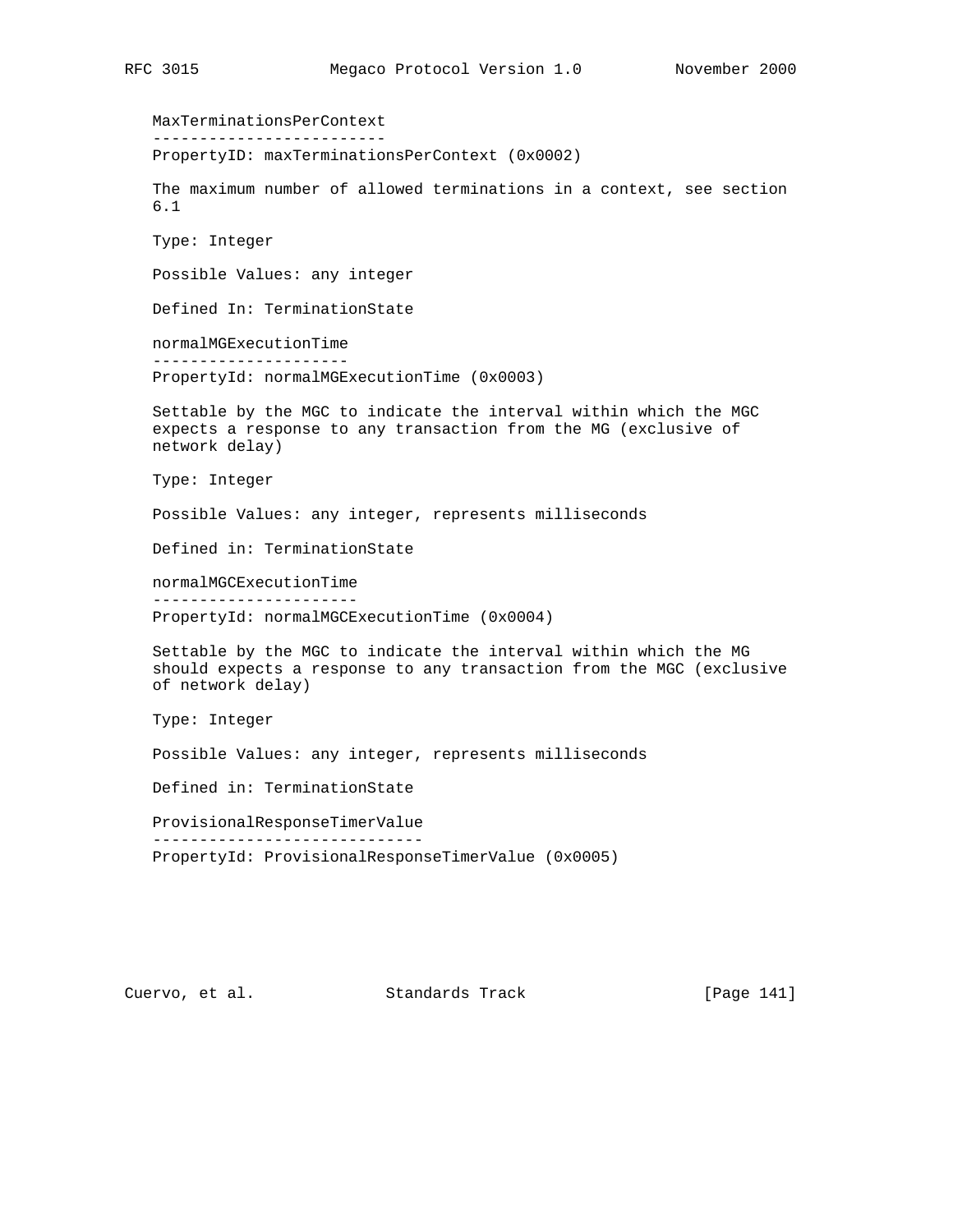MaxTerminationsPerContext
-------------------------
PropertyID: maxTerminationsPerContext (0x0002)

The maximum number of allowed terminations in a context, see section 6.1

Type: Integer

Possible Values: any integer

Defined In: TerminationState

normalMGExecutionTime
---------------------
PropertyId: normalMGExecutionTime (0x0003)

Settable by the MGC to indicate the interval within which the MGC expects a response to any transaction from the MG (exclusive of network delay)

Type: Integer

Possible Values: any integer, represents milliseconds

Defined in: TerminationState

normalMGCExecutionTime
----------------------
PropertyId: normalMGCExecutionTime (0x0004)

Settable by the MGC to indicate the interval within which the MG should expects a response to any transaction from the MGC (exclusive of network delay)

Type: Integer

Possible Values: any integer, represents milliseconds

Defined in: TerminationState

ProvisionalResponseTimerValue
-----------------------------
PropertyId: ProvisionalResponseTimerValue (0x0005)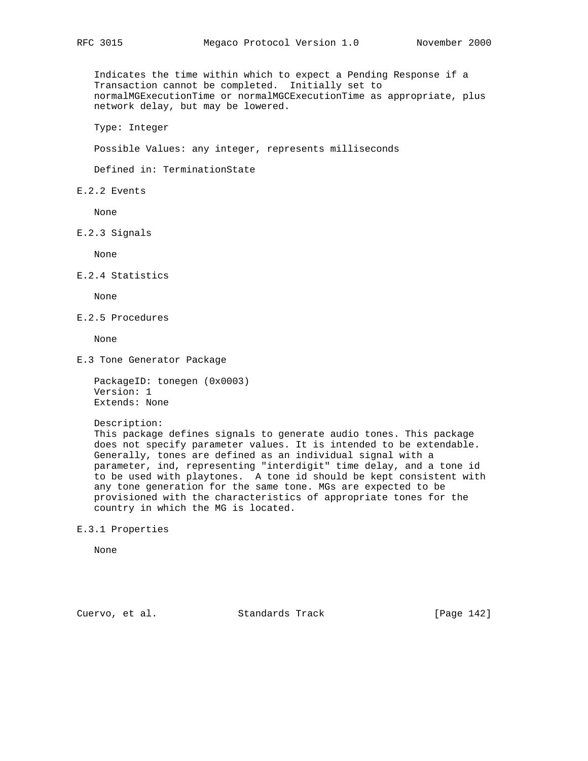Indicates the time within which to expect a Pending Response if a Transaction cannot be completed. Initially set to normalMGExecutionTime or normalMGCExecutionTime as appropriate, plus network delay, but may be lowered.

Type: Integer

Possible Values: any integer, represents milliseconds

Defined in: TerminationState

### E.2.2 Events

None

### E.2.3 Signals

None

### E.2.4 Statistics

None

### E.2.5 Procedures

None

## E.3 Tone Generator Package

PackageID: tonegen (0x0003)
Version: 1
Extends: None

Description:
This package defines signals to generate audio tones. This package does not specify parameter values. It is intended to be extendable. Generally, tones are defined as an individual signal with a parameter, ind, representing "interdigit" time delay, and a tone id to be used with playtones. A tone id should be kept consistent with any tone generation for the same tone. MGs are expected to be provisioned with the characteristics of appropriate tones for the country in which the MG is located.

### E.3.1 Properties

None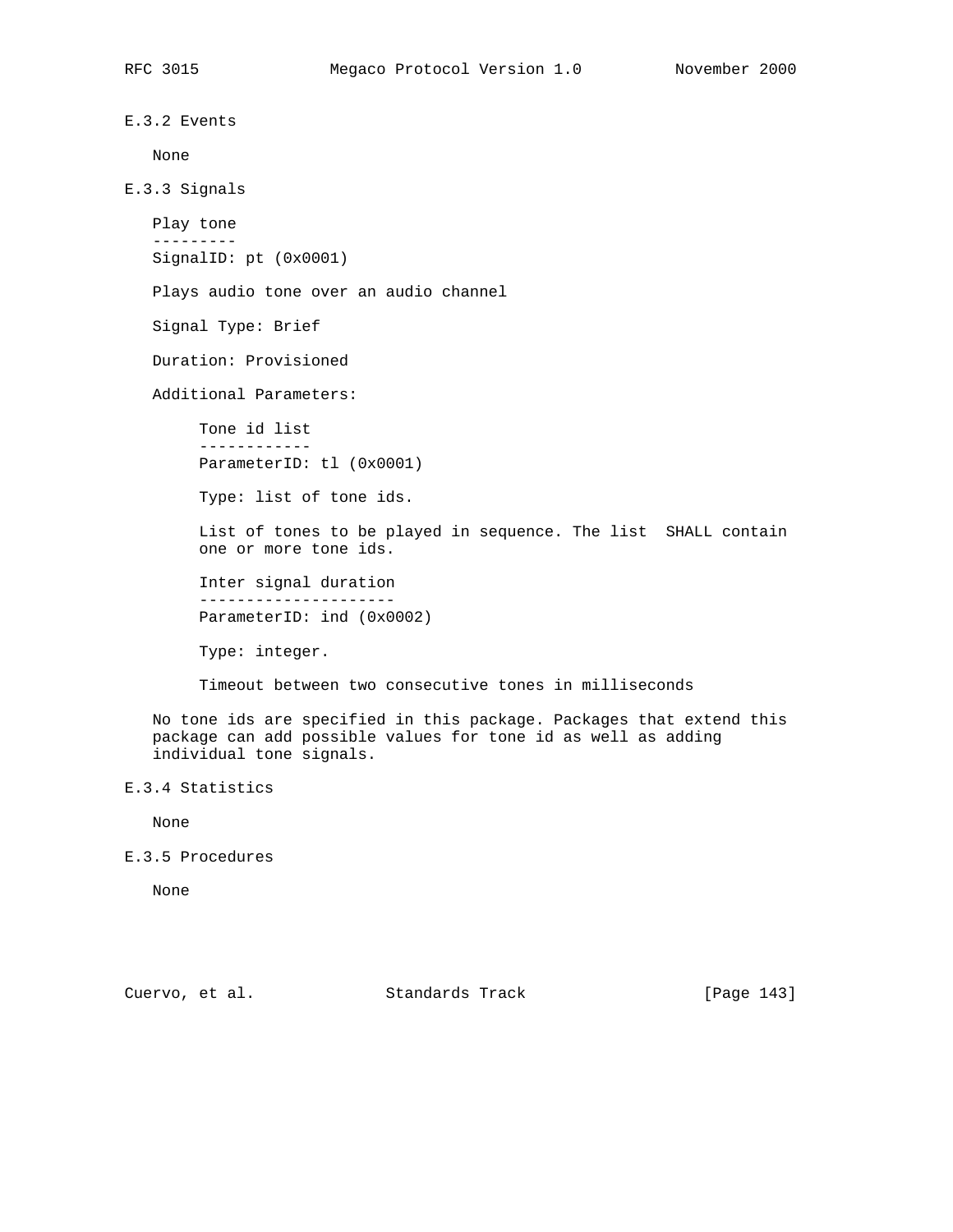### E.3.2 Events

None

### E.3.3 Signals

#### Play tone

SignalID: pt (0x0001)

Plays audio tone over an audio channel

Signal Type: Brief

Duration: Provisioned

Additional Parameters:

##### Tone id list

ParameterID: tl (0x0001)

Type: list of tone ids.

List of tones to be played in sequence. The list  SHALL contain one or more tone ids.

##### Inter signal duration

ParameterID: ind (0x0002)

Type: integer.

Timeout between two consecutive tones in milliseconds

No tone ids are specified in this package. Packages that extend this package can add possible values for tone id as well as adding individual tone signals.

### E.3.4 Statistics

None

### E.3.5 Procedures

None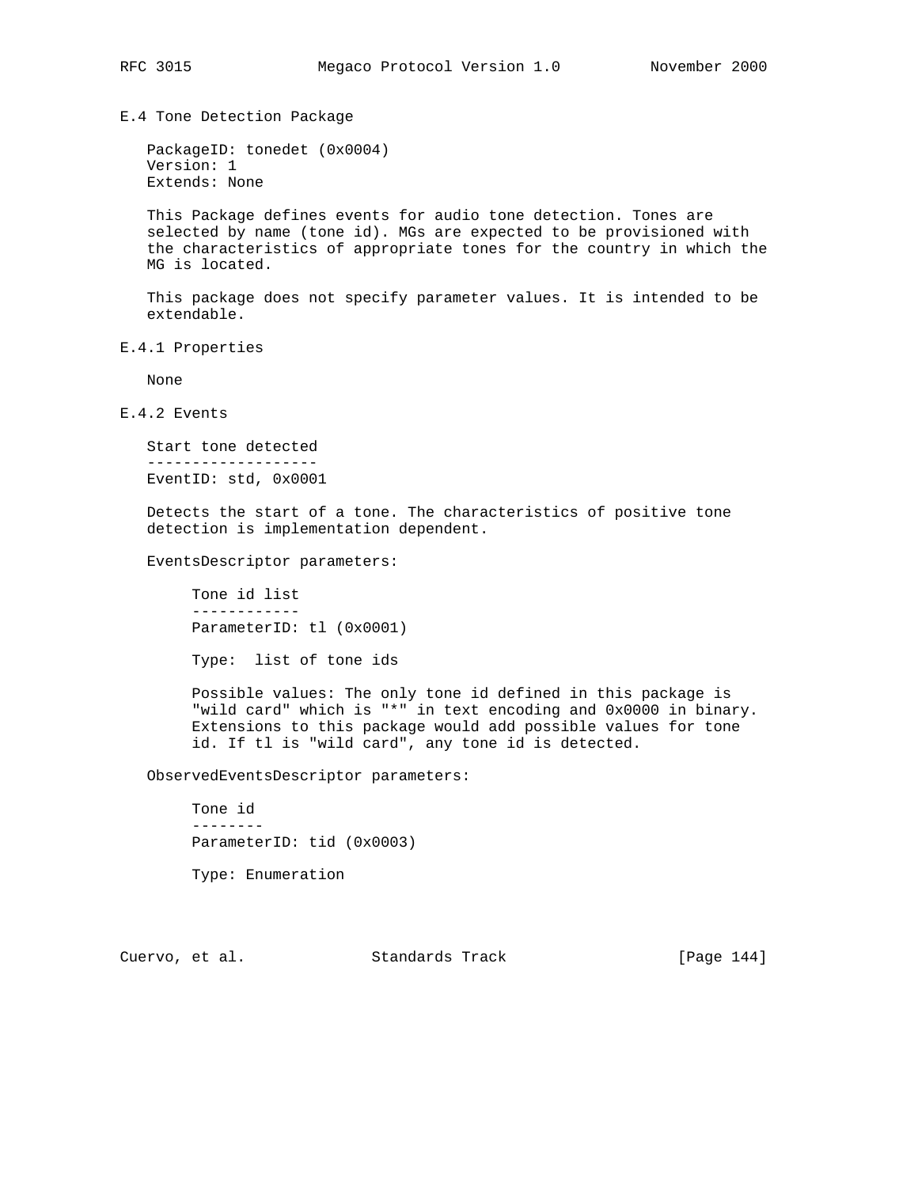## E.4 Tone Detection Package

PackageID: tonedet (0x0004)
Version: 1
Extends: None

This Package defines events for audio tone detection. Tones are selected by name (tone id). MGs are expected to be provisioned with the characteristics of appropriate tones for the country in which the MG is located.

This package does not specify parameter values. It is intended to be extendable.

### E.4.1 Properties

None

### E.4.2 Events

**Start tone detected**

EventID: std, 0x0001

Detects the start of a tone. The characteristics of positive tone detection is implementation dependent.

EventsDescriptor parameters:

**Tone id list**

ParameterID: tl (0x0001)

Type: list of tone ids

Possible values: The only tone id defined in this package is "wild card" which is "*" in text encoding and 0x0000 in binary. Extensions to this package would add possible values for tone id. If tl is "wild card", any tone id is detected.

ObservedEventsDescriptor parameters:

**Tone id**

ParameterID: tid (0x0003)

Type: Enumeration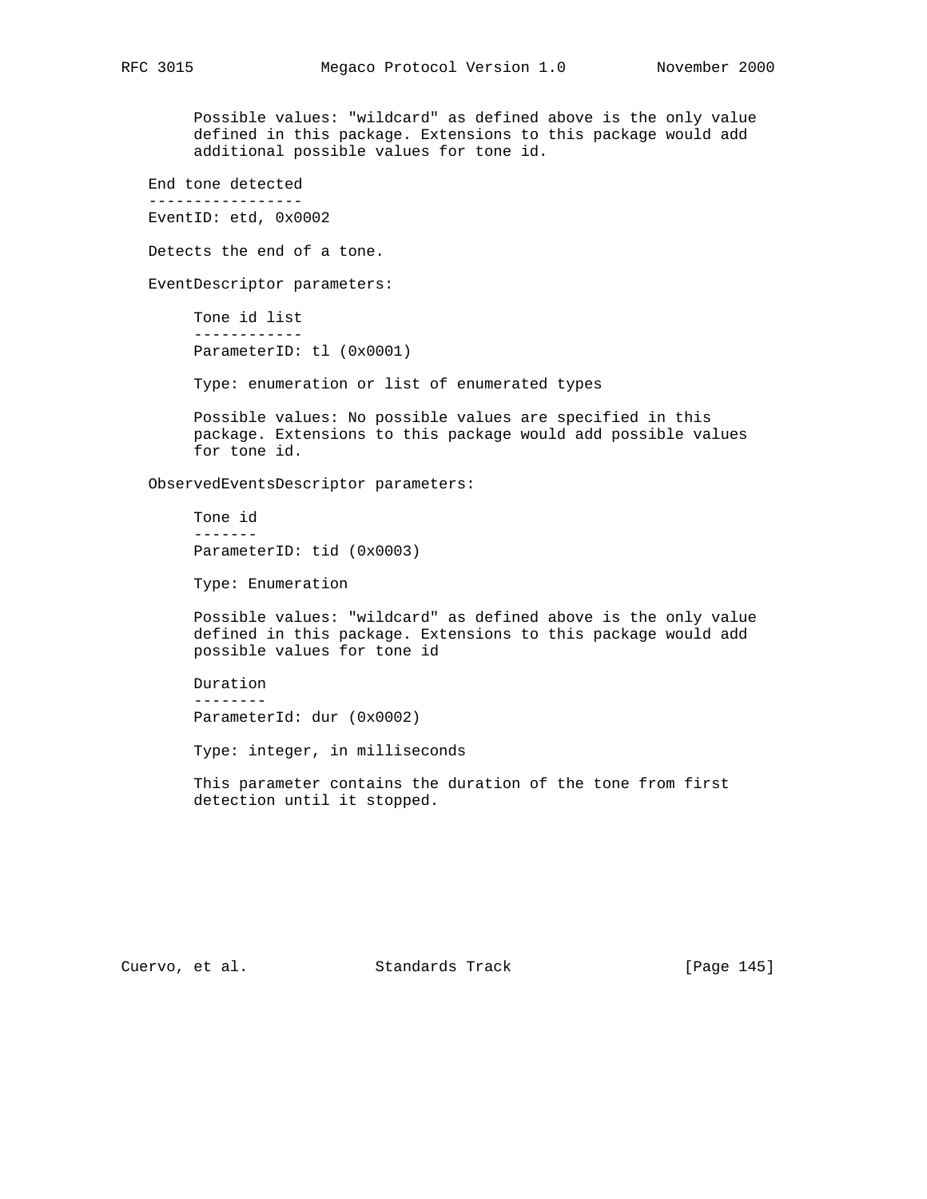Possible values: "wildcard" as defined above is the only value defined in this package. Extensions to this package would add additional possible values for tone id.

### End tone detected

EventID: etd, 0x0002

Detects the end of a tone.

EventDescriptor parameters:

#### Tone id list

ParameterID: tl (0x0001)

Type: enumeration or list of enumerated types

Possible values: No possible values are specified in this package. Extensions to this package would add possible values for tone id.

ObservedEventsDescriptor parameters:

#### Tone id

ParameterID: tid (0x0003)

Type: Enumeration

Possible values: "wildcard" as defined above is the only value defined in this package. Extensions to this package would add possible values for tone id

#### Duration

ParameterId: dur (0x0002)

Type: integer, in milliseconds

This parameter contains the duration of the tone from first detection until it stopped.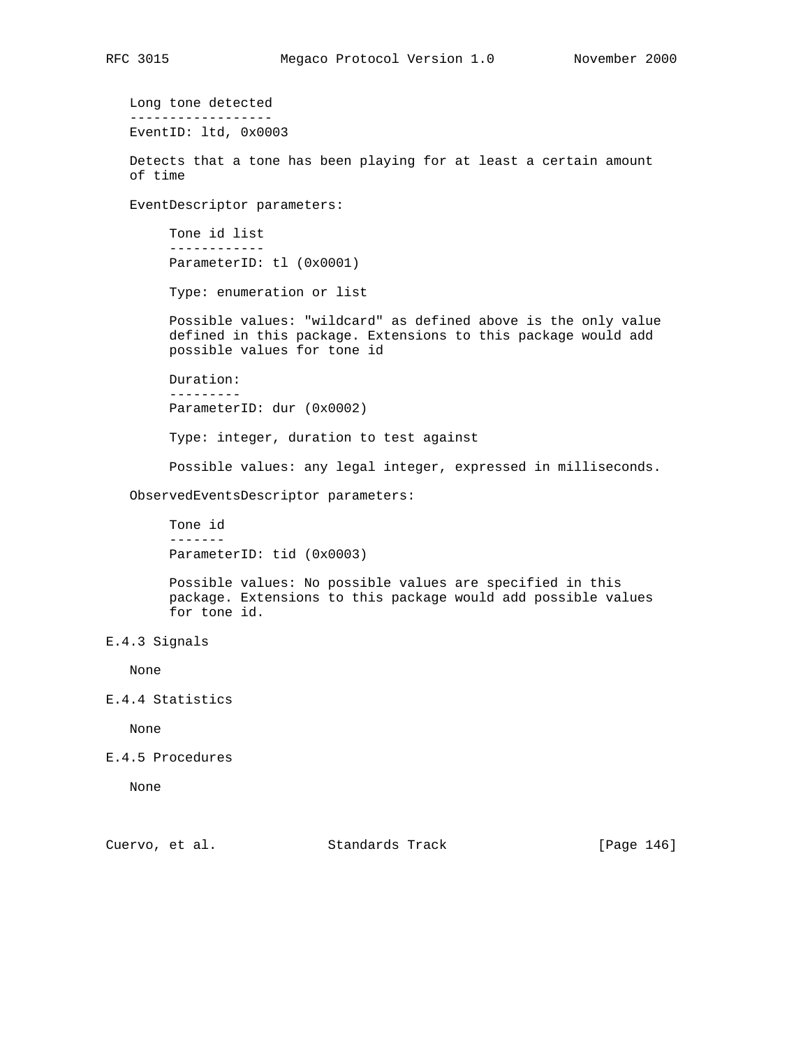Long tone detected
------------------
EventID: ltd, 0x0003

Detects that a tone has been playing for at least a certain amount of time

EventDescriptor parameters:

Tone id list
------------
ParameterID: tl (0x0001)

Type: enumeration or list

Possible values: "wildcard" as defined above is the only value defined in this package. Extensions to this package would add possible values for tone id

Duration:
---------
ParameterID: dur (0x0002)

Type: integer, duration to test against

Possible values: any legal integer, expressed in milliseconds.

ObservedEventsDescriptor parameters:

Tone id
-------
ParameterID: tid (0x0003)

Possible values: No possible values are specified in this package. Extensions to this package would add possible values for tone id.

### E.4.3 Signals

None

### E.4.4 Statistics

None

### E.4.5 Procedures

None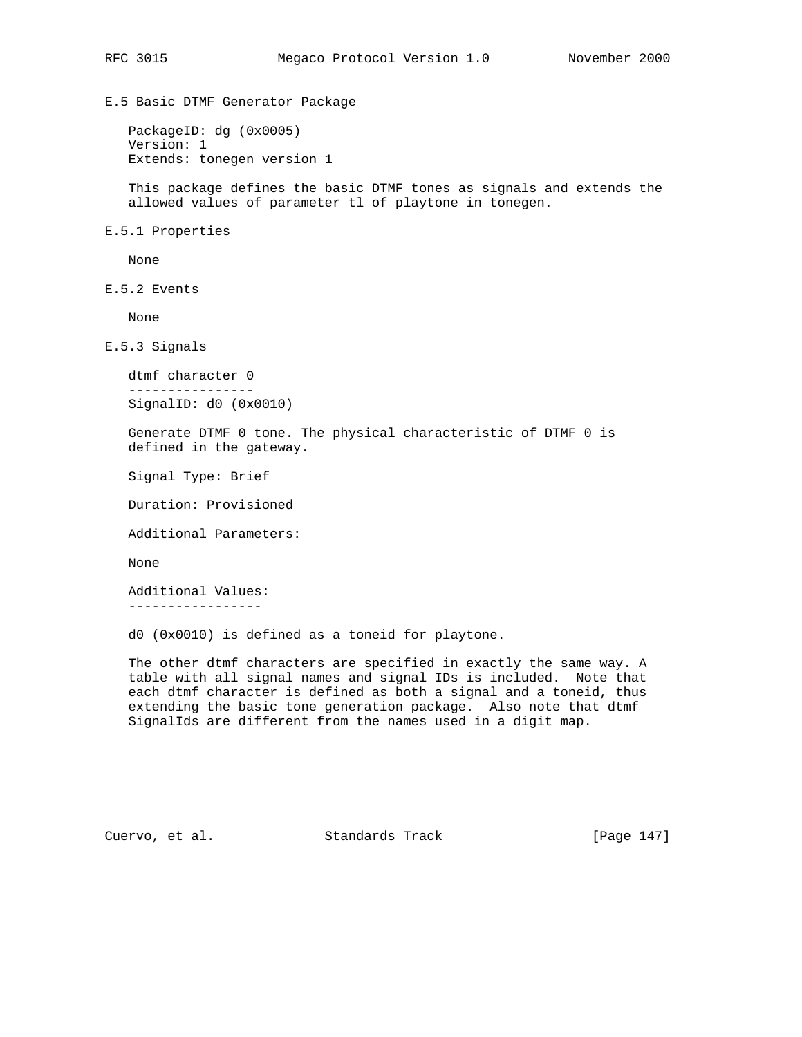## E.5 Basic DTMF Generator Package

PackageID: dg (0x0005)
Version: 1
Extends: tonegen version 1

This package defines the basic DTMF tones as signals and extends the allowed values of parameter tl of playtone in tonegen.

### E.5.1 Properties

None

### E.5.2 Events

None

### E.5.3 Signals

**dtmf character 0**

SignalID: d0 (0x0010)

Generate DTMF 0 tone. The physical characteristic of DTMF 0 is defined in the gateway.

Signal Type: Brief

Duration: Provisioned

Additional Parameters:

None

**Additional Values:**

d0 (0x0010) is defined as a toneid for playtone.

The other dtmf characters are specified in exactly the same way. A table with all signal names and signal IDs is included. Note that each dtmf character is defined as both a signal and a toneid, thus extending the basic tone generation package. Also note that dtmf SignalIds are different from the names used in a digit map.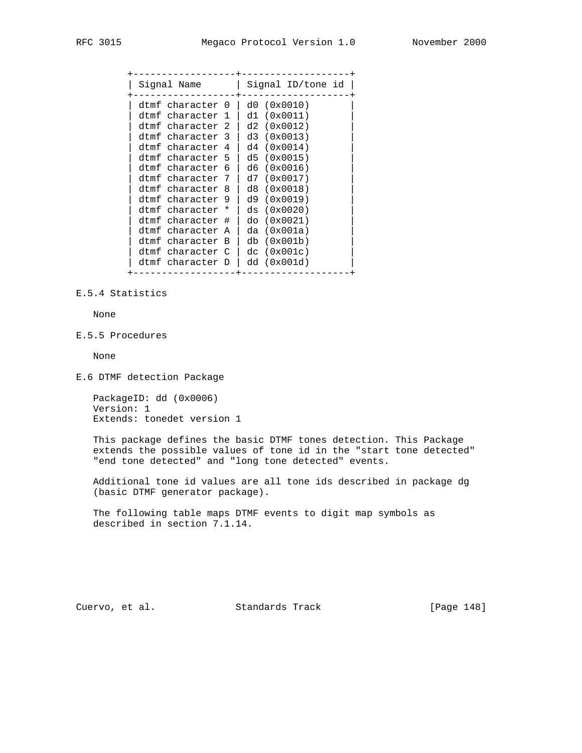| Signal Name | Signal ID/tone id |
|---|---|
| dtmf character 0 | d0 (0x0010) |
| dtmf character 1 | d1 (0x0011) |
| dtmf character 2 | d2 (0x0012) |
| dtmf character 3 | d3 (0x0013) |
| dtmf character 4 | d4 (0x0014) |
| dtmf character 5 | d5 (0x0015) |
| dtmf character 6 | d6 (0x0016) |
| dtmf character 7 | d7 (0x0017) |
| dtmf character 8 | d8 (0x0018) |
| dtmf character 9 | d9 (0x0019) |
| dtmf character * | ds (0x0020) |
| dtmf character # | do (0x0021) |
| dtmf character A | da (0x001a) |
| dtmf character B | db (0x001b) |
| dtmf character C | dc (0x001c) |
| dtmf character D | dd (0x001d) |

### E.5.4 Statistics

None

### E.5.5 Procedures

None

## E.6 DTMF detection Package

PackageID: dd (0x0006)
Version: 1
Extends: tonedet version 1

This package defines the basic DTMF tones detection. This Package extends the possible values of tone id in the "start tone detected" "end tone detected" and "long tone detected" events.

Additional tone id values are all tone ids described in package dg (basic DTMF generator package).

The following table maps DTMF events to digit map symbols as described in section 7.1.14.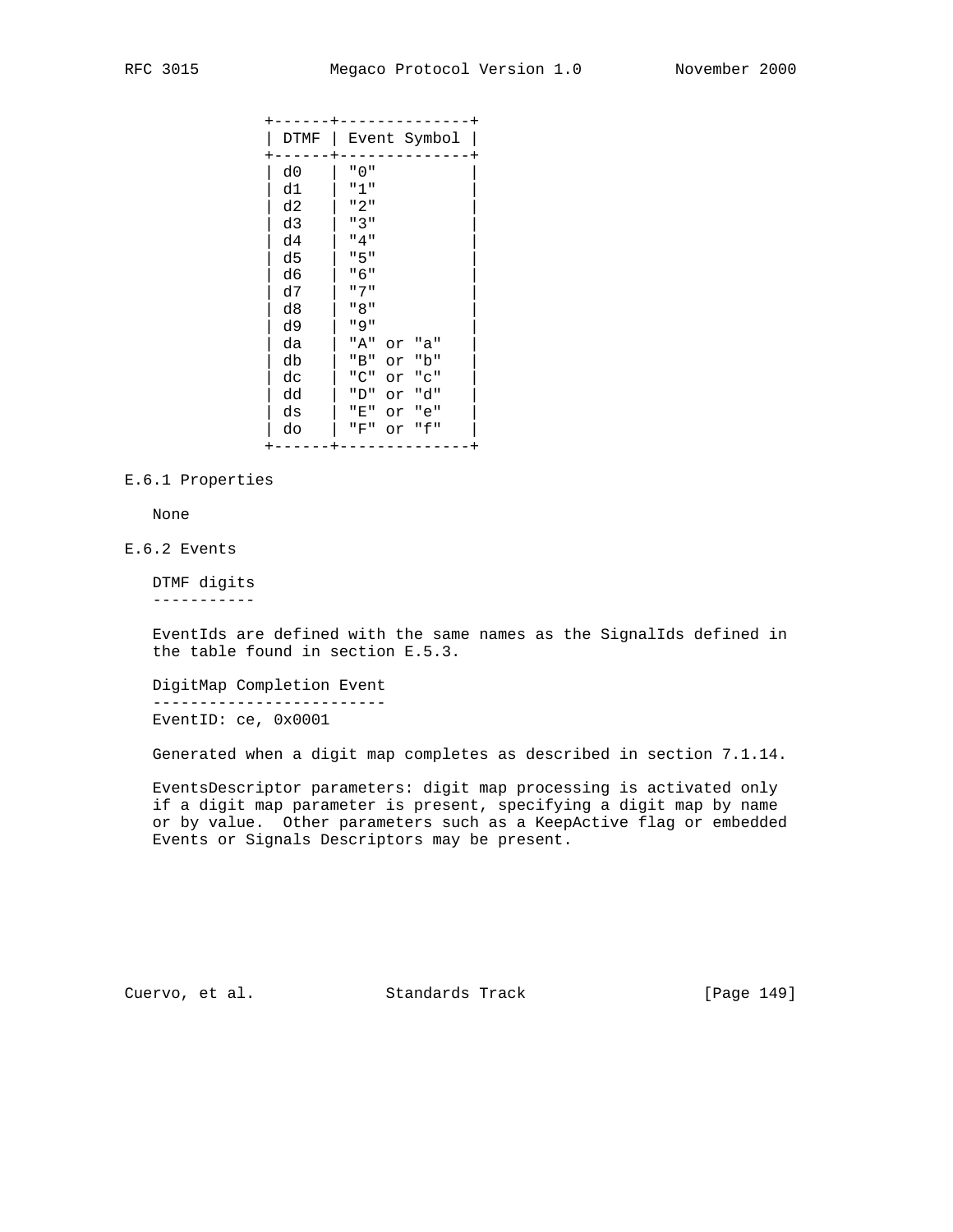| DTMF | Event Symbol |
| --- | --- |
| d0 | "0" |
| d1 | "1" |
| d2 | "2" |
| d3 | "3" |
| d4 | "4" |
| d5 | "5" |
| d6 | "6" |
| d7 | "7" |
| d8 | "8" |
| d9 | "9" |
| da | "A" or "a" |
| db | "B" or "b" |
| dc | "C" or "c" |
| dd | "D" or "d" |
| ds | "E" or "e" |
| do | "F" or "f" |

### E.6.1 Properties

None

### E.6.2 Events

**DTMF digits**

EventIds are defined with the same names as the SignalIds defined in the table found in section E.5.3.

**DigitMap Completion Event**

EventID: ce, 0x0001

Generated when a digit map completes as described in section 7.1.14.

EventsDescriptor parameters: digit map processing is activated only if a digit map parameter is present, specifying a digit map by name or by value. Other parameters such as a KeepActive flag or embedded Events or Signals Descriptors may be present.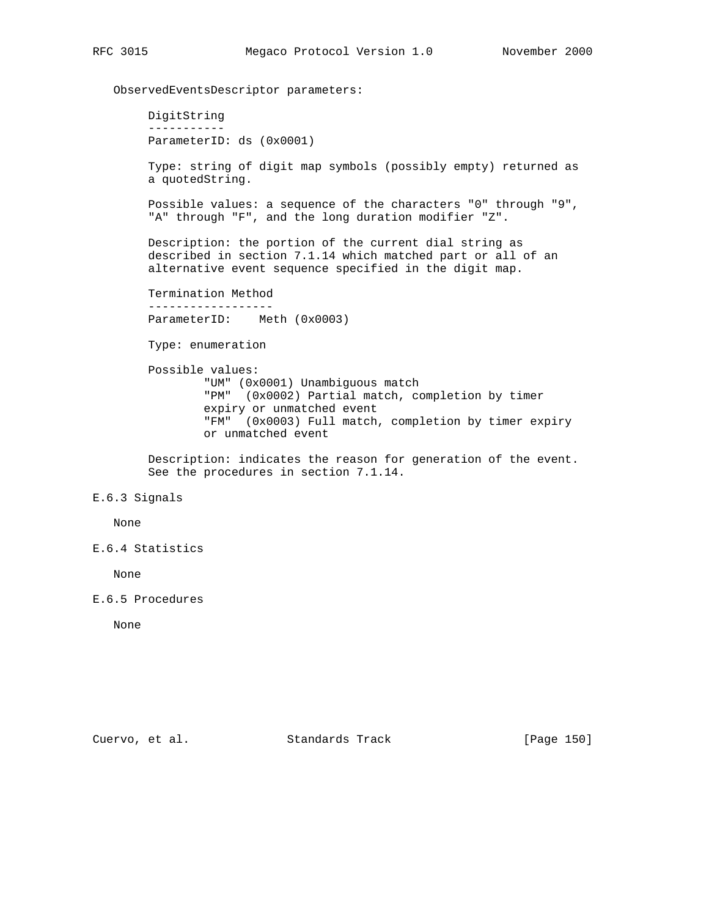ObservedEventsDescriptor parameters:

DigitString
-----------
ParameterID: ds (0x0001)

Type: string of digit map symbols (possibly empty) returned as a quotedString.

Possible values: a sequence of the characters "0" through "9", "A" through "F", and the long duration modifier "Z".

Description: the portion of the current dial string as described in section 7.1.14 which matched part or all of an alternative event sequence specified in the digit map.

Termination Method
------------------
ParameterID: Meth (0x0003)

Type: enumeration

Possible values:

- "UM" (0x0001) Unambiguous match
- "PM" (0x0002) Partial match, completion by timer expiry or unmatched event
- "FM" (0x0003) Full match, completion by timer expiry or unmatched event

Description: indicates the reason for generation of the event. See the procedures in section 7.1.14.

### E.6.3 Signals

None

### E.6.4 Statistics

None

### E.6.5 Procedures

None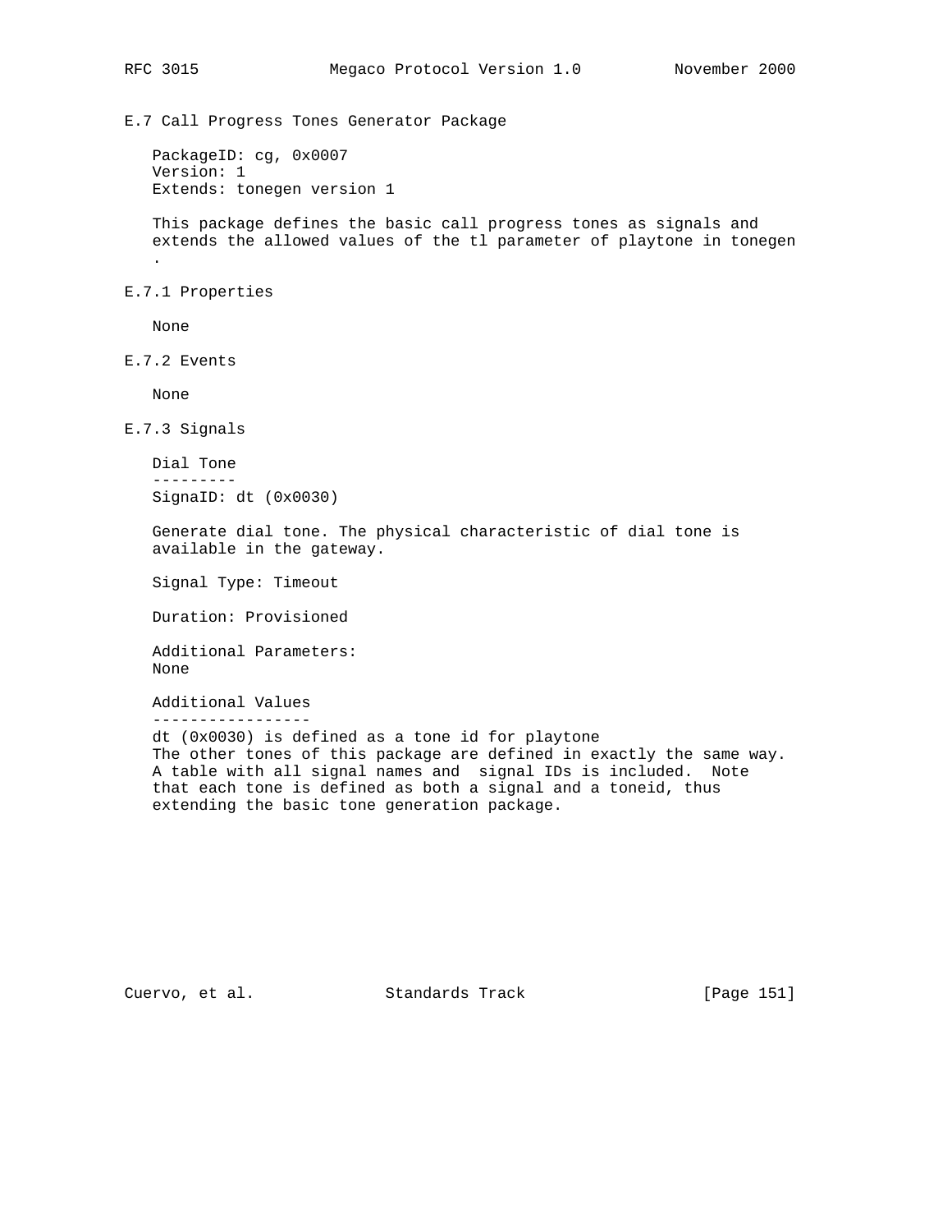## E.7 Call Progress Tones Generator Package

PackageID: cg, 0x0007
Version: 1
Extends: tonegen version 1

This package defines the basic call progress tones as signals and extends the allowed values of the tl parameter of playtone in tonegen .

### E.7.1 Properties

None

### E.7.2 Events

None

### E.7.3 Signals

Dial Tone
---------
SignaID: dt (0x0030)

Generate dial tone. The physical characteristic of dial tone is available in the gateway.

Signal Type: Timeout

Duration: Provisioned

Additional Parameters:
None

Additional Values
-----------------
dt (0x0030) is defined as a tone id for playtone
The other tones of this package are defined in exactly the same way. A table with all signal names and signal IDs is included. Note that each tone is defined as both a signal and a toneid, thus extending the basic tone generation package.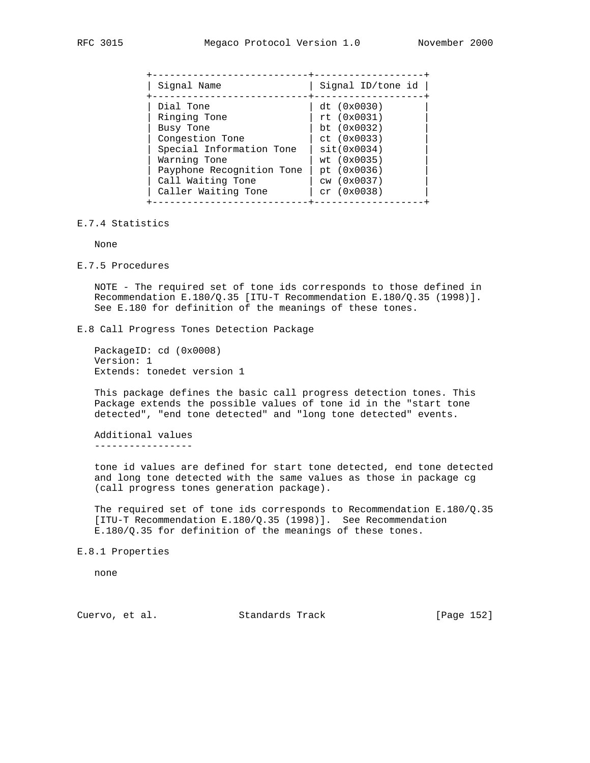| Signal Name | Signal ID/tone id |
|---|---|
| Dial Tone | dt (0x0030) |
| Ringing Tone | rt (0x0031) |
| Busy Tone | bt (0x0032) |
| Congestion Tone | ct (0x0033) |
| Special Information Tone | sit(0x0034) |
| Warning Tone | wt (0x0035) |
| Payphone Recognition Tone | pt (0x0036) |
| Call Waiting Tone | cw (0x0037) |
| Caller Waiting Tone | cr (0x0038) |

### E.7.4 Statistics

None

### E.7.5 Procedures

NOTE - The required set of tone ids corresponds to those defined in Recommendation E.180/Q.35 [ITU-T Recommendation E.180/Q.35 (1998)]. See E.180 for definition of the meanings of these tones.

## E.8 Call Progress Tones Detection Package

PackageID: cd (0x0008)
Version: 1
Extends: tonedet version 1

This package defines the basic call progress detection tones. This Package extends the possible values of tone id in the "start tone detected", "end tone detected" and "long tone detected" events.

Additional values
-----------------

tone id values are defined for start tone detected, end tone detected and long tone detected with the same values as those in package cg (call progress tones generation package).

The required set of tone ids corresponds to Recommendation E.180/Q.35 [ITU-T Recommendation E.180/Q.35 (1998)]. See Recommendation E.180/Q.35 for definition of the meanings of these tones.

### E.8.1 Properties

none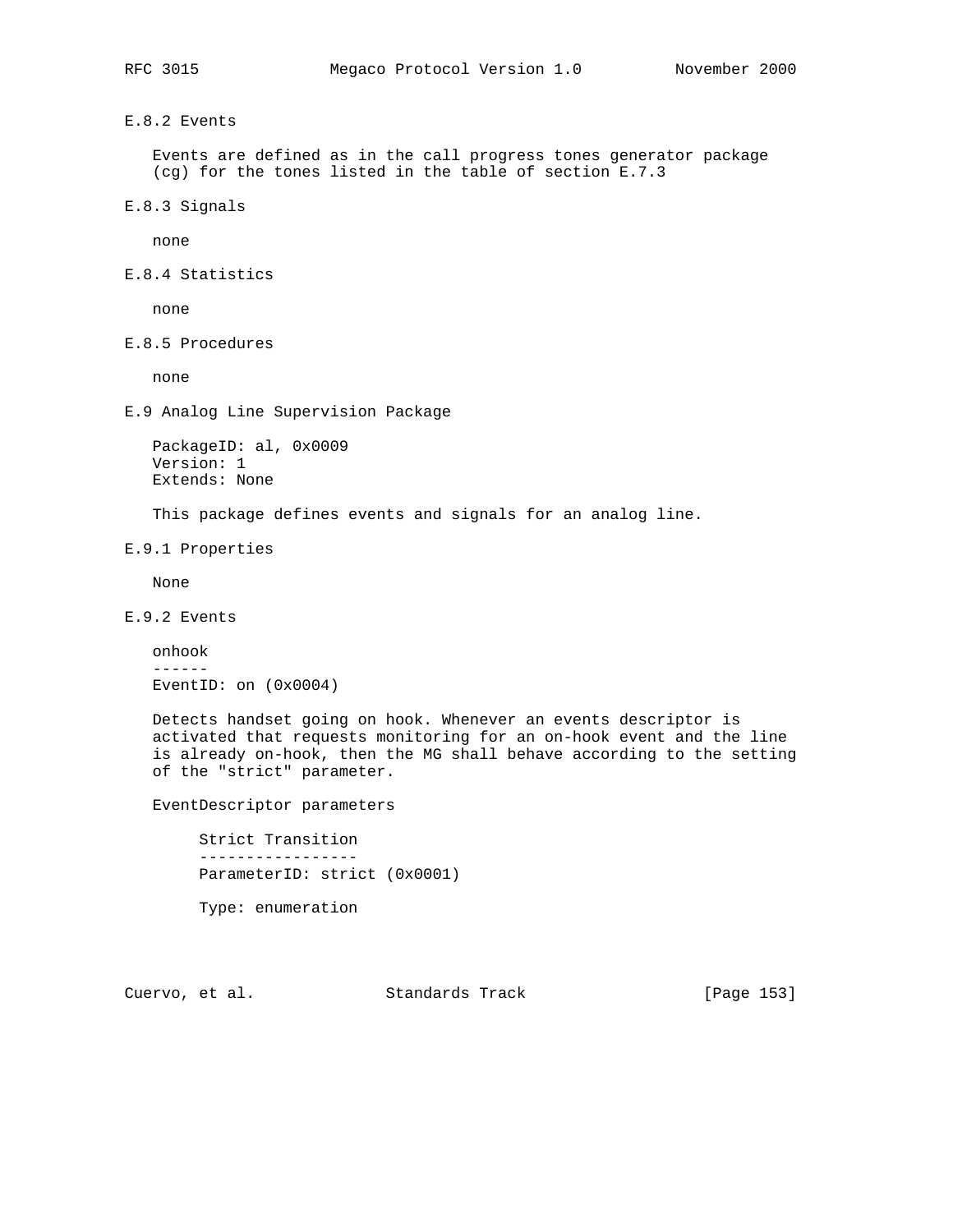### E.8.2 Events

Events are defined as in the call progress tones generator package (cg) for the tones listed in the table of section E.7.3

### E.8.3 Signals

none

### E.8.4 Statistics

none

### E.8.5 Procedures

none

## E.9 Analog Line Supervision Package

PackageID: al, 0x0009
Version: 1
Extends: None

This package defines events and signals for an analog line.

### E.9.1 Properties

None

### E.9.2 Events

onhook
------
EventID: on (0x0004)

Detects handset going on hook. Whenever an events descriptor is activated that requests monitoring for an on-hook event and the line is already on-hook, then the MG shall behave according to the setting of the "strict" parameter.

EventDescriptor parameters

Strict Transition
-----------------
ParameterID: strict (0x0001)

Type: enumeration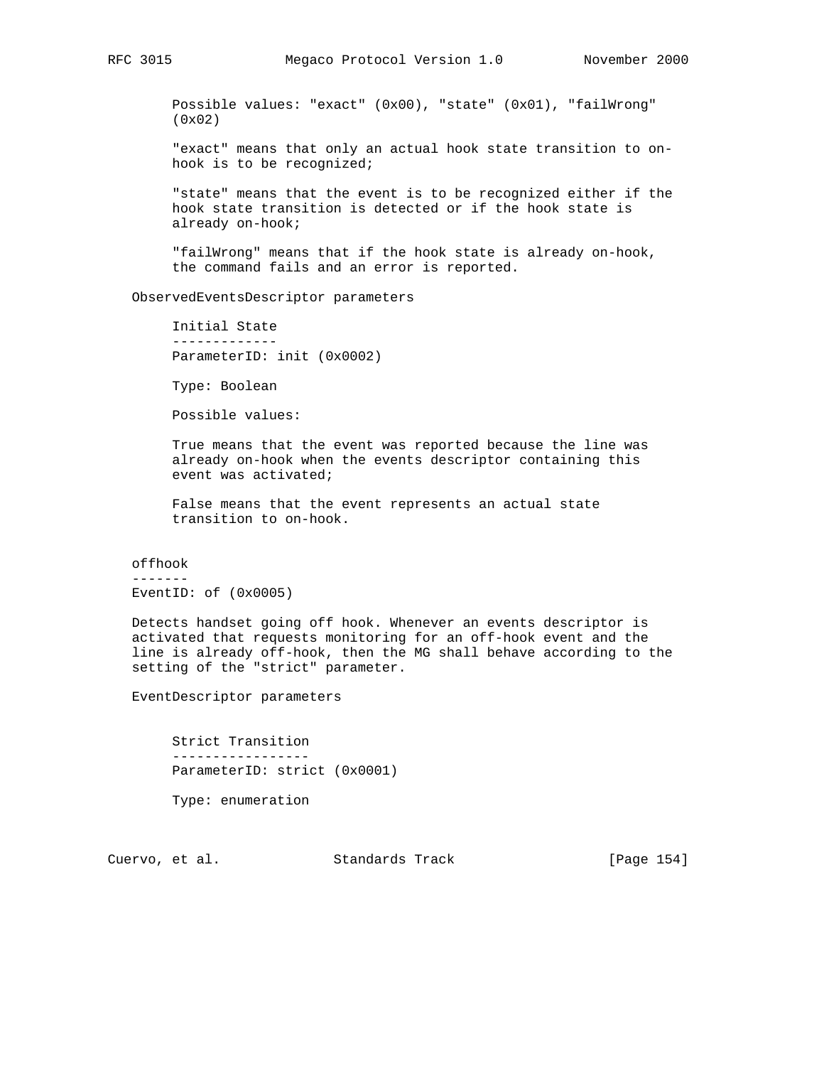Possible values: "exact" (0x00), "state" (0x01), "failWrong" (0x02)

"exact" means that only an actual hook state transition to on-hook is to be recognized;

"state" means that the event is to be recognized either if the hook state transition is detected or if the hook state is already on-hook;

"failWrong" means that if the hook state is already on-hook, the command fails and an error is reported.

ObservedEventsDescriptor parameters

Initial State
-------------
ParameterID: init (0x0002)

Type: Boolean

Possible values:

True means that the event was reported because the line was already on-hook when the events descriptor containing this event was activated;

False means that the event represents an actual state transition to on-hook.

offhook
-------
EventID: of (0x0005)

Detects handset going off hook. Whenever an events descriptor is activated that requests monitoring for an off-hook event and the line is already off-hook, then the MG shall behave according to the setting of the "strict" parameter.

EventDescriptor parameters

Strict Transition
-----------------
ParameterID: strict (0x0001)

Type: enumeration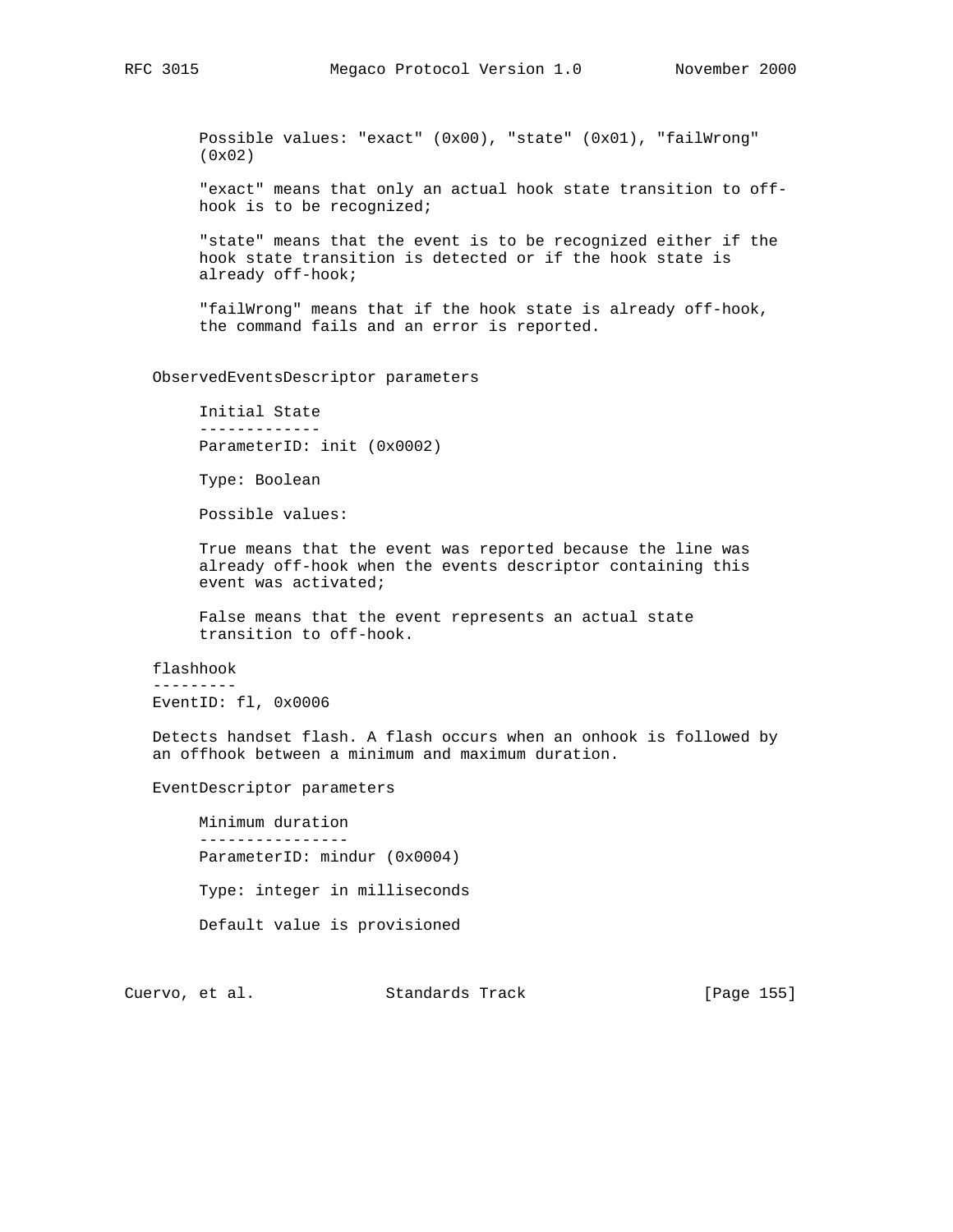Possible values: "exact" (0x00), "state" (0x01), "failWrong" (0x02)

"exact" means that only an actual hook state transition to off-hook is to be recognized;

"state" means that the event is to be recognized either if the hook state transition is detected or if the hook state is already off-hook;

"failWrong" means that if the hook state is already off-hook, the command fails and an error is reported.

ObservedEventsDescriptor parameters

Initial State
-------------
ParameterID: init (0x0002)

Type: Boolean

Possible values:

True means that the event was reported because the line was already off-hook when the events descriptor containing this event was activated;

False means that the event represents an actual state transition to off-hook.

flashhook
---------
EventID: fl, 0x0006

Detects handset flash. A flash occurs when an onhook is followed by an offhook between a minimum and maximum duration.

EventDescriptor parameters

Minimum duration
----------------
ParameterID: mindur (0x0004)

Type: integer in milliseconds

Default value is provisioned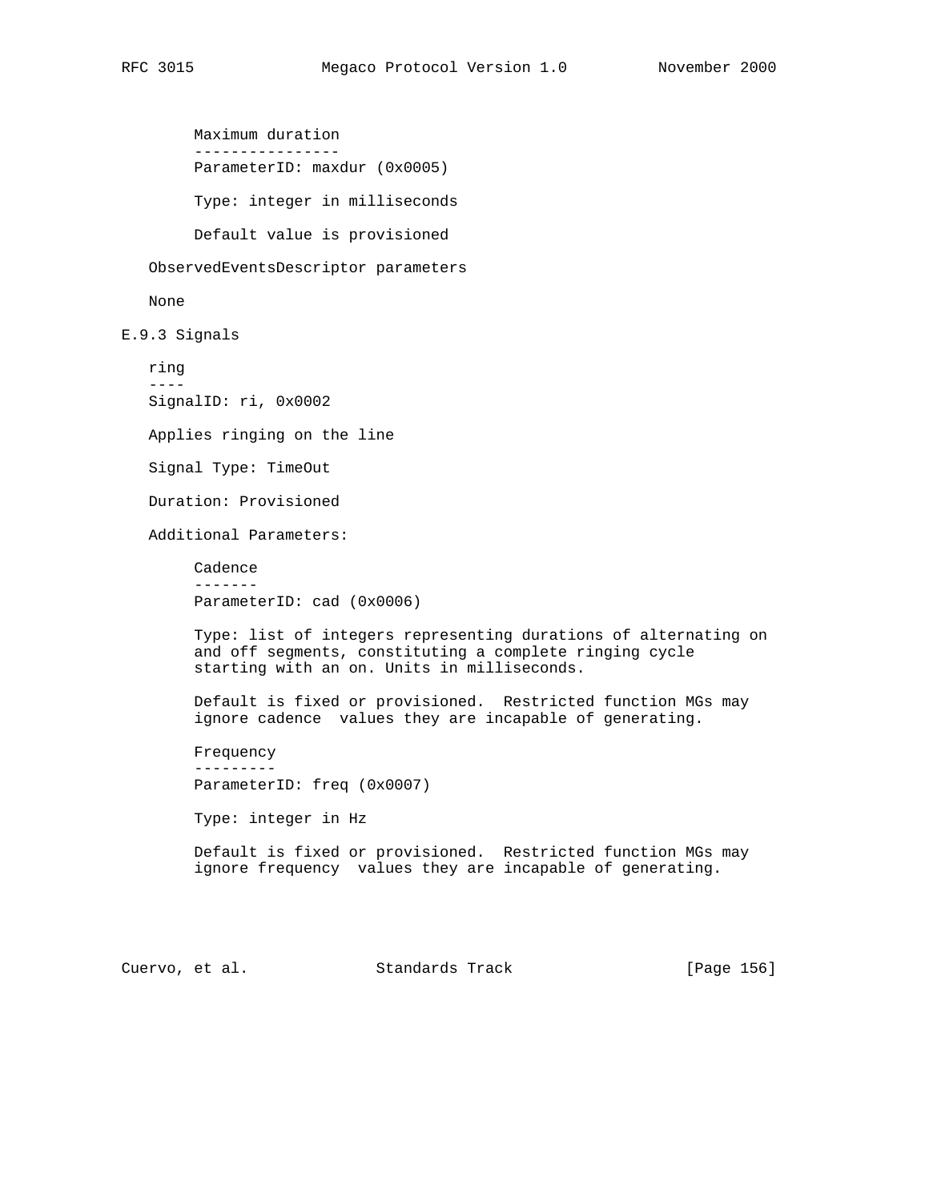Maximum duration
----------------
ParameterID: maxdur (0x0005)

Type: integer in milliseconds

Default value is provisioned

ObservedEventsDescriptor parameters

None

### E.9.3 Signals

ring
----
SignalID: ri, 0x0002

Applies ringing on the line

Signal Type: TimeOut

Duration: Provisioned

Additional Parameters:

Cadence
-------
ParameterID: cad (0x0006)

Type: list of integers representing durations of alternating on and off segments, constituting a complete ringing cycle starting with an on. Units in milliseconds.

Default is fixed or provisioned. Restricted function MGs may ignore cadence values they are incapable of generating.

Frequency
---------
ParameterID: freq (0x0007)

Type: integer in Hz

Default is fixed or provisioned. Restricted function MGs may ignore frequency values they are incapable of generating.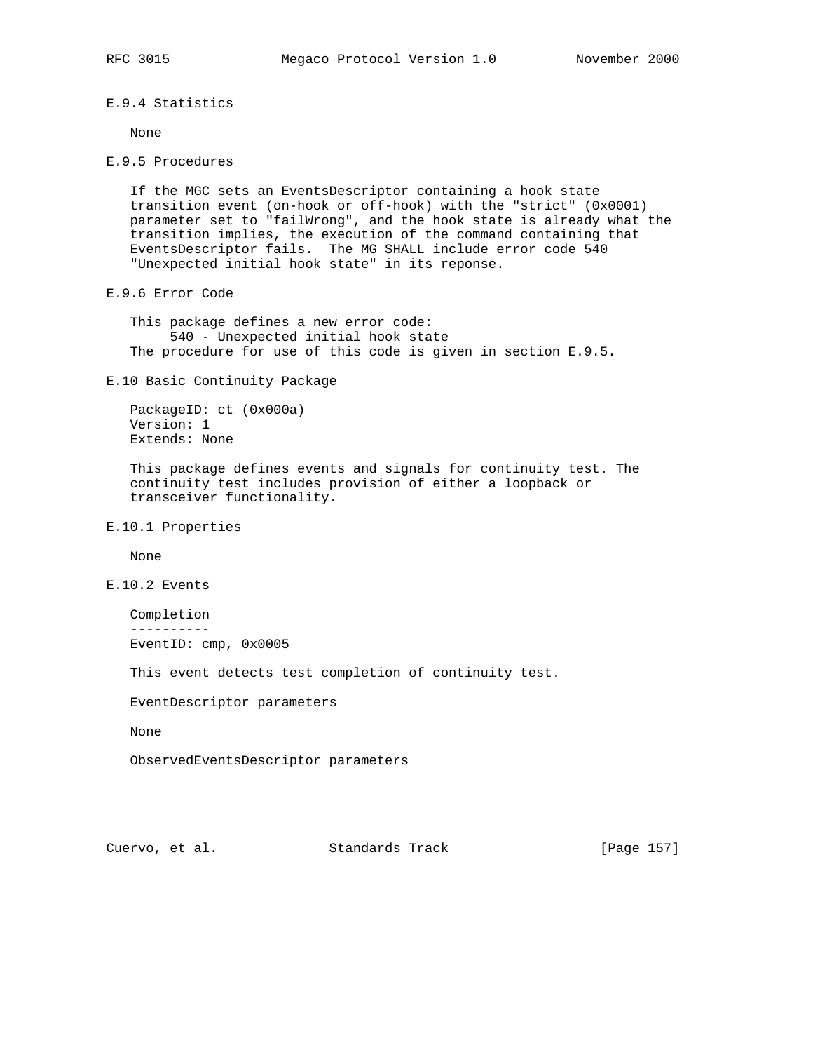### E.9.4 Statistics

None

### E.9.5 Procedures

If the MGC sets an EventsDescriptor containing a hook state transition event (on-hook or off-hook) with the "strict" (0x0001) parameter set to "failWrong", and the hook state is already what the transition implies, the execution of the command containing that EventsDescriptor fails. The MG SHALL include error code 540 "Unexpected initial hook state" in its reponse.

### E.9.6 Error Code

This package defines a new error code:

540 - Unexpected initial hook state

The procedure for use of this code is given in section E.9.5.

## E.10 Basic Continuity Package

PackageID: ct (0x000a)
Version: 1
Extends: None

This package defines events and signals for continuity test. The continuity test includes provision of either a loopback or transceiver functionality.

### E.10.1 Properties

None

### E.10.2 Events

Completion
----------
EventID: cmp, 0x0005

This event detects test completion of continuity test.

EventDescriptor parameters

None

ObservedEventsDescriptor parameters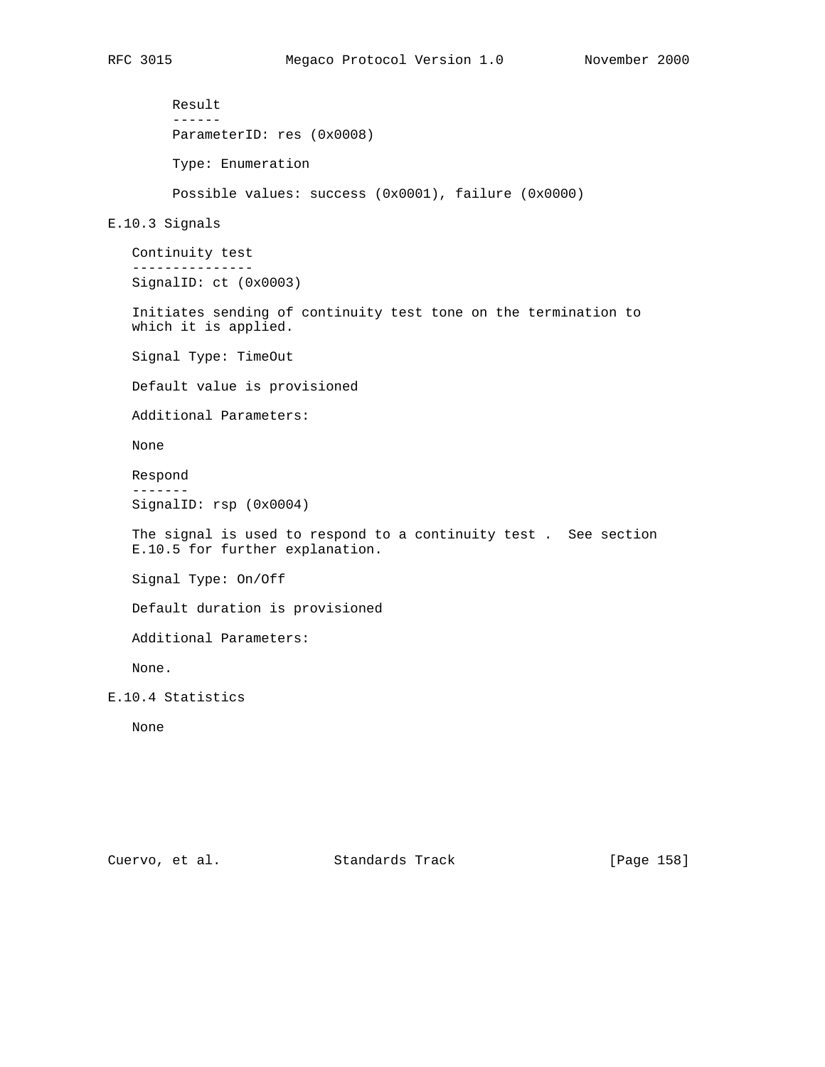Result
------
ParameterID: res (0x0008)

Type: Enumeration

Possible values: success (0x0001), failure (0x0000)

### E.10.3 Signals

Continuity test
---------------
SignalID: ct (0x0003)

Initiates sending of continuity test tone on the termination to which it is applied.

Signal Type: TimeOut

Default value is provisioned

Additional Parameters:

None

Respond
-------
SignalID: rsp (0x0004)

The signal is used to respond to a continuity test . See section E.10.5 for further explanation.

Signal Type: On/Off

Default duration is provisioned

Additional Parameters:

None.

### E.10.4 Statistics

None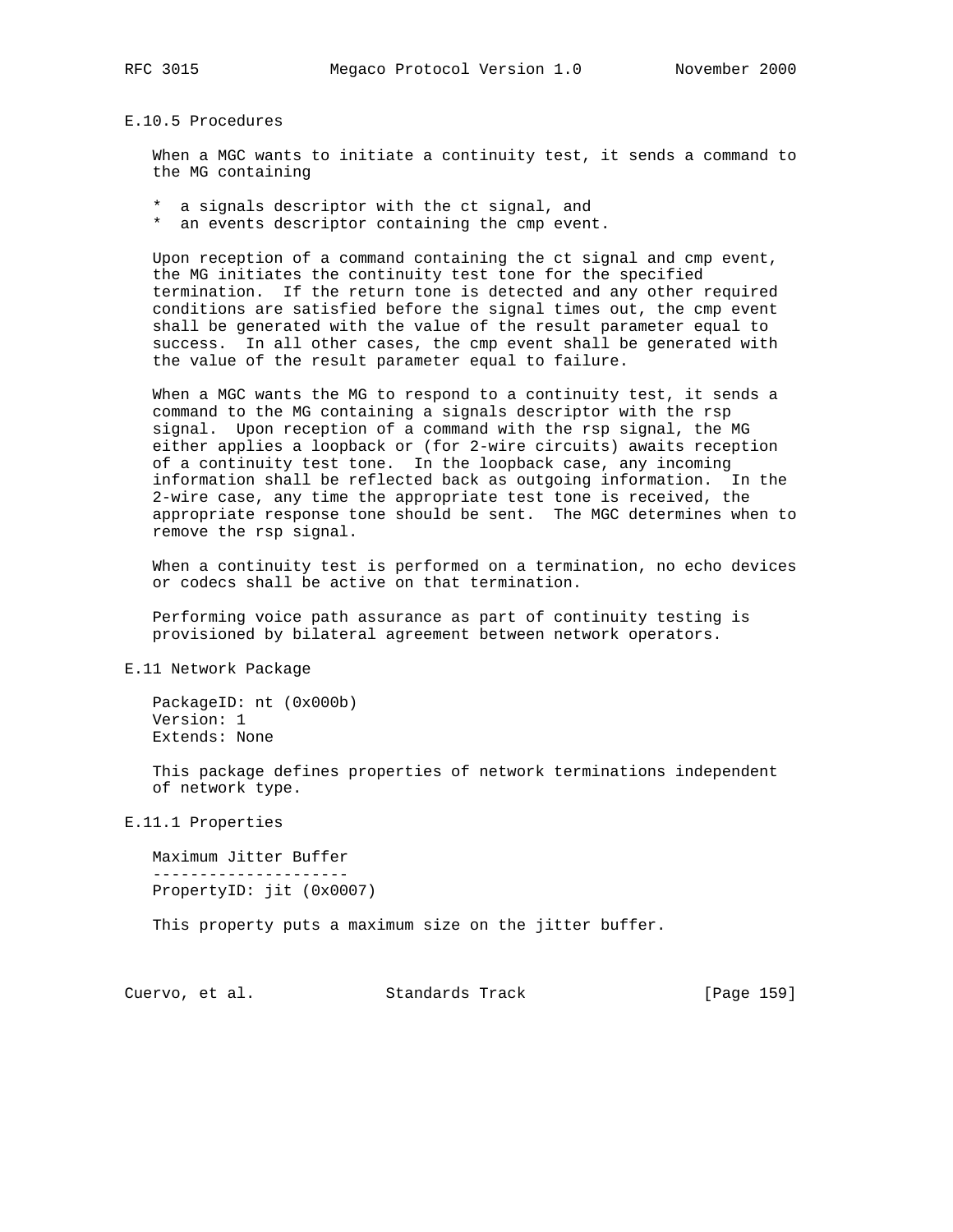### E.10.5 Procedures

When a MGC wants to initiate a continuity test, it sends a command to the MG containing

* a signals descriptor with the ct signal, and
* an events descriptor containing the cmp event.

Upon reception of a command containing the ct signal and cmp event, the MG initiates the continuity test tone for the specified termination. If the return tone is detected and any other required conditions are satisfied before the signal times out, the cmp event shall be generated with the value of the result parameter equal to success. In all other cases, the cmp event shall be generated with the value of the result parameter equal to failure.

When a MGC wants the MG to respond to a continuity test, it sends a command to the MG containing a signals descriptor with the rsp signal. Upon reception of a command with the rsp signal, the MG either applies a loopback or (for 2-wire circuits) awaits reception of a continuity test tone. In the loopback case, any incoming information shall be reflected back as outgoing information. In the 2-wire case, any time the appropriate test tone is received, the appropriate response tone should be sent. The MGC determines when to remove the rsp signal.

When a continuity test is performed on a termination, no echo devices or codecs shall be active on that termination.

Performing voice path assurance as part of continuity testing is provisioned by bilateral agreement between network operators.

## E.11 Network Package

PackageID: nt (0x000b)
Version: 1
Extends: None

This package defines properties of network terminations independent of network type.

### E.11.1 Properties

Maximum Jitter Buffer
---------------------
PropertyID: jit (0x0007)

This property puts a maximum size on the jitter buffer.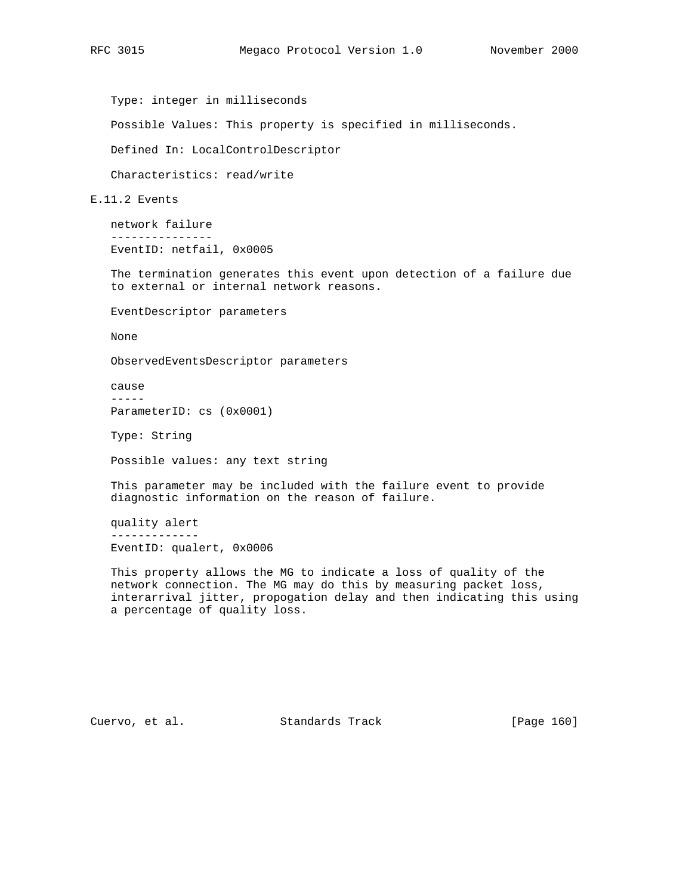Type: integer in milliseconds

Possible Values: This property is specified in milliseconds.

Defined In: LocalControlDescriptor

Characteristics: read/write

### E.11.2 Events

network failure
---------------
EventID: netfail, 0x0005

The termination generates this event upon detection of a failure due to external or internal network reasons.

EventDescriptor parameters

None

ObservedEventsDescriptor parameters

cause
-----
ParameterID: cs (0x0001)

Type: String

Possible values: any text string

This parameter may be included with the failure event to provide diagnostic information on the reason of failure.

quality alert
-------------
EventID: qualert, 0x0006

This property allows the MG to indicate a loss of quality of the network connection. The MG may do this by measuring packet loss, interarrival jitter, propogation delay and then indicating this using a percentage of quality loss.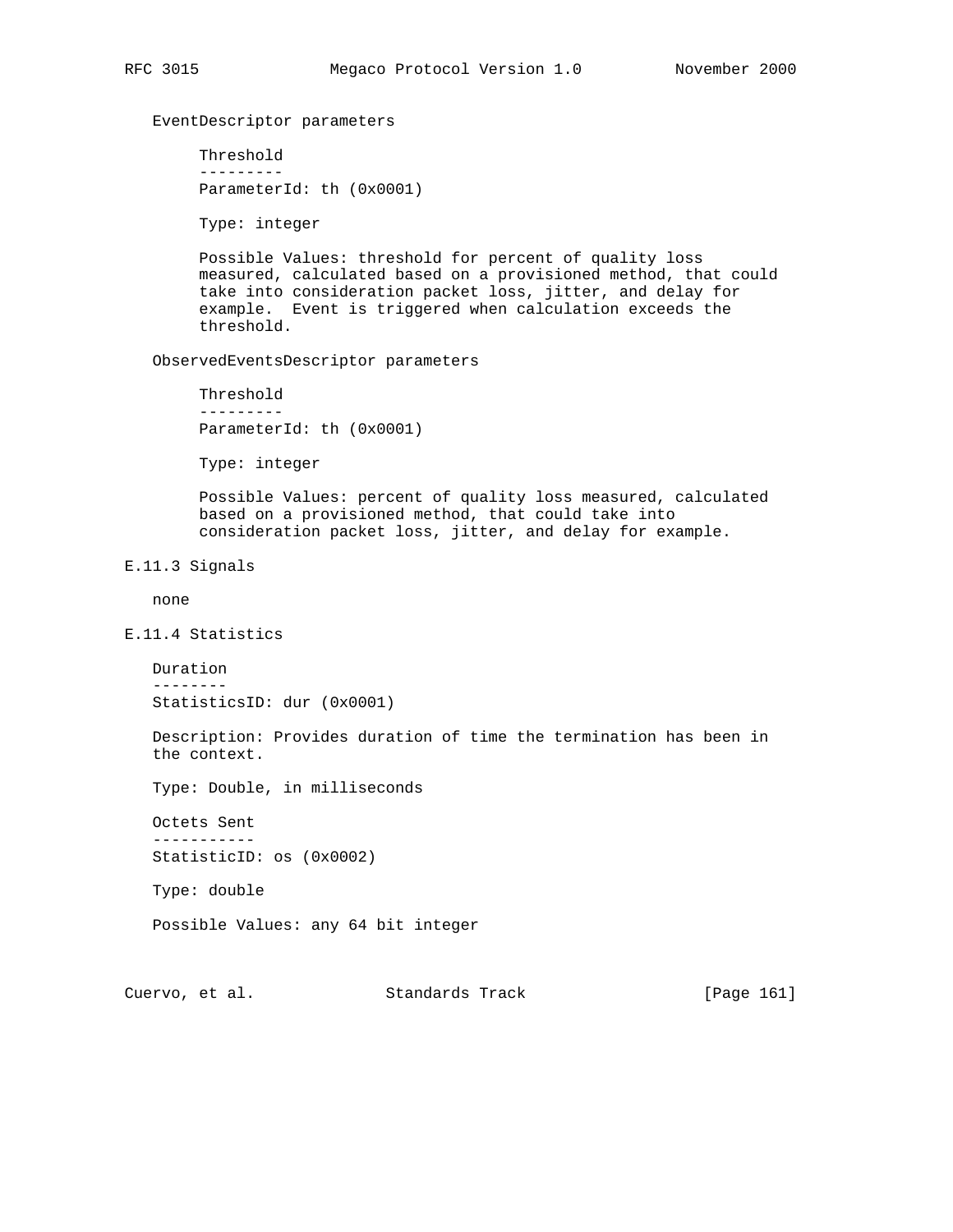EventDescriptor parameters

Threshold
---------
ParameterId: th (0x0001)

Type: integer

Possible Values: threshold for percent of quality loss measured, calculated based on a provisioned method, that could take into consideration packet loss, jitter, and delay for example. Event is triggered when calculation exceeds the threshold.

ObservedEventsDescriptor parameters

Threshold
---------
ParameterId: th (0x0001)

Type: integer

Possible Values: percent of quality loss measured, calculated based on a provisioned method, that could take into consideration packet loss, jitter, and delay for example.

## E.11.3 Signals

none

## E.11.4 Statistics

Duration
--------
StatisticsID: dur (0x0001)

Description: Provides duration of time the termination has been in the context.

Type: Double, in milliseconds

Octets Sent
-----------
StatisticID: os (0x0002)

Type: double

Possible Values: any 64 bit integer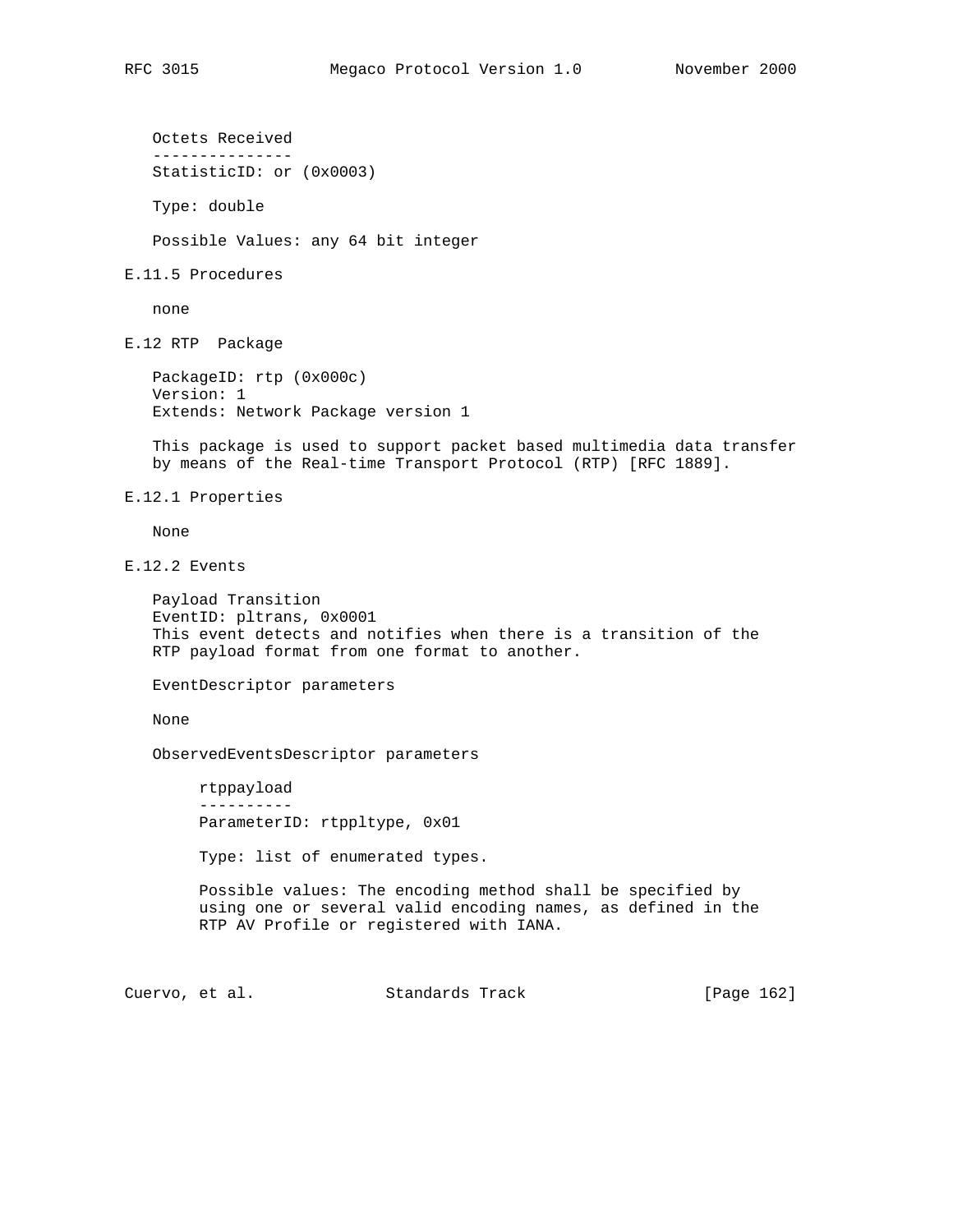Octets Received
---------------
StatisticID: or (0x0003)

Type: double

Possible Values: any 64 bit integer

### E.11.5 Procedures

none

## E.12 RTP Package

PackageID: rtp (0x000c)
Version: 1
Extends: Network Package version 1

This package is used to support packet based multimedia data transfer by means of the Real-time Transport Protocol (RTP) [RFC 1889].

### E.12.1 Properties

None

### E.12.2 Events

Payload Transition
EventID: pltrans, 0x0001
This event detects and notifies when there is a transition of the RTP payload format from one format to another.

EventDescriptor parameters

None

ObservedEventsDescriptor parameters

rtppayload
----------
ParameterID: rtppltype, 0x01

Type: list of enumerated types.

Possible values: The encoding method shall be specified by using one or several valid encoding names, as defined in the RTP AV Profile or registered with IANA.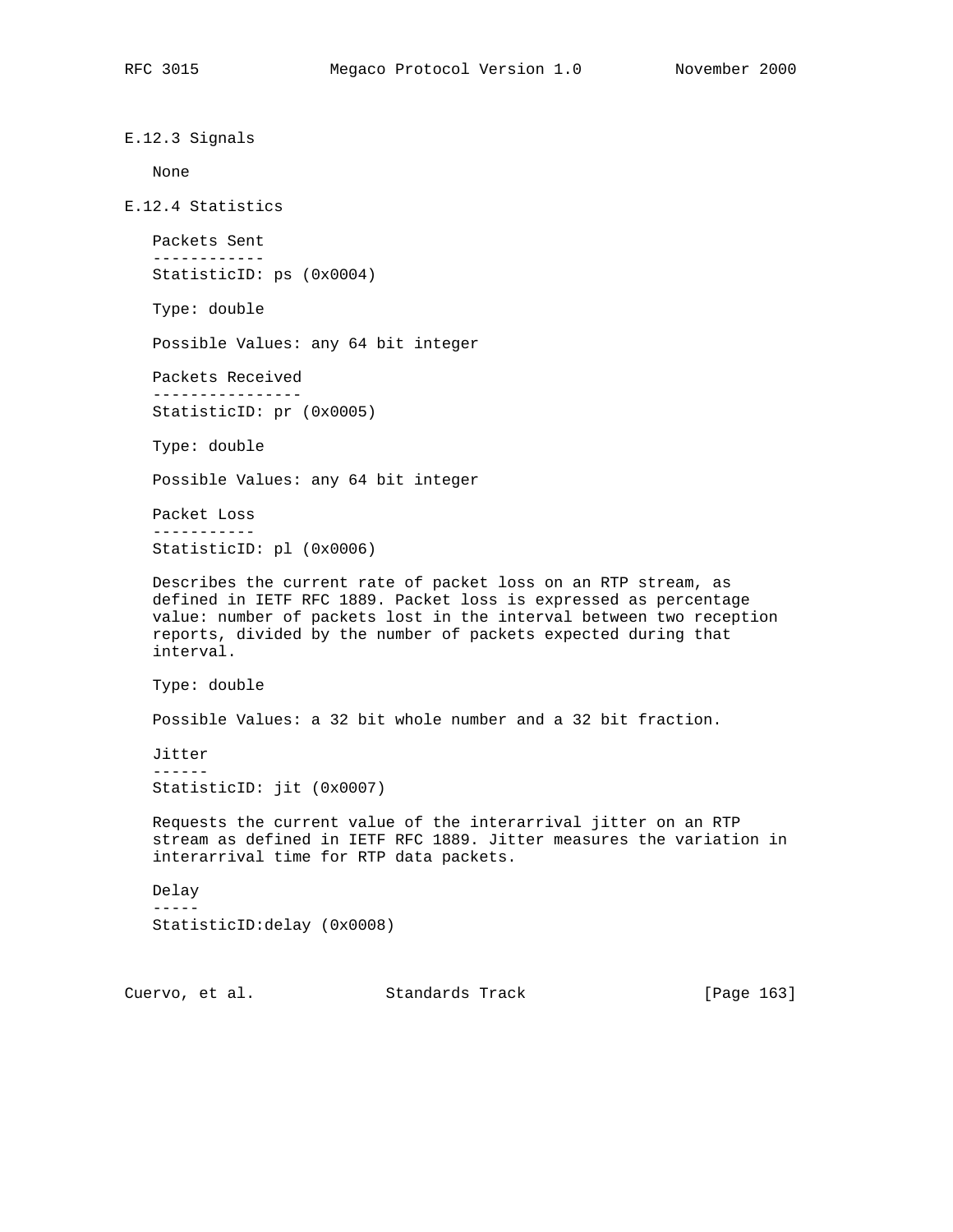### E.12.3 Signals

None

### E.12.4 Statistics

Packets Sent
------------
StatisticID: ps (0x0004)

Type: double

Possible Values: any 64 bit integer

Packets Received
----------------
StatisticID: pr (0x0005)

Type: double

Possible Values: any 64 bit integer

Packet Loss
-----------
StatisticID: pl (0x0006)

Describes the current rate of packet loss on an RTP stream, as defined in IETF RFC 1889. Packet loss is expressed as percentage value: number of packets lost in the interval between two reception reports, divided by the number of packets expected during that interval.

Type: double

Possible Values: a 32 bit whole number and a 32 bit fraction.

Jitter
------
StatisticID: jit (0x0007)

Requests the current value of the interarrival jitter on an RTP stream as defined in IETF RFC 1889. Jitter measures the variation in interarrival time for RTP data packets.

Delay
-----
StatisticID:delay (0x0008)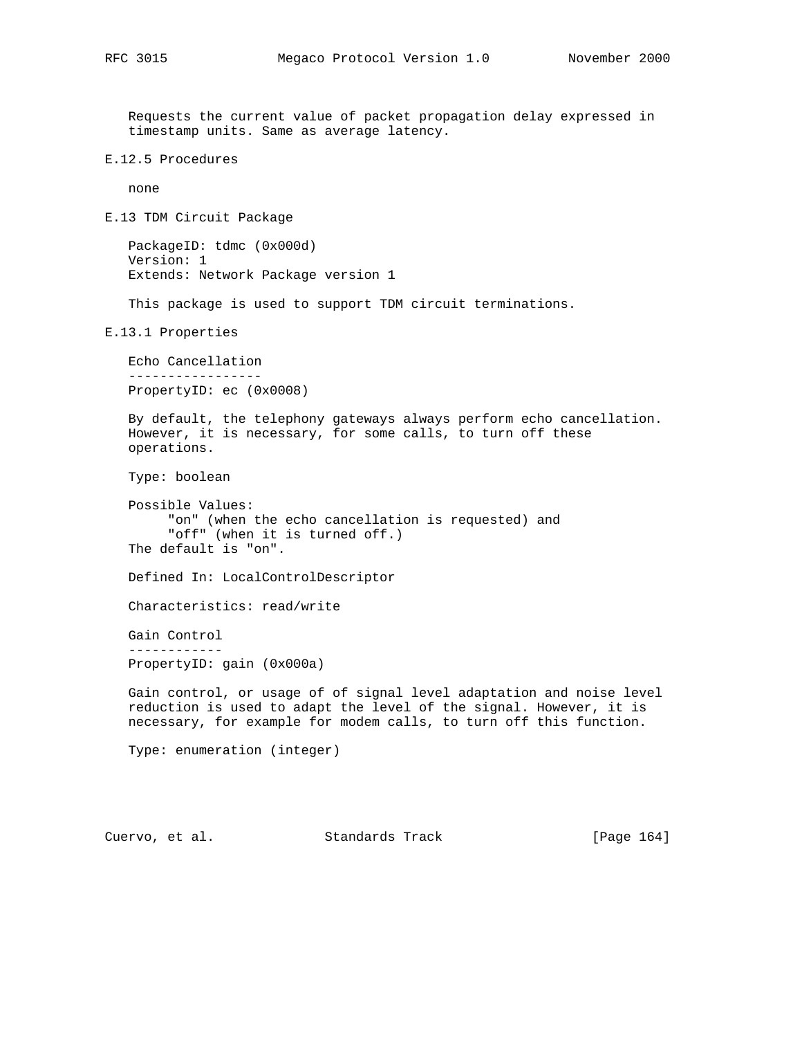Requests the current value of packet propagation delay expressed in timestamp units. Same as average latency.

### E.12.5 Procedures

none

## E.13 TDM Circuit Package

PackageID: tdmc (0x000d)
Version: 1
Extends: Network Package version 1

This package is used to support TDM circuit terminations.

### E.13.1 Properties

**Echo Cancellation**

PropertyID: ec (0x0008)

By default, the telephony gateways always perform echo cancellation. However, it is necessary, for some calls, to turn off these operations.

Type: boolean

Possible Values:
- "on" (when the echo cancellation is requested) and
- "off" (when it is turned off.)

The default is "on".

Defined In: LocalControlDescriptor

Characteristics: read/write

**Gain Control**

PropertyID: gain (0x000a)

Gain control, or usage of of signal level adaptation and noise level reduction is used to adapt the level of the signal. However, it is necessary, for example for modem calls, to turn off this function.

Type: enumeration (integer)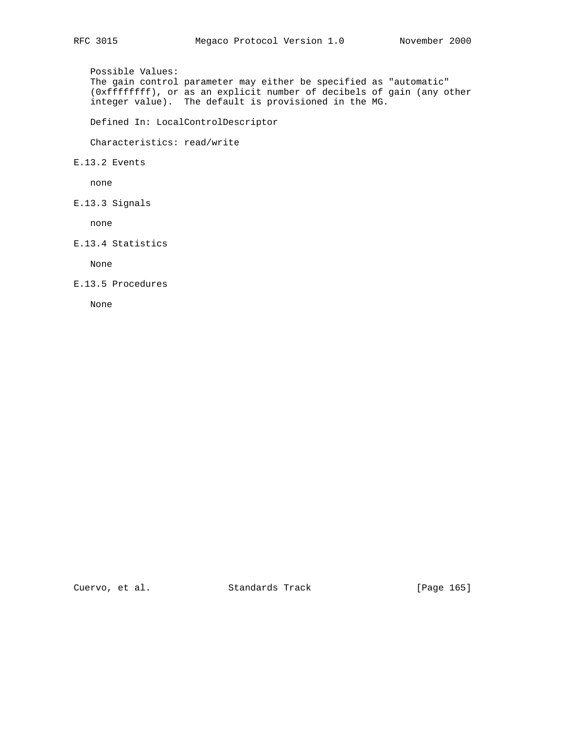Possible Values:
The gain control parameter may either be specified as "automatic" (0xffffffff), or as an explicit number of decibels of gain (any other integer value). The default is provisioned in the MG.

Defined In: LocalControlDescriptor

Characteristics: read/write

### E.13.2 Events

none

### E.13.3 Signals

none

### E.13.4 Statistics

None

### E.13.5 Procedures

None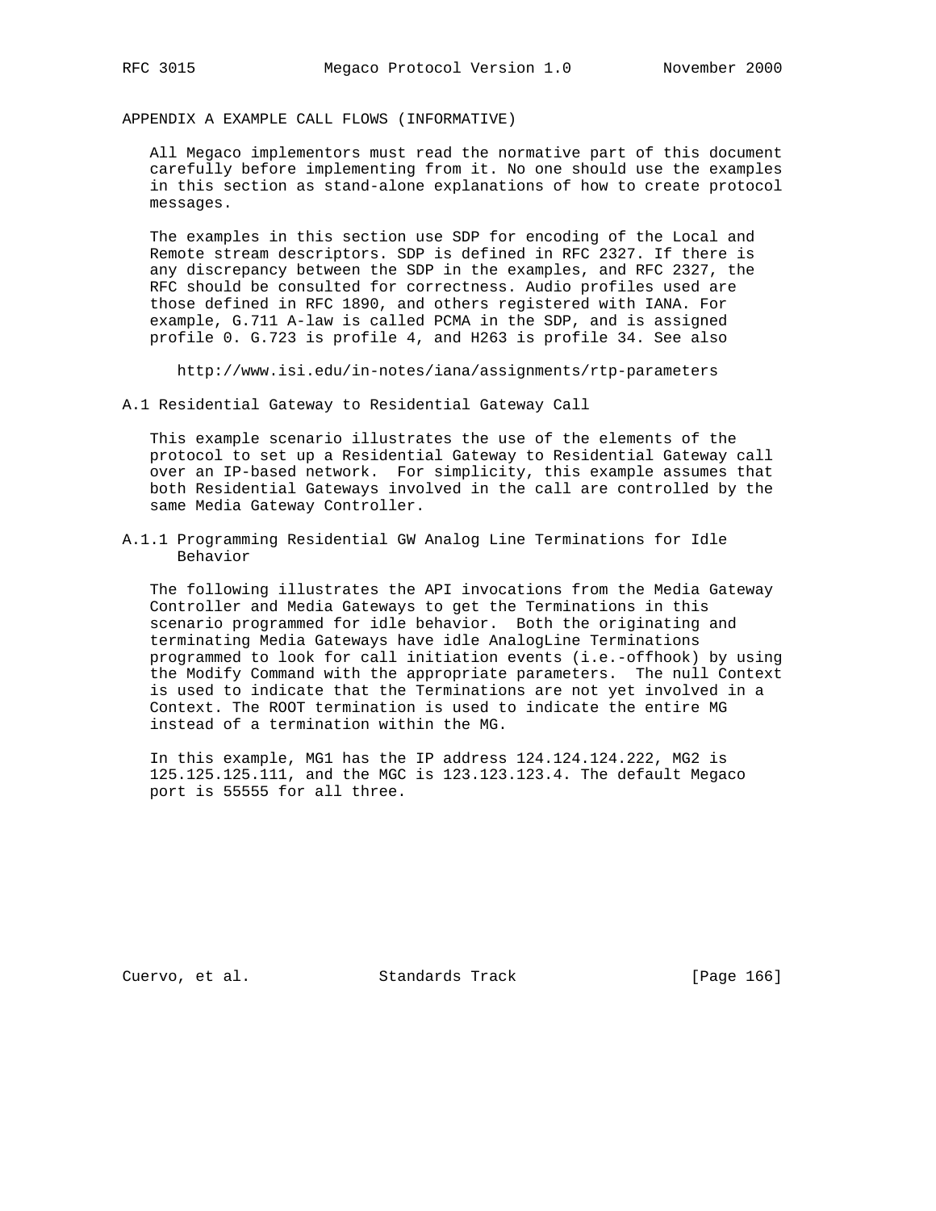# APPENDIX A EXAMPLE CALL FLOWS (INFORMATIVE)

All Megaco implementors must read the normative part of this document carefully before implementing from it. No one should use the examples in this section as stand-alone explanations of how to create protocol messages.

The examples in this section use SDP for encoding of the Local and Remote stream descriptors. SDP is defined in RFC 2327. If there is any discrepancy between the SDP in the examples, and RFC 2327, the RFC should be consulted for correctness. Audio profiles used are those defined in RFC 1890, and others registered with IANA. For example, G.711 A-law is called PCMA in the SDP, and is assigned profile 0. G.723 is profile 4, and H263 is profile 34. See also

http://www.isi.edu/in-notes/iana/assignments/rtp-parameters

## A.1 Residential Gateway to Residential Gateway Call

This example scenario illustrates the use of the elements of the protocol to set up a Residential Gateway to Residential Gateway call over an IP-based network. For simplicity, this example assumes that both Residential Gateways involved in the call are controlled by the same Media Gateway Controller.

### A.1.1 Programming Residential GW Analog Line Terminations for Idle Behavior

The following illustrates the API invocations from the Media Gateway Controller and Media Gateways to get the Terminations in this scenario programmed for idle behavior. Both the originating and terminating Media Gateways have idle AnalogLine Terminations programmed to look for call initiation events (i.e.-offhook) by using the Modify Command with the appropriate parameters. The null Context is used to indicate that the Terminations are not yet involved in a Context. The ROOT termination is used to indicate the entire MG instead of a termination within the MG.

In this example, MG1 has the IP address 124.124.124.222, MG2 is 125.125.125.111, and the MGC is 123.123.123.4. The default Megaco port is 55555 for all three.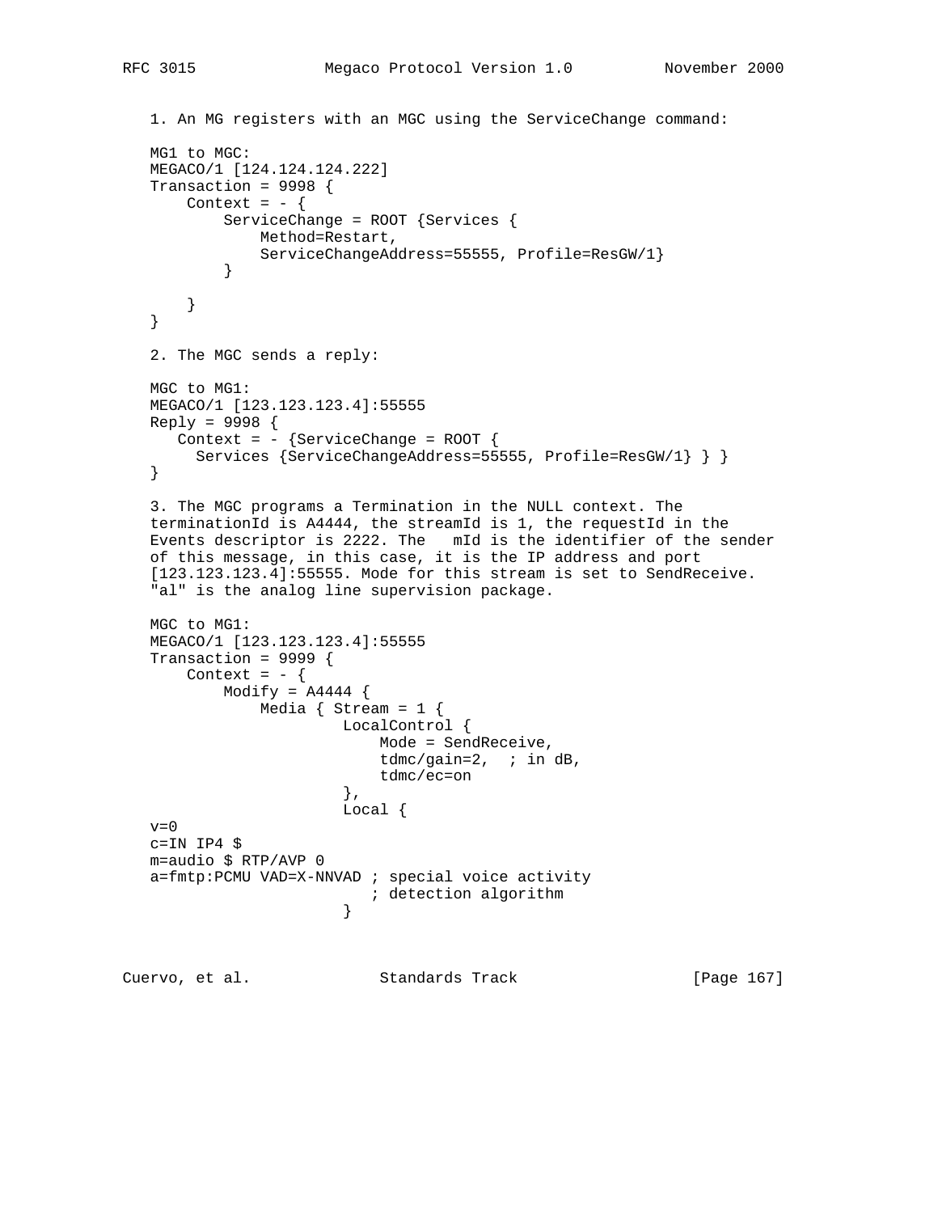1. An MG registers with an MGC using the ServiceChange command:

```
MG1 to MGC:
MEGACO/1 [124.124.124.222]
Transaction = 9998 {
    Context = - {
        ServiceChange = ROOT {Services {
            Method=Restart,
            ServiceChangeAddress=55555, Profile=ResGW/1}
        }

    }
}
```

2. The MGC sends a reply:

```
MGC to MG1:
MEGACO/1 [123.123.123.4]:55555
Reply = 9998 {
   Context = - {ServiceChange = ROOT {
     Services {ServiceChangeAddress=55555, Profile=ResGW/1} } }
}
```

3. The MGC programs a Termination in the NULL context. The terminationId is A4444, the streamId is 1, the requestId in the Events descriptor is 2222. The   mId is the identifier of the sender of this message, in this case, it is the IP address and port [123.123.123.4]:55555. Mode for this stream is set to SendReceive. "al" is the analog line supervision package.

```
MGC to MG1:
MEGACO/1 [123.123.123.4]:55555
Transaction = 9999 {
    Context = - {
        Modify = A4444 {
            Media { Stream = 1 {
                     LocalControl {
                         Mode = SendReceive,
                         tdmc/gain=2,  ; in dB,
                         tdmc/ec=on
                     },
                     Local {
v=0
c=IN IP4 $
m=audio $ RTP/AVP 0
a=fmtp:PCMU VAD=X-NNVAD ; special voice activity
                        ; detection algorithm
                     }
```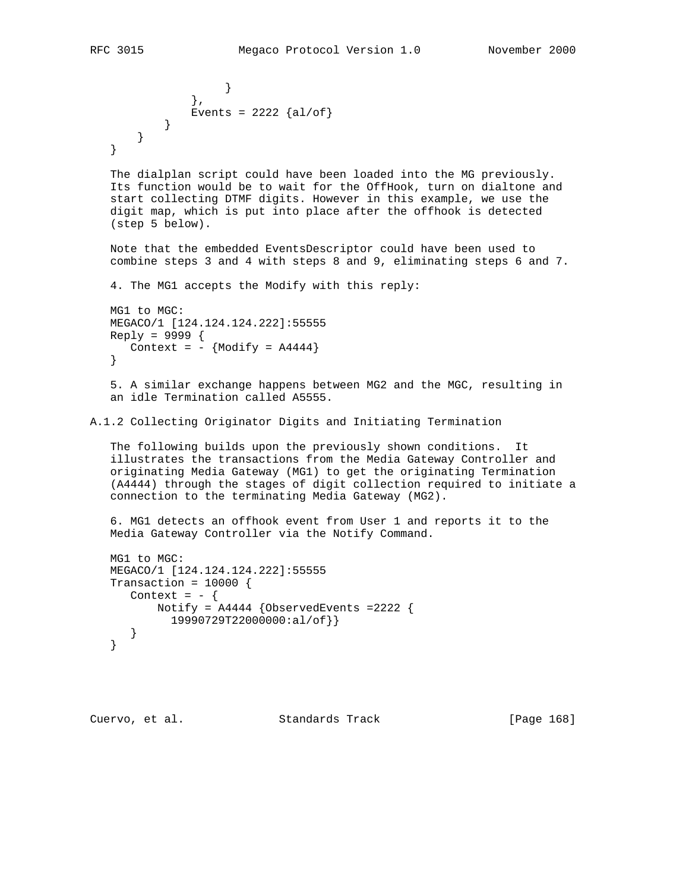```
                 }
             },
             Events = 2222 {al/of}
         }
     }
}
```

The dialplan script could have been loaded into the MG previously. Its function would be to wait for the OffHook, turn on dialtone and start collecting DTMF digits. However in this example, we use the digit map, which is put into place after the offhook is detected (step 5 below).

Note that the embedded EventsDescriptor could have been used to combine steps 3 and 4 with steps 8 and 9, eliminating steps 6 and 7.

4. The MG1 accepts the Modify with this reply:

```
MG1 to MGC:
MEGACO/1 [124.124.124.222]:55555
Reply = 9999 {
   Context = - {Modify = A4444}
}
```

5. A similar exchange happens between MG2 and the MGC, resulting in an idle Termination called A5555.

### A.1.2 Collecting Originator Digits and Initiating Termination

The following builds upon the previously shown conditions. It illustrates the transactions from the Media Gateway Controller and originating Media Gateway (MG1) to get the originating Termination (A4444) through the stages of digit collection required to initiate a connection to the terminating Media Gateway (MG2).

6. MG1 detects an offhook event from User 1 and reports it to the Media Gateway Controller via the Notify Command.

```
MG1 to MGC:
MEGACO/1 [124.124.124.222]:55555
Transaction = 10000 {
   Context = - {
       Notify = A4444 {ObservedEvents =2222 {
         19990729T22000000:al/of}}
   }
}
```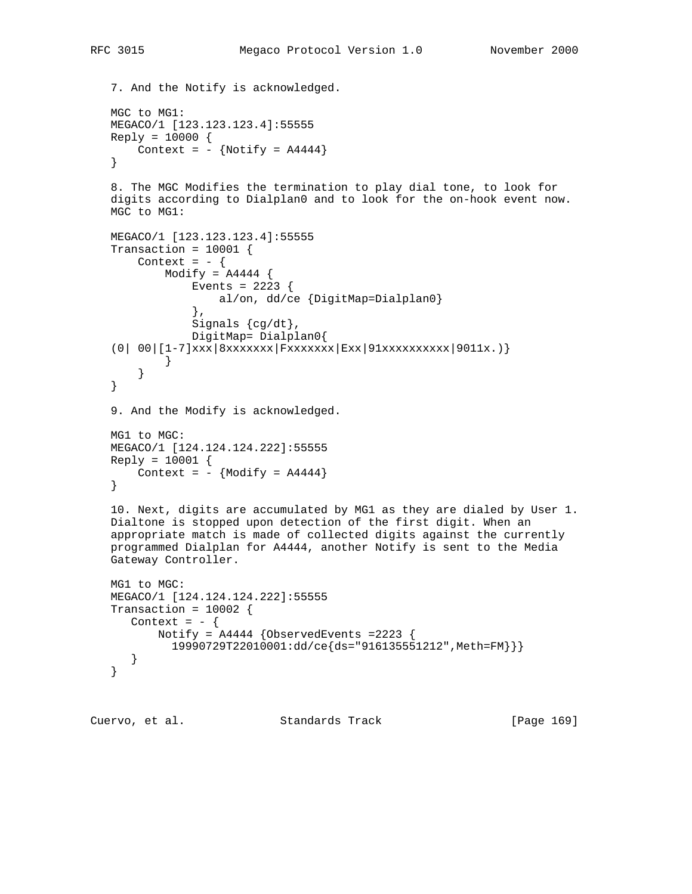7. And the Notify is acknowledged.

MGC to MG1:

```
MEGACO/1 [123.123.123.4]:55555
Reply = 10000 {
    Context = - {Notify = A4444}
}
```

8. The MGC Modifies the termination to play dial tone, to look for digits according to Dialplan0 and to look for the on-hook event now. MGC to MG1:

```
MEGACO/1 [123.123.123.4]:55555
Transaction = 10001 {
    Context = - {
        Modify = A4444 {
            Events = 2223 {
                al/on, dd/ce {DigitMap=Dialplan0}
            },
            Signals {cg/dt},
            DigitMap= Dialplan0{
(0| 00|[1-7]xxx|8xxxxxxx|Fxxxxxxx|Exx|91xxxxxxxxxx|9011x.)}
        }
    }
}
```

9. And the Modify is acknowledged.

MG1 to MGC:

```
MEGACO/1 [124.124.124.222]:55555
Reply = 10001 {
    Context = - {Modify = A4444}
}
```

10. Next, digits are accumulated by MG1 as they are dialed by User 1. Dialtone is stopped upon detection of the first digit. When an appropriate match is made of collected digits against the currently programmed Dialplan for A4444, another Notify is sent to the Media Gateway Controller.

MG1 to MGC:

```
MEGACO/1 [124.124.124.222]:55555
Transaction = 10002 {
   Context = - {
       Notify = A4444 {ObservedEvents =2223 {
         19990729T22010001:dd/ce{ds="916135551212",Meth=FM}}}
   }
}
```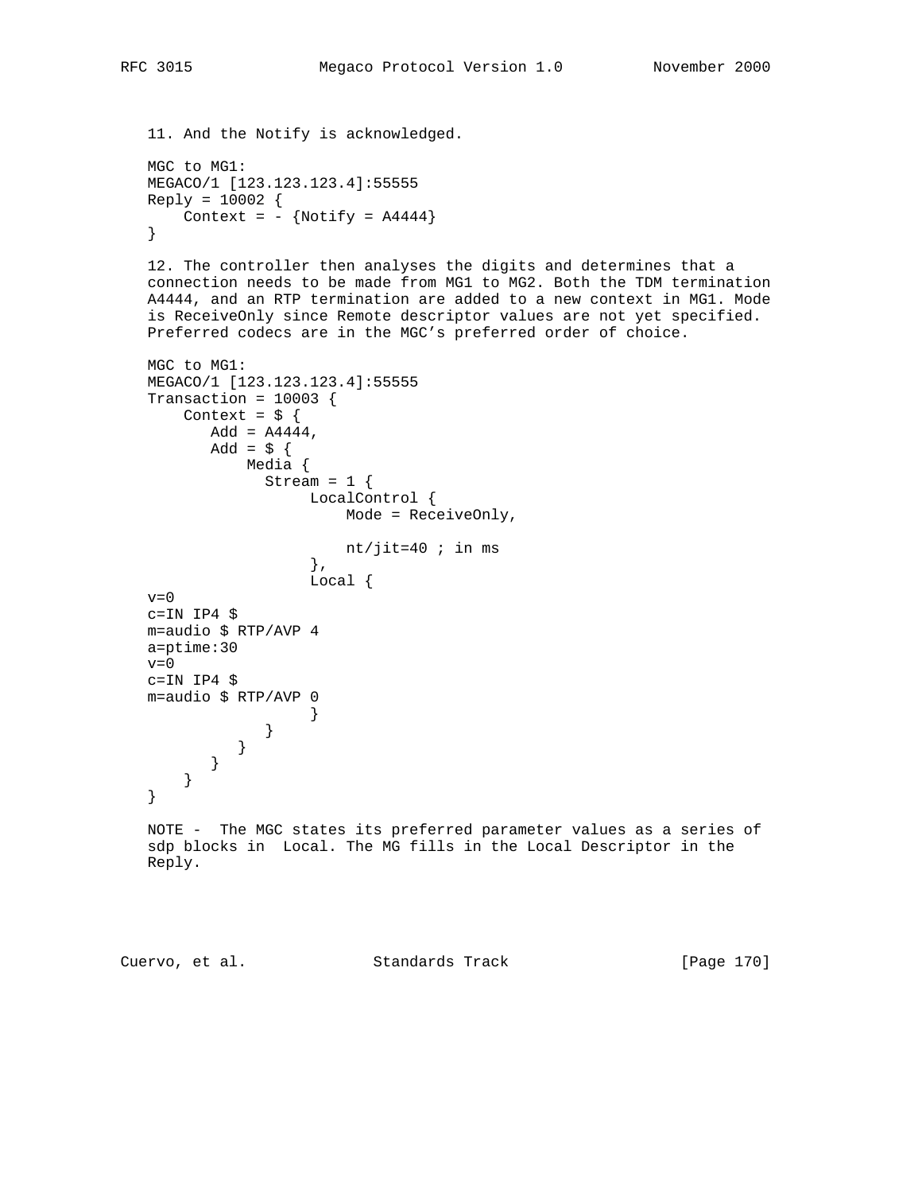11. And the Notify is acknowledged.

```
MGC to MG1:
MEGACO/1 [123.123.123.4]:55555
Reply = 10002 {
    Context = - {Notify = A4444}
}
```

12. The controller then analyses the digits and determines that a connection needs to be made from MG1 to MG2. Both the TDM termination A4444, and an RTP termination are added to a new context in MG1. Mode is ReceiveOnly since Remote descriptor values are not yet specified. Preferred codecs are in the MGC's preferred order of choice.

```
MGC to MG1:
MEGACO/1 [123.123.123.4]:55555
Transaction = 10003 {
    Context = $ {
       Add = A4444,
       Add = $ {
           Media {
             Stream = 1 {
                  LocalControl {
                      Mode = ReceiveOnly,

                      nt/jit=40 ; in ms
                  },
                  Local {
v=0
c=IN IP4 $
m=audio $ RTP/AVP 4
a=ptime:30
v=0
c=IN IP4 $
m=audio $ RTP/AVP 0
                  }
             }
          }
       }
    }
}
```

NOTE - The MGC states its preferred parameter values as a series of sdp blocks in Local. The MG fills in the Local Descriptor in the Reply.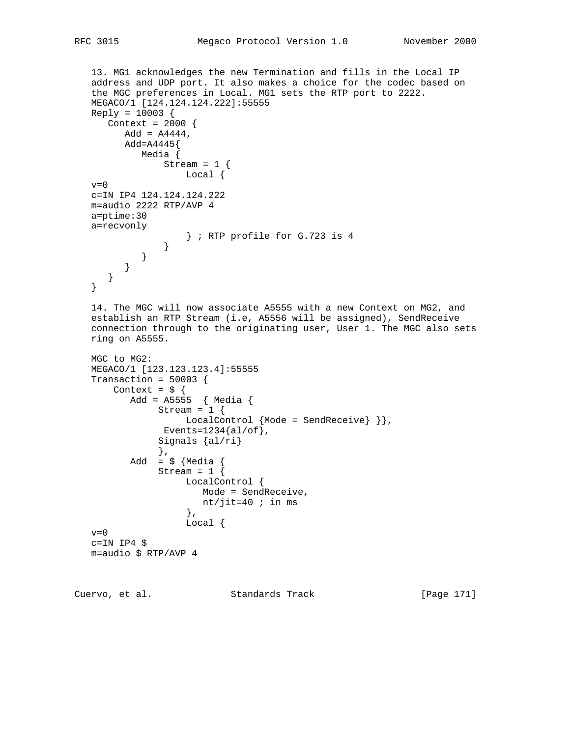13. MG1 acknowledges the new Termination and fills in the Local IP address and UDP port. It also makes a choice for the codec based on the MGC preferences in Local. MG1 sets the RTP port to 2222.

```
MEGACO/1 [124.124.124.222]:55555
Reply = 10003 {
   Context = 2000 {
      Add = A4444,
      Add=A4445{
         Media {
             Stream = 1 {
                 Local {
v=0
c=IN IP4 124.124.124.222
m=audio 2222 RTP/AVP 4
a=ptime:30
a=recvonly
                 } ; RTP profile for G.723 is 4
             }
         }
      }
   }
}
```

14. The MGC will now associate A5555 with a new Context on MG2, and establish an RTP Stream (i.e, A5556 will be assigned), SendReceive connection through to the originating user, User 1. The MGC also sets ring on A5555.

```
MGC to MG2:
MEGACO/1 [123.123.123.4]:55555
Transaction = 50003 {
    Context = $ {
       Add = A5555  { Media {
            Stream = 1 {
                 LocalControl {Mode = SendReceive} }},
             Events=1234{al/of},
            Signals {al/ri}
            },
       Add  = $ {Media {
            Stream = 1 {
                 LocalControl {
                    Mode = SendReceive,
                    nt/jit=40 ; in ms
                 },
                 Local {
v=0
c=IN IP4 $
m=audio $ RTP/AVP 4
```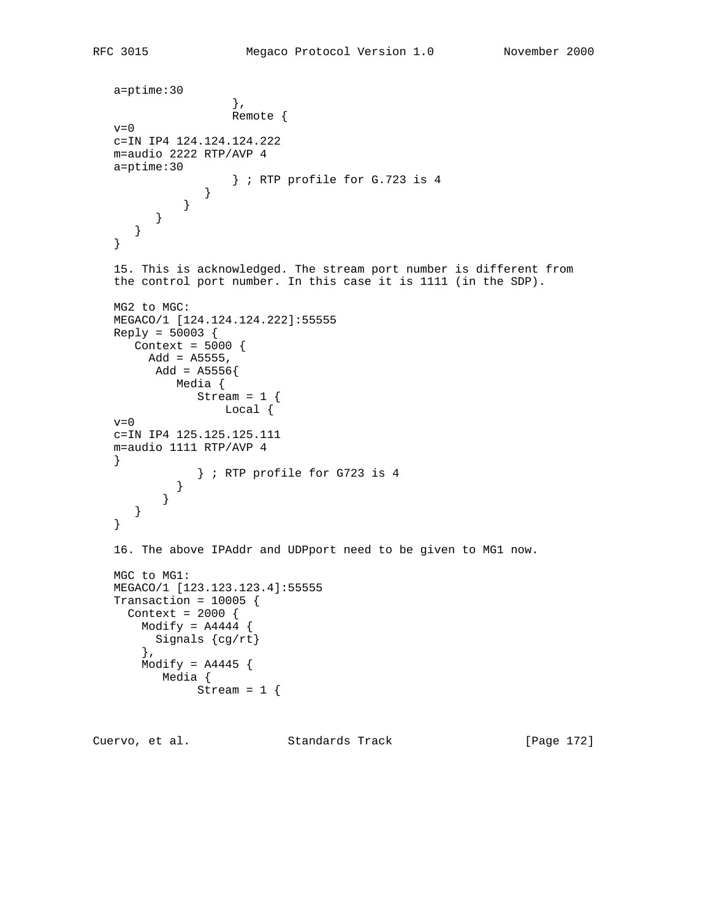```
   a=ptime:30
                  },
                  Remote {
   v=0
   c=IN IP4 124.124.124.222
   m=audio 2222 RTP/AVP 4
   a=ptime:30
                  } ; RTP profile for G.723 is 4
              }
           }
        }
     }
   }
```

15. This is acknowledged. The stream port number is different from the control port number. In this case it is 1111 (in the SDP).

```
   MG2 to MGC:
   MEGACO/1 [124.124.124.222]:55555
   Reply = 50003 {
      Context = 5000 {
        Add = A5555,
         Add = A5556{
            Media {
               Stream = 1 {
                   Local {
   v=0
   c=IN IP4 125.125.125.111
   m=audio 1111 RTP/AVP 4
   }
               } ; RTP profile for G723 is 4
            }
          }
      }
   }
```

16. The above IPAddr and UDPport need to be given to MG1 now.

```
   MGC to MG1:
   MEGACO/1 [123.123.123.4]:55555
   Transaction = 10005 {
     Context = 2000 {
       Modify = A4444 {
         Signals {cg/rt}
       },
       Modify = A4445 {
          Media {
               Stream = 1 {
```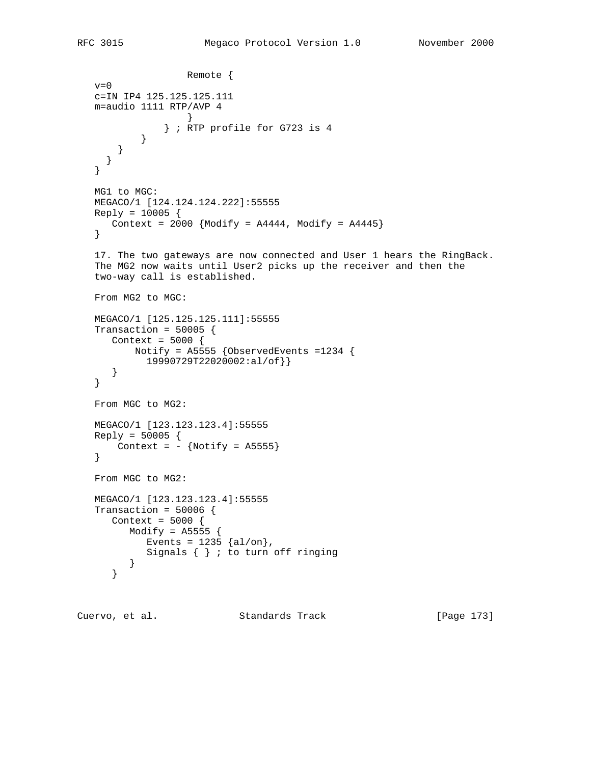```
                 Remote {
   v=0
   c=IN IP4 125.125.125.111
   m=audio 1111 RTP/AVP 4
                 }
             } ; RTP profile for G723 is 4
         }
      }
    }
   }

   MG1 to MGC:
   MEGACO/1 [124.124.124.222]:55555
   Reply = 10005 {
      Context = 2000 {Modify = A4444, Modify = A4445}
   }
```

17. The two gateways are now connected and User 1 hears the RingBack. The MG2 now waits until User2 picks up the receiver and then the two-way call is established.

From MG2 to MGC:

```
   MEGACO/1 [125.125.125.111]:55555
   Transaction = 50005 {
      Context = 5000 {
          Notify = A5555 {ObservedEvents =1234 {
            19990729T22020002:al/of}}
      }
   }
```

From MGC to MG2:

```
   MEGACO/1 [123.123.123.4]:55555
   Reply = 50005 {
       Context = - {Notify = A5555}
   }
```

From MGC to MG2:

```
   MEGACO/1 [123.123.123.4]:55555
   Transaction = 50006 {
      Context = 5000 {
         Modify = A5555 {
            Events = 1235 {al/on},
            Signals { } ; to turn off ringing
         }
      }
```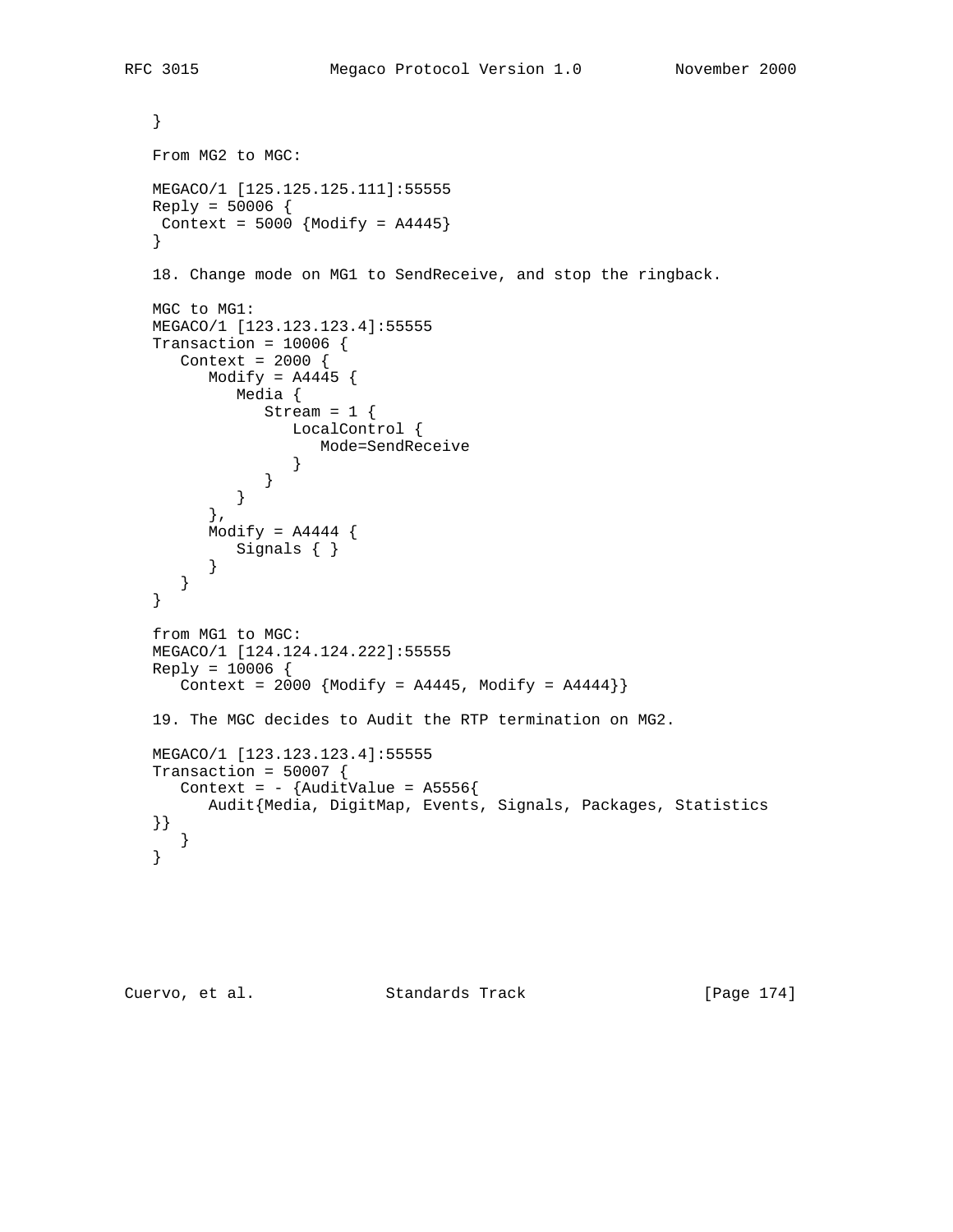```
   }
```

From MG2 to MGC:

```
   MEGACO/1 [125.125.125.111]:55555
   Reply = 50006 {
    Context = 5000 {Modify = A4445}
   }
```

18. Change mode on MG1 to SendReceive, and stop the ringback.

MGC to MG1:

```
   MEGACO/1 [123.123.123.4]:55555
   Transaction = 10006 {
      Context = 2000 {
         Modify = A4445 {
            Media {
               Stream = 1 {
                  LocalControl {
                     Mode=SendReceive
                  }
               }
            }
         },
         Modify = A4444 {
            Signals { }
         }
      }
   }
```

from MG1 to MGC:

```
   MEGACO/1 [124.124.124.222]:55555
   Reply = 10006 {
      Context = 2000 {Modify = A4445, Modify = A4444}}
```

19. The MGC decides to Audit the RTP termination on MG2.

```
   MEGACO/1 [123.123.123.4]:55555
   Transaction = 50007 {
      Context = - {AuditValue = A5556{
         Audit{Media, DigitMap, Events, Signals, Packages, Statistics
   }}
      }
   }
```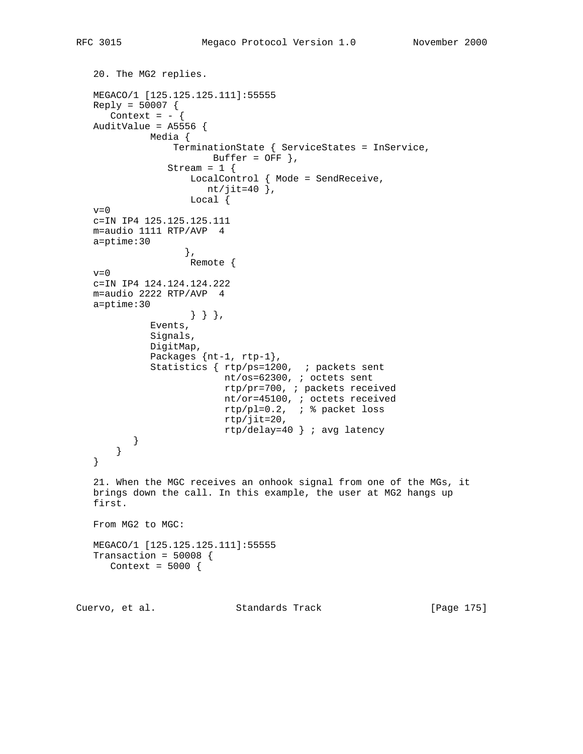20. The MG2 replies.

```
MEGACO/1 [125.125.125.111]:55555
Reply = 50007 {
   Context = - {
AuditValue = A5556 {
          Media {
              TerminationState { ServiceStates = InService,
                     Buffer = OFF },
             Stream = 1 {
                 LocalControl { Mode = SendReceive,
                    nt/jit=40 },
                 Local {
v=0
c=IN IP4 125.125.125.111
m=audio 1111 RTP/AVP  4
a=ptime:30
                },
                 Remote {
v=0
c=IN IP4 124.124.124.222
m=audio 2222 RTP/AVP  4
a=ptime:30
                 } } },
          Events,
          Signals,
          DigitMap,
          Packages {nt-1, rtp-1},
          Statistics { rtp/ps=1200,  ; packets sent
                       nt/os=62300, ; octets sent
                       rtp/pr=700, ; packets received
                       nt/or=45100, ; octets received
                       rtp/pl=0.2,  ; % packet loss
                       rtp/jit=20,
                       rtp/delay=40 } ; avg latency
       }
    }
}
```

21. When the MGC receives an onhook signal from one of the MGs, it brings down the call. In this example, the user at MG2 hangs up first.

From MG2 to MGC:

```
MEGACO/1 [125.125.125.111]:55555
Transaction = 50008 {
   Context = 5000 {
```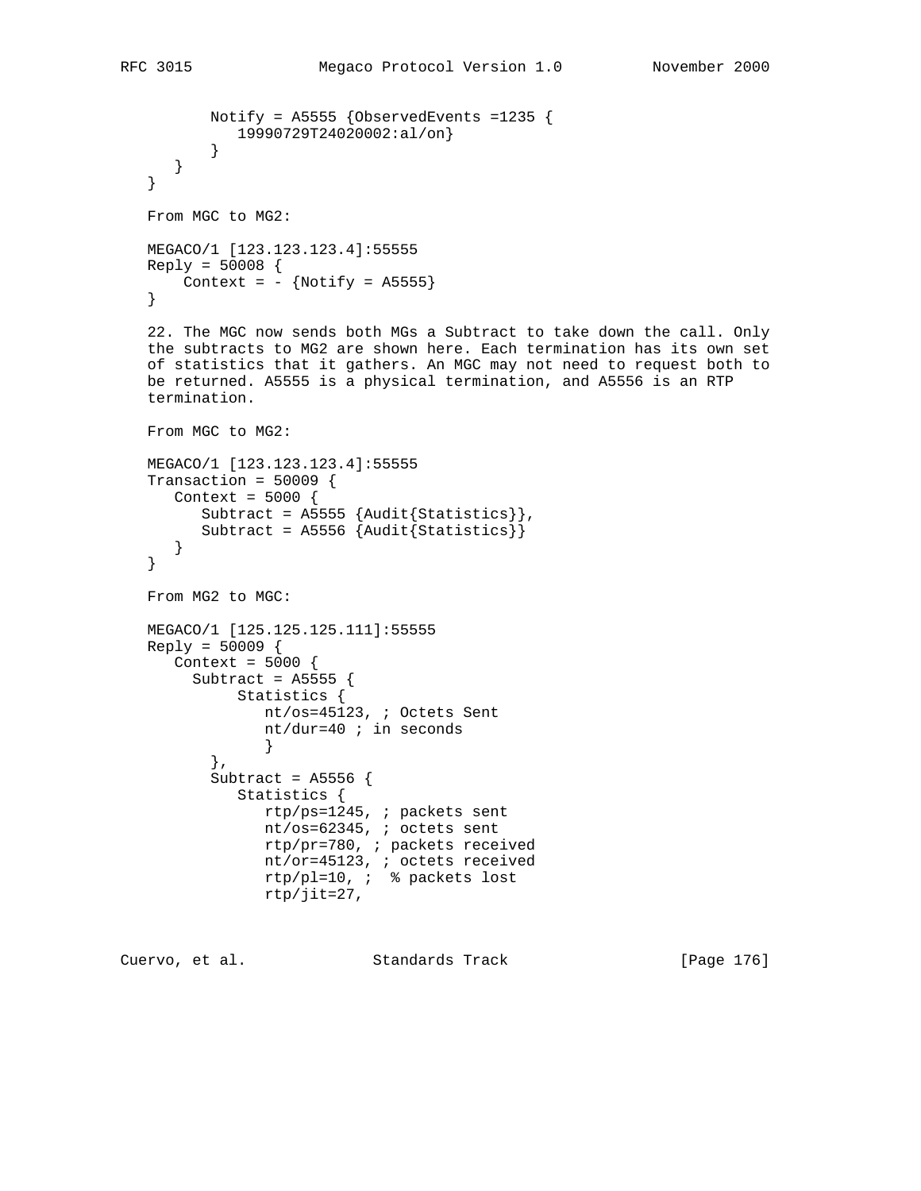```
         Notify = A5555 {ObservedEvents =1235 {
            19990729T24020002:al/on}
         }
      }
   }
```

From MGC to MG2:

```
   MEGACO/1 [123.123.123.4]:55555
   Reply = 50008 {
       Context = - {Notify = A5555}
   }
```

22. The MGC now sends both MGs a Subtract to take down the call. Only the subtracts to MG2 are shown here. Each termination has its own set of statistics that it gathers. An MGC may not need to request both to be returned. A5555 is a physical termination, and A5556 is an RTP termination.

From MGC to MG2:

```
   MEGACO/1 [123.123.123.4]:55555
   Transaction = 50009 {
      Context = 5000 {
         Subtract = A5555 {Audit{Statistics}},
         Subtract = A5556 {Audit{Statistics}}
      }
   }
```

From MG2 to MGC:

```
   MEGACO/1 [125.125.125.111]:55555
   Reply = 50009 {
      Context = 5000 {
        Subtract = A5555 {
             Statistics {
                nt/os=45123, ; Octets Sent
                nt/dur=40 ; in seconds
                }
          },
          Subtract = A5556 {
             Statistics {
                rtp/ps=1245, ; packets sent
                nt/os=62345, ; octets sent
                rtp/pr=780, ; packets received
                nt/or=45123, ; octets received
                rtp/pl=10, ;  % packets lost
                rtp/jit=27,
```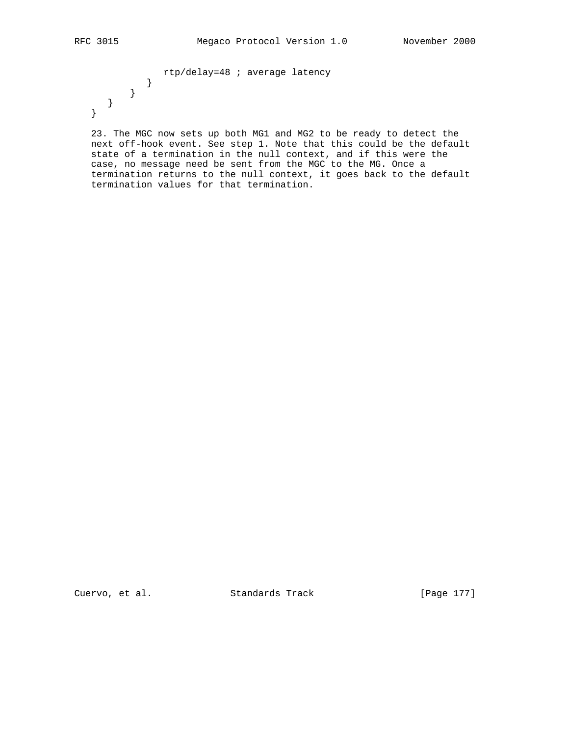```
              rtp/delay=48 ; average latency
           }
        }
    }
}
```

23. The MGC now sets up both MG1 and MG2 to be ready to detect the next off-hook event. See step 1. Note that this could be the default state of a termination in the null context, and if this were the case, no message need be sent from the MGC to the MG. Once a termination returns to the null context, it goes back to the default termination values for that termination.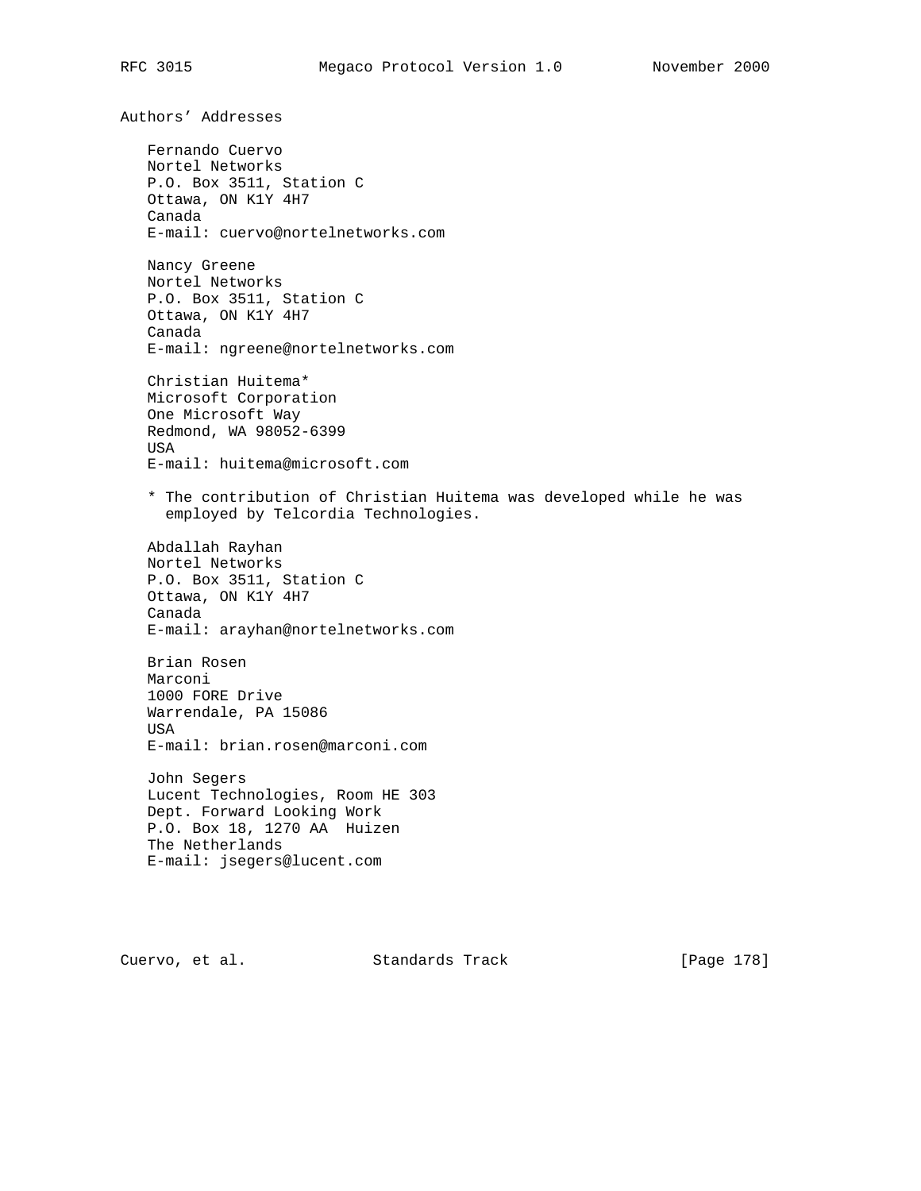## Authors' Addresses

Fernando Cuervo
Nortel Networks
P.O. Box 3511, Station C
Ottawa, ON K1Y 4H7
Canada
E-mail: cuervo@nortelnetworks.com

Nancy Greene
Nortel Networks
P.O. Box 3511, Station C
Ottawa, ON K1Y 4H7
Canada
E-mail: ngreene@nortelnetworks.com

Christian Huitema*
Microsoft Corporation
One Microsoft Way
Redmond, WA 98052-6399
USA
E-mail: huitema@microsoft.com

* The contribution of Christian Huitema was developed while he was employed by Telcordia Technologies.

Abdallah Rayhan
Nortel Networks
P.O. Box 3511, Station C
Ottawa, ON K1Y 4H7
Canada
E-mail: arayhan@nortelnetworks.com

Brian Rosen
Marconi
1000 FORE Drive
Warrendale, PA 15086
USA
E-mail: brian.rosen@marconi.com

John Segers
Lucent Technologies, Room HE 303
Dept. Forward Looking Work
P.O. Box 18, 1270 AA  Huizen
The Netherlands
E-mail: jsegers@lucent.com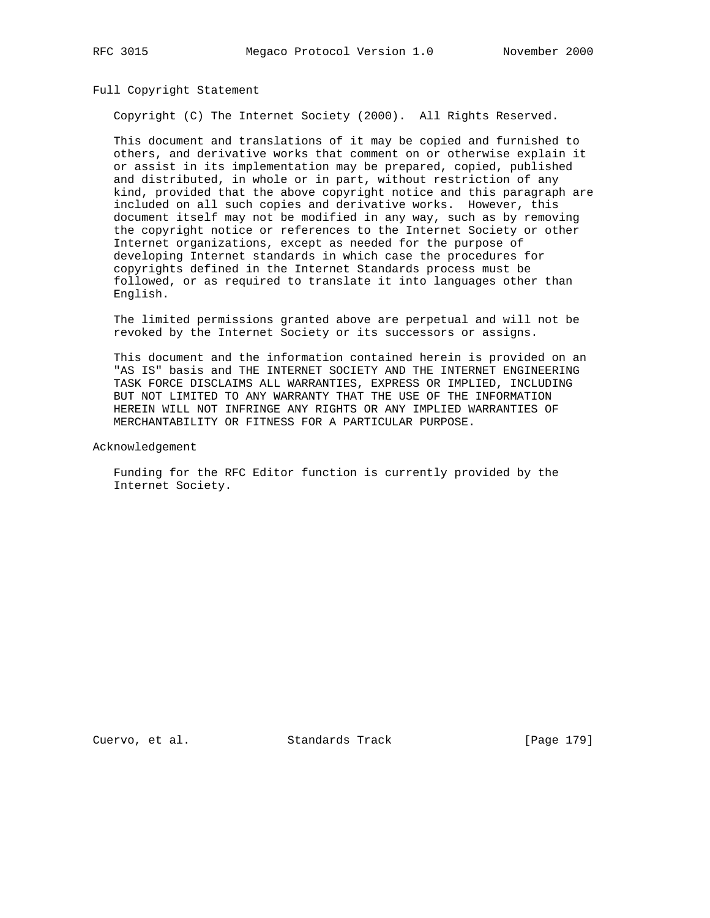## Full Copyright Statement

Copyright (C) The Internet Society (2000). All Rights Reserved.

This document and translations of it may be copied and furnished to others, and derivative works that comment on or otherwise explain it or assist in its implementation may be prepared, copied, published and distributed, in whole or in part, without restriction of any kind, provided that the above copyright notice and this paragraph are included on all such copies and derivative works. However, this document itself may not be modified in any way, such as by removing the copyright notice or references to the Internet Society or other Internet organizations, except as needed for the purpose of developing Internet standards in which case the procedures for copyrights defined in the Internet Standards process must be followed, or as required to translate it into languages other than English.

The limited permissions granted above are perpetual and will not be revoked by the Internet Society or its successors or assigns.

This document and the information contained herein is provided on an "AS IS" basis and THE INTERNET SOCIETY AND THE INTERNET ENGINEERING TASK FORCE DISCLAIMS ALL WARRANTIES, EXPRESS OR IMPLIED, INCLUDING BUT NOT LIMITED TO ANY WARRANTY THAT THE USE OF THE INFORMATION HEREIN WILL NOT INFRINGE ANY RIGHTS OR ANY IMPLIED WARRANTIES OF MERCHANTABILITY OR FITNESS FOR A PARTICULAR PURPOSE.

## Acknowledgement

Funding for the RFC Editor function is currently provided by the Internet Society.